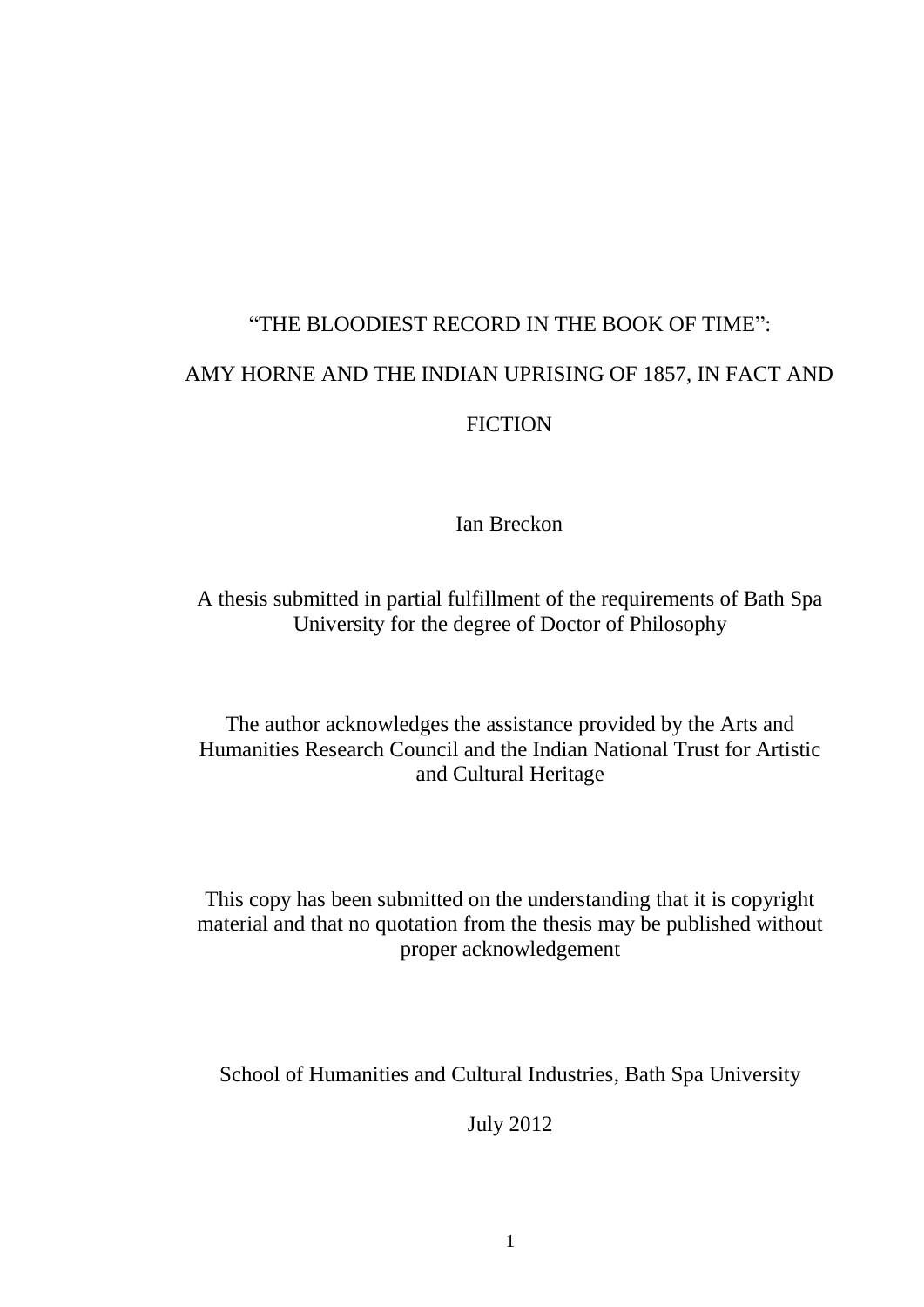# "THE BLOODIEST RECORD IN THE BOOK OF TIME": AMY HORNE AND THE INDIAN UPRISING OF 1857, IN FACT AND FICTION

Ian Breckon

A thesis submitted in partial fulfillment of the requirements of Bath Spa University for the degree of Doctor of Philosophy

The author acknowledges the assistance provided by the Arts and Humanities Research Council and the Indian National Trust for Artistic and Cultural Heritage

This copy has been submitted on the understanding that it is copyright material and that no quotation from the thesis may be published without proper acknowledgement

School of Humanities and Cultural Industries, Bath Spa University

July 2012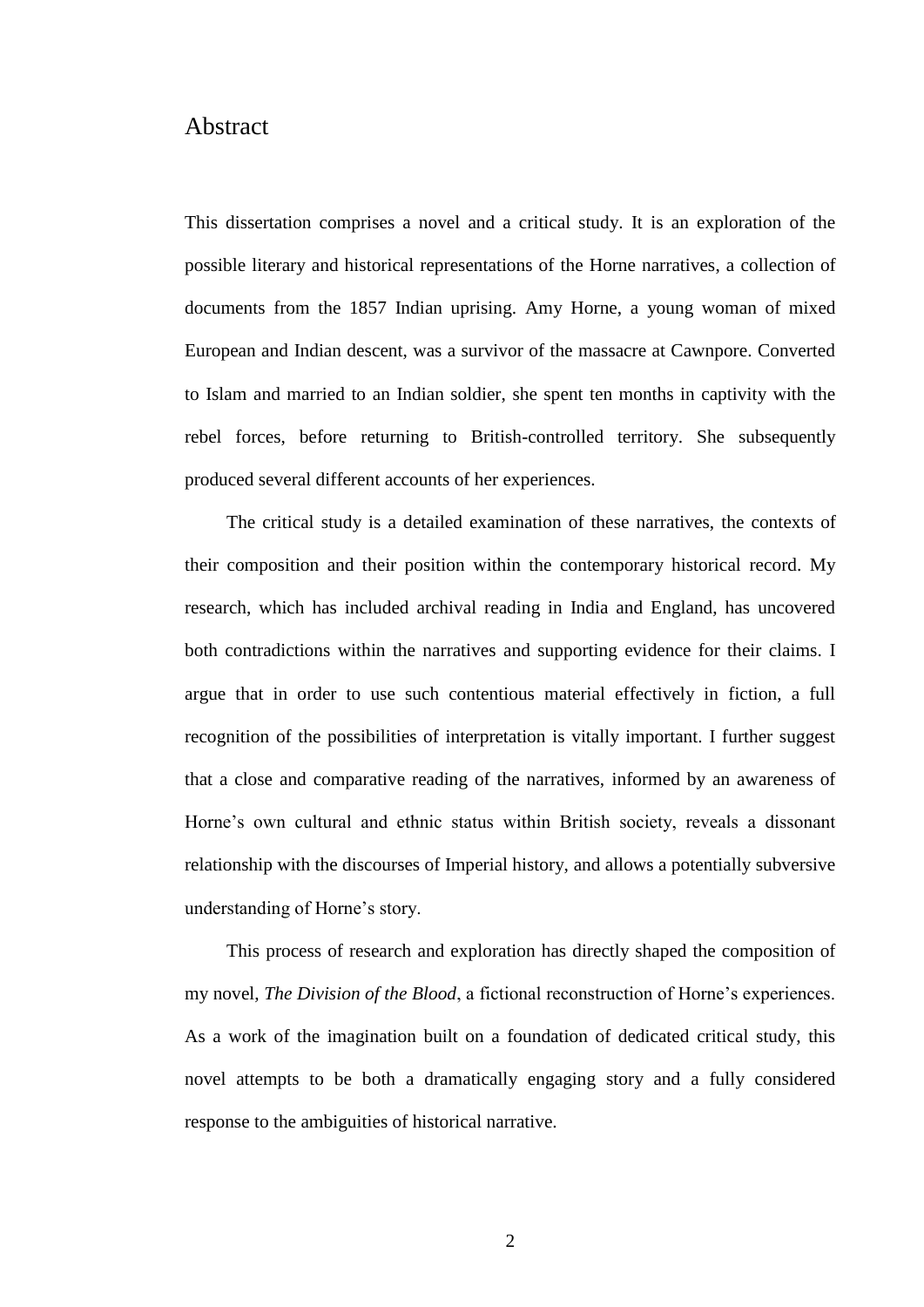# Abstract

This dissertation comprises a novel and a critical study. It is an exploration of the possible literary and historical representations of the Horne narratives, a collection of documents from the 1857 Indian uprising. Amy Horne, a young woman of mixed European and Indian descent, was a survivor of the massacre at Cawnpore. Converted to Islam and married to an Indian soldier, she spent ten months in captivity with the rebel forces, before returning to British-controlled territory. She subsequently produced several different accounts of her experiences.

The critical study is a detailed examination of these narratives, the contexts of their composition and their position within the contemporary historical record. My research, which has included archival reading in India and England, has uncovered both contradictions within the narratives and supporting evidence for their claims. I argue that in order to use such contentious material effectively in fiction, a full recognition of the possibilities of interpretation is vitally important. I further suggest that a close and comparative reading of the narratives, informed by an awareness of Horne's own cultural and ethnic status within British society, reveals a dissonant relationship with the discourses of Imperial history, and allows a potentially subversive understanding of Horne's story.

This process of research and exploration has directly shaped the composition of my novel, *The Division of the Blood*, a fictional reconstruction of Horne's experiences. As a work of the imagination built on a foundation of dedicated critical study, this novel attempts to be both a dramatically engaging story and a fully considered response to the ambiguities of historical narrative.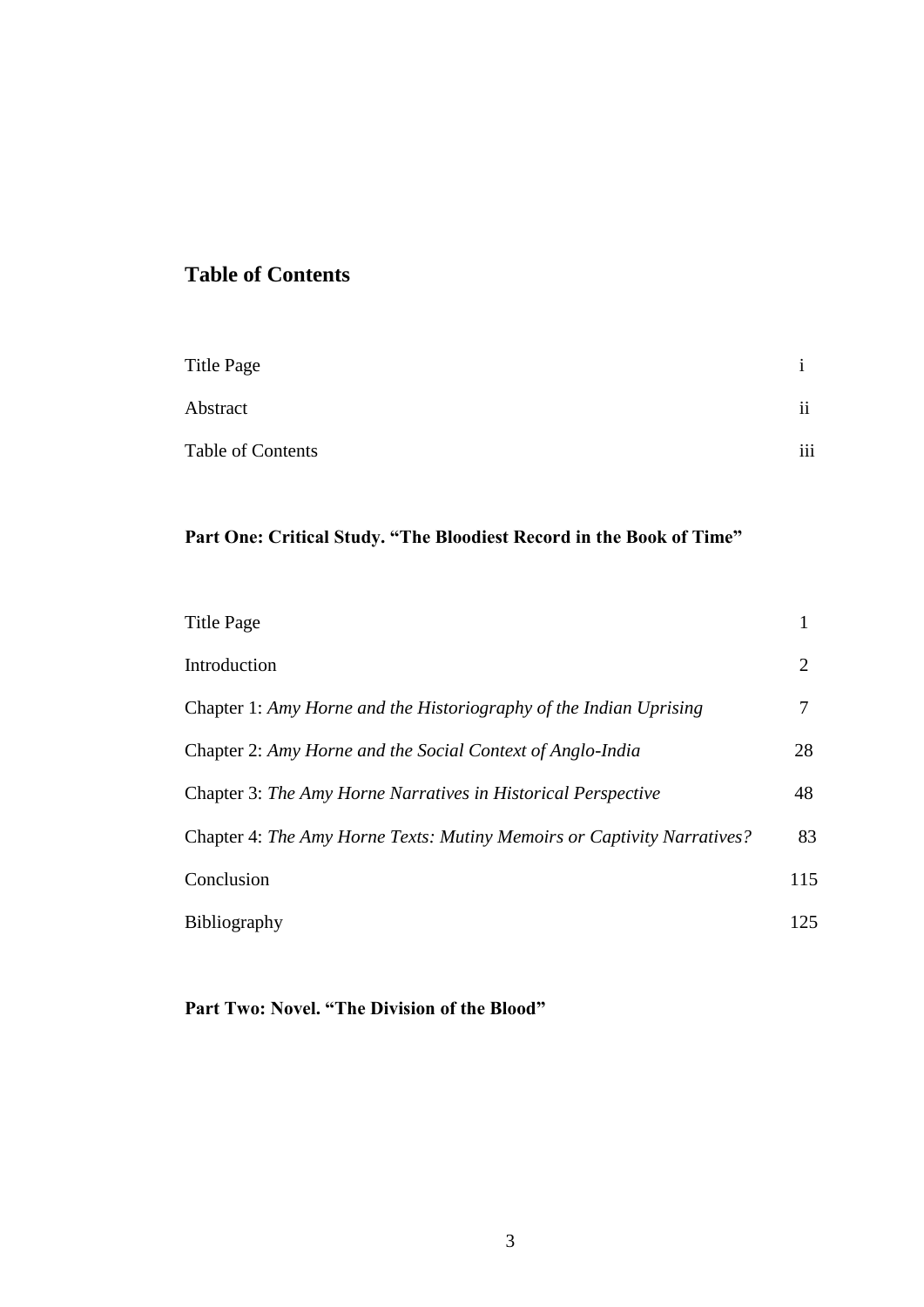## Table of Contents

| | |
|---|---|
| Title Page | i |
| Abstract | ii |
| Table of Contents | iii |

**Part One: Critical Study. “The Bloodiest Record in the Book of Time”**

| | |
|---|---|
| Title Page | 1 |
| Introduction | 2 |
| Chapter 1: *Amy Horne and the Historiography of the Indian Uprising* | 7 |
| Chapter 2: *Amy Horne and the Social Context of Anglo-India* | 28 |
| Chapter 3: *The Amy Horne Narratives in Historical Perspective* | 48 |
| Chapter 4: *The Amy Horne Texts: Mutiny Memoirs or Captivity Narratives?* | 83 |
| Conclusion | 115 |
| Bibliography | 125 |

**Part Two: Novel. “The Division of the Blood”**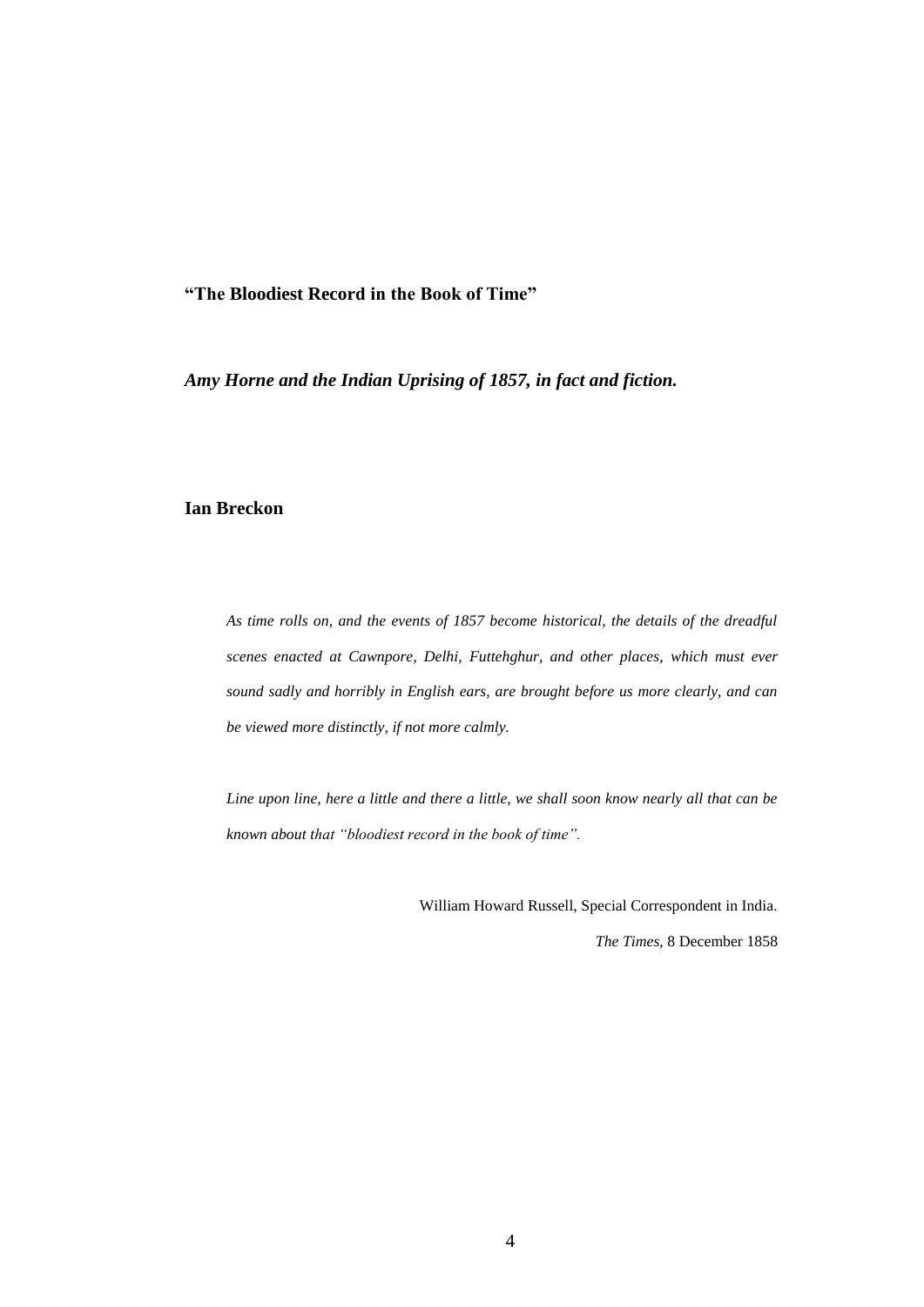# "The Bloodiest Record in the Book of Time"

## *Amy Horne and the Indian Uprising of 1857, in fact and fiction.*

**Ian Breckon**

> *As time rolls on, and the events of 1857 become historical, the details of the dreadful scenes enacted at Cawnpore, Delhi, Futtehghur, and other places, which must ever sound sadly and horribly in English ears, are brought before us more clearly, and can be viewed more distinctly, if not more calmly.*
>
> *Line upon line, here a little and there a little, we shall soon know nearly all that can be known about that "bloodiest record in the book of time".*
>
> William Howard Russell, Special Correspondent in India.
>
> *The Times*, 8 December 1858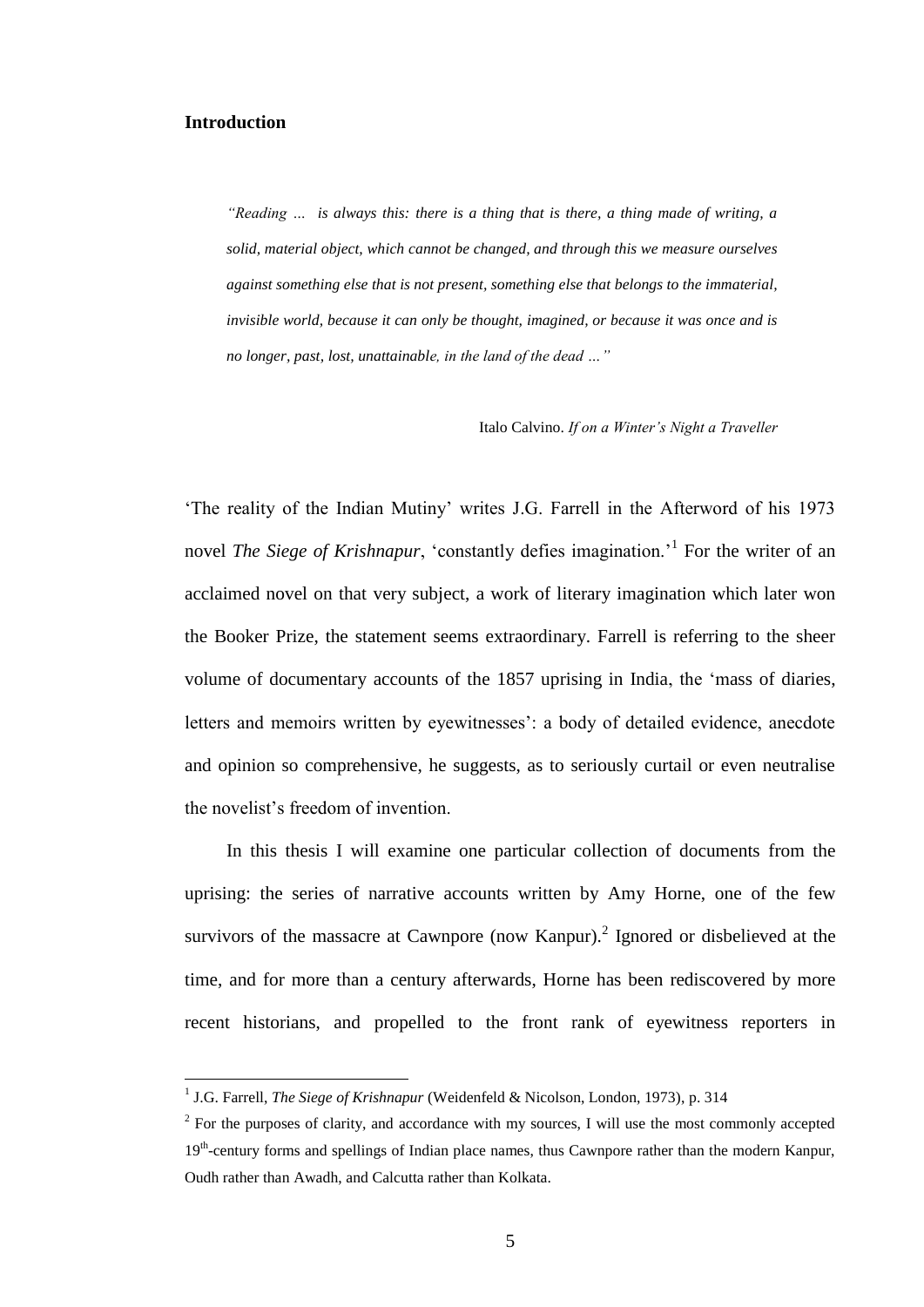## Introduction

> *"Reading … is always this: there is a thing that is there, a thing made of writing, a solid, material object, which cannot be changed, and through this we measure ourselves against something else that is not present, something else that belongs to the immaterial, invisible world, because it can only be thought, imagined, or because it was once and is no longer, past, lost, unattainable, in the land of the dead …"*
>
> Italo Calvino. *If on a Winter's Night a Traveller*

'The reality of the Indian Mutiny' writes J.G. Farrell in the Afterword of his 1973 novel *The Siege of Krishnapur*, 'constantly defies imagination.'[1] For the writer of an acclaimed novel on that very subject, a work of literary imagination which later won the Booker Prize, the statement seems extraordinary. Farrell is referring to the sheer volume of documentary accounts of the 1857 uprising in India, the 'mass of diaries, letters and memoirs written by eyewitnesses': a body of detailed evidence, anecdote and opinion so comprehensive, he suggests, as to seriously curtail or even neutralise the novelist's freedom of invention.

In this thesis I will examine one particular collection of documents from the uprising: the series of narrative accounts written by Amy Horne, one of the few survivors of the massacre at Cawnpore (now Kanpur).[2] Ignored or disbelieved at the time, and for more than a century afterwards, Horne has been rediscovered by more recent historians, and propelled to the front rank of eyewitness reporters in

---

[1] J.G. Farrell, *The Siege of Krishnapur* (Weidenfeld & Nicolson, London, 1973), p. 314

[2] For the purposes of clarity, and accordance with my sources, I will use the most commonly accepted 19th-century forms and spellings of Indian place names, thus Cawnpore rather than the modern Kanpur, Oudh rather than Awadh, and Calcutta rather than Kolkata.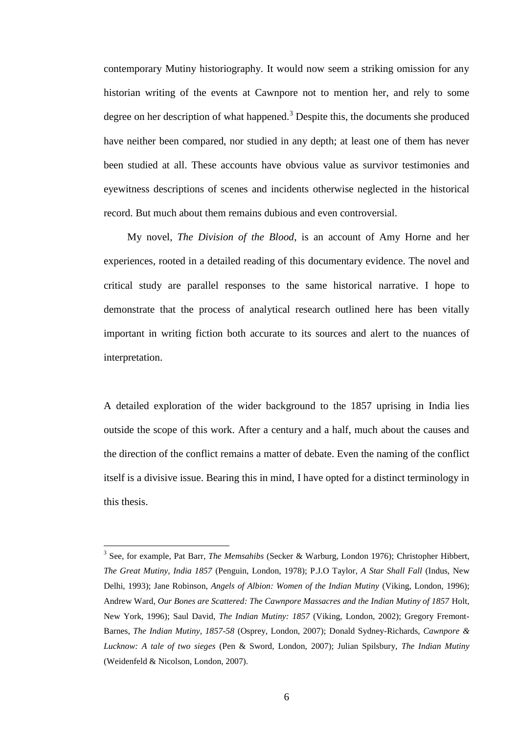contemporary Mutiny historiography. It would now seem a striking omission for any historian writing of the events at Cawnpore not to mention her, and rely to some degree on her description of what happened.[3] Despite this, the documents she produced have neither been compared, nor studied in any depth; at least one of them has never been studied at all. These accounts have obvious value as survivor testimonies and eyewitness descriptions of scenes and incidents otherwise neglected in the historical record. But much about them remains dubious and even controversial.

My novel, *The Division of the Blood*, is an account of Amy Horne and her experiences, rooted in a detailed reading of this documentary evidence. The novel and critical study are parallel responses to the same historical narrative. I hope to demonstrate that the process of analytical research outlined here has been vitally important in writing fiction both accurate to its sources and alert to the nuances of interpretation.

A detailed exploration of the wider background to the 1857 uprising in India lies outside the scope of this work. After a century and a half, much about the causes and the direction of the conflict remains a matter of debate. Even the naming of the conflict itself is a divisive issue. Bearing this in mind, I have opted for a distinct terminology in this thesis.

---

[3] See, for example, Pat Barr, *The Memsahibs* (Secker & Warburg, London 1976); Christopher Hibbert, *The Great Mutiny, India 1857* (Penguin, London, 1978); P.J.O Taylor, *A Star Shall Fall* (Indus, New Delhi, 1993); Jane Robinson, *Angels of Albion: Women of the Indian Mutiny* (Viking, London, 1996); Andrew Ward, *Our Bones are Scattered: The Cawnpore Massacres and the Indian Mutiny of 1857* Holt, New York, 1996); Saul David, *The Indian Mutiny: 1857* (Viking, London, 2002); Gregory Fremont-Barnes, *The Indian Mutiny, 1857-58* (Osprey, London, 2007); Donald Sydney-Richards, *Cawnpore & Lucknow: A tale of two sieges* (Pen & Sword, London, 2007); Julian Spilsbury, *The Indian Mutiny* (Weidenfeld & Nicolson, London, 2007).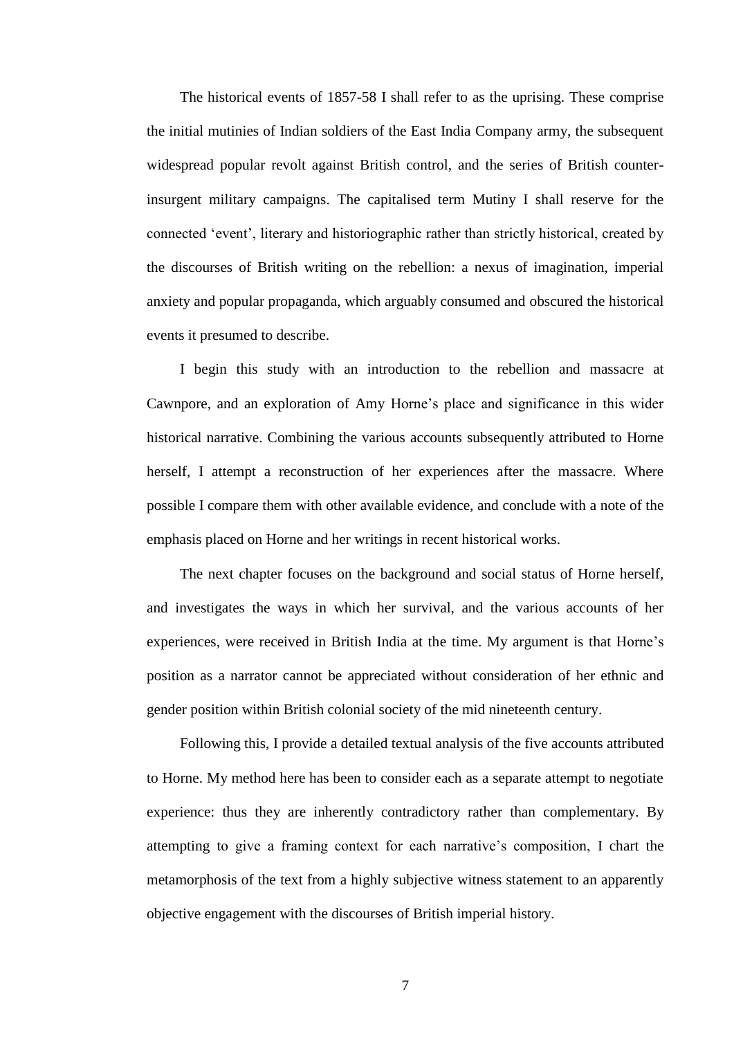The historical events of 1857-58 I shall refer to as the uprising. These comprise the initial mutinies of Indian soldiers of the East India Company army, the subsequent widespread popular revolt against British control, and the series of British counter-insurgent military campaigns. The capitalised term Mutiny I shall reserve for the connected 'event', literary and historiographic rather than strictly historical, created by the discourses of British writing on the rebellion: a nexus of imagination, imperial anxiety and popular propaganda, which arguably consumed and obscured the historical events it presumed to describe.

I begin this study with an introduction to the rebellion and massacre at Cawnpore, and an exploration of Amy Horne's place and significance in this wider historical narrative. Combining the various accounts subsequently attributed to Horne herself, I attempt a reconstruction of her experiences after the massacre. Where possible I compare them with other available evidence, and conclude with a note of the emphasis placed on Horne and her writings in recent historical works.

The next chapter focuses on the background and social status of Horne herself, and investigates the ways in which her survival, and the various accounts of her experiences, were received in British India at the time. My argument is that Horne's position as a narrator cannot be appreciated without consideration of her ethnic and gender position within British colonial society of the mid nineteenth century.

Following this, I provide a detailed textual analysis of the five accounts attributed to Horne. My method here has been to consider each as a separate attempt to negotiate experience: thus they are inherently contradictory rather than complementary. By attempting to give a framing context for each narrative's composition, I chart the metamorphosis of the text from a highly subjective witness statement to an apparently objective engagement with the discourses of British imperial history.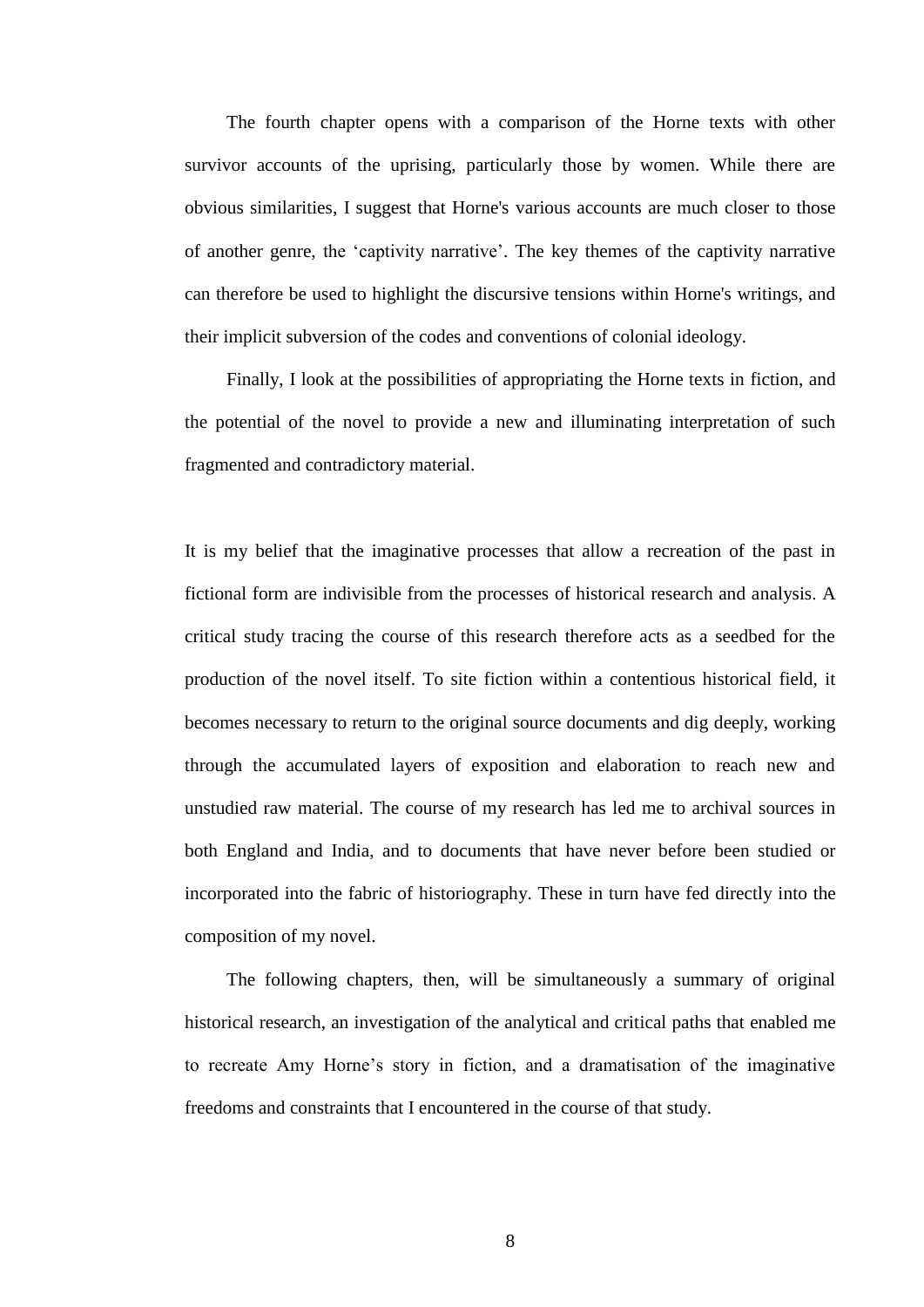The fourth chapter opens with a comparison of the Horne texts with other survivor accounts of the uprising, particularly those by women. While there are obvious similarities, I suggest that Horne's various accounts are much closer to those of another genre, the 'captivity narrative'. The key themes of the captivity narrative can therefore be used to highlight the discursive tensions within Horne's writings, and their implicit subversion of the codes and conventions of colonial ideology.

Finally, I look at the possibilities of appropriating the Horne texts in fiction, and the potential of the novel to provide a new and illuminating interpretation of such fragmented and contradictory material.

It is my belief that the imaginative processes that allow a recreation of the past in fictional form are indivisible from the processes of historical research and analysis. A critical study tracing the course of this research therefore acts as a seedbed for the production of the novel itself. To site fiction within a contentious historical field, it becomes necessary to return to the original source documents and dig deeply, working through the accumulated layers of exposition and elaboration to reach new and unstudied raw material. The course of my research has led me to archival sources in both England and India, and to documents that have never before been studied or incorporated into the fabric of historiography. These in turn have fed directly into the composition of my novel.

The following chapters, then, will be simultaneously a summary of original historical research, an investigation of the analytical and critical paths that enabled me to recreate Amy Horne's story in fiction, and a dramatisation of the imaginative freedoms and constraints that I encountered in the course of that study.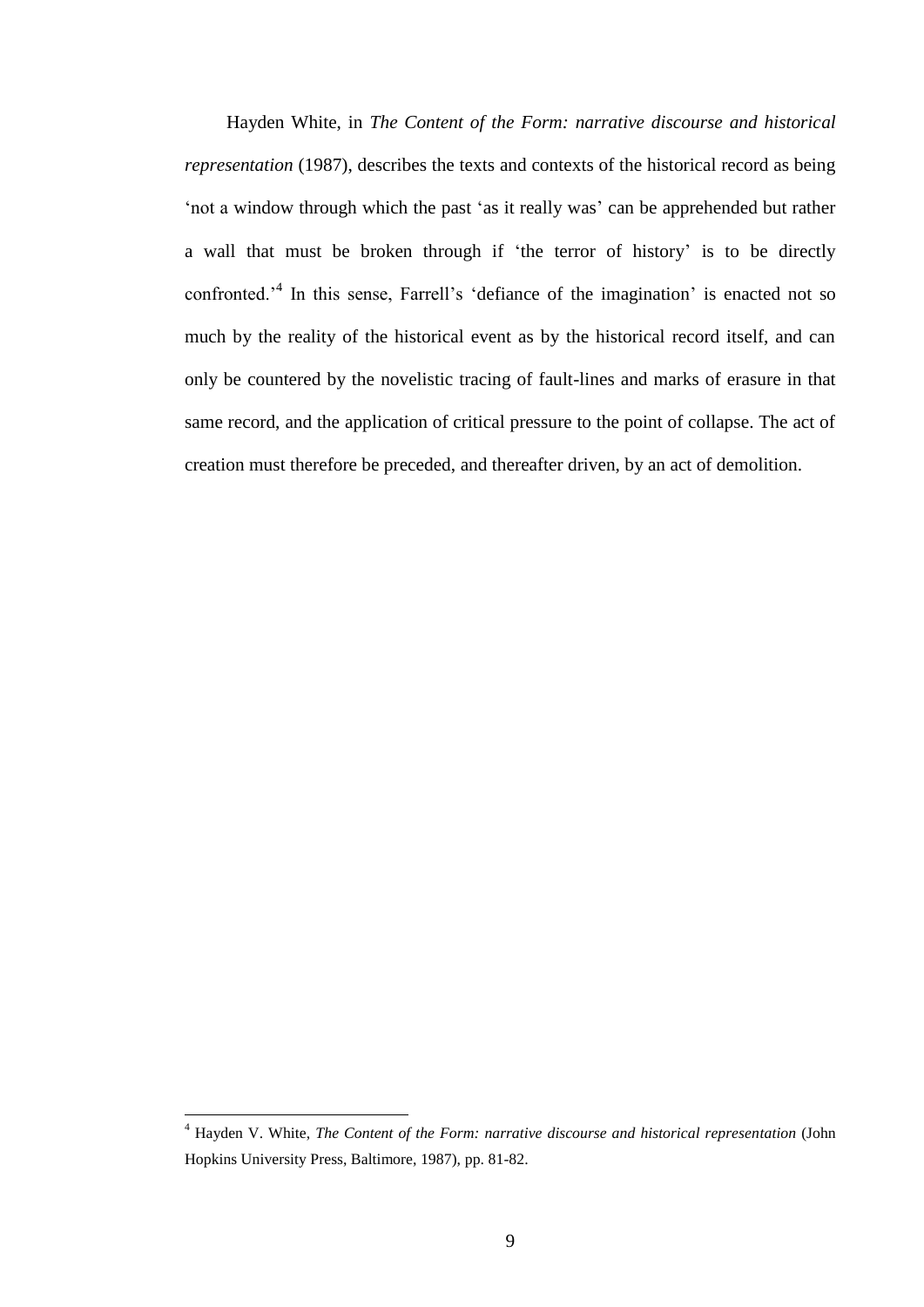Hayden White, in *The Content of the Form: narrative discourse and historical representation* (1987), describes the texts and contexts of the historical record as being 'not a window through which the past 'as it really was' can be apprehended but rather a wall that must be broken through if 'the terror of history' is to be directly confronted.'[4] In this sense, Farrell's 'defiance of the imagination' is enacted not so much by the reality of the historical event as by the historical record itself, and can only be countered by the novelistic tracing of fault-lines and marks of erasure in that same record, and the application of critical pressure to the point of collapse. The act of creation must therefore be preceded, and thereafter driven, by an act of demolition.

---

[4] Hayden V. White, *The Content of the Form: narrative discourse and historical representation* (John Hopkins University Press, Baltimore, 1987), pp. 81-82.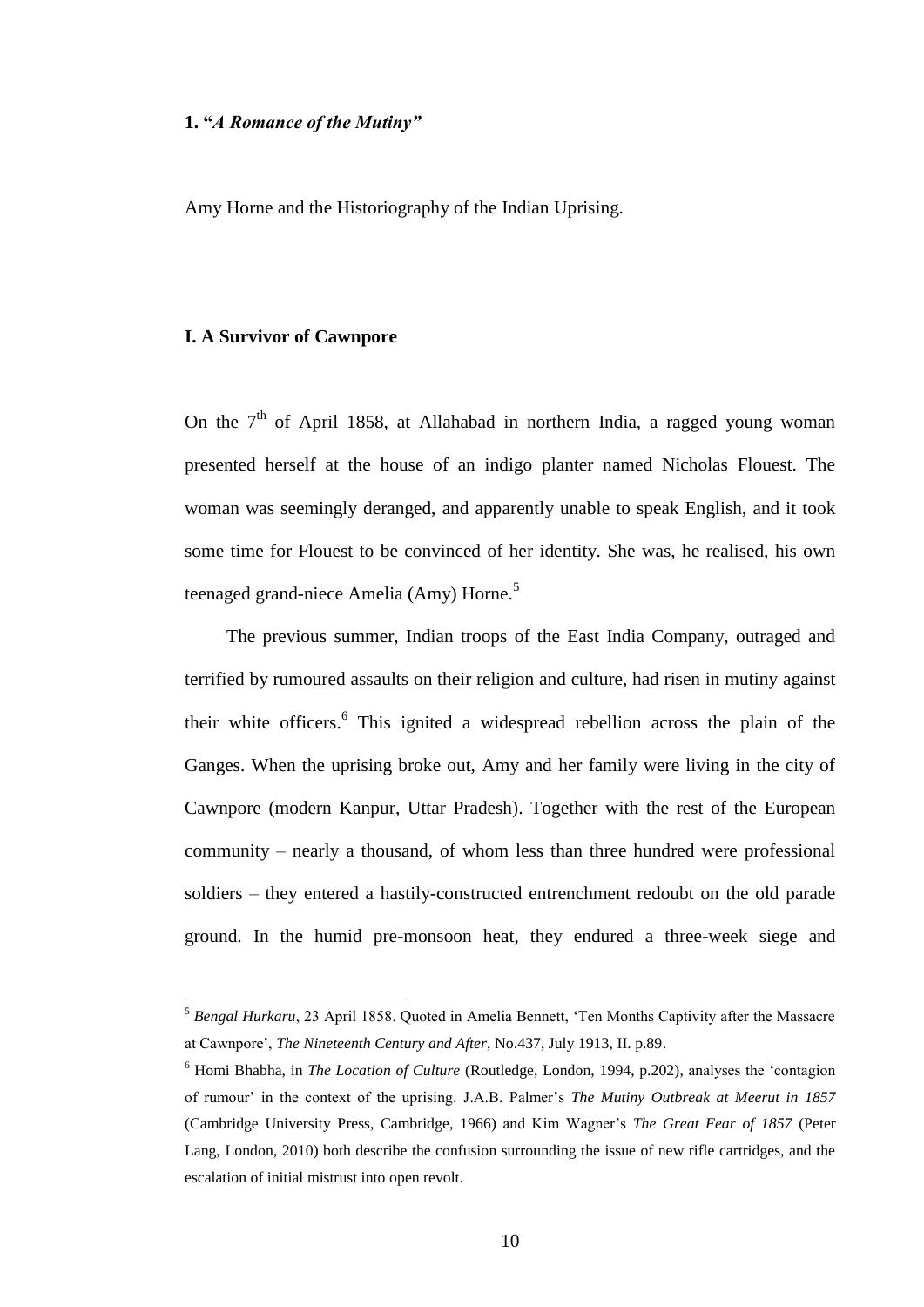## 1. "*A Romance of the Mutiny*"

Amy Horne and the Historiography of the Indian Uprising.

### I. A Survivor of Cawnpore

On the 7th of April 1858, at Allahabad in northern India, a ragged young woman presented herself at the house of an indigo planter named Nicholas Flouest. The woman was seemingly deranged, and apparently unable to speak English, and it took some time for Flouest to be convinced of her identity. She was, he realised, his own teenaged grand-niece Amelia (Amy) Horne.[5]

The previous summer, Indian troops of the East India Company, outraged and terrified by rumoured assaults on their religion and culture, had risen in mutiny against their white officers.[6] This ignited a widespread rebellion across the plain of the Ganges. When the uprising broke out, Amy and her family were living in the city of Cawnpore (modern Kanpur, Uttar Pradesh). Together with the rest of the European community – nearly a thousand, of whom less than three hundred were professional soldiers – they entered a hastily-constructed entrenchment redoubt on the old parade ground. In the humid pre-monsoon heat, they endured a three-week siege and

---

[5] *Bengal Hurkaru*, 23 April 1858. Quoted in Amelia Bennett, 'Ten Months Captivity after the Massacre at Cawnpore', *The Nineteenth Century and After*, No.437, July 1913, II. p.89.

[6] Homi Bhabha, in *The Location of Culture* (Routledge, London, 1994, p.202), analyses the 'contagion of rumour' in the context of the uprising. J.A.B. Palmer's *The Mutiny Outbreak at Meerut in 1857* (Cambridge University Press, Cambridge, 1966) and Kim Wagner's *The Great Fear of 1857* (Peter Lang, London, 2010) both describe the confusion surrounding the issue of new rifle cartridges, and the escalation of initial mistrust into open revolt.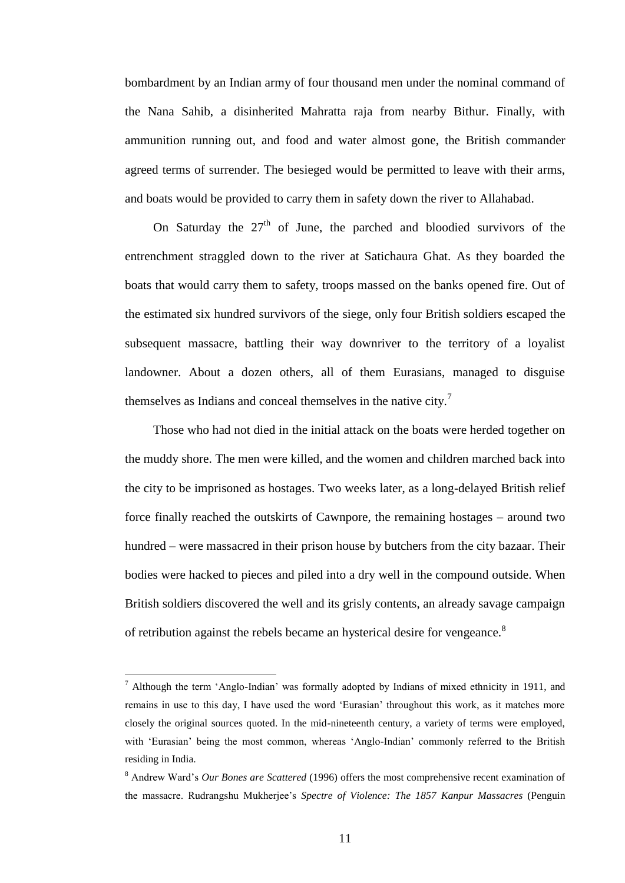bombardment by an Indian army of four thousand men under the nominal command of the Nana Sahib, a disinherited Mahratta raja from nearby Bithur. Finally, with ammunition running out, and food and water almost gone, the British commander agreed terms of surrender. The besieged would be permitted to leave with their arms, and boats would be provided to carry them in safety down the river to Allahabad.

On Saturday the 27th of June, the parched and bloodied survivors of the entrenchment straggled down to the river at Satichaura Ghat. As they boarded the boats that would carry them to safety, troops massed on the banks opened fire. Out of the estimated six hundred survivors of the siege, only four British soldiers escaped the subsequent massacre, battling their way downriver to the territory of a loyalist landowner. About a dozen others, all of them Eurasians, managed to disguise themselves as Indians and conceal themselves in the native city.[7]

Those who had not died in the initial attack on the boats were herded together on the muddy shore. The men were killed, and the women and children marched back into the city to be imprisoned as hostages. Two weeks later, as a long-delayed British relief force finally reached the outskirts of Cawnpore, the remaining hostages – around two hundred – were massacred in their prison house by butchers from the city bazaar. Their bodies were hacked to pieces and piled into a dry well in the compound outside. When British soldiers discovered the well and its grisly contents, an already savage campaign of retribution against the rebels became an hysterical desire for vengeance.[8]

---

[7] Although the term 'Anglo-Indian' was formally adopted by Indians of mixed ethnicity in 1911, and remains in use to this day, I have used the word 'Eurasian' throughout this work, as it matches more closely the original sources quoted. In the mid-nineteenth century, a variety of terms were employed, with 'Eurasian' being the most common, whereas 'Anglo-Indian' commonly referred to the British residing in India.

[8] Andrew Ward's *Our Bones are Scattered* (1996) offers the most comprehensive recent examination of the massacre. Rudrangshu Mukherjee's *Spectre of Violence: The 1857 Kanpur Massacres* (Penguin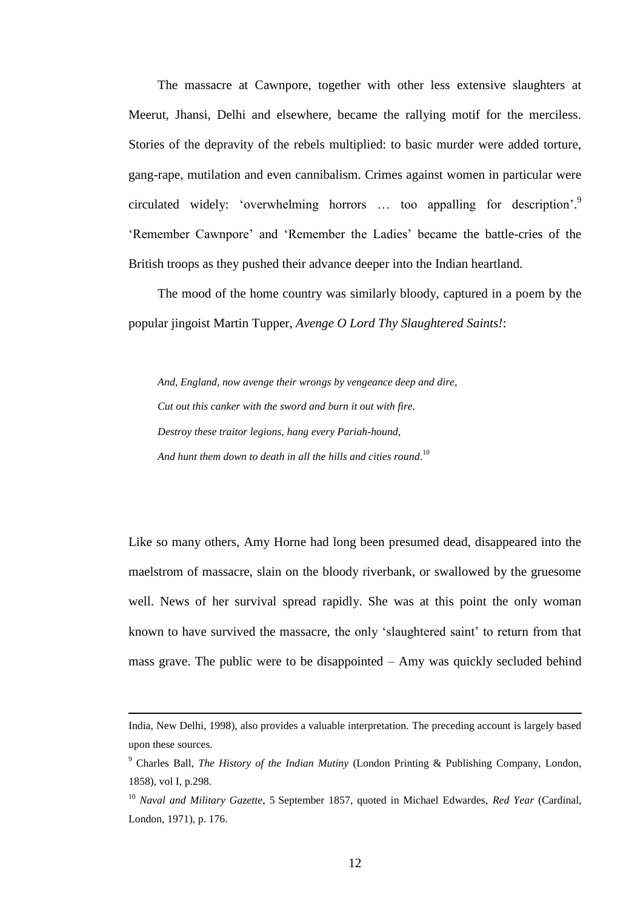The massacre at Cawnpore, together with other less extensive slaughters at Meerut, Jhansi, Delhi and elsewhere, became the rallying motif for the merciless. Stories of the depravity of the rebels multiplied: to basic murder were added torture, gang-rape, mutilation and even cannibalism. Crimes against women in particular were circulated widely: 'overwhelming horrors … too appalling for description'.[9] 'Remember Cawnpore' and 'Remember the Ladies' became the battle-cries of the British troops as they pushed their advance deeper into the Indian heartland.

The mood of the home country was similarly bloody, captured in a poem by the popular jingoist Martin Tupper, *Avenge O Lord Thy Slaughtered Saints!*:

> *And, England, now avenge their wrongs by vengeance deep and dire,*
> *Cut out this canker with the sword and burn it out with fire.*
> *Destroy these traitor legions, hang every Pariah-hound,*
> *And hunt them down to death in all the hills and cities round*.[10]

Like so many others, Amy Horne had long been presumed dead, disappeared into the maelstrom of massacre, slain on the bloody riverbank, or swallowed by the gruesome well. News of her survival spread rapidly. She was at this point the only woman known to have survived the massacre, the only 'slaughtered saint' to return from that mass grave. The public were to be disappointed – Amy was quickly secluded behind

---

India, New Delhi, 1998), also provides a valuable interpretation. The preceding account is largely based upon these sources.

[9] Charles Ball, *The History of the Indian Mutiny* (London Printing & Publishing Company, London, 1858), vol I, p.298.

[10] *Naval and Military Gazette*, 5 September 1857, quoted in Michael Edwardes, *Red Year* (Cardinal, London, 1971), p. 176.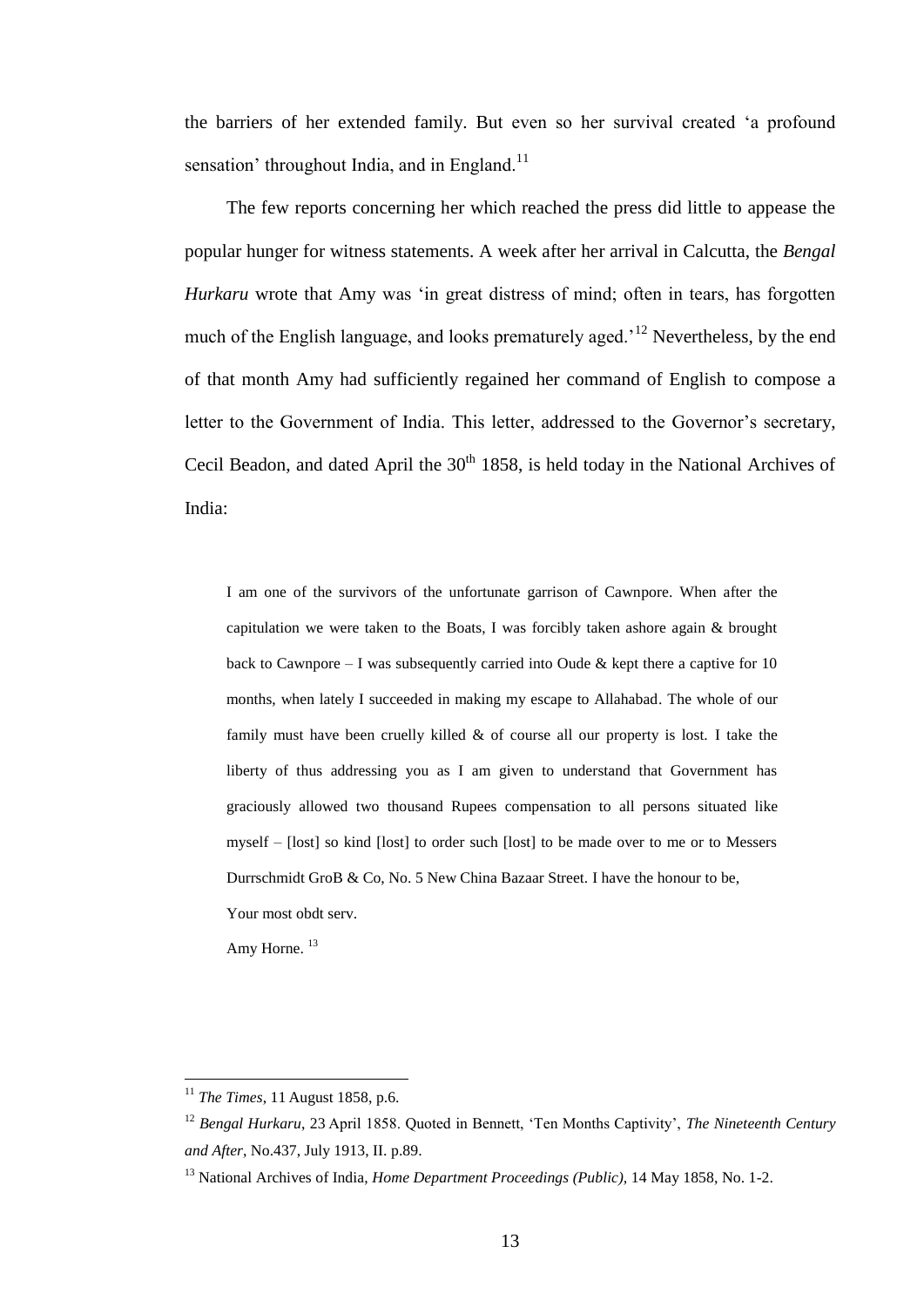the barriers of her extended family. But even so her survival created 'a profound sensation' throughout India, and in England.[11]

The few reports concerning her which reached the press did little to appease the popular hunger for witness statements. A week after her arrival in Calcutta, the *Bengal Hurkaru* wrote that Amy was 'in great distress of mind; often in tears, has forgotten much of the English language, and looks prematurely aged.'[12] Nevertheless, by the end of that month Amy had sufficiently regained her command of English to compose a letter to the Government of India. This letter, addressed to the Governor's secretary, Cecil Beadon, and dated April the 30th 1858, is held today in the National Archives of India:

> I am one of the survivors of the unfortunate garrison of Cawnpore. When after the capitulation we were taken to the Boats, I was forcibly taken ashore again & brought back to Cawnpore – I was subsequently carried into Oude & kept there a captive for 10 months, when lately I succeeded in making my escape to Allahabad. The whole of our family must have been cruelly killed & of course all our property is lost. I take the liberty of thus addressing you as I am given to understand that Government has graciously allowed two thousand Rupees compensation to all persons situated like myself – [lost] so kind [lost] to order such [lost] to be made over to me or to Messers Durrschmidt GroB & Co, No. 5 New China Bazaar Street. I have the honour to be,
>
> Your most obdt serv.
>
> Amy Horne.[13]

---

[11] *The Times*, 11 August 1858, p.6.

[12] *Bengal Hurkaru*, 23 April 1858. Quoted in Bennett, 'Ten Months Captivity', *The Nineteenth Century and After*, No.437, July 1913, II. p.89.

[13] National Archives of India, *Home Department Proceedings (Public)*, 14 May 1858, No. 1-2.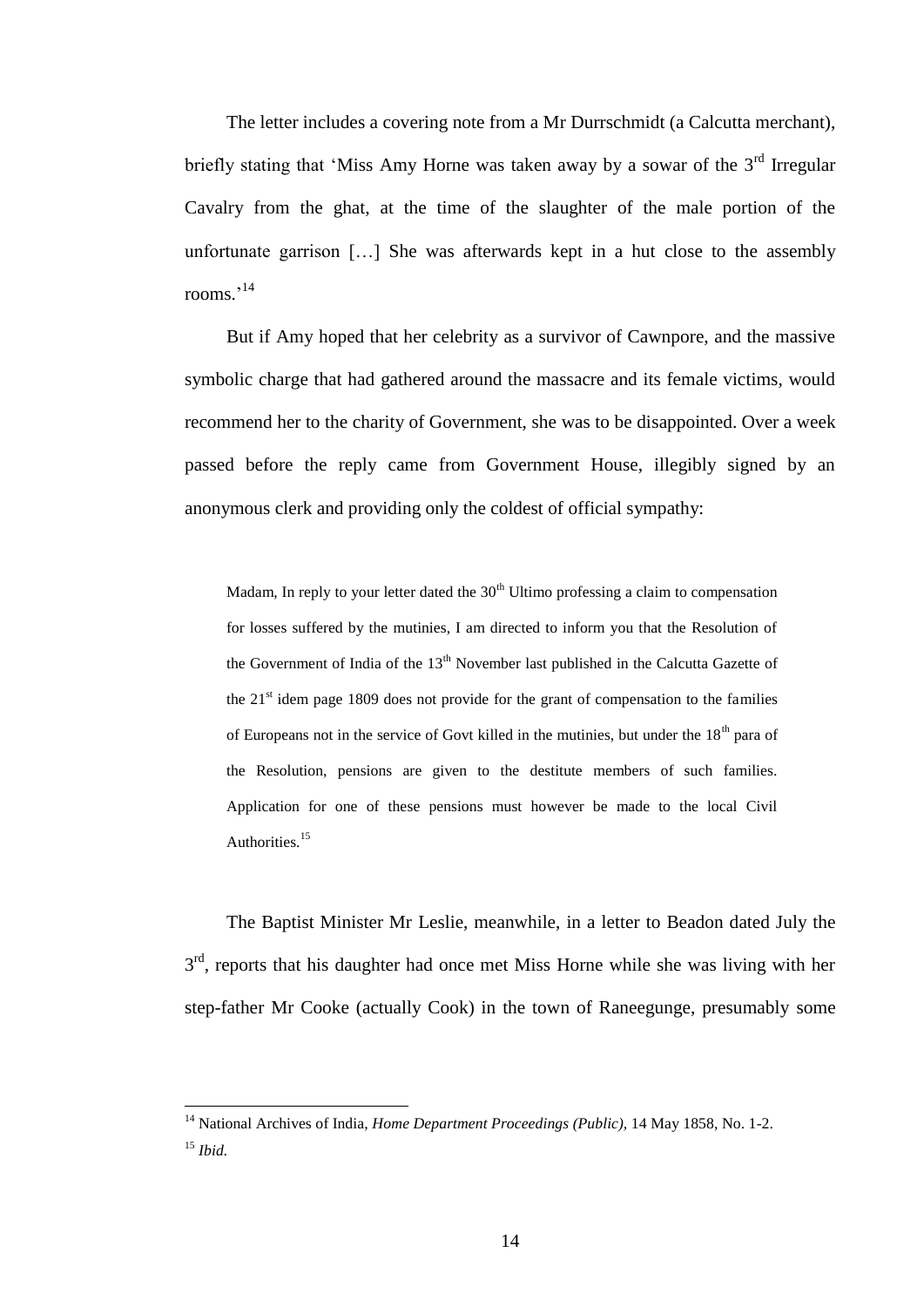The letter includes a covering note from a Mr Durrschmidt (a Calcutta merchant), briefly stating that 'Miss Amy Horne was taken away by a sowar of the 3rd Irregular Cavalry from the ghat, at the time of the slaughter of the male portion of the unfortunate garrison […] She was afterwards kept in a hut close to the assembly rooms.'[14]

But if Amy hoped that her celebrity as a survivor of Cawnpore, and the massive symbolic charge that had gathered around the massacre and its female victims, would recommend her to the charity of Government, she was to be disappointed. Over a week passed before the reply came from Government House, illegibly signed by an anonymous clerk and providing only the coldest of official sympathy:

> Madam, In reply to your letter dated the 30th Ultimo professing a claim to compensation for losses suffered by the mutinies, I am directed to inform you that the Resolution of the Government of India of the 13th November last published in the Calcutta Gazette of the 21st idem page 1809 does not provide for the grant of compensation to the families of Europeans not in the service of Govt killed in the mutinies, but under the 18th para of the Resolution, pensions are given to the destitute members of such families. Application for one of these pensions must however be made to the local Civil Authorities.[15]

The Baptist Minister Mr Leslie, meanwhile, in a letter to Beadon dated July the 3rd, reports that his daughter had once met Miss Horne while she was living with her step-father Mr Cooke (actually Cook) in the town of Raneegunge, presumably some

---

[14] National Archives of India, *Home Department Proceedings (Public)*, 14 May 1858, No. 1-2.

[15] *Ibid.*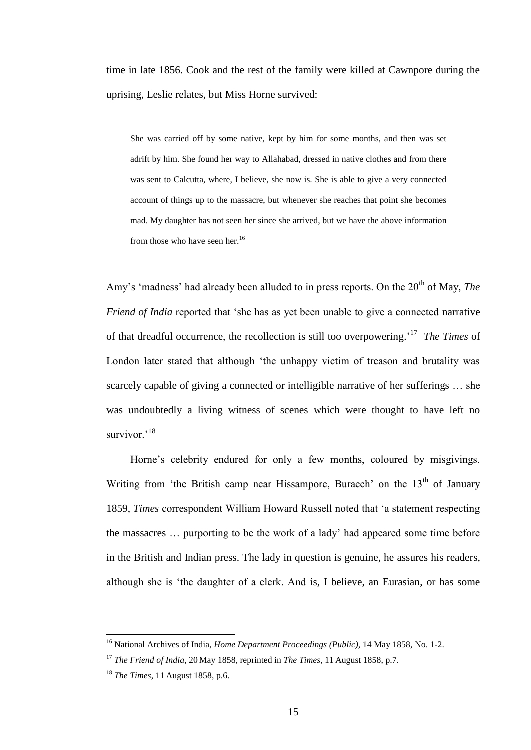time in late 1856. Cook and the rest of the family were killed at Cawnpore during the uprising, Leslie relates, but Miss Horne survived:

> She was carried off by some native, kept by him for some months, and then was set adrift by him. She found her way to Allahabad, dressed in native clothes and from there was sent to Calcutta, where, I believe, she now is. She is able to give a very connected account of things up to the massacre, but whenever she reaches that point she becomes mad. My daughter has not seen her since she arrived, but we have the above information from those who have seen her.[16]

Amy's 'madness' had already been alluded to in press reports. On the 20th of May, *The Friend of India* reported that 'she has as yet been unable to give a connected narrative of that dreadful occurrence, the recollection is still too overpowering.'[17] *The Times* of London later stated that although 'the unhappy victim of treason and brutality was scarcely capable of giving a connected or intelligible narrative of her sufferings … she was undoubtedly a living witness of scenes which were thought to have left no survivor.'[18]

Horne's celebrity endured for only a few months, coloured by misgivings. Writing from 'the British camp near Hissampore, Buraech' on the 13th of January 1859, *Times* correspondent William Howard Russell noted that 'a statement respecting the massacres … purporting to be the work of a lady' had appeared some time before in the British and Indian press. The lady in question is genuine, he assures his readers, although she is 'the daughter of a clerk. And is, I believe, an Eurasian, or has some

---

[16] National Archives of India, *Home Department Proceedings (Public)*, 14 May 1858, No. 1-2.

[17] *The Friend of India*, 20 May 1858, reprinted in *The Times*, 11 August 1858, p.7.

[18] *The Times*, 11 August 1858, p.6.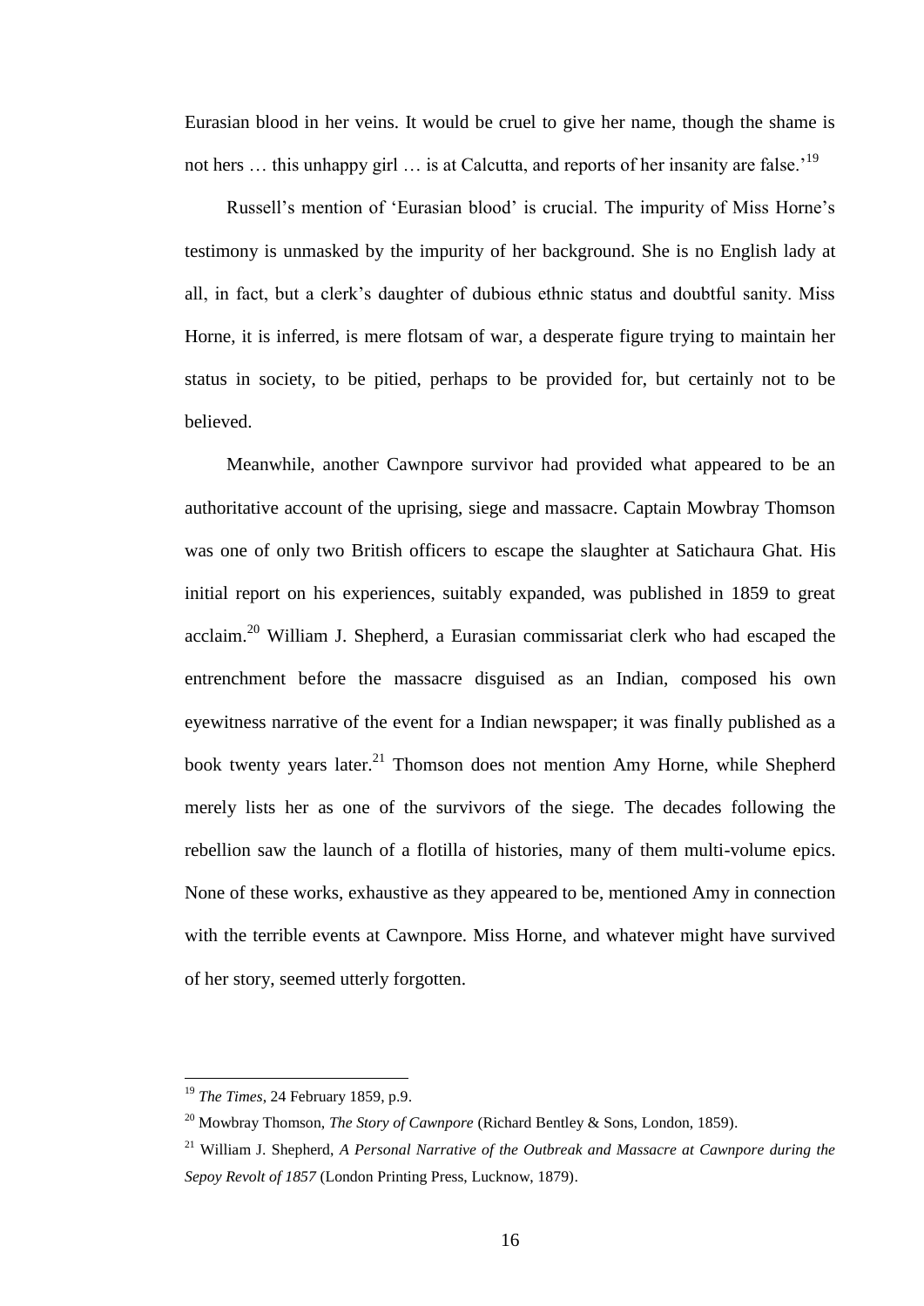Eurasian blood in her veins. It would be cruel to give her name, though the shame is not hers … this unhappy girl … is at Calcutta, and reports of her insanity are false.'[19]

Russell's mention of 'Eurasian blood' is crucial. The impurity of Miss Horne's testimony is unmasked by the impurity of her background. She is no English lady at all, in fact, but a clerk's daughter of dubious ethnic status and doubtful sanity. Miss Horne, it is inferred, is mere flotsam of war, a desperate figure trying to maintain her status in society, to be pitied, perhaps to be provided for, but certainly not to be believed.

Meanwhile, another Cawnpore survivor had provided what appeared to be an authoritative account of the uprising, siege and massacre. Captain Mowbray Thomson was one of only two British officers to escape the slaughter at Satichaura Ghat. His initial report on his experiences, suitably expanded, was published in 1859 to great acclaim.[20] William J. Shepherd, a Eurasian commissariat clerk who had escaped the entrenchment before the massacre disguised as an Indian, composed his own eyewitness narrative of the event for a Indian newspaper; it was finally published as a book twenty years later.[21] Thomson does not mention Amy Horne, while Shepherd merely lists her as one of the survivors of the siege. The decades following the rebellion saw the launch of a flotilla of histories, many of them multi-volume epics. None of these works, exhaustive as they appeared to be, mentioned Amy in connection with the terrible events at Cawnpore. Miss Horne, and whatever might have survived of her story, seemed utterly forgotten.

---

[19] *The Times*, 24 February 1859, p.9.

[20] Mowbray Thomson, *The Story of Cawnpore* (Richard Bentley & Sons, London, 1859).

[21] William J. Shepherd, *A Personal Narrative of the Outbreak and Massacre at Cawnpore during the Sepoy Revolt of 1857* (London Printing Press, Lucknow, 1879).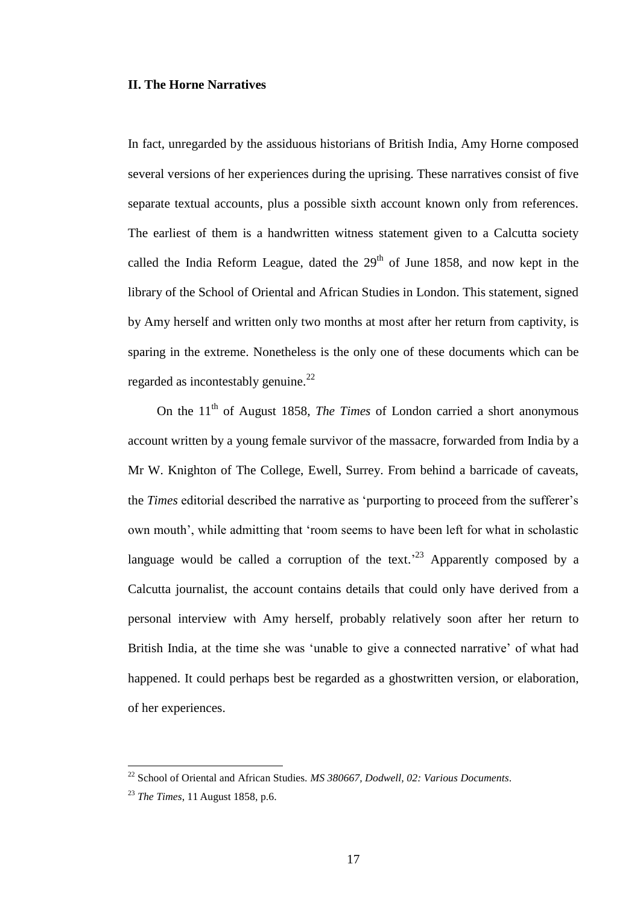## II. The Horne Narratives

In fact, unregarded by the assiduous historians of British India, Amy Horne composed several versions of her experiences during the uprising. These narratives consist of five separate textual accounts, plus a possible sixth account known only from references. The earliest of them is a handwritten witness statement given to a Calcutta society called the India Reform League, dated the 29th of June 1858, and now kept in the library of the School of Oriental and African Studies in London. This statement, signed by Amy herself and written only two months at most after her return from captivity, is sparing in the extreme. Nonetheless is the only one of these documents which can be regarded as incontestably genuine.[22]

On the 11th of August 1858, *The Times* of London carried a short anonymous account written by a young female survivor of the massacre, forwarded from India by a Mr W. Knighton of The College, Ewell, Surrey. From behind a barricade of caveats, the *Times* editorial described the narrative as 'purporting to proceed from the sufferer's own mouth', while admitting that 'room seems to have been left for what in scholastic language would be called a corruption of the text.'[23] Apparently composed by a Calcutta journalist, the account contains details that could only have derived from a personal interview with Amy herself, probably relatively soon after her return to British India, at the time she was 'unable to give a connected narrative' of what had happened. It could perhaps best be regarded as a ghostwritten version, or elaboration, of her experiences.

---

[22] School of Oriental and African Studies. *MS 380667, Dodwell, 02: Various Documents*.

[23] *The Times*, 11 August 1858, p.6.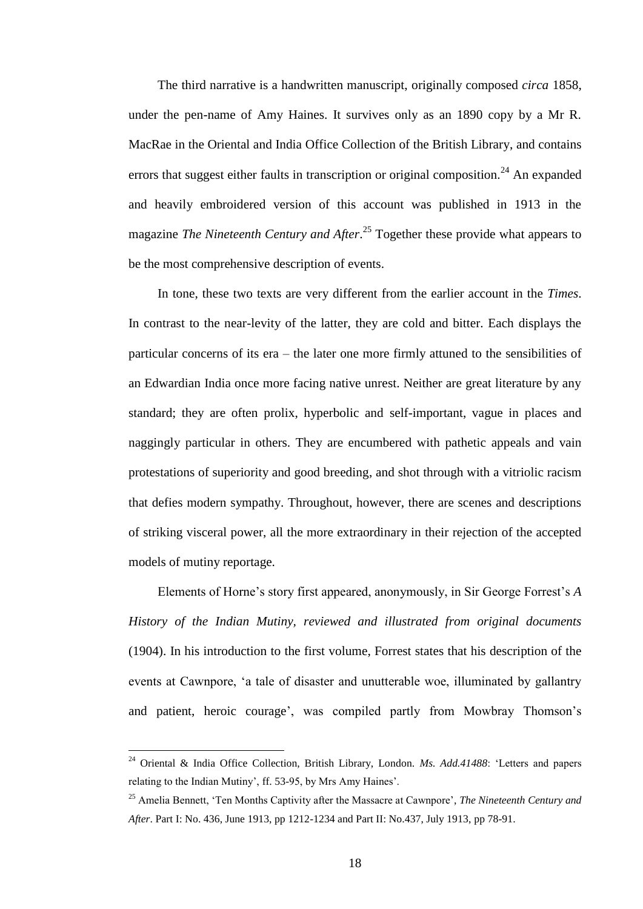The third narrative is a handwritten manuscript, originally composed *circa* 1858, under the pen-name of Amy Haines. It survives only as an 1890 copy by a Mr R. MacRae in the Oriental and India Office Collection of the British Library, and contains errors that suggest either faults in transcription or original composition.[24] An expanded and heavily embroidered version of this account was published in 1913 in the magazine *The Nineteenth Century and After*.[25] Together these provide what appears to be the most comprehensive description of events.

In tone, these two texts are very different from the earlier account in the *Times*. In contrast to the near-levity of the latter, they are cold and bitter. Each displays the particular concerns of its era – the later one more firmly attuned to the sensibilities of an Edwardian India once more facing native unrest. Neither are great literature by any standard; they are often prolix, hyperbolic and self-important, vague in places and naggingly particular in others. They are encumbered with pathetic appeals and vain protestations of superiority and good breeding, and shot through with a vitriolic racism that defies modern sympathy. Throughout, however, there are scenes and descriptions of striking visceral power, all the more extraordinary in their rejection of the accepted models of mutiny reportage.

Elements of Horne's story first appeared, anonymously, in Sir George Forrest's *A History of the Indian Mutiny, reviewed and illustrated from original documents* (1904). In his introduction to the first volume, Forrest states that his description of the events at Cawnpore, 'a tale of disaster and unutterable woe, illuminated by gallantry and patient, heroic courage', was compiled partly from Mowbray Thomson's

---

[24] Oriental & India Office Collection, British Library, London. *Ms. Add.41488*: 'Letters and papers relating to the Indian Mutiny', ff. 53-95, by Mrs Amy Haines'.

[25] Amelia Bennett, 'Ten Months Captivity after the Massacre at Cawnpore', *The Nineteenth Century and After*. Part I: No. 436, June 1913, pp 1212-1234 and Part II: No.437, July 1913, pp 78-91.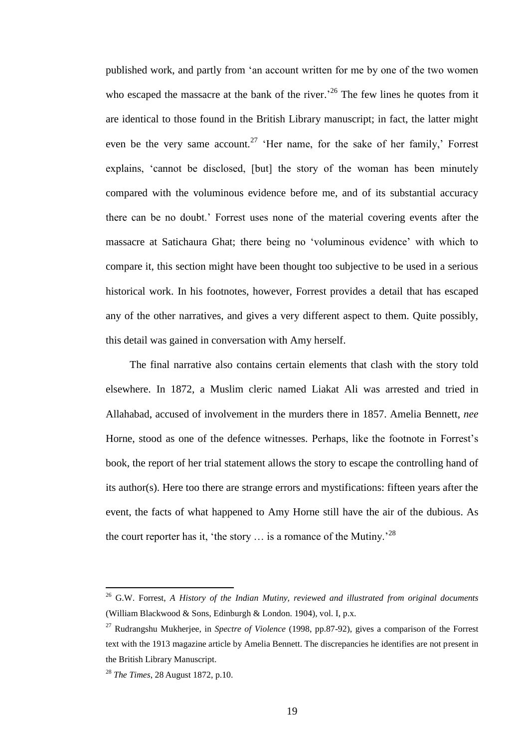published work, and partly from 'an account written for me by one of the two women who escaped the massacre at the bank of the river.'[26] The few lines he quotes from it are identical to those found in the British Library manuscript; in fact, the latter might even be the very same account.[27] 'Her name, for the sake of her family,' Forrest explains, 'cannot be disclosed, [but] the story of the woman has been minutely compared with the voluminous evidence before me, and of its substantial accuracy there can be no doubt.' Forrest uses none of the material covering events after the massacre at Satichaura Ghat; there being no 'voluminous evidence' with which to compare it, this section might have been thought too subjective to be used in a serious historical work. In his footnotes, however, Forrest provides a detail that has escaped any of the other narratives, and gives a very different aspect to them. Quite possibly, this detail was gained in conversation with Amy herself.

The final narrative also contains certain elements that clash with the story told elsewhere. In 1872, a Muslim cleric named Liakat Ali was arrested and tried in Allahabad, accused of involvement in the murders there in 1857. Amelia Bennett, *nee* Horne, stood as one of the defence witnesses. Perhaps, like the footnote in Forrest's book, the report of her trial statement allows the story to escape the controlling hand of its author(s). Here too there are strange errors and mystifications: fifteen years after the event, the facts of what happened to Amy Horne still have the air of the dubious. As the court reporter has it, 'the story … is a romance of the Mutiny.'[28]

---

[26] G.W. Forrest, *A History of the Indian Mutiny, reviewed and illustrated from original documents* (William Blackwood & Sons, Edinburgh & London. 1904), vol. I, p.x.

[27] Rudrangshu Mukherjee, in *Spectre of Violence* (1998, pp.87-92), gives a comparison of the Forrest text with the 1913 magazine article by Amelia Bennett. The discrepancies he identifies are not present in the British Library Manuscript.

[28] *The Times*, 28 August 1872, p.10.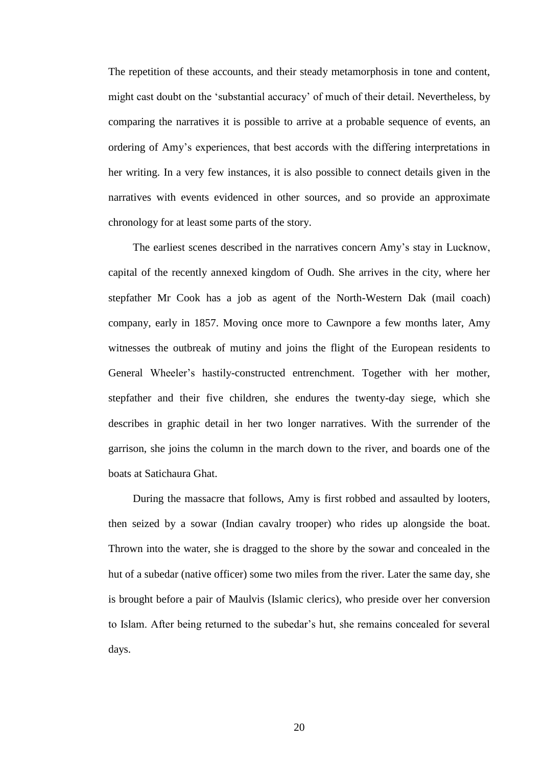The repetition of these accounts, and their steady metamorphosis in tone and content, might cast doubt on the 'substantial accuracy' of much of their detail. Nevertheless, by comparing the narratives it is possible to arrive at a probable sequence of events, an ordering of Amy's experiences, that best accords with the differing interpretations in her writing. In a very few instances, it is also possible to connect details given in the narratives with events evidenced in other sources, and so provide an approximate chronology for at least some parts of the story.

The earliest scenes described in the narratives concern Amy's stay in Lucknow, capital of the recently annexed kingdom of Oudh. She arrives in the city, where her stepfather Mr Cook has a job as agent of the North-Western Dak (mail coach) company, early in 1857. Moving once more to Cawnpore a few months later, Amy witnesses the outbreak of mutiny and joins the flight of the European residents to General Wheeler's hastily-constructed entrenchment. Together with her mother, stepfather and their five children, she endures the twenty-day siege, which she describes in graphic detail in her two longer narratives. With the surrender of the garrison, she joins the column in the march down to the river, and boards one of the boats at Satichaura Ghat.

During the massacre that follows, Amy is first robbed and assaulted by looters, then seized by a sowar (Indian cavalry trooper) who rides up alongside the boat. Thrown into the water, she is dragged to the shore by the sowar and concealed in the hut of a subedar (native officer) some two miles from the river. Later the same day, she is brought before a pair of Maulvis (Islamic clerics), who preside over her conversion to Islam. After being returned to the subedar's hut, she remains concealed for several days.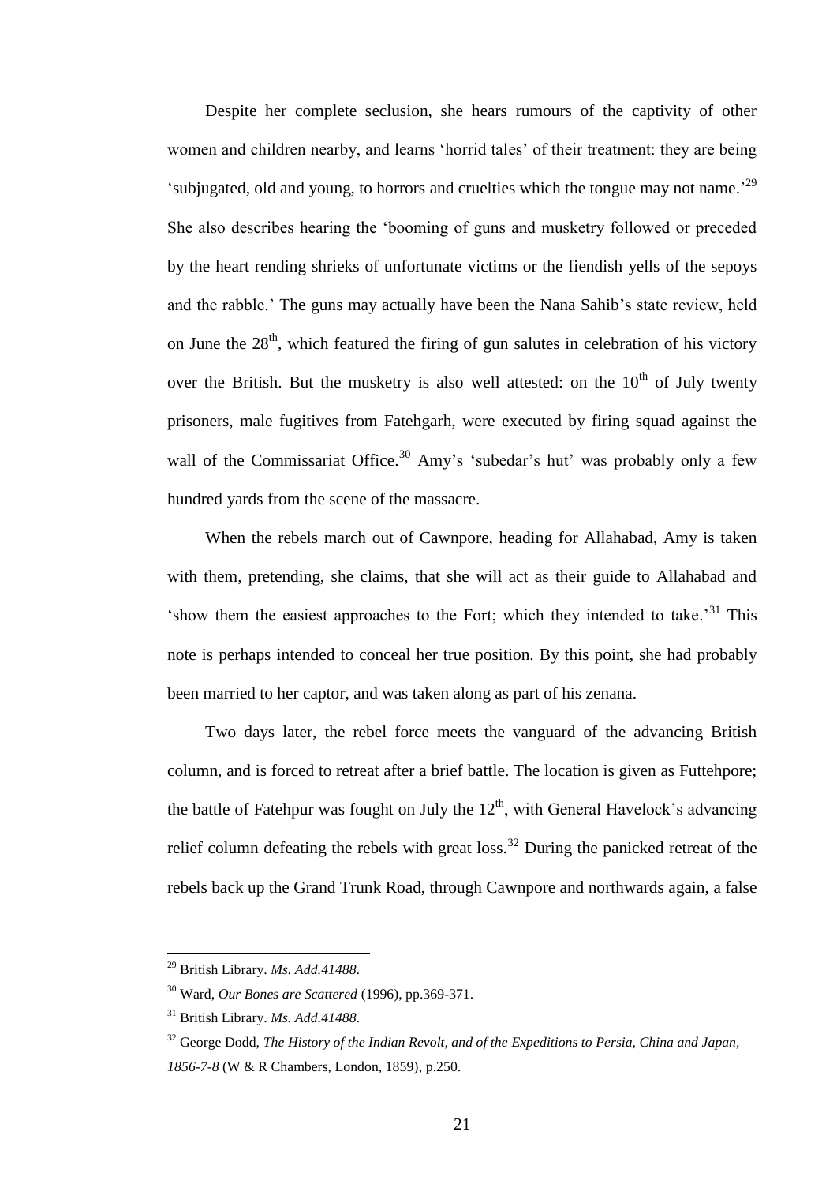Despite her complete seclusion, she hears rumours of the captivity of other women and children nearby, and learns 'horrid tales' of their treatment: they are being 'subjugated, old and young, to horrors and cruelties which the tongue may not name.'[29] She also describes hearing the 'booming of guns and musketry followed or preceded by the heart rending shrieks of unfortunate victims or the fiendish yells of the sepoys and the rabble.' The guns may actually have been the Nana Sahib's state review, held on June the 28th, which featured the firing of gun salutes in celebration of his victory over the British. But the musketry is also well attested: on the 10th of July twenty prisoners, male fugitives from Fatehgarh, were executed by firing squad against the wall of the Commissariat Office.[30] Amy's 'subedar's hut' was probably only a few hundred yards from the scene of the massacre.

When the rebels march out of Cawnpore, heading for Allahabad, Amy is taken with them, pretending, she claims, that she will act as their guide to Allahabad and 'show them the easiest approaches to the Fort; which they intended to take.'[31] This note is perhaps intended to conceal her true position. By this point, she had probably been married to her captor, and was taken along as part of his zenana.

Two days later, the rebel force meets the vanguard of the advancing British column, and is forced to retreat after a brief battle. The location is given as Futtehpore; the battle of Fatehpur was fought on July the 12th, with General Havelock's advancing relief column defeating the rebels with great loss.[32] During the panicked retreat of the rebels back up the Grand Trunk Road, through Cawnpore and northwards again, a false

---

[29] British Library. *Ms. Add.41488*.

[30] Ward, *Our Bones are Scattered* (1996), pp.369-371.

[31] British Library. *Ms. Add.41488*.

[32] George Dodd, *The History of the Indian Revolt, and of the Expeditions to Persia, China and Japan, 1856-7-8* (W & R Chambers, London, 1859), p.250.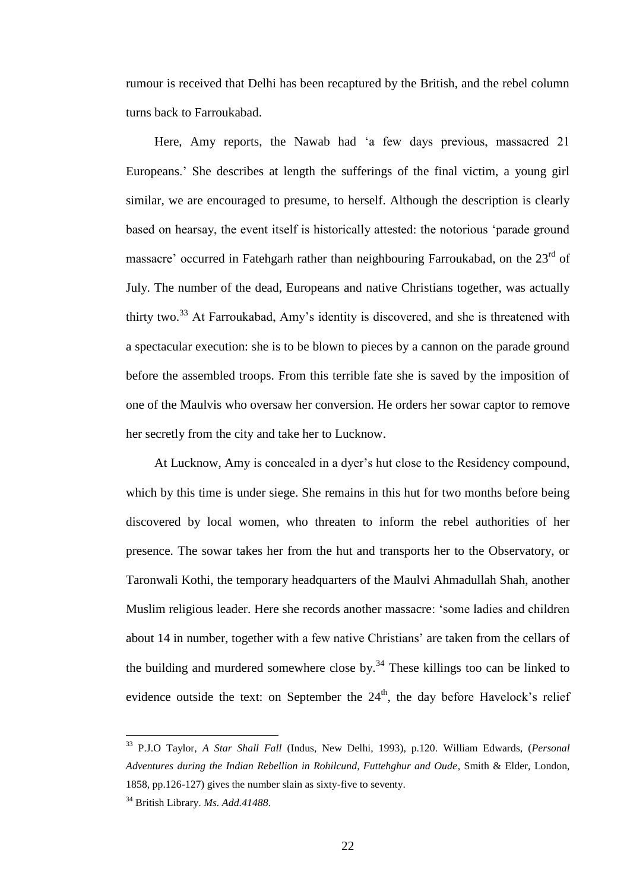rumour is received that Delhi has been recaptured by the British, and the rebel column turns back to Farroukabad.

Here, Amy reports, the Nawab had 'a few days previous, massacred 21 Europeans.' She describes at length the sufferings of the final victim, a young girl similar, we are encouraged to presume, to herself. Although the description is clearly based on hearsay, the event itself is historically attested: the notorious 'parade ground massacre' occurred in Fatehgarh rather than neighbouring Farroukabad, on the 23rd of July. The number of the dead, Europeans and native Christians together, was actually thirty two.[33] At Farroukabad, Amy's identity is discovered, and she is threatened with a spectacular execution: she is to be blown to pieces by a cannon on the parade ground before the assembled troops. From this terrible fate she is saved by the imposition of one of the Maulvis who oversaw her conversion. He orders her sowar captor to remove her secretly from the city and take her to Lucknow.

At Lucknow, Amy is concealed in a dyer's hut close to the Residency compound, which by this time is under siege. She remains in this hut for two months before being discovered by local women, who threaten to inform the rebel authorities of her presence. The sowar takes her from the hut and transports her to the Observatory, or Taronwali Kothi, the temporary headquarters of the Maulvi Ahmadullah Shah, another Muslim religious leader. Here she records another massacre: 'some ladies and children about 14 in number, together with a few native Christians' are taken from the cellars of the building and murdered somewhere close by.[34] These killings too can be linked to evidence outside the text: on September the 24th, the day before Havelock's relief

---

[33] P.J.O Taylor, *A Star Shall Fall* (Indus, New Delhi, 1993), p.120. William Edwards, (*Personal Adventures during the Indian Rebellion in Rohilcund, Futtehghur and Oude*, Smith & Elder, London, 1858, pp.126-127) gives the number slain as sixty-five to seventy.

[34] British Library. *Ms. Add.41488.*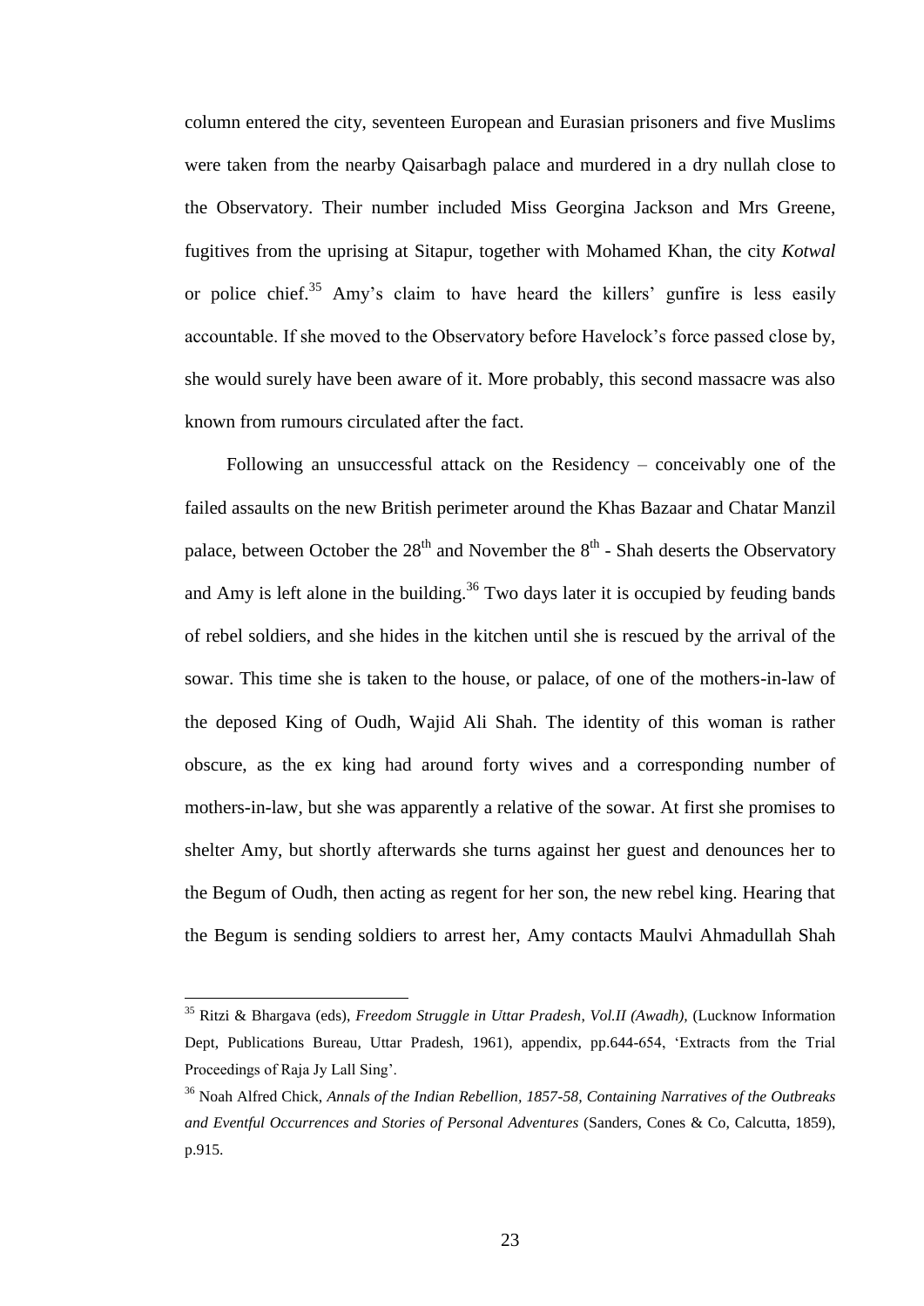column entered the city, seventeen European and Eurasian prisoners and five Muslims were taken from the nearby Qaisarbagh palace and murdered in a dry nullah close to the Observatory. Their number included Miss Georgina Jackson and Mrs Greene, fugitives from the uprising at Sitapur, together with Mohamed Khan, the city *Kotwal* or police chief.[35] Amy's claim to have heard the killers' gunfire is less easily accountable. If she moved to the Observatory before Havelock's force passed close by, she would surely have been aware of it. More probably, this second massacre was also known from rumours circulated after the fact.

Following an unsuccessful attack on the Residency – conceivably one of the failed assaults on the new British perimeter around the Khas Bazaar and Chatar Manzil palace, between October the 28th and November the 8th - Shah deserts the Observatory and Amy is left alone in the building.[36] Two days later it is occupied by feuding bands of rebel soldiers, and she hides in the kitchen until she is rescued by the arrival of the sowar. This time she is taken to the house, or palace, of one of the mothers-in-law of the deposed King of Oudh, Wajid Ali Shah. The identity of this woman is rather obscure, as the ex king had around forty wives and a corresponding number of mothers-in-law, but she was apparently a relative of the sowar. At first she promises to shelter Amy, but shortly afterwards she turns against her guest and denounces her to the Begum of Oudh, then acting as regent for her son, the new rebel king. Hearing that the Begum is sending soldiers to arrest her, Amy contacts Maulvi Ahmadullah Shah

---

[35] Ritzi & Bhargava (eds), *Freedom Struggle in Uttar Pradesh, Vol.II (Awadh)*, (Lucknow Information Dept, Publications Bureau, Uttar Pradesh, 1961), appendix, pp.644-654, 'Extracts from the Trial Proceedings of Raja Jy Lall Sing'.

[36] Noah Alfred Chick, *Annals of the Indian Rebellion, 1857-58, Containing Narratives of the Outbreaks and Eventful Occurrences and Stories of Personal Adventures* (Sanders, Cones & Co, Calcutta, 1859), p.915.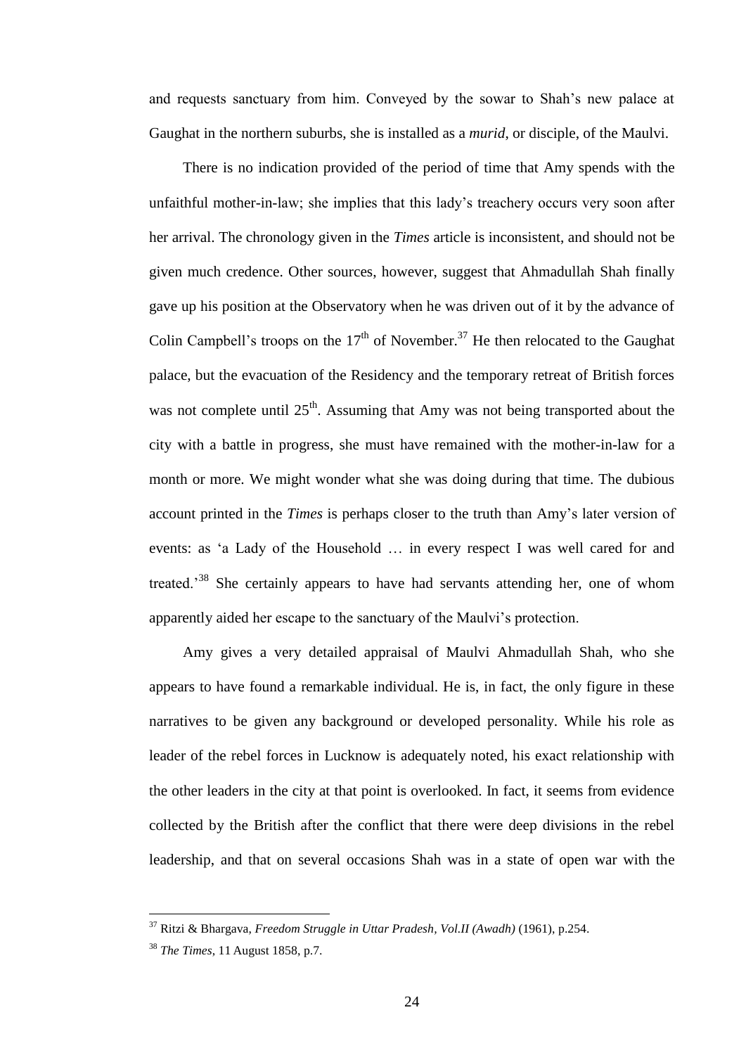and requests sanctuary from him. Conveyed by the sowar to Shah's new palace at Gaughat in the northern suburbs, she is installed as a *murid*, or disciple, of the Maulvi.

There is no indication provided of the period of time that Amy spends with the unfaithful mother-in-law; she implies that this lady's treachery occurs very soon after her arrival. The chronology given in the *Times* article is inconsistent, and should not be given much credence. Other sources, however, suggest that Ahmadullah Shah finally gave up his position at the Observatory when he was driven out of it by the advance of Colin Campbell's troops on the 17th of November.[37] He then relocated to the Gaughat palace, but the evacuation of the Residency and the temporary retreat of British forces was not complete until 25th. Assuming that Amy was not being transported about the city with a battle in progress, she must have remained with the mother-in-law for a month or more. We might wonder what she was doing during that time. The dubious account printed in the *Times* is perhaps closer to the truth than Amy's later version of events: as 'a Lady of the Household … in every respect I was well cared for and treated.'[38] She certainly appears to have had servants attending her, one of whom apparently aided her escape to the sanctuary of the Maulvi's protection.

Amy gives a very detailed appraisal of Maulvi Ahmadullah Shah, who she appears to have found a remarkable individual. He is, in fact, the only figure in these narratives to be given any background or developed personality. While his role as leader of the rebel forces in Lucknow is adequately noted, his exact relationship with the other leaders in the city at that point is overlooked. In fact, it seems from evidence collected by the British after the conflict that there were deep divisions in the rebel leadership, and that on several occasions Shah was in a state of open war with the

---

[37] Ritzi & Bhargava, *Freedom Struggle in Uttar Pradesh, Vol.II (Awadh)* (1961), p.254.

[38] *The Times*, 11 August 1858, p.7.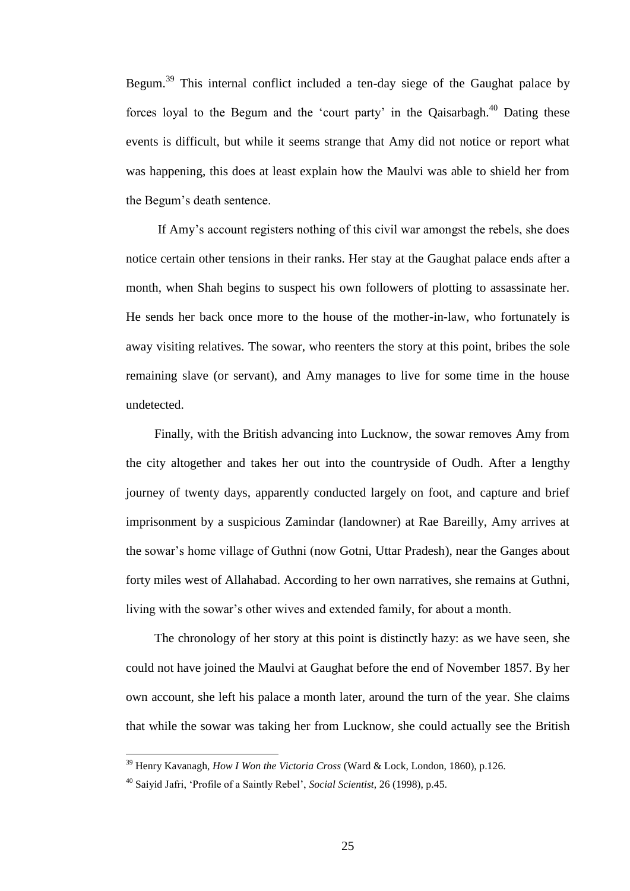Begum.[39] This internal conflict included a ten-day siege of the Gaughat palace by forces loyal to the Begum and the 'court party' in the Qaisarbagh.[40] Dating these events is difficult, but while it seems strange that Amy did not notice or report what was happening, this does at least explain how the Maulvi was able to shield her from the Begum's death sentence.

If Amy's account registers nothing of this civil war amongst the rebels, she does notice certain other tensions in their ranks. Her stay at the Gaughat palace ends after a month, when Shah begins to suspect his own followers of plotting to assassinate her. He sends her back once more to the house of the mother-in-law, who fortunately is away visiting relatives. The sowar, who reenters the story at this point, bribes the sole remaining slave (or servant), and Amy manages to live for some time in the house undetected.

Finally, with the British advancing into Lucknow, the sowar removes Amy from the city altogether and takes her out into the countryside of Oudh. After a lengthy journey of twenty days, apparently conducted largely on foot, and capture and brief imprisonment by a suspicious Zamindar (landowner) at Rae Bareilly, Amy arrives at the sowar's home village of Guthni (now Gotni, Uttar Pradesh), near the Ganges about forty miles west of Allahabad. According to her own narratives, she remains at Guthni, living with the sowar's other wives and extended family, for about a month.

The chronology of her story at this point is distinctly hazy: as we have seen, she could not have joined the Maulvi at Gaughat before the end of November 1857. By her own account, she left his palace a month later, around the turn of the year. She claims that while the sowar was taking her from Lucknow, she could actually see the British

---

[39] Henry Kavanagh, *How I Won the Victoria Cross* (Ward & Lock, London, 1860), p.126.

[40] Saiyid Jafri, 'Profile of a Saintly Rebel', *Social Scientist*, 26 (1998), p.45.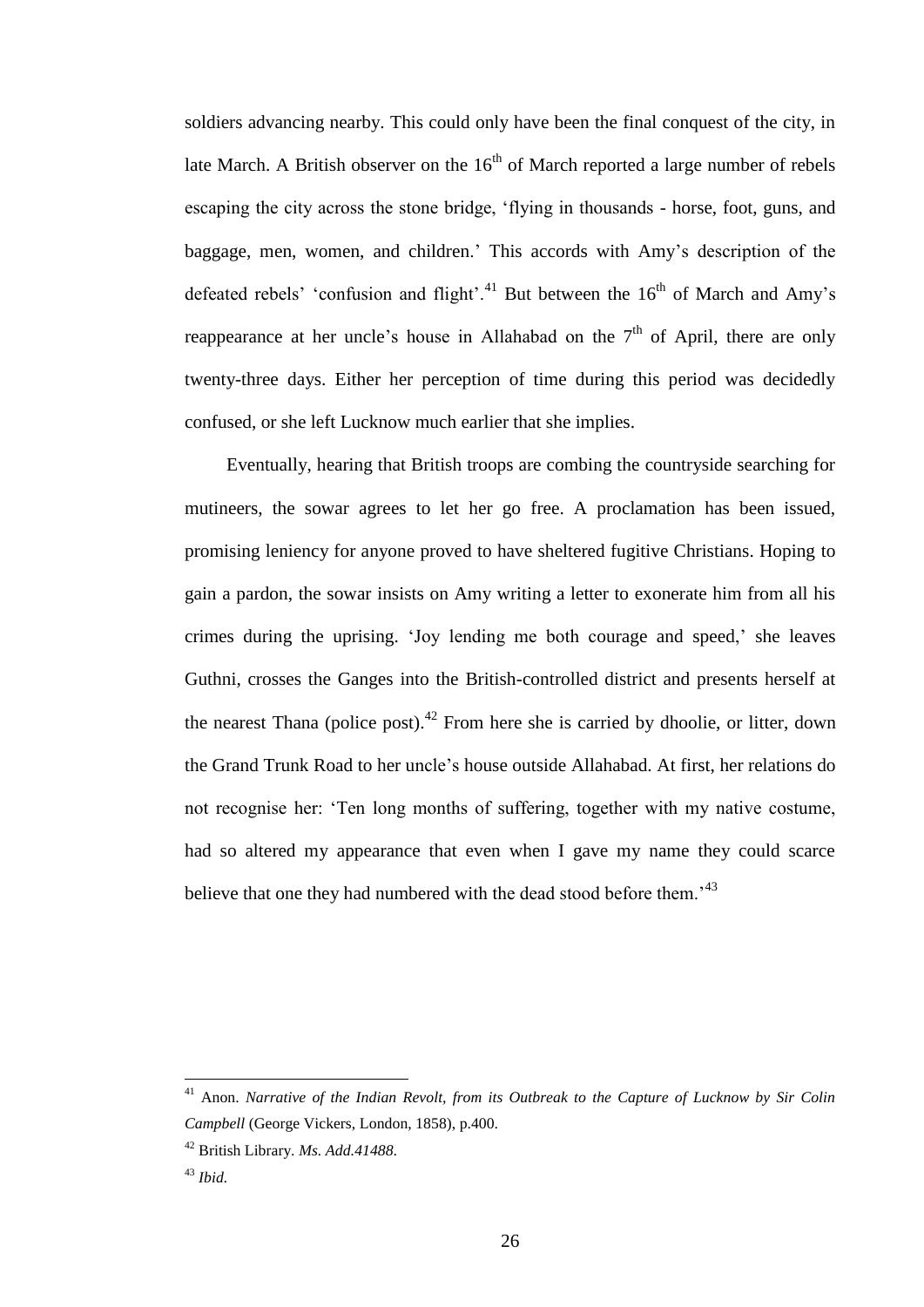soldiers advancing nearby. This could only have been the final conquest of the city, in late March. A British observer on the 16th of March reported a large number of rebels escaping the city across the stone bridge, 'flying in thousands - horse, foot, guns, and baggage, men, women, and children.' This accords with Amy's description of the defeated rebels' 'confusion and flight'.[41] But between the 16th of March and Amy's reappearance at her uncle's house in Allahabad on the 7th of April, there are only twenty-three days. Either her perception of time during this period was decidedly confused, or she left Lucknow much earlier that she implies.

Eventually, hearing that British troops are combing the countryside searching for mutineers, the sowar agrees to let her go free. A proclamation has been issued, promising leniency for anyone proved to have sheltered fugitive Christians. Hoping to gain a pardon, the sowar insists on Amy writing a letter to exonerate him from all his crimes during the uprising. 'Joy lending me both courage and speed,' she leaves Guthni, crosses the Ganges into the British-controlled district and presents herself at the nearest Thana (police post).[42] From here she is carried by dhoolie, or litter, down the Grand Trunk Road to her uncle's house outside Allahabad. At first, her relations do not recognise her: 'Ten long months of suffering, together with my native costume, had so altered my appearance that even when I gave my name they could scarce believe that one they had numbered with the dead stood before them.'[43]

---

[41] Anon. *Narrative of the Indian Revolt, from its Outbreak to the Capture of Lucknow by Sir Colin Campbell* (George Vickers, London, 1858), p.400.

[42] British Library. *Ms. Add.41488.*

[43] *Ibid.*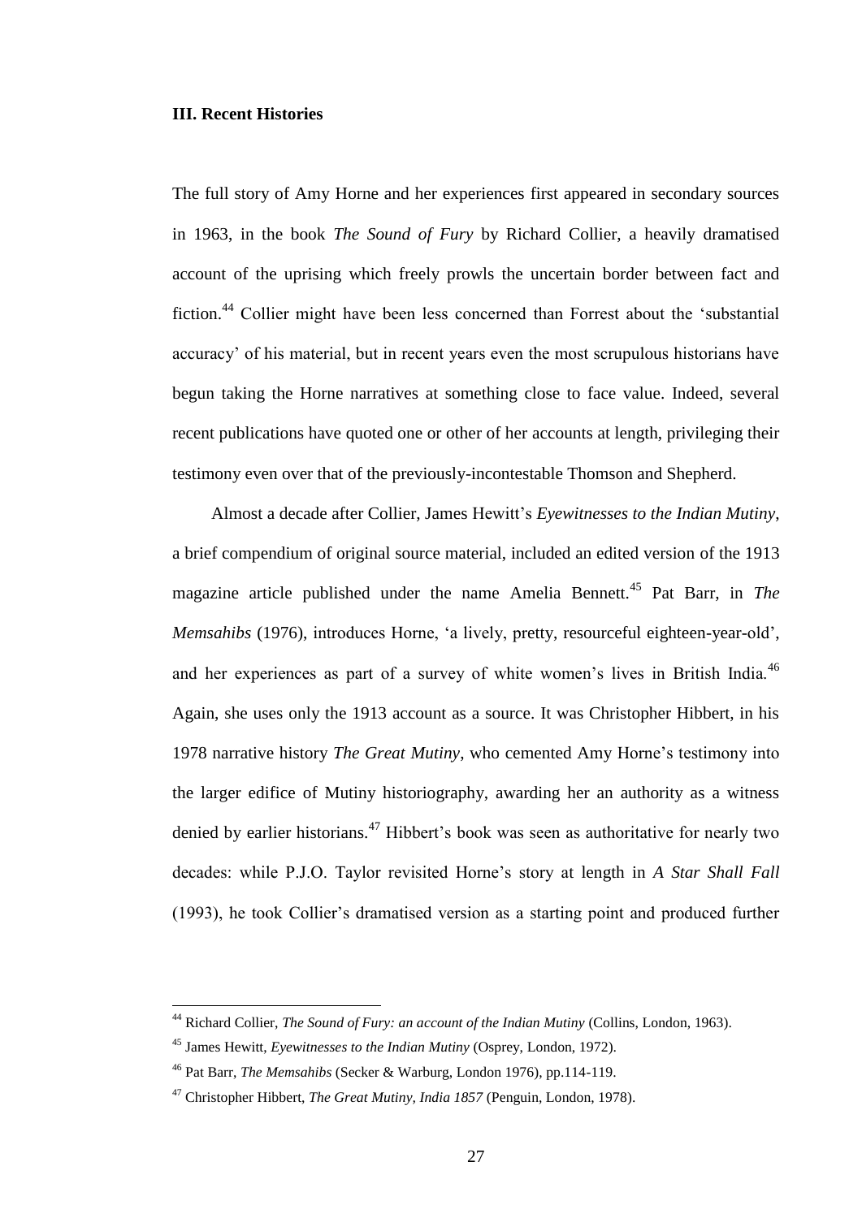### III. Recent Histories

The full story of Amy Horne and her experiences first appeared in secondary sources in 1963, in the book *The Sound of Fury* by Richard Collier, a heavily dramatised account of the uprising which freely prowls the uncertain border between fact and fiction.[44] Collier might have been less concerned than Forrest about the 'substantial accuracy' of his material, but in recent years even the most scrupulous historians have begun taking the Horne narratives at something close to face value. Indeed, several recent publications have quoted one or other of her accounts at length, privileging their testimony even over that of the previously-incontestable Thomson and Shepherd.

Almost a decade after Collier, James Hewitt's *Eyewitnesses to the Indian Mutiny*, a brief compendium of original source material, included an edited version of the 1913 magazine article published under the name Amelia Bennett.[45] Pat Barr, in *The Memsahibs* (1976), introduces Horne, 'a lively, pretty, resourceful eighteen-year-old', and her experiences as part of a survey of white women's lives in British India.[46] Again, she uses only the 1913 account as a source. It was Christopher Hibbert, in his 1978 narrative history *The Great Mutiny*, who cemented Amy Horne's testimony into the larger edifice of Mutiny historiography, awarding her an authority as a witness denied by earlier historians.[47] Hibbert's book was seen as authoritative for nearly two decades: while P.J.O. Taylor revisited Horne's story at length in *A Star Shall Fall* (1993), he took Collier's dramatised version as a starting point and produced further

---

[44] Richard Collier, *The Sound of Fury: an account of the Indian Mutiny* (Collins, London, 1963).

[45] James Hewitt, *Eyewitnesses to the Indian Mutiny* (Osprey, London, 1972).

[46] Pat Barr, *The Memsahibs* (Secker & Warburg, London 1976), pp.114-119.

[47] Christopher Hibbert, *The Great Mutiny, India 1857* (Penguin, London, 1978).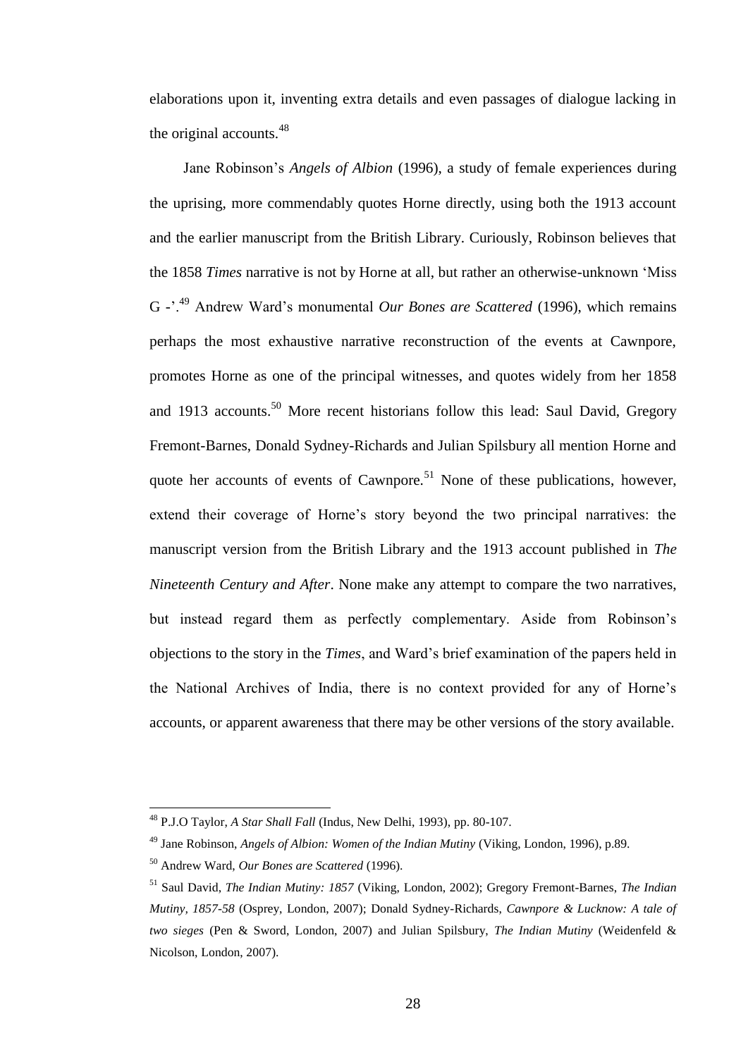elaborations upon it, inventing extra details and even passages of dialogue lacking in the original accounts.[48]

Jane Robinson's *Angels of Albion* (1996), a study of female experiences during the uprising, more commendably quotes Horne directly, using both the 1913 account and the earlier manuscript from the British Library. Curiously, Robinson believes that the 1858 *Times* narrative is not by Horne at all, but rather an otherwise-unknown 'Miss G -'.[49] Andrew Ward's monumental *Our Bones are Scattered* (1996), which remains perhaps the most exhaustive narrative reconstruction of the events at Cawnpore, promotes Horne as one of the principal witnesses, and quotes widely from her 1858 and 1913 accounts.[50] More recent historians follow this lead: Saul David, Gregory Fremont-Barnes, Donald Sydney-Richards and Julian Spilsbury all mention Horne and quote her accounts of events of Cawnpore.[51] None of these publications, however, extend their coverage of Horne's story beyond the two principal narratives: the manuscript version from the British Library and the 1913 account published in *The Nineteenth Century and After*. None make any attempt to compare the two narratives, but instead regard them as perfectly complementary. Aside from Robinson's objections to the story in the *Times*, and Ward's brief examination of the papers held in the National Archives of India, there is no context provided for any of Horne's accounts, or apparent awareness that there may be other versions of the story available.

---

[48] P.J.O Taylor, *A Star Shall Fall* (Indus, New Delhi, 1993), pp. 80-107.

[49] Jane Robinson, *Angels of Albion: Women of the Indian Mutiny* (Viking, London, 1996), p.89.

[50] Andrew Ward, *Our Bones are Scattered* (1996).

[51] Saul David, *The Indian Mutiny: 1857* (Viking, London, 2002); Gregory Fremont-Barnes, *The Indian Mutiny, 1857-58* (Osprey, London, 2007); Donald Sydney-Richards, *Cawnpore & Lucknow: A tale of two sieges* (Pen & Sword, London, 2007) and Julian Spilsbury, *The Indian Mutiny* (Weidenfeld & Nicolson, London, 2007).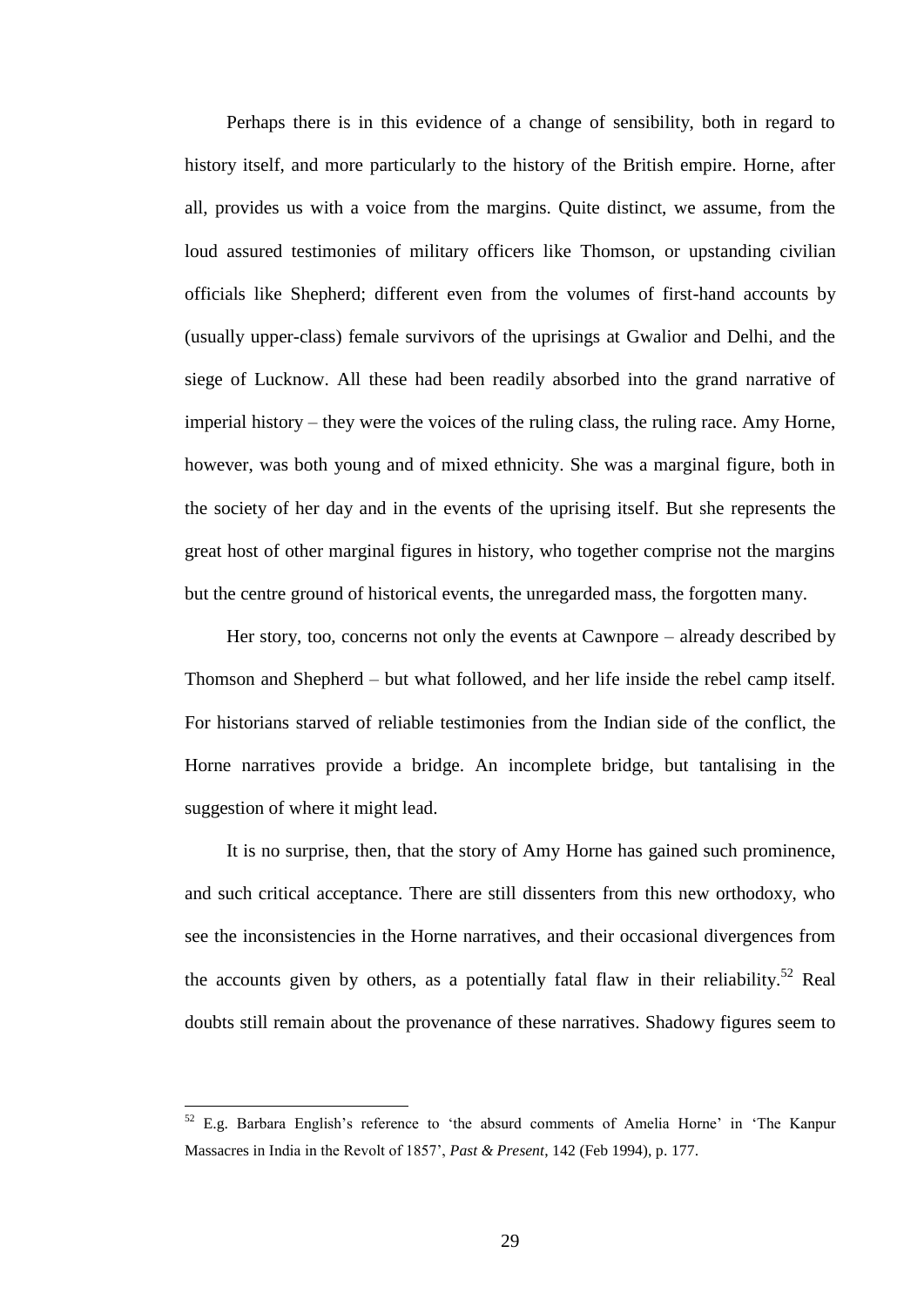Perhaps there is in this evidence of a change of sensibility, both in regard to history itself, and more particularly to the history of the British empire. Horne, after all, provides us with a voice from the margins. Quite distinct, we assume, from the loud assured testimonies of military officers like Thomson, or upstanding civilian officials like Shepherd; different even from the volumes of first-hand accounts by (usually upper-class) female survivors of the uprisings at Gwalior and Delhi, and the siege of Lucknow. All these had been readily absorbed into the grand narrative of imperial history – they were the voices of the ruling class, the ruling race. Amy Horne, however, was both young and of mixed ethnicity. She was a marginal figure, both in the society of her day and in the events of the uprising itself. But she represents the great host of other marginal figures in history, who together comprise not the margins but the centre ground of historical events, the unregarded mass, the forgotten many.

Her story, too, concerns not only the events at Cawnpore – already described by Thomson and Shepherd – but what followed, and her life inside the rebel camp itself. For historians starved of reliable testimonies from the Indian side of the conflict, the Horne narratives provide a bridge. An incomplete bridge, but tantalising in the suggestion of where it might lead.

It is no surprise, then, that the story of Amy Horne has gained such prominence, and such critical acceptance. There are still dissenters from this new orthodoxy, who see the inconsistencies in the Horne narratives, and their occasional divergences from the accounts given by others, as a potentially fatal flaw in their reliability.[52] Real doubts still remain about the provenance of these narratives. Shadowy figures seem to

---

[52] E.g. Barbara English's reference to 'the absurd comments of Amelia Horne' in 'The Kanpur Massacres in India in the Revolt of 1857', *Past & Present*, 142 (Feb 1994), p. 177.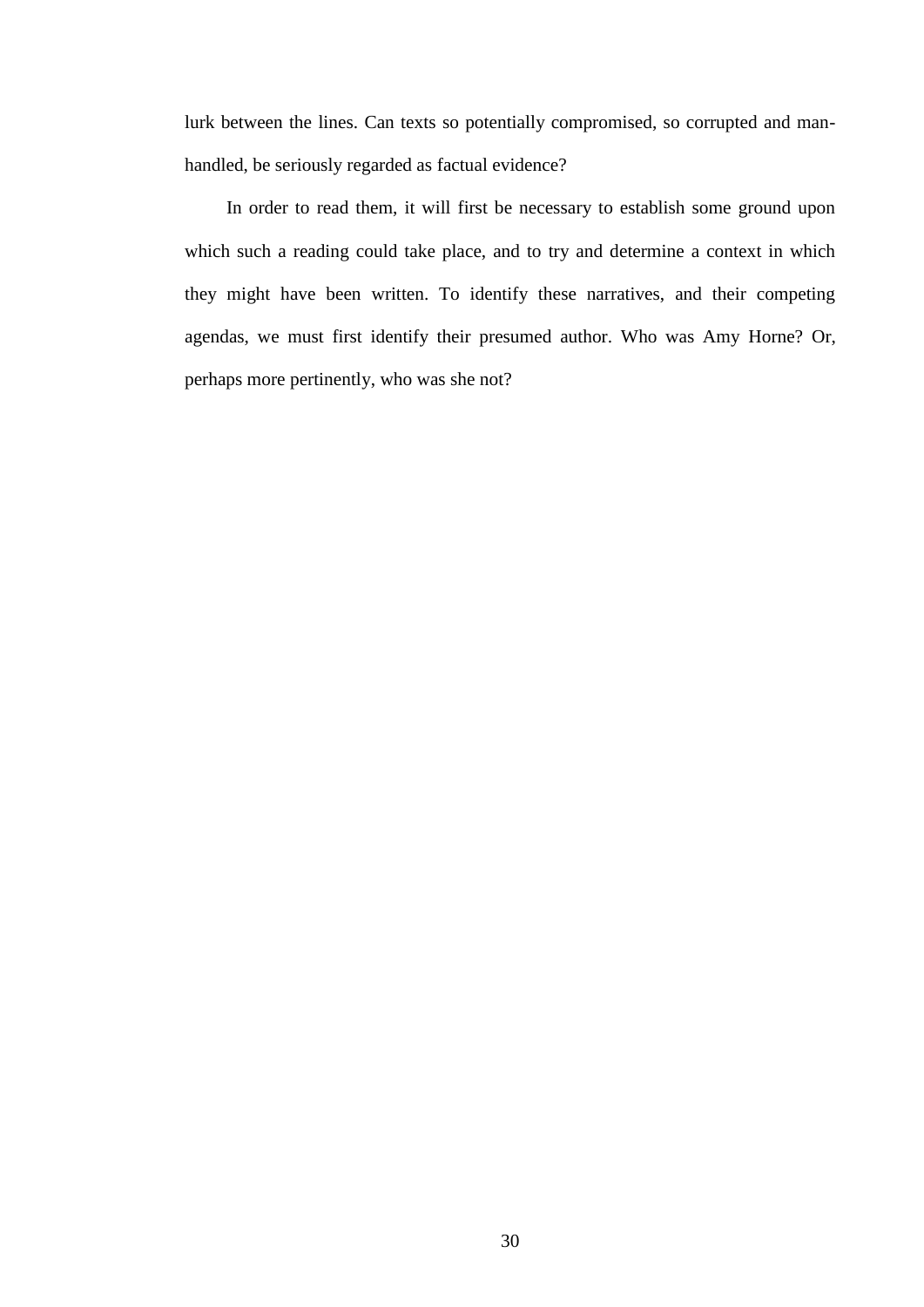lurk between the lines. Can texts so potentially compromised, so corrupted and man-handled, be seriously regarded as factual evidence?

In order to read them, it will first be necessary to establish some ground upon which such a reading could take place, and to try and determine a context in which they might have been written. To identify these narratives, and their competing agendas, we must first identify their presumed author. Who was Amy Horne? Or, perhaps more pertinently, who was she not?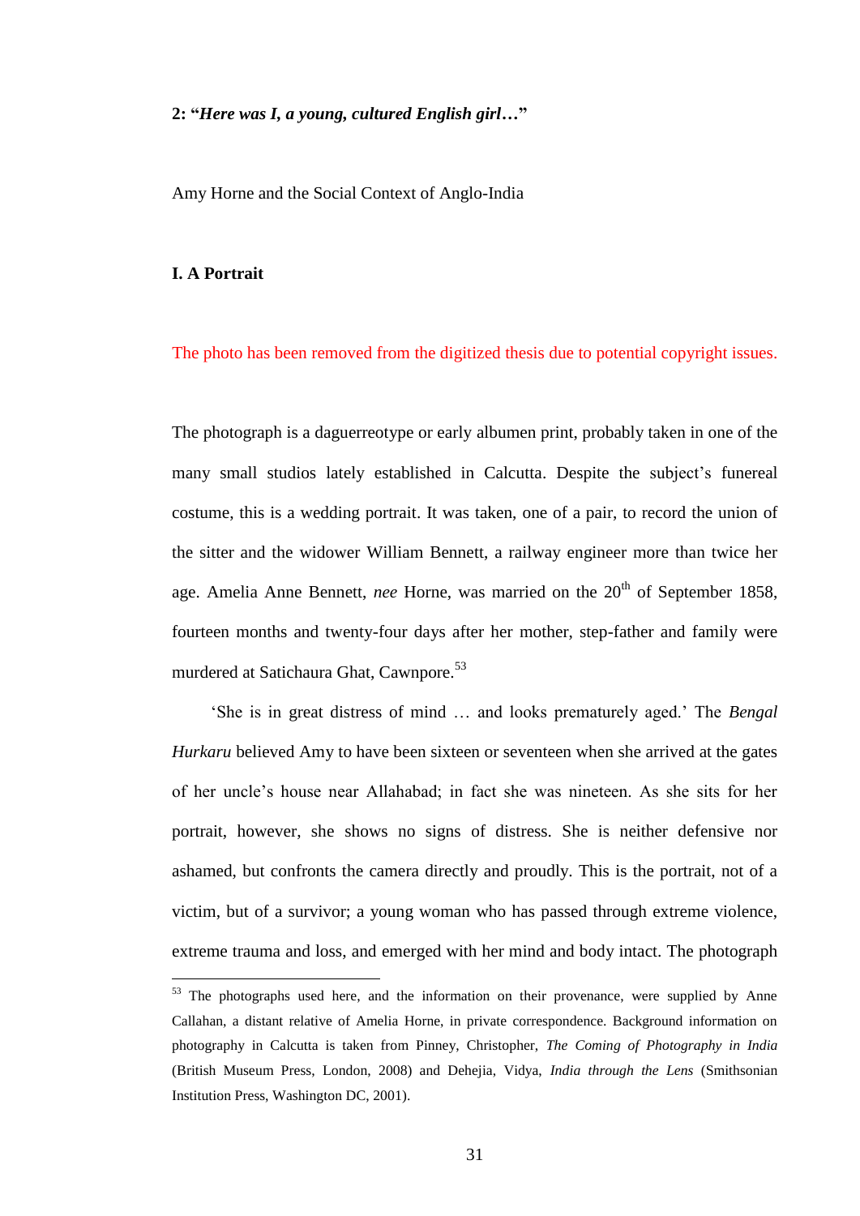## 2: "*Here was I, a young, cultured English girl…*"

Amy Horne and the Social Context of Anglo-India

### I. A Portrait

The photo has been removed from the digitized thesis due to potential copyright issues.

The photograph is a daguerreotype or early albumen print, probably taken in one of the many small studios lately established in Calcutta. Despite the subject's funereal costume, this is a wedding portrait. It was taken, one of a pair, to record the union of the sitter and the widower William Bennett, a railway engineer more than twice her age. Amelia Anne Bennett, *nee* Horne, was married on the 20th of September 1858, fourteen months and twenty-four days after her mother, step-father and family were murdered at Satichaura Ghat, Cawnpore.[53]

'She is in great distress of mind … and looks prematurely aged.' The *Bengal Hurkaru* believed Amy to have been sixteen or seventeen when she arrived at the gates of her uncle's house near Allahabad; in fact she was nineteen. As she sits for her portrait, however, she shows no signs of distress. She is neither defensive nor ashamed, but confronts the camera directly and proudly. This is the portrait, not of a victim, but of a survivor; a young woman who has passed through extreme violence, extreme trauma and loss, and emerged with her mind and body intact. The photograph

[53] The photographs used here, and the information on their provenance, were supplied by Anne Callahan, a distant relative of Amelia Horne, in private correspondence. Background information on photography in Calcutta is taken from Pinney, Christopher, *The Coming of Photography in India* (British Museum Press, London, 2008) and Dehejia, Vidya, *India through the Lens* (Smithsonian Institution Press, Washington DC, 2001).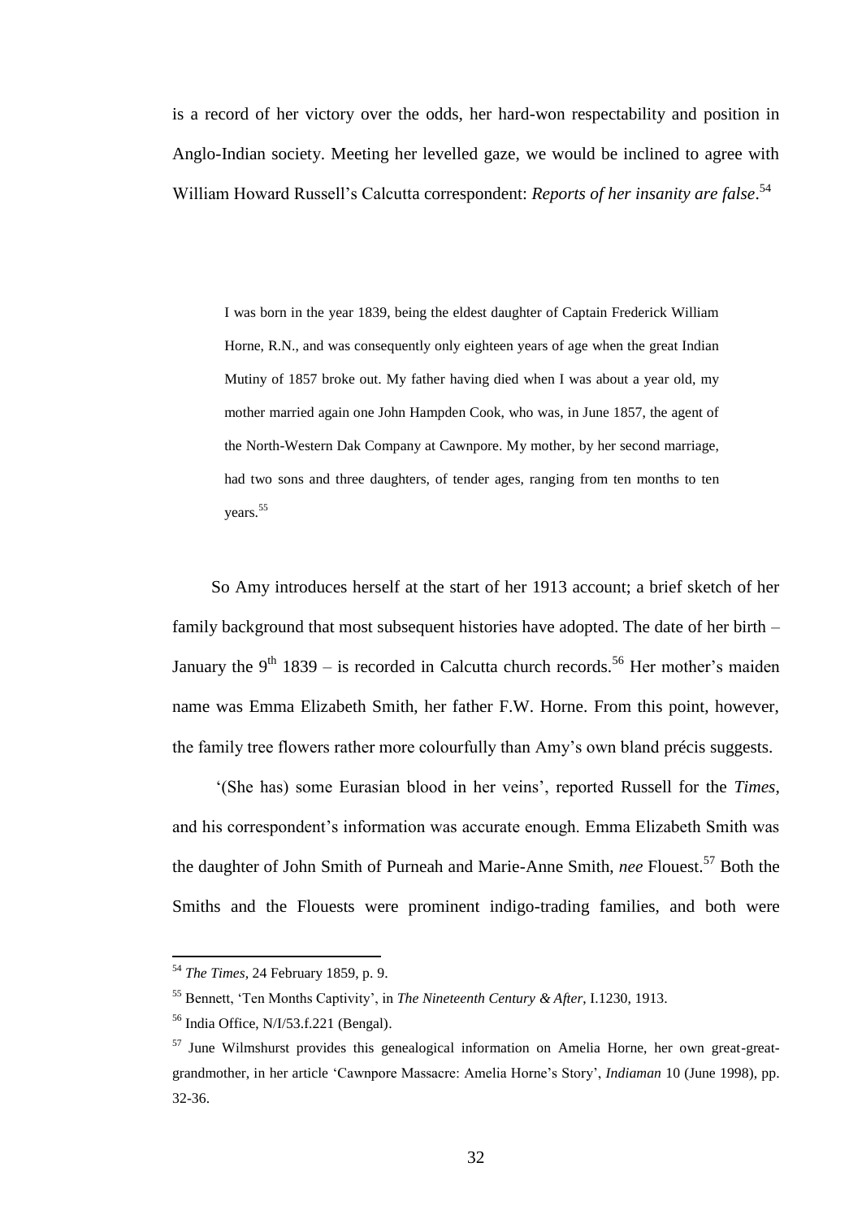is a record of her victory over the odds, her hard-won respectability and position in Anglo-Indian society. Meeting her levelled gaze, we would be inclined to agree with William Howard Russell's Calcutta correspondent: *Reports of her insanity are false*.[54]

> I was born in the year 1839, being the eldest daughter of Captain Frederick William Horne, R.N., and was consequently only eighteen years of age when the great Indian Mutiny of 1857 broke out. My father having died when I was about a year old, my mother married again one John Hampden Cook, who was, in June 1857, the agent of the North-Western Dak Company at Cawnpore. My mother, by her second marriage, had two sons and three daughters, of tender ages, ranging from ten months to ten years.[55]

So Amy introduces herself at the start of her 1913 account; a brief sketch of her family background that most subsequent histories have adopted. The date of her birth – January the 9th 1839 – is recorded in Calcutta church records.[56] Her mother's maiden name was Emma Elizabeth Smith, her father F.W. Horne. From this point, however, the family tree flowers rather more colourfully than Amy's own bland précis suggests.

'(She has) some Eurasian blood in her veins', reported Russell for the *Times*, and his correspondent's information was accurate enough. Emma Elizabeth Smith was the daughter of John Smith of Purneah and Marie-Anne Smith, *nee* Flouest.[57] Both the Smiths and the Flouests were prominent indigo-trading families, and both were

---

[54] *The Times*, 24 February 1859, p. 9.

[55] Bennett, 'Ten Months Captivity', in *The Nineteenth Century & After*, I.1230, 1913.

[56] India Office, N/I/53.f.221 (Bengal).

[57] June Wilmshurst provides this genealogical information on Amelia Horne, her own great-great-grandmother, in her article 'Cawnpore Massacre: Amelia Horne's Story', *Indiaman* 10 (June 1998), pp. 32-36.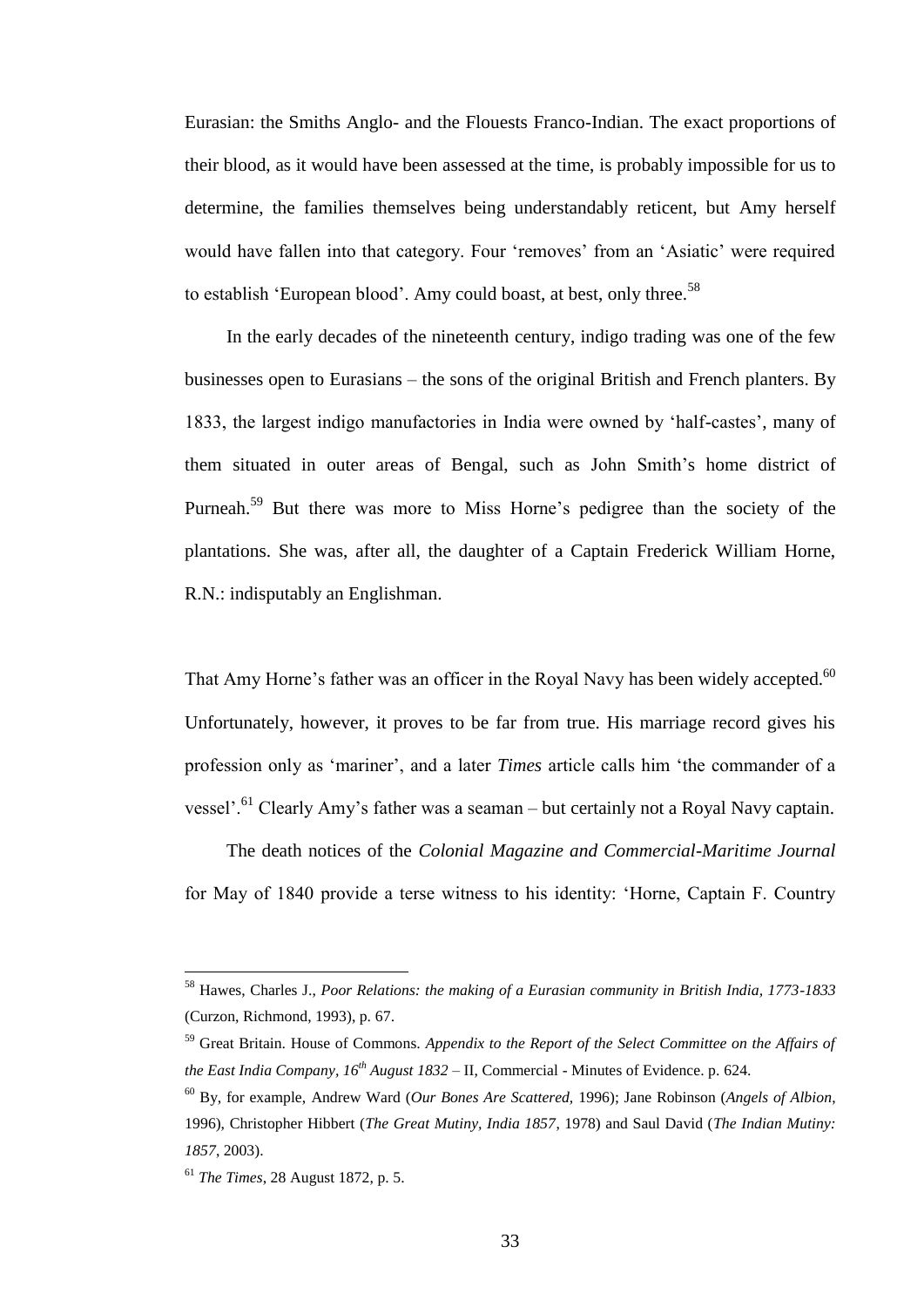Eurasian: the Smiths Anglo- and the Flouests Franco-Indian. The exact proportions of their blood, as it would have been assessed at the time, is probably impossible for us to determine, the families themselves being understandably reticent, but Amy herself would have fallen into that category. Four 'removes' from an 'Asiatic' were required to establish 'European blood'. Amy could boast, at best, only three.[58]

In the early decades of the nineteenth century, indigo trading was one of the few businesses open to Eurasians – the sons of the original British and French planters. By 1833, the largest indigo manufactories in India were owned by 'half-castes', many of them situated in outer areas of Bengal, such as John Smith's home district of Purneah.[59] But there was more to Miss Horne's pedigree than the society of the plantations. She was, after all, the daughter of a Captain Frederick William Horne, R.N.: indisputably an Englishman.

That Amy Horne's father was an officer in the Royal Navy has been widely accepted.[60] Unfortunately, however, it proves to be far from true. His marriage record gives his profession only as 'mariner', and a later *Times* article calls him 'the commander of a vessel'.[61] Clearly Amy's father was a seaman – but certainly not a Royal Navy captain.

The death notices of the *Colonial Magazine and Commercial-Maritime Journal* for May of 1840 provide a terse witness to his identity: 'Horne, Captain F. Country

---

[58] Hawes, Charles J., *Poor Relations: the making of a Eurasian community in British India, 1773-1833* (Curzon, Richmond, 1993), p. 67.

[59] Great Britain. House of Commons. *Appendix to the Report of the Select Committee on the Affairs of the East India Company, 16th August 1832* – II, Commercial - Minutes of Evidence. p. 624.

[60] By, for example, Andrew Ward (*Our Bones Are Scattered,* 1996); Jane Robinson (*Angels of Albion*, 1996), Christopher Hibbert (*The Great Mutiny, India 1857*, 1978) and Saul David (*The Indian Mutiny: 1857*, 2003).

[61] *The Times*, 28 August 1872, p. 5.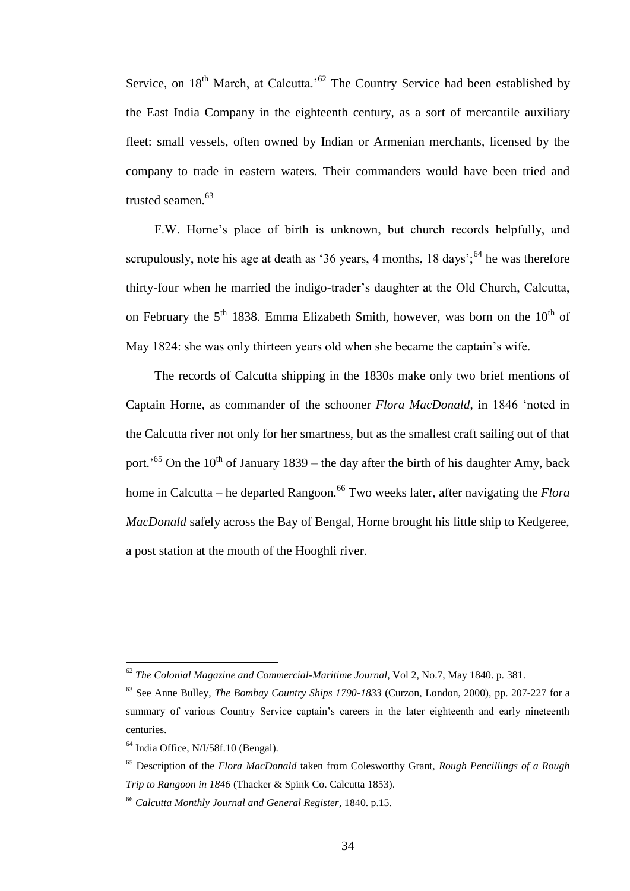Service, on 18th March, at Calcutta.'[62] The Country Service had been established by the East India Company in the eighteenth century, as a sort of mercantile auxiliary fleet: small vessels, often owned by Indian or Armenian merchants, licensed by the company to trade in eastern waters. Their commanders would have been tried and trusted seamen.[63]

F.W. Horne's place of birth is unknown, but church records helpfully, and scrupulously, note his age at death as '36 years, 4 months, 18 days';[64] he was therefore thirty-four when he married the indigo-trader's daughter at the Old Church, Calcutta, on February the 5th 1838. Emma Elizabeth Smith, however, was born on the 10th of May 1824: she was only thirteen years old when she became the captain's wife.

The records of Calcutta shipping in the 1830s make only two brief mentions of Captain Horne, as commander of the schooner *Flora MacDonald*, in 1846 'noted in the Calcutta river not only for her smartness, but as the smallest craft sailing out of that port.'[65] On the 10th of January 1839 – the day after the birth of his daughter Amy, back home in Calcutta – he departed Rangoon.[66] Two weeks later, after navigating the *Flora MacDonald* safely across the Bay of Bengal, Horne brought his little ship to Kedgeree, a post station at the mouth of the Hooghli river.

---

[62] *The Colonial Magazine and Commercial-Maritime Journal*, Vol 2, No.7, May 1840. p. 381.

[63] See Anne Bulley, *The Bombay Country Ships 1790-1833* (Curzon, London, 2000), pp. 207-227 for a summary of various Country Service captain's careers in the later eighteenth and early nineteenth centuries.

[64] India Office, N/I/58f.10 (Bengal).

[65] Description of the *Flora MacDonald* taken from Colesworthy Grant, *Rough Pencillings of a Rough Trip to Rangoon in 1846* (Thacker & Spink Co. Calcutta 1853).

[66] *Calcutta Monthly Journal and General Register*, 1840. p.15.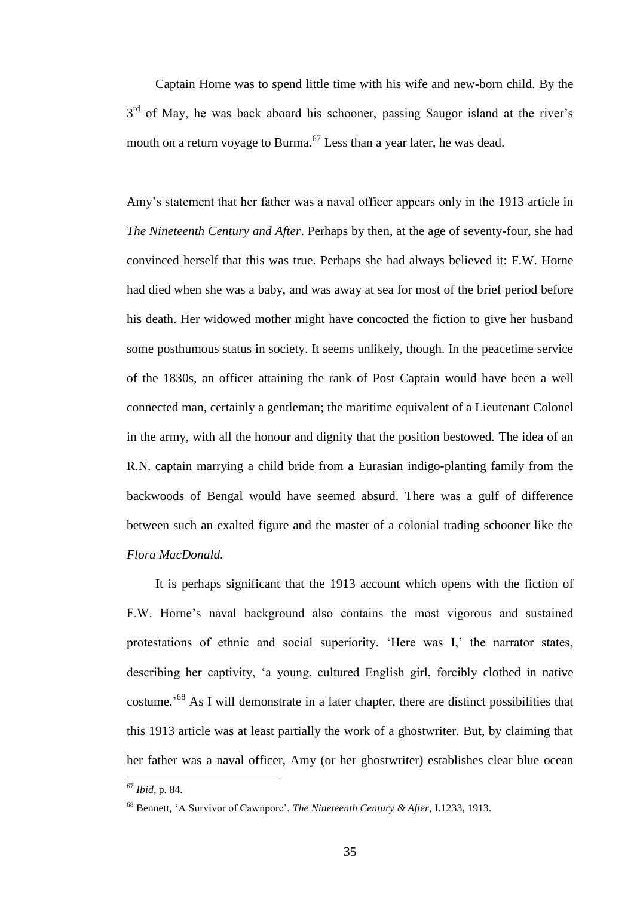Captain Horne was to spend little time with his wife and new-born child. By the 3rd of May, he was back aboard his schooner, passing Saugor island at the river's mouth on a return voyage to Burma.[67] Less than a year later, he was dead.

Amy's statement that her father was a naval officer appears only in the 1913 article in *The Nineteenth Century and After*. Perhaps by then, at the age of seventy-four, she had convinced herself that this was true. Perhaps she had always believed it: F.W. Horne had died when she was a baby, and was away at sea for most of the brief period before his death. Her widowed mother might have concocted the fiction to give her husband some posthumous status in society. It seems unlikely, though. In the peacetime service of the 1830s, an officer attaining the rank of Post Captain would have been a well connected man, certainly a gentleman; the maritime equivalent of a Lieutenant Colonel in the army, with all the honour and dignity that the position bestowed. The idea of an R.N. captain marrying a child bride from a Eurasian indigo-planting family from the backwoods of Bengal would have seemed absurd. There was a gulf of difference between such an exalted figure and the master of a colonial trading schooner like the *Flora MacDonald*.

It is perhaps significant that the 1913 account which opens with the fiction of F.W. Horne's naval background also contains the most vigorous and sustained protestations of ethnic and social superiority. 'Here was I,' the narrator states, describing her captivity, 'a young, cultured English girl, forcibly clothed in native costume.'[68] As I will demonstrate in a later chapter, there are distinct possibilities that this 1913 article was at least partially the work of a ghostwriter. But, by claiming that her father was a naval officer, Amy (or her ghostwriter) establishes clear blue ocean

---

[67] *Ibid*, p. 84.

[68] Bennett, 'A Survivor of Cawnpore', *The Nineteenth Century & After*, I.1233, 1913.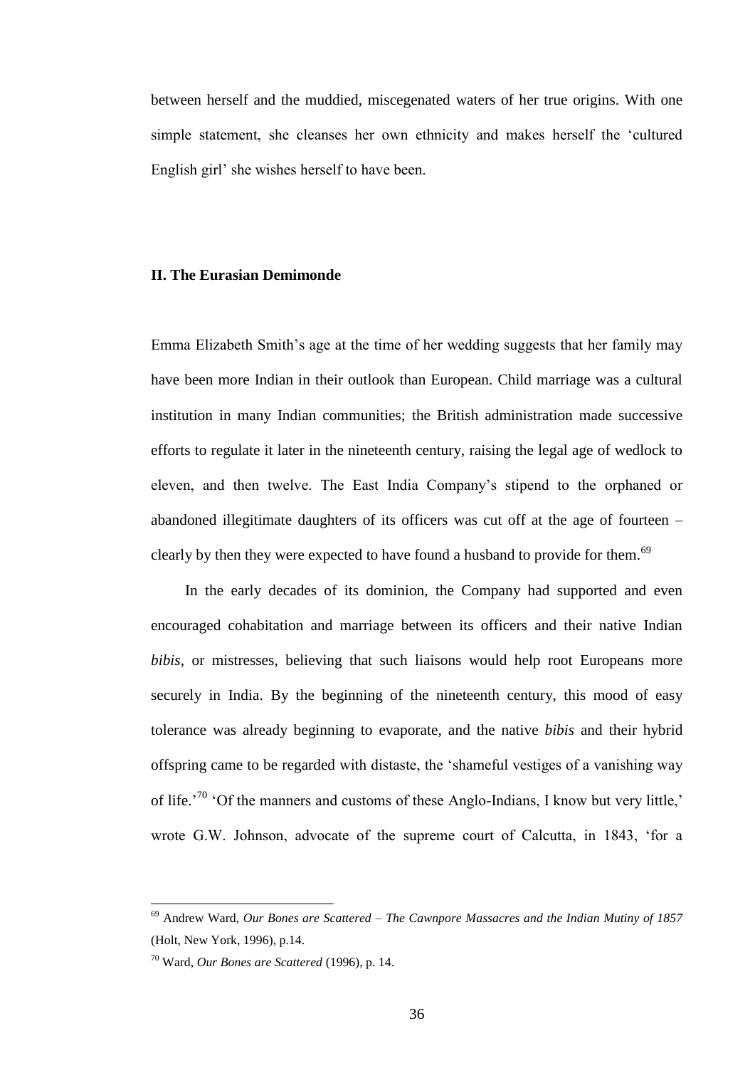between herself and the muddied, miscegenated waters of her true origins. With one simple statement, she cleanses her own ethnicity and makes herself the 'cultured English girl' she wishes herself to have been.

## II. The Eurasian Demimonde

Emma Elizabeth Smith's age at the time of her wedding suggests that her family may have been more Indian in their outlook than European. Child marriage was a cultural institution in many Indian communities; the British administration made successive efforts to regulate it later in the nineteenth century, raising the legal age of wedlock to eleven, and then twelve. The East India Company's stipend to the orphaned or abandoned illegitimate daughters of its officers was cut off at the age of fourteen – clearly by then they were expected to have found a husband to provide for them.[69]

In the early decades of its dominion, the Company had supported and even encouraged cohabitation and marriage between its officers and their native Indian *bibis*, or mistresses, believing that such liaisons would help root Europeans more securely in India. By the beginning of the nineteenth century, this mood of easy tolerance was already beginning to evaporate, and the native *bibis* and their hybrid offspring came to be regarded with distaste, the 'shameful vestiges of a vanishing way of life.'[70] 'Of the manners and customs of these Anglo-Indians, I know but very little,' wrote G.W. Johnson, advocate of the supreme court of Calcutta, in 1843, 'for a

---

[69] Andrew Ward, *Our Bones are Scattered – The Cawnpore Massacres and the Indian Mutiny of 1857* (Holt, New York, 1996), p.14.

[70] Ward, *Our Bones are Scattered* (1996), p. 14.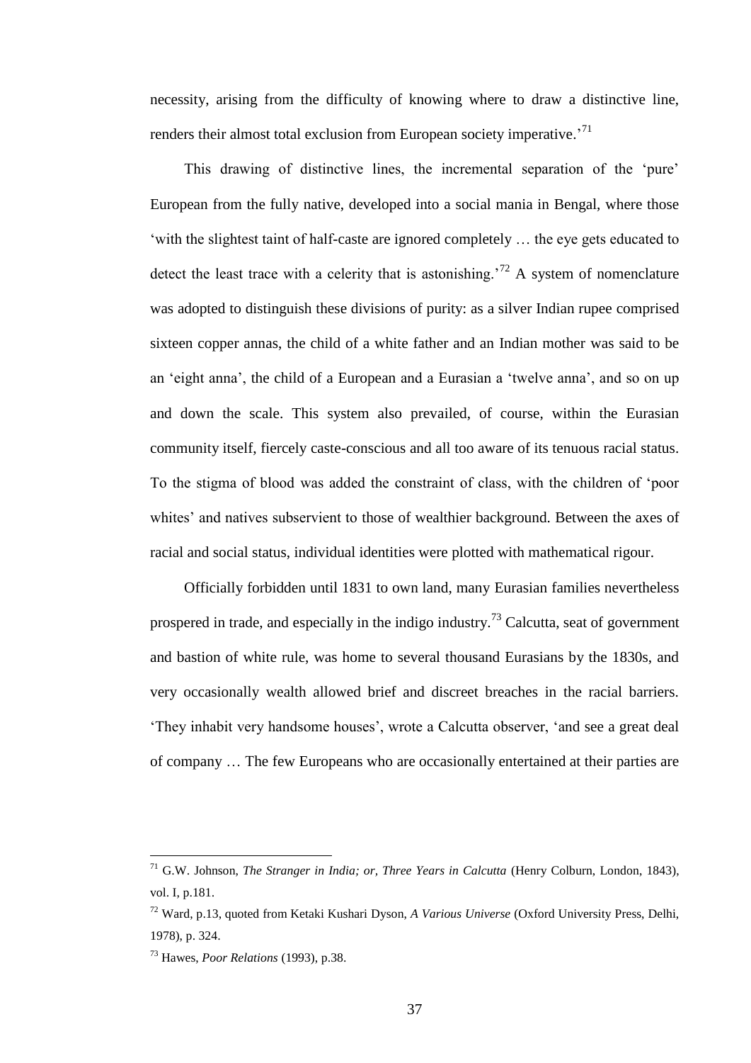necessity, arising from the difficulty of knowing where to draw a distinctive line, renders their almost total exclusion from European society imperative.'[71]

This drawing of distinctive lines, the incremental separation of the 'pure' European from the fully native, developed into a social mania in Bengal, where those 'with the slightest taint of half-caste are ignored completely … the eye gets educated to detect the least trace with a celerity that is astonishing.'[72] A system of nomenclature was adopted to distinguish these divisions of purity: as a silver Indian rupee comprised sixteen copper annas, the child of a white father and an Indian mother was said to be an 'eight anna', the child of a European and a Eurasian a 'twelve anna', and so on up and down the scale. This system also prevailed, of course, within the Eurasian community itself, fiercely caste-conscious and all too aware of its tenuous racial status. To the stigma of blood was added the constraint of class, with the children of 'poor whites' and natives subservient to those of wealthier background. Between the axes of racial and social status, individual identities were plotted with mathematical rigour.

Officially forbidden until 1831 to own land, many Eurasian families nevertheless prospered in trade, and especially in the indigo industry.[73] Calcutta, seat of government and bastion of white rule, was home to several thousand Eurasians by the 1830s, and very occasionally wealth allowed brief and discreet breaches in the racial barriers. 'They inhabit very handsome houses', wrote a Calcutta observer, 'and see a great deal of company … The few Europeans who are occasionally entertained at their parties are

---

[71] G.W. Johnson, *The Stranger in India; or, Three Years in Calcutta* (Henry Colburn, London, 1843), vol. I, p.181.

[72] Ward, p.13, quoted from Ketaki Kushari Dyson, *A Various Universe* (Oxford University Press, Delhi, 1978), p. 324.

[73] Hawes, *Poor Relations* (1993), p.38.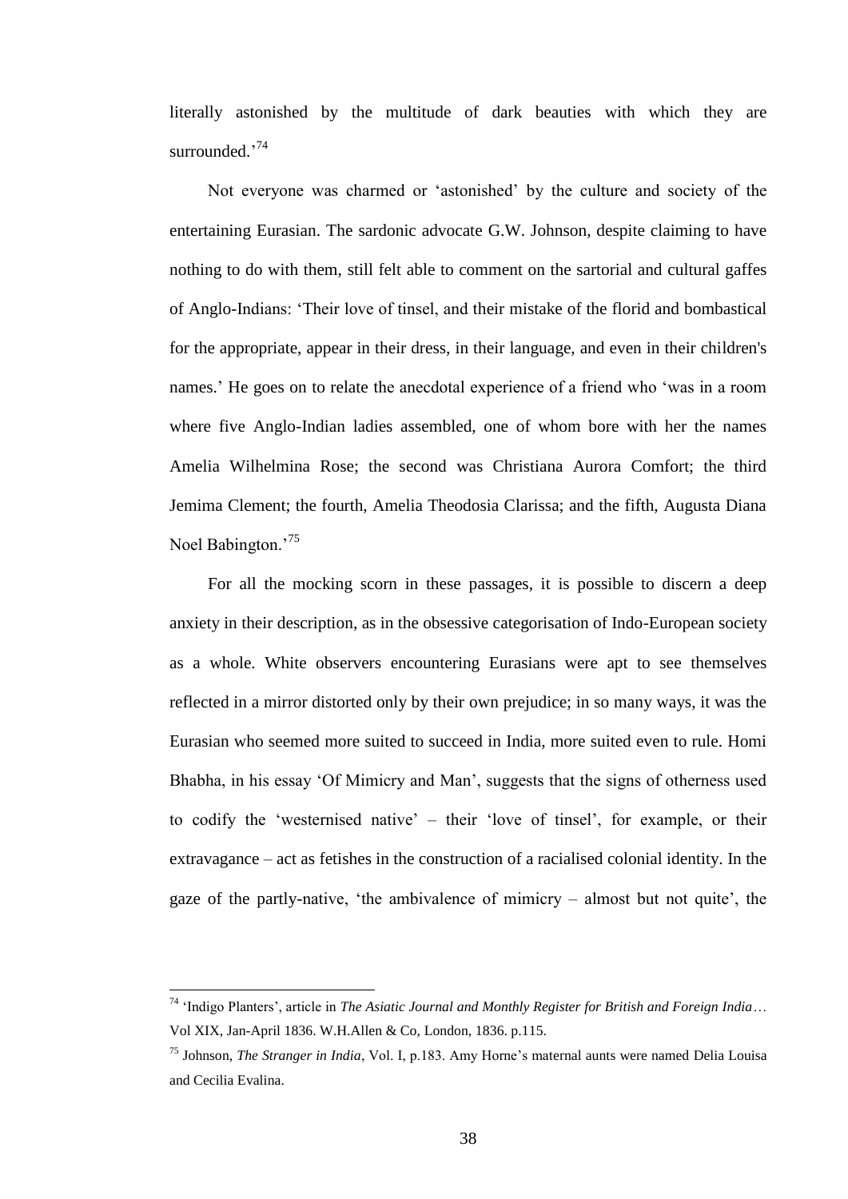literally astonished by the multitude of dark beauties with which they are surrounded.'[74]

Not everyone was charmed or 'astonished' by the culture and society of the entertaining Eurasian. The sardonic advocate G.W. Johnson, despite claiming to have nothing to do with them, still felt able to comment on the sartorial and cultural gaffes of Anglo-Indians: 'Their love of tinsel, and their mistake of the florid and bombastical for the appropriate, appear in their dress, in their language, and even in their children's names.' He goes on to relate the anecdotal experience of a friend who 'was in a room where five Anglo-Indian ladies assembled, one of whom bore with her the names Amelia Wilhelmina Rose; the second was Christiana Aurora Comfort; the third Jemima Clement; the fourth, Amelia Theodosia Clarissa; and the fifth, Augusta Diana Noel Babington.'[75]

For all the mocking scorn in these passages, it is possible to discern a deep anxiety in their description, as in the obsessive categorisation of Indo-European society as a whole. White observers encountering Eurasians were apt to see themselves reflected in a mirror distorted only by their own prejudice; in so many ways, it was the Eurasian who seemed more suited to succeed in India, more suited even to rule. Homi Bhabha, in his essay 'Of Mimicry and Man', suggests that the signs of otherness used to codify the 'westernised native' – their 'love of tinsel', for example, or their extravagance – act as fetishes in the construction of a racialised colonial identity. In the gaze of the partly-native, 'the ambivalence of mimicry – almost but not quite', the

---

[74] 'Indigo Planters', article in *The Asiatic Journal and Monthly Register for British and Foreign India*… Vol XIX, Jan-April 1836. W.H.Allen & Co, London, 1836. p.115.

[75] Johnson, *The Stranger in India*, Vol. I, p.183. Amy Horne's maternal aunts were named Delia Louisa and Cecilia Evalina.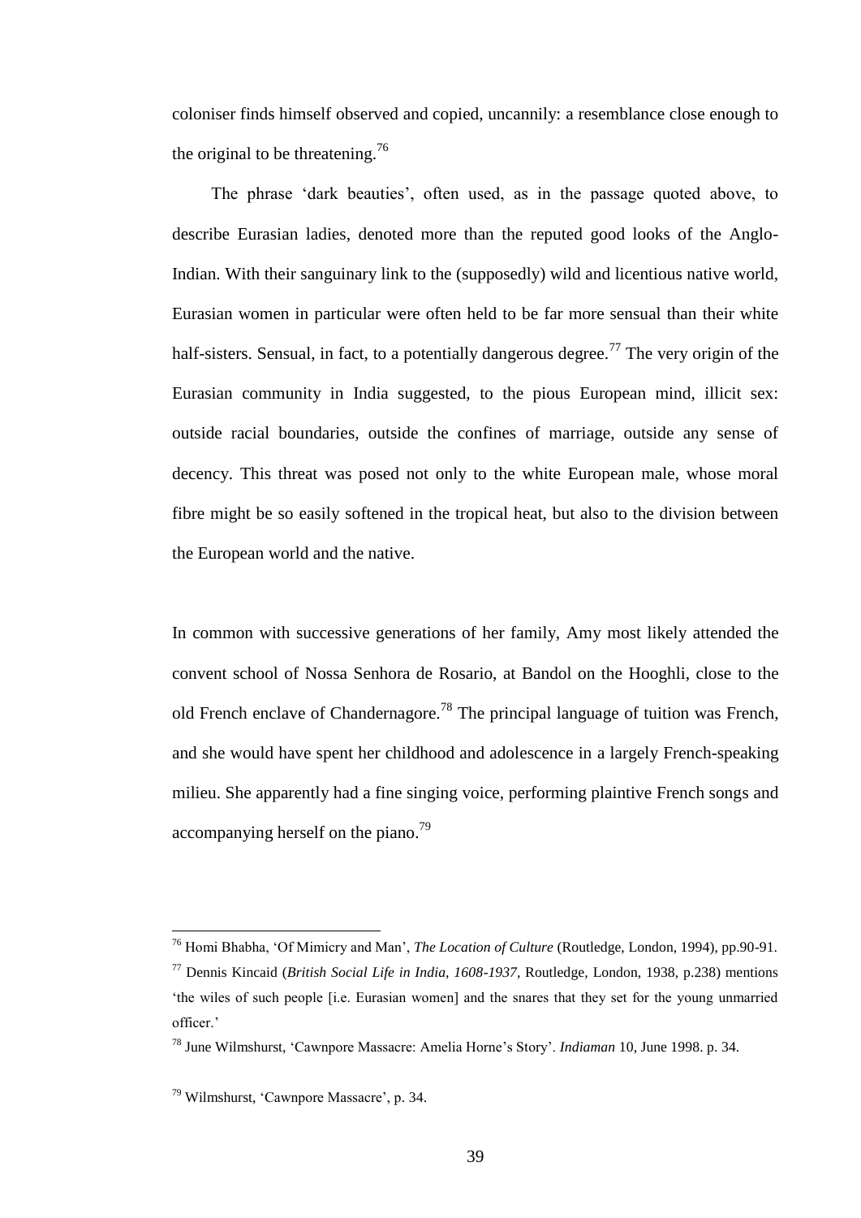coloniser finds himself observed and copied, uncannily: a resemblance close enough to the original to be threatening.[76]

The phrase 'dark beauties', often used, as in the passage quoted above, to describe Eurasian ladies, denoted more than the reputed good looks of the Anglo-Indian. With their sanguinary link to the (supposedly) wild and licentious native world, Eurasian women in particular were often held to be far more sensual than their white half-sisters. Sensual, in fact, to a potentially dangerous degree.[77] The very origin of the Eurasian community in India suggested, to the pious European mind, illicit sex: outside racial boundaries, outside the confines of marriage, outside any sense of decency. This threat was posed not only to the white European male, whose moral fibre might be so easily softened in the tropical heat, but also to the division between the European world and the native.

In common with successive generations of her family, Amy most likely attended the convent school of Nossa Senhora de Rosario, at Bandol on the Hooghli, close to the old French enclave of Chandernagore.[78] The principal language of tuition was French, and she would have spent her childhood and adolescence in a largely French-speaking milieu. She apparently had a fine singing voice, performing plaintive French songs and accompanying herself on the piano.[79]

---

[76] Homi Bhabha, 'Of Mimicry and Man', *The Location of Culture* (Routledge, London, 1994), pp.90-91.

[77] Dennis Kincaid (*British Social Life in India, 1608-1937*, Routledge, London, 1938, p.238) mentions 'the wiles of such people [i.e. Eurasian women] and the snares that they set for the young unmarried officer.'

[78] June Wilmshurst, 'Cawnpore Massacre: Amelia Horne's Story'. *Indiaman* 10, June 1998. p. 34.

[79] Wilmshurst, 'Cawnpore Massacre', p. 34.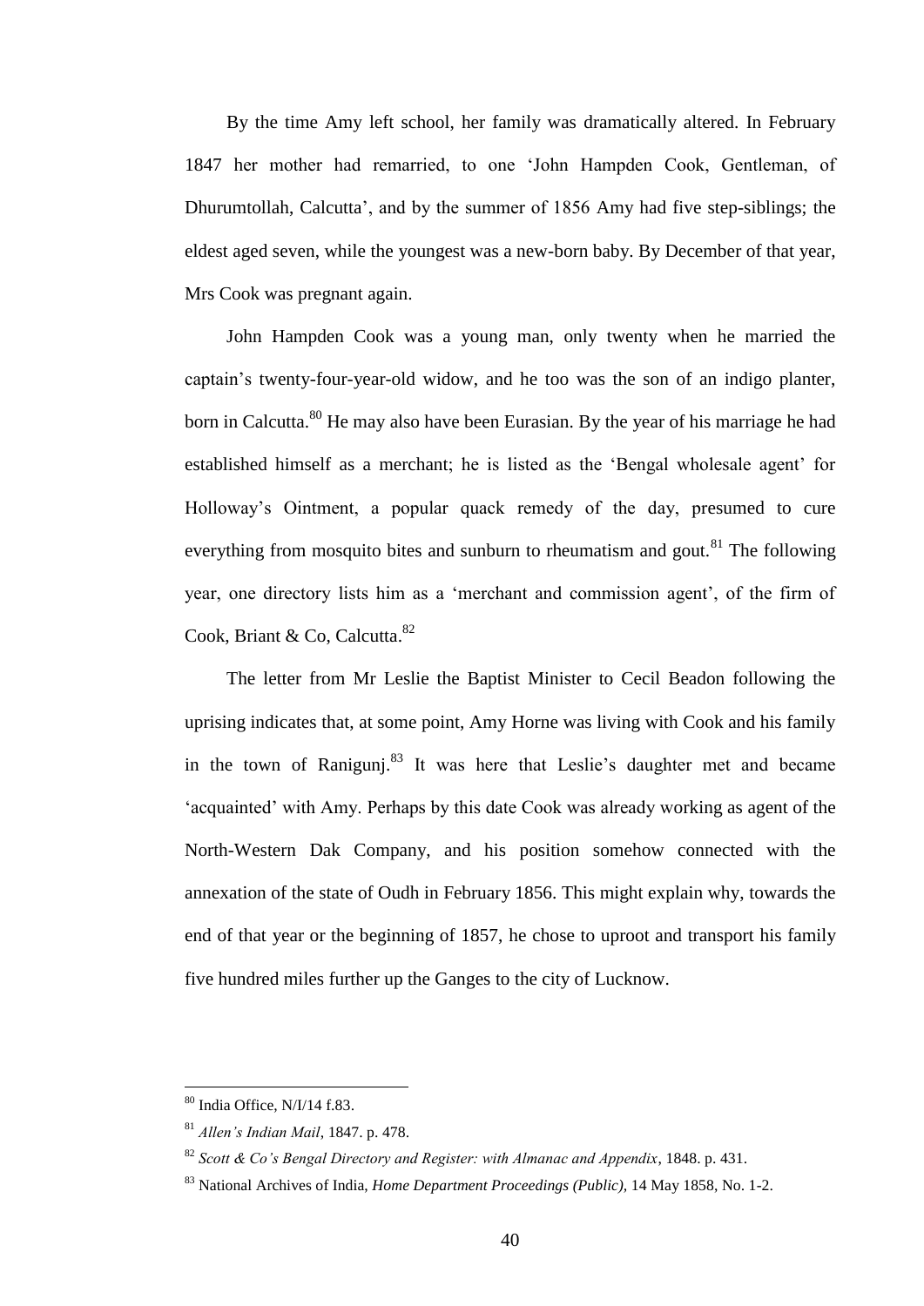By the time Amy left school, her family was dramatically altered. In February 1847 her mother had remarried, to one 'John Hampden Cook, Gentleman, of Dhurumtollah, Calcutta', and by the summer of 1856 Amy had five step-siblings; the eldest aged seven, while the youngest was a new-born baby. By December of that year, Mrs Cook was pregnant again.

John Hampden Cook was a young man, only twenty when he married the captain's twenty-four-year-old widow, and he too was the son of an indigo planter, born in Calcutta.[80] He may also have been Eurasian. By the year of his marriage he had established himself as a merchant; he is listed as the 'Bengal wholesale agent' for Holloway's Ointment, a popular quack remedy of the day, presumed to cure everything from mosquito bites and sunburn to rheumatism and gout.[81] The following year, one directory lists him as a 'merchant and commission agent', of the firm of Cook, Briant & Co, Calcutta.[82]

The letter from Mr Leslie the Baptist Minister to Cecil Beadon following the uprising indicates that, at some point, Amy Horne was living with Cook and his family in the town of Ranigunj.[83] It was here that Leslie's daughter met and became 'acquainted' with Amy. Perhaps by this date Cook was already working as agent of the North-Western Dak Company, and his position somehow connected with the annexation of the state of Oudh in February 1856. This might explain why, towards the end of that year or the beginning of 1857, he chose to uproot and transport his family five hundred miles further up the Ganges to the city of Lucknow.

---

[80] India Office, N/I/14 f.83.

[81] *Allen's Indian Mail*, 1847. p. 478.

[82] *Scott & Co's Bengal Directory and Register: with Almanac and Appendix*, 1848. p. 431.

[83] National Archives of India, *Home Department Proceedings (Public),* 14 May 1858, No. 1-2.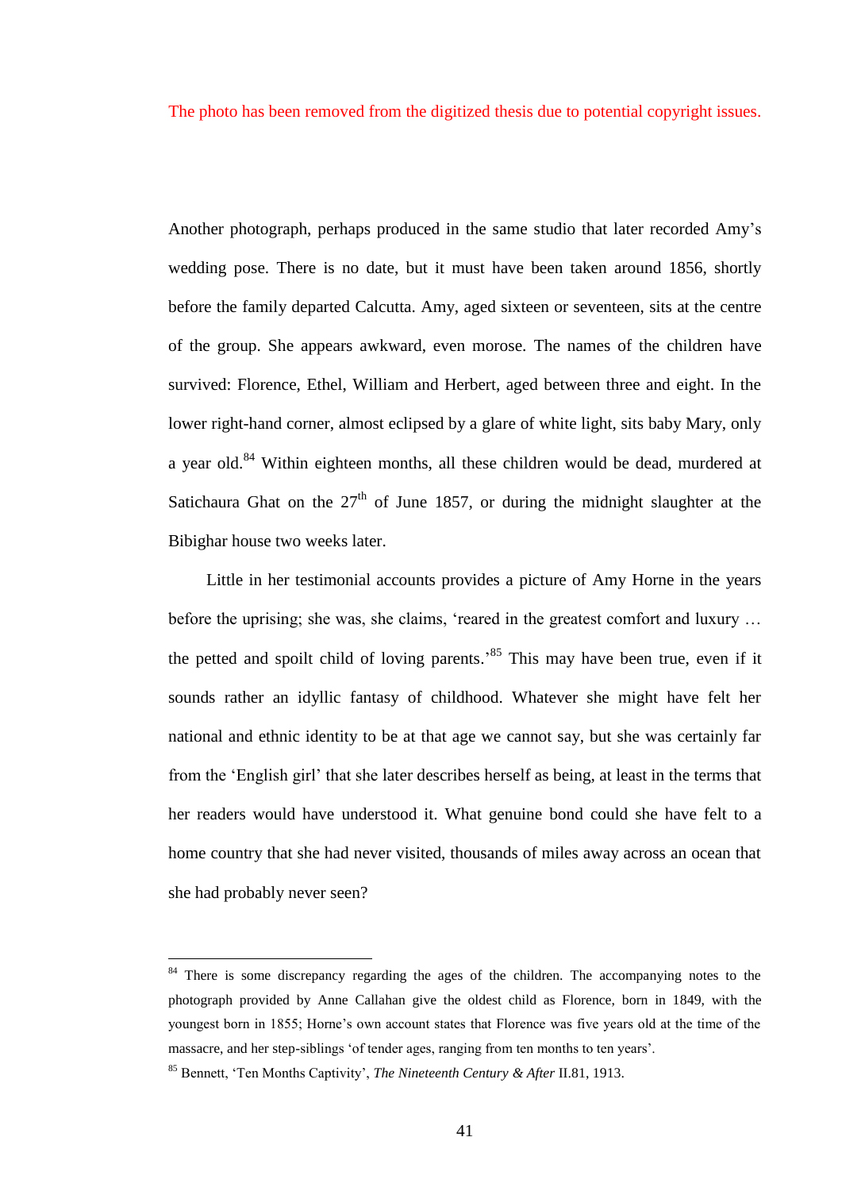The photo has been removed from the digitized thesis due to potential copyright issues.

Another photograph, perhaps produced in the same studio that later recorded Amy's wedding pose. There is no date, but it must have been taken around 1856, shortly before the family departed Calcutta. Amy, aged sixteen or seventeen, sits at the centre of the group. She appears awkward, even morose. The names of the children have survived: Florence, Ethel, William and Herbert, aged between three and eight. In the lower right-hand corner, almost eclipsed by a glare of white light, sits baby Mary, only a year old.[84] Within eighteen months, all these children would be dead, murdered at Satichaura Ghat on the 27th of June 1857, or during the midnight slaughter at the Bibighar house two weeks later.

Little in her testimonial accounts provides a picture of Amy Horne in the years before the uprising; she was, she claims, 'reared in the greatest comfort and luxury … the petted and spoilt child of loving parents.'[85] This may have been true, even if it sounds rather an idyllic fantasy of childhood. Whatever she might have felt her national and ethnic identity to be at that age we cannot say, but she was certainly far from the 'English girl' that she later describes herself as being, at least in the terms that her readers would have understood it. What genuine bond could she have felt to a home country that she had never visited, thousands of miles away across an ocean that she had probably never seen?

---

[84] There is some discrepancy regarding the ages of the children. The accompanying notes to the photograph provided by Anne Callahan give the oldest child as Florence, born in 1849, with the youngest born in 1855; Horne's own account states that Florence was five years old at the time of the massacre, and her step-siblings 'of tender ages, ranging from ten months to ten years'.

[85] Bennett, 'Ten Months Captivity', *The Nineteenth Century & After* II.81, 1913.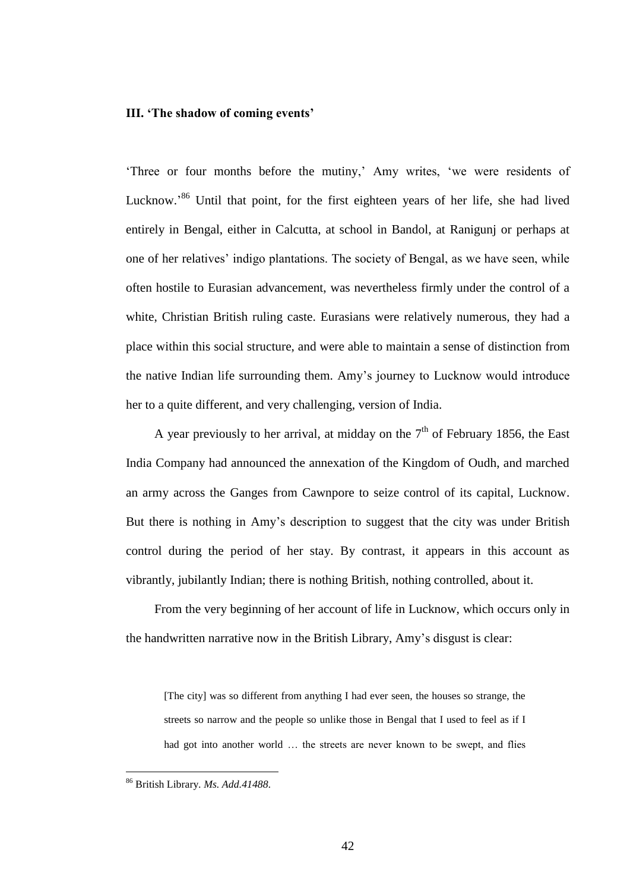### III. 'The shadow of coming events'

'Three or four months before the mutiny,' Amy writes, 'we were residents of Lucknow.'[86] Until that point, for the first eighteen years of her life, she had lived entirely in Bengal, either in Calcutta, at school in Bandol, at Ranigunj or perhaps at one of her relatives' indigo plantations. The society of Bengal, as we have seen, while often hostile to Eurasian advancement, was nevertheless firmly under the control of a white, Christian British ruling caste. Eurasians were relatively numerous, they had a place within this social structure, and were able to maintain a sense of distinction from the native Indian life surrounding them. Amy's journey to Lucknow would introduce her to a quite different, and very challenging, version of India.

A year previously to her arrival, at midday on the 7th of February 1856, the East India Company had announced the annexation of the Kingdom of Oudh, and marched an army across the Ganges from Cawnpore to seize control of its capital, Lucknow. But there is nothing in Amy's description to suggest that the city was under British control during the period of her stay. By contrast, it appears in this account as vibrantly, jubilantly Indian; there is nothing British, nothing controlled, about it.

From the very beginning of her account of life in Lucknow, which occurs only in the handwritten narrative now in the British Library, Amy's disgust is clear:

> [The city] was so different from anything I had ever seen, the houses so strange, the streets so narrow and the people so unlike those in Bengal that I used to feel as if I had got into another world … the streets are never known to be swept, and flies

---

[86] British Library. *Ms. Add.41488*.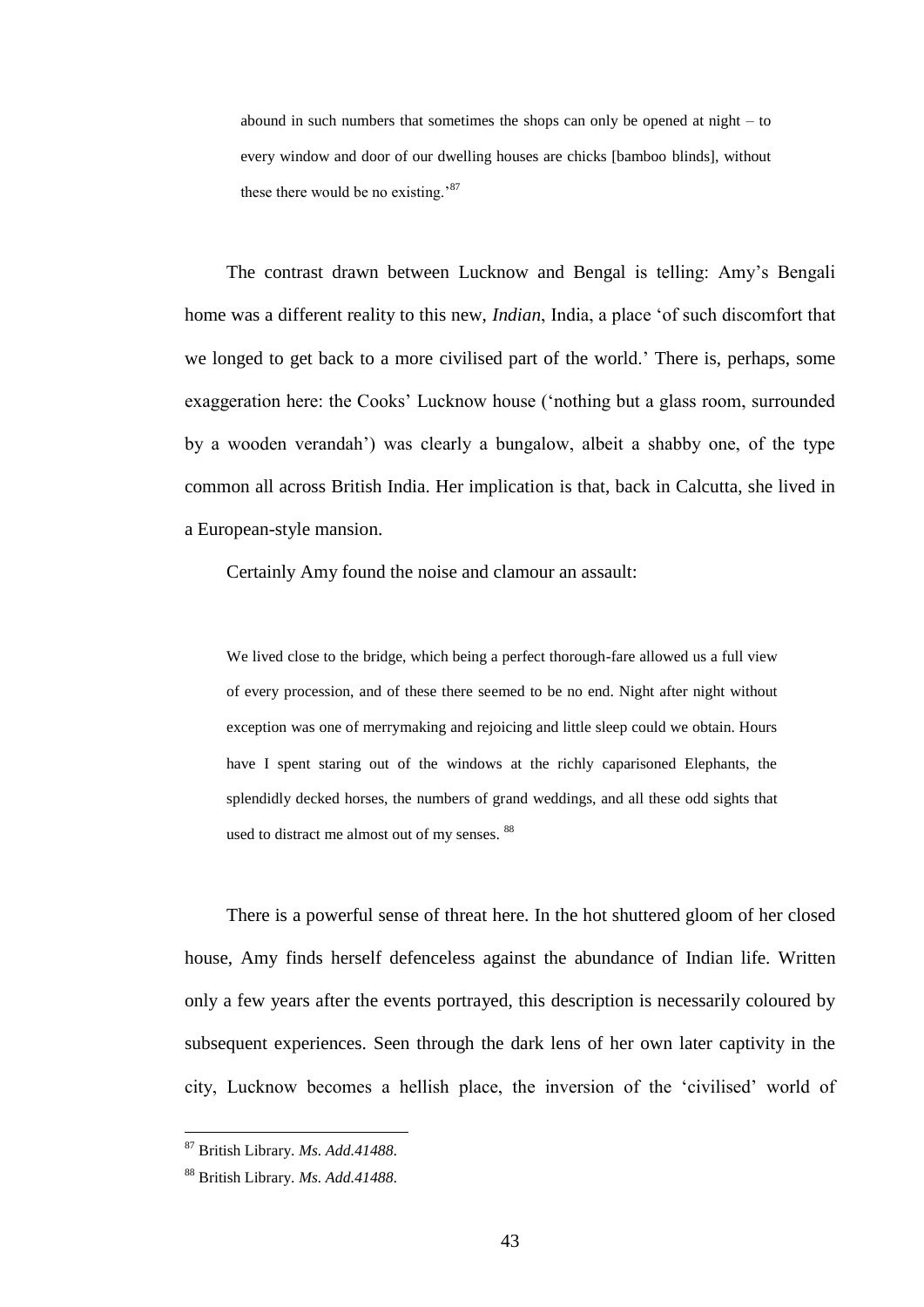> abound in such numbers that sometimes the shops can only be opened at night – to every window and door of our dwelling houses are chicks [bamboo blinds], without these there would be no existing.'[87]

The contrast drawn between Lucknow and Bengal is telling: Amy's Bengali home was a different reality to this new, *Indian*, India, a place 'of such discomfort that we longed to get back to a more civilised part of the world.' There is, perhaps, some exaggeration here: the Cooks' Lucknow house ('nothing but a glass room, surrounded by a wooden verandah') was clearly a bungalow, albeit a shabby one, of the type common all across British India. Her implication is that, back in Calcutta, she lived in a European-style mansion.

Certainly Amy found the noise and clamour an assault:

> We lived close to the bridge, which being a perfect thorough-fare allowed us a full view of every procession, and of these there seemed to be no end. Night after night without exception was one of merrymaking and rejoicing and little sleep could we obtain. Hours have I spent staring out of the windows at the richly caparisoned Elephants, the splendidly decked horses, the numbers of grand weddings, and all these odd sights that used to distract me almost out of my senses. [88]

There is a powerful sense of threat here. In the hot shuttered gloom of her closed house, Amy finds herself defenceless against the abundance of Indian life. Written only a few years after the events portrayed, this description is necessarily coloured by subsequent experiences. Seen through the dark lens of her own later captivity in the city, Lucknow becomes a hellish place, the inversion of the 'civilised' world of

[87] British Library. *Ms. Add.41488*.

[88] British Library. *Ms. Add.41488*.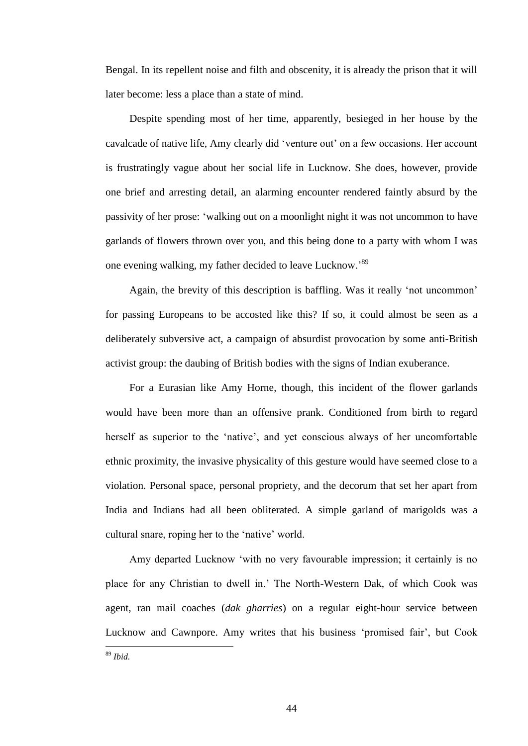Bengal. In its repellent noise and filth and obscenity, it is already the prison that it will later become: less a place than a state of mind.

Despite spending most of her time, apparently, besieged in her house by the cavalcade of native life, Amy clearly did 'venture out' on a few occasions. Her account is frustratingly vague about her social life in Lucknow. She does, however, provide one brief and arresting detail, an alarming encounter rendered faintly absurd by the passivity of her prose: 'walking out on a moonlight night it was not uncommon to have garlands of flowers thrown over you, and this being done to a party with whom I was one evening walking, my father decided to leave Lucknow.'[89]

Again, the brevity of this description is baffling. Was it really 'not uncommon' for passing Europeans to be accosted like this? If so, it could almost be seen as a deliberately subversive act, a campaign of absurdist provocation by some anti-British activist group: the daubing of British bodies with the signs of Indian exuberance.

For a Eurasian like Amy Horne, though, this incident of the flower garlands would have been more than an offensive prank. Conditioned from birth to regard herself as superior to the 'native', and yet conscious always of her uncomfortable ethnic proximity, the invasive physicality of this gesture would have seemed close to a violation. Personal space, personal propriety, and the decorum that set her apart from India and Indians had all been obliterated. A simple garland of marigolds was a cultural snare, roping her to the 'native' world.

Amy departed Lucknow 'with no very favourable impression; it certainly is no place for any Christian to dwell in.' The North-Western Dak, of which Cook was agent, ran mail coaches (*dak gharries*) on a regular eight-hour service between Lucknow and Cawnpore. Amy writes that his business 'promised fair', but Cook

[89] *Ibid.*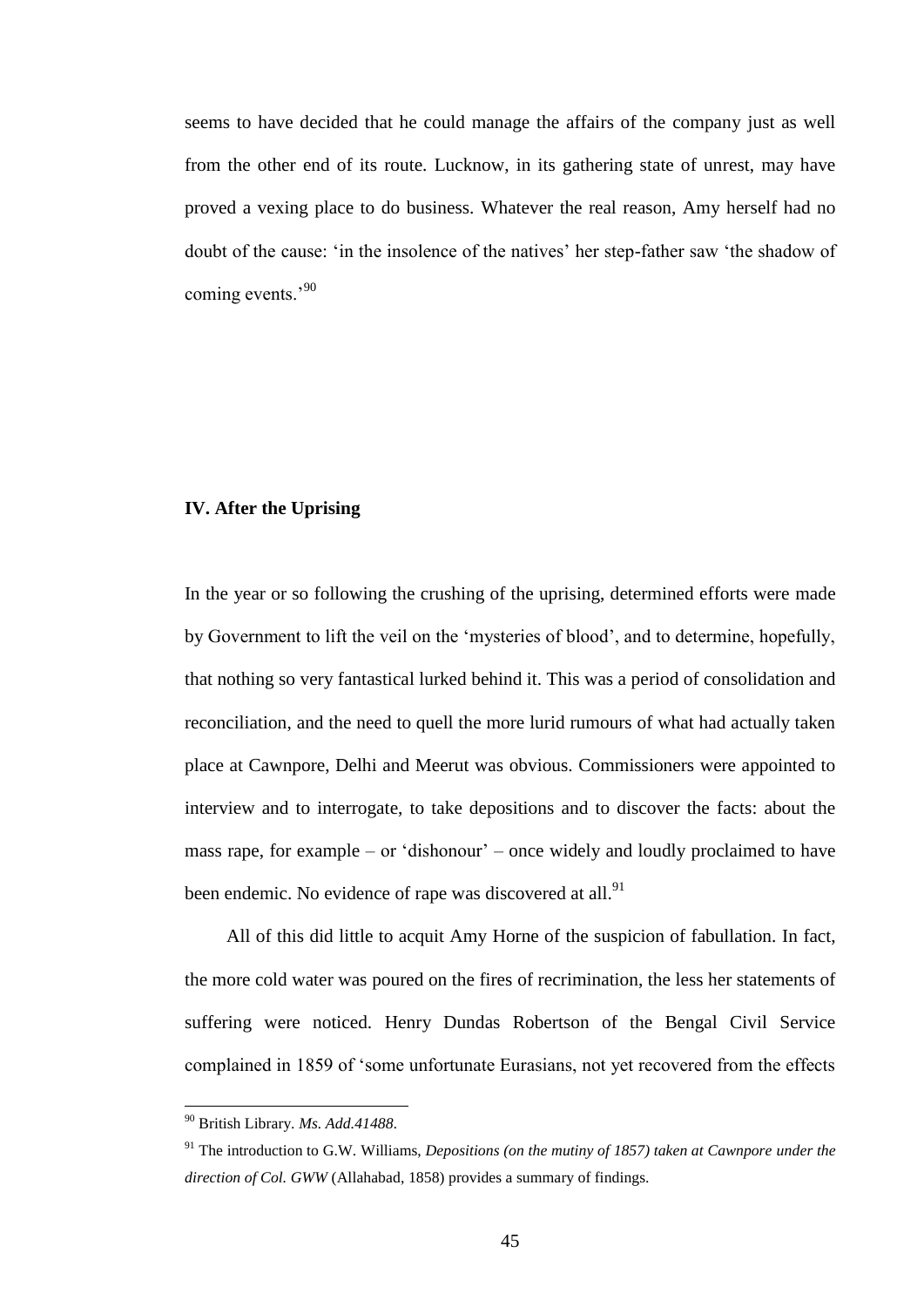seems to have decided that he could manage the affairs of the company just as well from the other end of its route. Lucknow, in its gathering state of unrest, may have proved a vexing place to do business. Whatever the real reason, Amy herself had no doubt of the cause: 'in the insolence of the natives' her step-father saw 'the shadow of coming events.'[90]

## IV. After the Uprising

In the year or so following the crushing of the uprising, determined efforts were made by Government to lift the veil on the 'mysteries of blood', and to determine, hopefully, that nothing so very fantastical lurked behind it. This was a period of consolidation and reconciliation, and the need to quell the more lurid rumours of what had actually taken place at Cawnpore, Delhi and Meerut was obvious. Commissioners were appointed to interview and to interrogate, to take depositions and to discover the facts: about the mass rape, for example – or 'dishonour' – once widely and loudly proclaimed to have been endemic. No evidence of rape was discovered at all.[91]

All of this did little to acquit Amy Horne of the suspicion of fabullation. In fact, the more cold water was poured on the fires of recrimination, the less her statements of suffering were noticed. Henry Dundas Robertson of the Bengal Civil Service complained in 1859 of 'some unfortunate Eurasians, not yet recovered from the effects

---

[90] British Library. *Ms. Add.41488*.

[91] The introduction to G.W. Williams, *Depositions (on the mutiny of 1857) taken at Cawnpore under the direction of Col. GWW* (Allahabad, 1858) provides a summary of findings.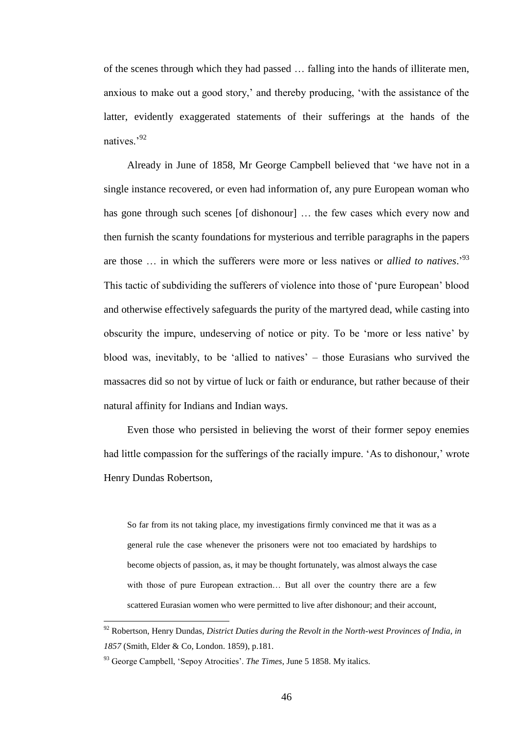of the scenes through which they had passed … falling into the hands of illiterate men, anxious to make out a good story,' and thereby producing, 'with the assistance of the latter, evidently exaggerated statements of their sufferings at the hands of the natives.'[92]

Already in June of 1858, Mr George Campbell believed that 'we have not in a single instance recovered, or even had information of, any pure European woman who has gone through such scenes [of dishonour] … the few cases which every now and then furnish the scanty foundations for mysterious and terrible paragraphs in the papers are those … in which the sufferers were more or less natives or *allied to natives*.'[93] This tactic of subdividing the sufferers of violence into those of 'pure European' blood and otherwise effectively safeguards the purity of the martyred dead, while casting into obscurity the impure, undeserving of notice or pity. To be 'more or less native' by blood was, inevitably, to be 'allied to natives' – those Eurasians who survived the massacres did so not by virtue of luck or faith or endurance, but rather because of their natural affinity for Indians and Indian ways.

Even those who persisted in believing the worst of their former sepoy enemies had little compassion for the sufferings of the racially impure. 'As to dishonour,' wrote Henry Dundas Robertson,

> So far from its not taking place, my investigations firmly convinced me that it was as a general rule the case whenever the prisoners were not too emaciated by hardships to become objects of passion, as, it may be thought fortunately, was almost always the case with those of pure European extraction… But all over the country there are a few scattered Eurasian women who were permitted to live after dishonour; and their account,

[92] Robertson, Henry Dundas, *District Duties during the Revolt in the North-west Provinces of India, in 1857* (Smith, Elder & Co, London. 1859), p.181.

[93] George Campbell, 'Sepoy Atrocities'. *The Times*, June 5 1858. My italics.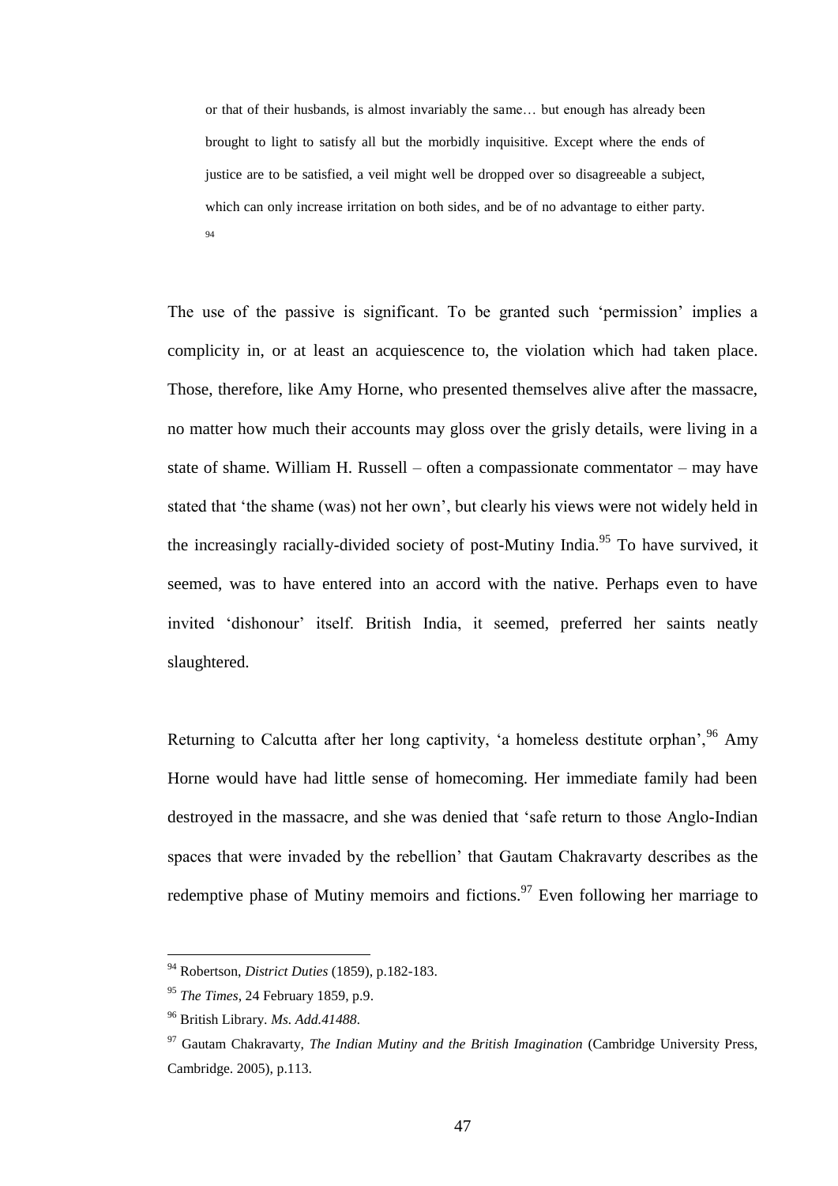> or that of their husbands, is almost invariably the same… but enough has already been brought to light to satisfy all but the morbidly inquisitive. Except where the ends of justice are to be satisfied, a veil might well be dropped over so disagreeable a subject, which can only increase irritation on both sides, and be of no advantage to either party. [94]

The use of the passive is significant. To be granted such 'permission' implies a complicity in, or at least an acquiescence to, the violation which had taken place. Those, therefore, like Amy Horne, who presented themselves alive after the massacre, no matter how much their accounts may gloss over the grisly details, were living in a state of shame. William H. Russell – often a compassionate commentator – may have stated that 'the shame (was) not her own', but clearly his views were not widely held in the increasingly racially-divided society of post-Mutiny India.[95] To have survived, it seemed, was to have entered into an accord with the native. Perhaps even to have invited 'dishonour' itself. British India, it seemed, preferred her saints neatly slaughtered.

Returning to Calcutta after her long captivity, 'a homeless destitute orphan',[96] Amy Horne would have had little sense of homecoming. Her immediate family had been destroyed in the massacre, and she was denied that 'safe return to those Anglo-Indian spaces that were invaded by the rebellion' that Gautam Chakravarty describes as the redemptive phase of Mutiny memoirs and fictions.[97] Even following her marriage to

---

[94] Robertson, *District Duties* (1859), p.182-183.

[95] *The Times*, 24 February 1859, p.9.

[96] British Library. *Ms. Add.41488*.

[97] Gautam Chakravarty, *The Indian Mutiny and the British Imagination* (Cambridge University Press, Cambridge. 2005), p.113.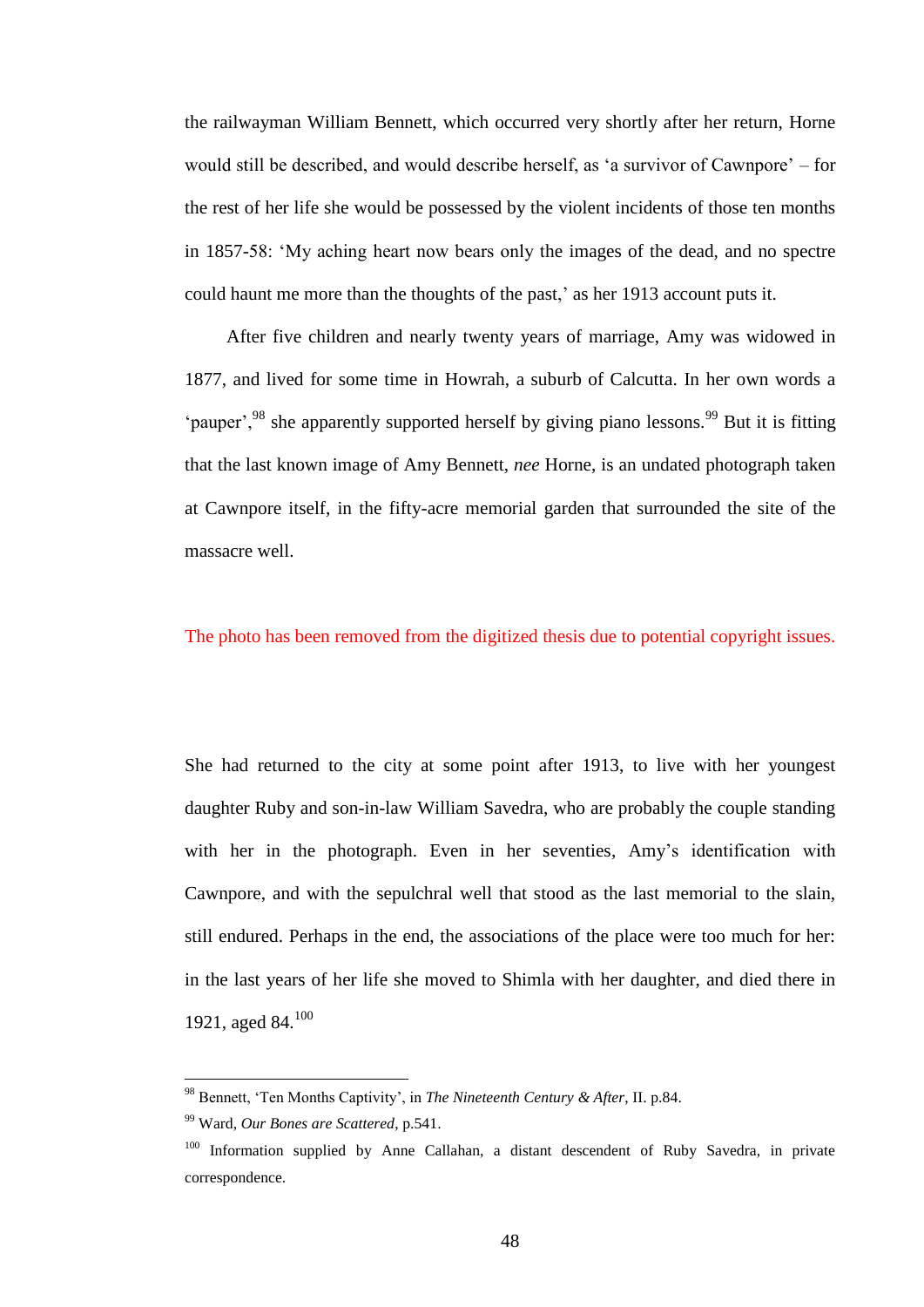the railwayman William Bennett, which occurred very shortly after her return, Horne would still be described, and would describe herself, as 'a survivor of Cawnpore' – for the rest of her life she would be possessed by the violent incidents of those ten months in 1857-58: 'My aching heart now bears only the images of the dead, and no spectre could haunt me more than the thoughts of the past,' as her 1913 account puts it.

After five children and nearly twenty years of marriage, Amy was widowed in 1877, and lived for some time in Howrah, a suburb of Calcutta. In her own words a 'pauper',[98] she apparently supported herself by giving piano lessons.[99] But it is fitting that the last known image of Amy Bennett, *nee* Horne, is an undated photograph taken at Cawnpore itself, in the fifty-acre memorial garden that surrounded the site of the massacre well.

The photo has been removed from the digitized thesis due to potential copyright issues.

She had returned to the city at some point after 1913, to live with her youngest daughter Ruby and son-in-law William Savedra, who are probably the couple standing with her in the photograph. Even in her seventies, Amy's identification with Cawnpore, and with the sepulchral well that stood as the last memorial to the slain, still endured. Perhaps in the end, the associations of the place were too much for her: in the last years of her life she moved to Shimla with her daughter, and died there in 1921, aged 84.[100]

---

[98] Bennett, 'Ten Months Captivity', in *The Nineteenth Century & After*, II. p.84.

[99] Ward, *Our Bones are Scattered*, p.541.

[100] Information supplied by Anne Callahan, a distant descendent of Ruby Savedra, in private correspondence.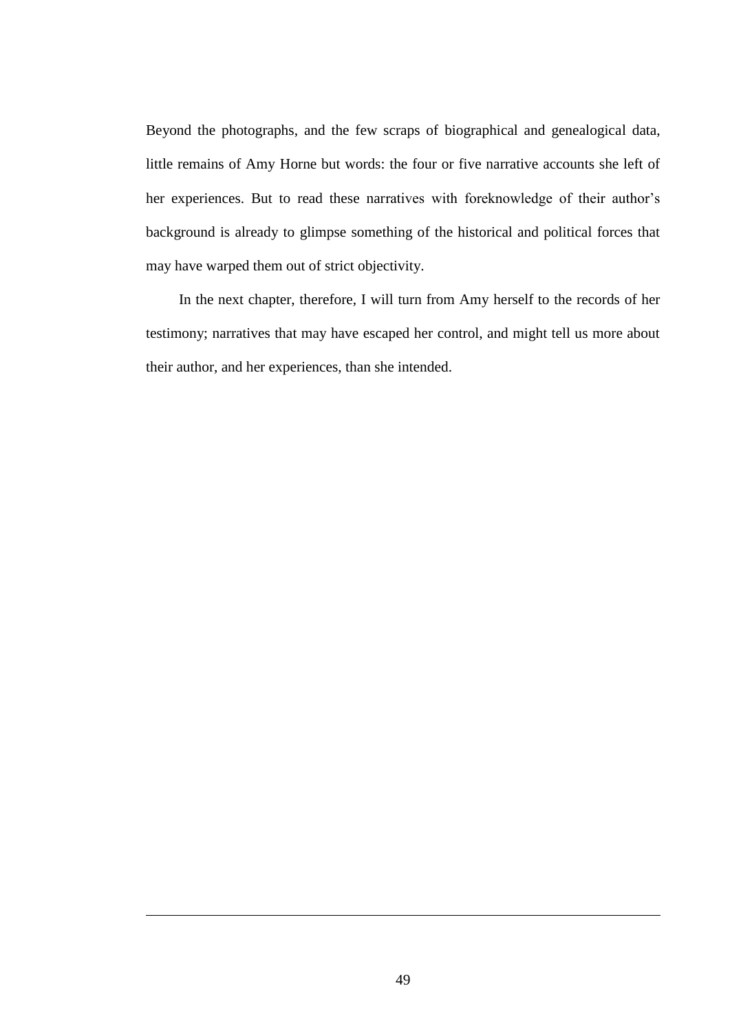Beyond the photographs, and the few scraps of biographical and genealogical data, little remains of Amy Horne but words: the four or five narrative accounts she left of her experiences. But to read these narratives with foreknowledge of their author's background is already to glimpse something of the historical and political forces that may have warped them out of strict objectivity.

In the next chapter, therefore, I will turn from Amy herself to the records of her testimony; narratives that may have escaped her control, and might tell us more about their author, and her experiences, than she intended.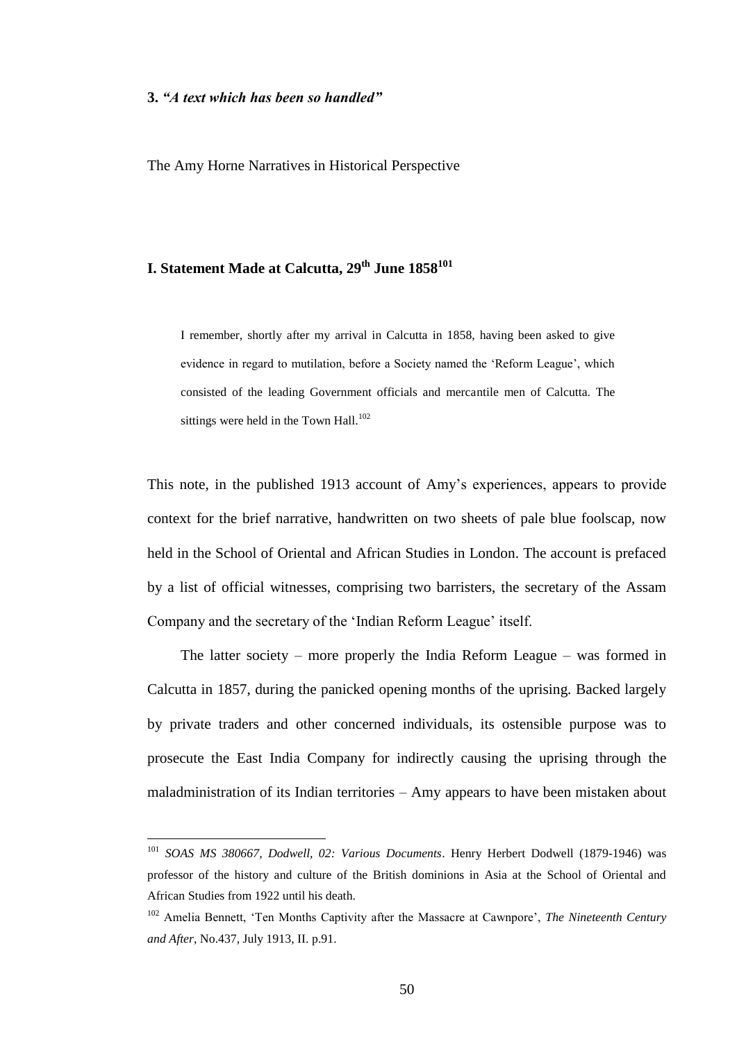## 3. *"A text which has been so handled"*

The Amy Horne Narratives in Historical Perspective

### I. Statement Made at Calcutta, 29th June 1858[101]

> I remember, shortly after my arrival in Calcutta in 1858, having been asked to give evidence in regard to mutilation, before a Society named the 'Reform League', which consisted of the leading Government officials and mercantile men of Calcutta. The sittings were held in the Town Hall.[102]

This note, in the published 1913 account of Amy's experiences, appears to provide context for the brief narrative, handwritten on two sheets of pale blue foolscap, now held in the School of Oriental and African Studies in London. The account is prefaced by a list of official witnesses, comprising two barristers, the secretary of the Assam Company and the secretary of the 'Indian Reform League' itself.

The latter society – more properly the India Reform League – was formed in Calcutta in 1857, during the panicked opening months of the uprising. Backed largely by private traders and other concerned individuals, its ostensible purpose was to prosecute the East India Company for indirectly causing the uprising through the maladministration of its Indian territories – Amy appears to have been mistaken about

---

[101] *SOAS MS 380667, Dodwell, 02: Various Documents*. Henry Herbert Dodwell (1879-1946) was professor of the history and culture of the British dominions in Asia at the School of Oriental and African Studies from 1922 until his death.

[102] Amelia Bennett, 'Ten Months Captivity after the Massacre at Cawnpore', *The Nineteenth Century and After*, No.437, July 1913, II. p.91.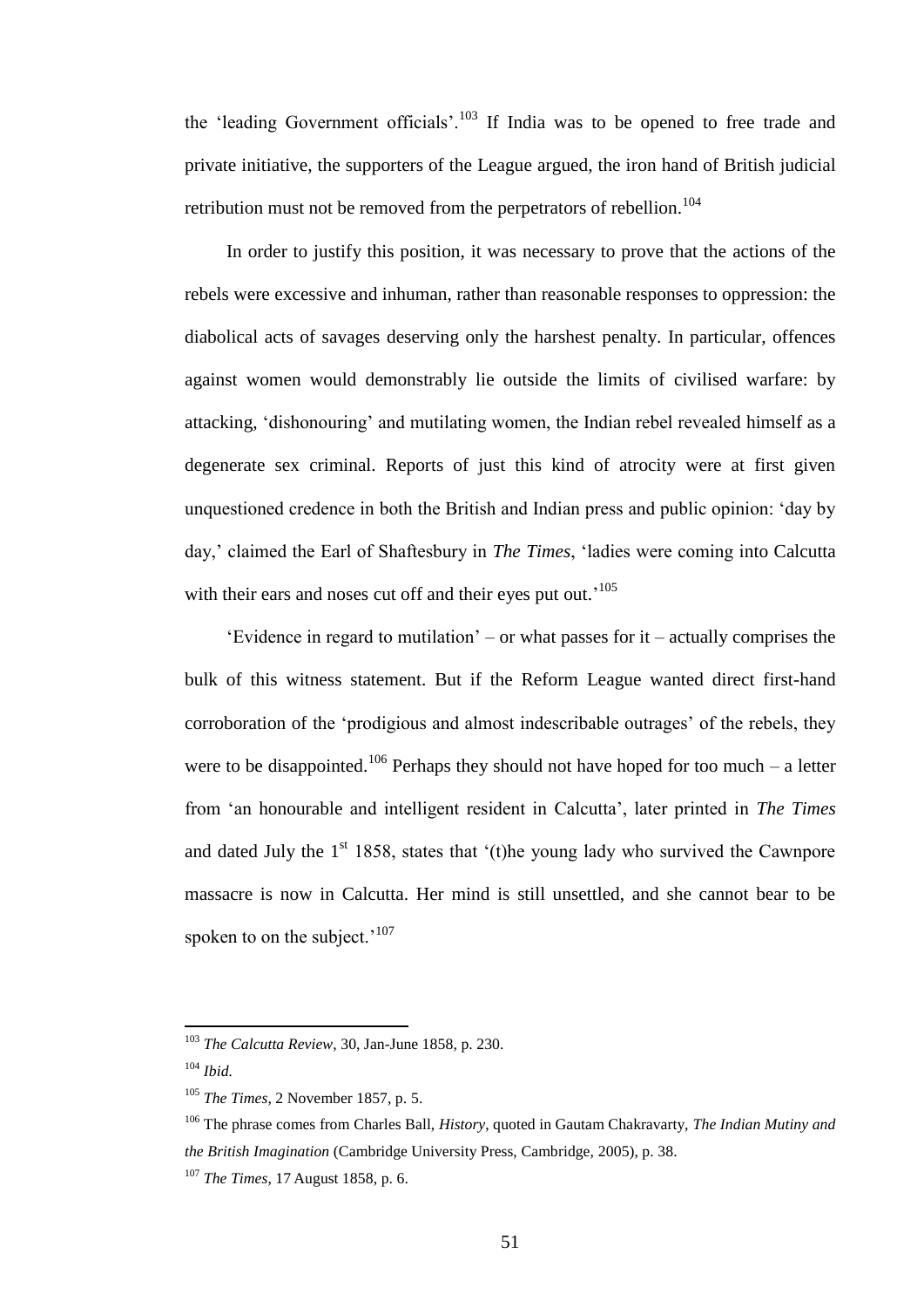the 'leading Government officials'.[103] If India was to be opened to free trade and private initiative, the supporters of the League argued, the iron hand of British judicial retribution must not be removed from the perpetrators of rebellion.[104]

In order to justify this position, it was necessary to prove that the actions of the rebels were excessive and inhuman, rather than reasonable responses to oppression: the diabolical acts of savages deserving only the harshest penalty. In particular, offences against women would demonstrably lie outside the limits of civilised warfare: by attacking, 'dishonouring' and mutilating women, the Indian rebel revealed himself as a degenerate sex criminal. Reports of just this kind of atrocity were at first given unquestioned credence in both the British and Indian press and public opinion: 'day by day,' claimed the Earl of Shaftesbury in *The Times*, 'ladies were coming into Calcutta with their ears and noses cut off and their eyes put out.'[105]

'Evidence in regard to mutilation' – or what passes for it – actually comprises the bulk of this witness statement. But if the Reform League wanted direct first-hand corroboration of the 'prodigious and almost indescribable outrages' of the rebels, they were to be disappointed.[106] Perhaps they should not have hoped for too much – a letter from 'an honourable and intelligent resident in Calcutta', later printed in *The Times* and dated July the 1st 1858, states that '(t)he young lady who survived the Cawnpore massacre is now in Calcutta. Her mind is still unsettled, and she cannot bear to be spoken to on the subject.'[107]

---

[103] *The Calcutta Review*, 30, Jan-June 1858, p. 230.

[104] *Ibid.*

[105] *The Times*, 2 November 1857, p. 5.

[106] The phrase comes from Charles Ball, *History*, quoted in Gautam Chakravarty, *The Indian Mutiny and the British Imagination* (Cambridge University Press, Cambridge, 2005), p. 38.

[107] *The Times*, 17 August 1858, p. 6.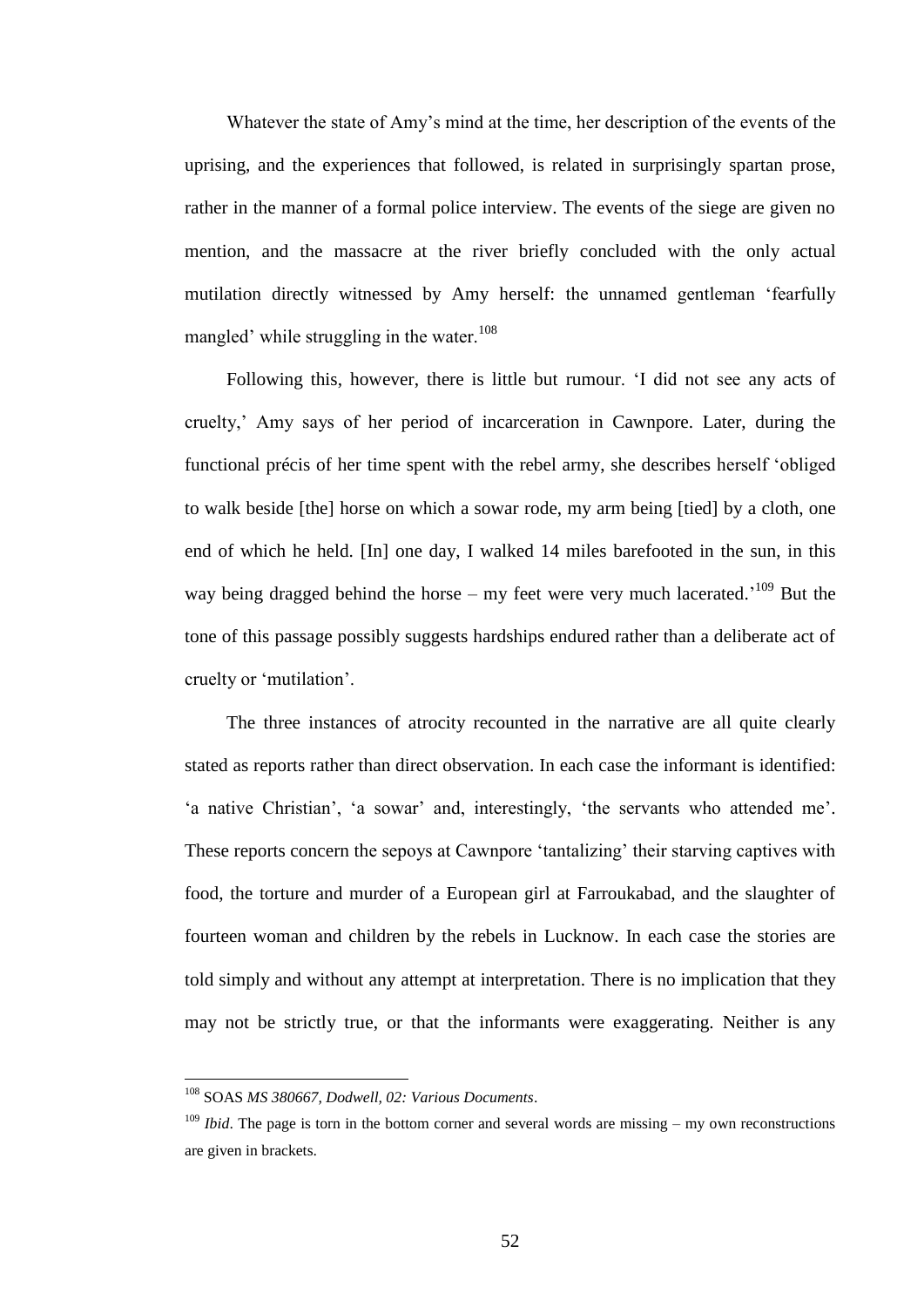Whatever the state of Amy's mind at the time, her description of the events of the uprising, and the experiences that followed, is related in surprisingly spartan prose, rather in the manner of a formal police interview. The events of the siege are given no mention, and the massacre at the river briefly concluded with the only actual mutilation directly witnessed by Amy herself: the unnamed gentleman 'fearfully mangled' while struggling in the water.[108]

Following this, however, there is little but rumour. 'I did not see any acts of cruelty,' Amy says of her period of incarceration in Cawnpore. Later, during the functional précis of her time spent with the rebel army, she describes herself 'obliged to walk beside [the] horse on which a sowar rode, my arm being [tied] by a cloth, one end of which he held. [In] one day, I walked 14 miles barefooted in the sun, in this way being dragged behind the horse – my feet were very much lacerated.'[109] But the tone of this passage possibly suggests hardships endured rather than a deliberate act of cruelty or 'mutilation'.

The three instances of atrocity recounted in the narrative are all quite clearly stated as reports rather than direct observation. In each case the informant is identified: 'a native Christian', 'a sowar' and, interestingly, 'the servants who attended me'. These reports concern the sepoys at Cawnpore 'tantalizing' their starving captives with food, the torture and murder of a European girl at Farroukabad, and the slaughter of fourteen woman and children by the rebels in Lucknow. In each case the stories are told simply and without any attempt at interpretation. There is no implication that they may not be strictly true, or that the informants were exaggerating. Neither is any

---

[108] SOAS *MS 380667, Dodwell, 02: Various Documents*.

[109] *Ibid*. The page is torn in the bottom corner and several words are missing – my own reconstructions are given in brackets.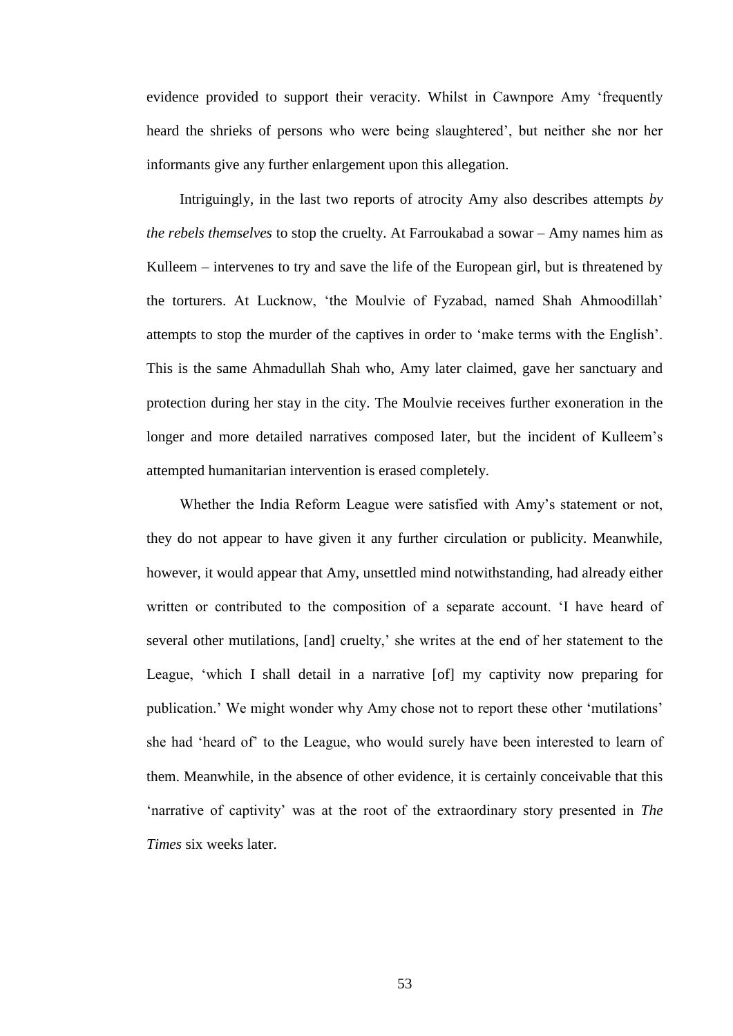evidence provided to support their veracity. Whilst in Cawnpore Amy 'frequently heard the shrieks of persons who were being slaughtered', but neither she nor her informants give any further enlargement upon this allegation.

Intriguingly, in the last two reports of atrocity Amy also describes attempts *by the rebels themselves* to stop the cruelty. At Farroukabad a sowar – Amy names him as Kulleem – intervenes to try and save the life of the European girl, but is threatened by the torturers. At Lucknow, 'the Moulvie of Fyzabad, named Shah Ahmoodillah' attempts to stop the murder of the captives in order to 'make terms with the English'. This is the same Ahmadullah Shah who, Amy later claimed, gave her sanctuary and protection during her stay in the city. The Moulvie receives further exoneration in the longer and more detailed narratives composed later, but the incident of Kulleem's attempted humanitarian intervention is erased completely.

Whether the India Reform League were satisfied with Amy's statement or not, they do not appear to have given it any further circulation or publicity. Meanwhile, however, it would appear that Amy, unsettled mind notwithstanding, had already either written or contributed to the composition of a separate account. 'I have heard of several other mutilations, [and] cruelty,' she writes at the end of her statement to the League, 'which I shall detail in a narrative [of] my captivity now preparing for publication.' We might wonder why Amy chose not to report these other 'mutilations' she had 'heard of' to the League, who would surely have been interested to learn of them. Meanwhile, in the absence of other evidence, it is certainly conceivable that this 'narrative of captivity' was at the root of the extraordinary story presented in *The Times* six weeks later.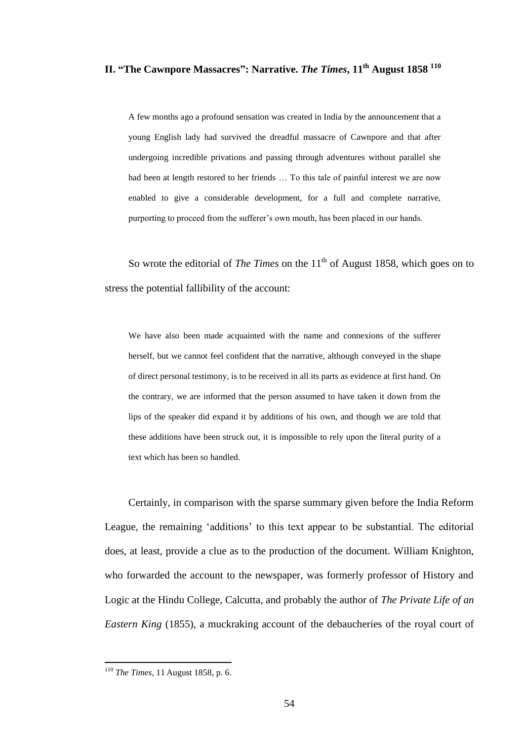## II. "The Cawnpore Massacres": Narrative. *The Times*, 11th August 1858 [110]

> A few months ago a profound sensation was created in India by the announcement that a young English lady had survived the dreadful massacre of Cawnpore and that after undergoing incredible privations and passing through adventures without parallel she had been at length restored to her friends … To this tale of painful interest we are now enabled to give a considerable development, for a full and complete narrative, purporting to proceed from the sufferer's own mouth, has been placed in our hands.

So wrote the editorial of *The Times* on the 11th of August 1858, which goes on to stress the potential fallibility of the account:

> We have also been made acquainted with the name and connexions of the sufferer herself, but we cannot feel confident that the narrative, although conveyed in the shape of direct personal testimony, is to be received in all its parts as evidence at first hand. On the contrary, we are informed that the person assumed to have taken it down from the lips of the speaker did expand it by additions of his own, and though we are told that these additions have been struck out, it is impossible to rely upon the literal purity of a text which has been so handled.

Certainly, in comparison with the sparse summary given before the India Reform League, the remaining 'additions' to this text appear to be substantial. The editorial does, at least, provide a clue as to the production of the document. William Knighton, who forwarded the account to the newspaper, was formerly professor of History and Logic at the Hindu College, Calcutta, and probably the author of *The Private Life of an Eastern King* (1855), a muckraking account of the debaucheries of the royal court of

---

[110] *The Times*, 11 August 1858, p. 6.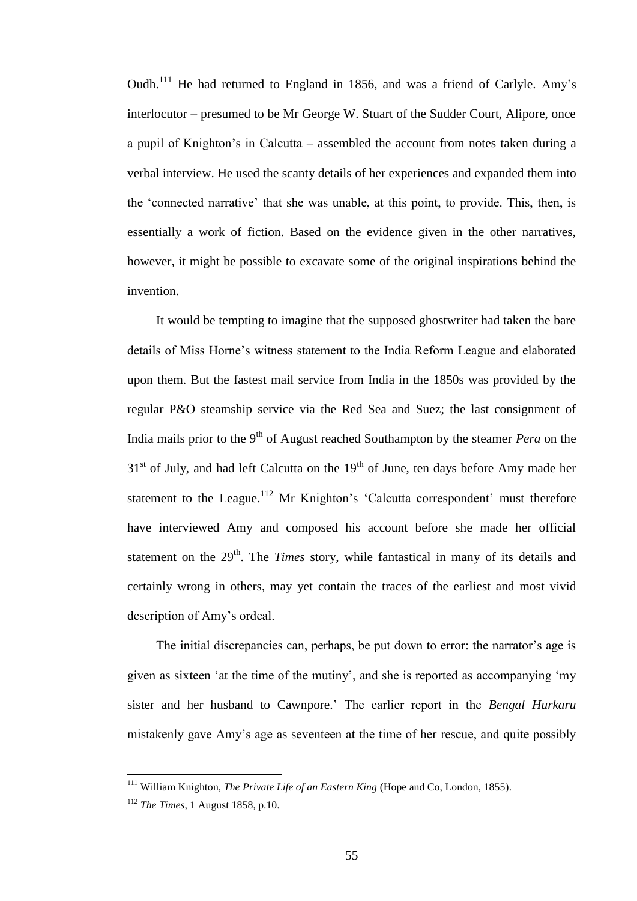Oudh.[111] He had returned to England in 1856, and was a friend of Carlyle. Amy's interlocutor – presumed to be Mr George W. Stuart of the Sudder Court, Alipore, once a pupil of Knighton's in Calcutta – assembled the account from notes taken during a verbal interview. He used the scanty details of her experiences and expanded them into the 'connected narrative' that she was unable, at this point, to provide. This, then, is essentially a work of fiction. Based on the evidence given in the other narratives, however, it might be possible to excavate some of the original inspirations behind the invention.

It would be tempting to imagine that the supposed ghostwriter had taken the bare details of Miss Horne's witness statement to the India Reform League and elaborated upon them. But the fastest mail service from India in the 1850s was provided by the regular P&O steamship service via the Red Sea and Suez; the last consignment of India mails prior to the 9th of August reached Southampton by the steamer *Pera* on the 31st of July, and had left Calcutta on the 19th of June, ten days before Amy made her statement to the League.[112] Mr Knighton's 'Calcutta correspondent' must therefore have interviewed Amy and composed his account before she made her official statement on the 29th. The *Times* story, while fantastical in many of its details and certainly wrong in others, may yet contain the traces of the earliest and most vivid description of Amy's ordeal.

The initial discrepancies can, perhaps, be put down to error: the narrator's age is given as sixteen 'at the time of the mutiny', and she is reported as accompanying 'my sister and her husband to Cawnpore.' The earlier report in the *Bengal Hurkaru* mistakenly gave Amy's age as seventeen at the time of her rescue, and quite possibly

---

[111] William Knighton, *The Private Life of an Eastern King* (Hope and Co, London, 1855).

[112] *The Times*, 1 August 1858, p.10.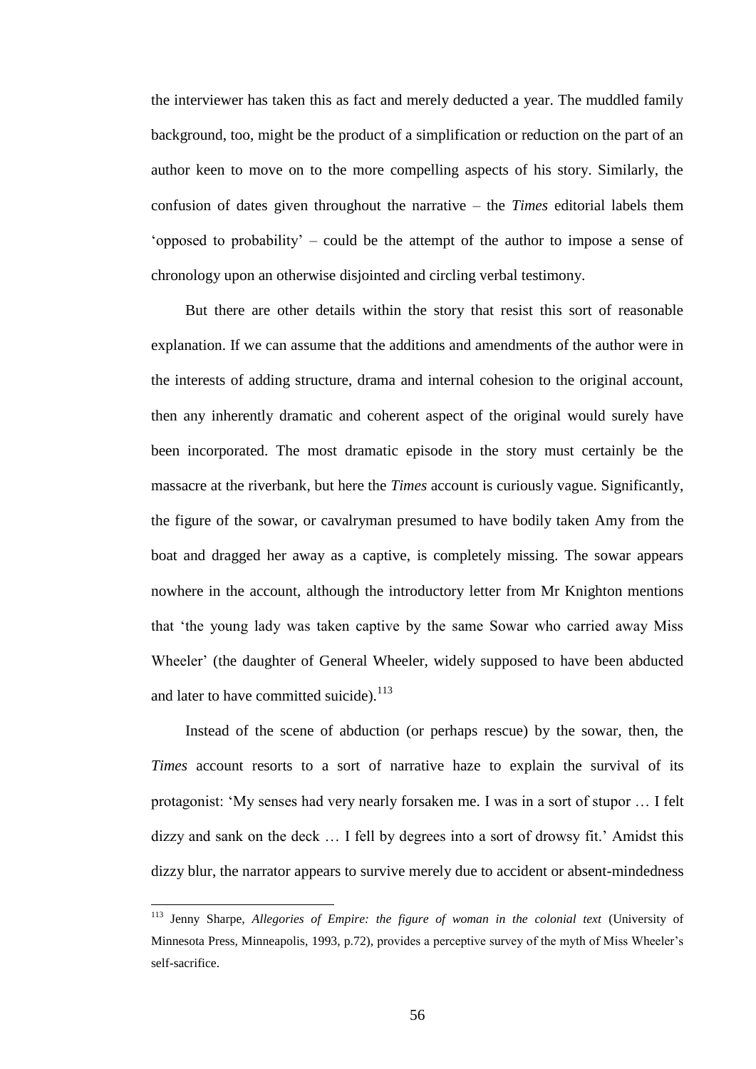the interviewer has taken this as fact and merely deducted a year. The muddled family background, too, might be the product of a simplification or reduction on the part of an author keen to move on to the more compelling aspects of his story. Similarly, the confusion of dates given throughout the narrative – the *Times* editorial labels them 'opposed to probability' – could be the attempt of the author to impose a sense of chronology upon an otherwise disjointed and circling verbal testimony.

But there are other details within the story that resist this sort of reasonable explanation. If we can assume that the additions and amendments of the author were in the interests of adding structure, drama and internal cohesion to the original account, then any inherently dramatic and coherent aspect of the original would surely have been incorporated. The most dramatic episode in the story must certainly be the massacre at the riverbank, but here the *Times* account is curiously vague. Significantly, the figure of the sowar, or cavalryman presumed to have bodily taken Amy from the boat and dragged her away as a captive, is completely missing. The sowar appears nowhere in the account, although the introductory letter from Mr Knighton mentions that 'the young lady was taken captive by the same Sowar who carried away Miss Wheeler' (the daughter of General Wheeler, widely supposed to have been abducted and later to have committed suicide).[113]

Instead of the scene of abduction (or perhaps rescue) by the sowar, then, the *Times* account resorts to a sort of narrative haze to explain the survival of its protagonist: 'My senses had very nearly forsaken me. I was in a sort of stupor … I felt dizzy and sank on the deck … I fell by degrees into a sort of drowsy fit.' Amidst this dizzy blur, the narrator appears to survive merely due to accident or absent-mindedness

[113] Jenny Sharpe, *Allegories of Empire: the figure of woman in the colonial text* (University of Minnesota Press, Minneapolis, 1993, p.72), provides a perceptive survey of the myth of Miss Wheeler's self-sacrifice.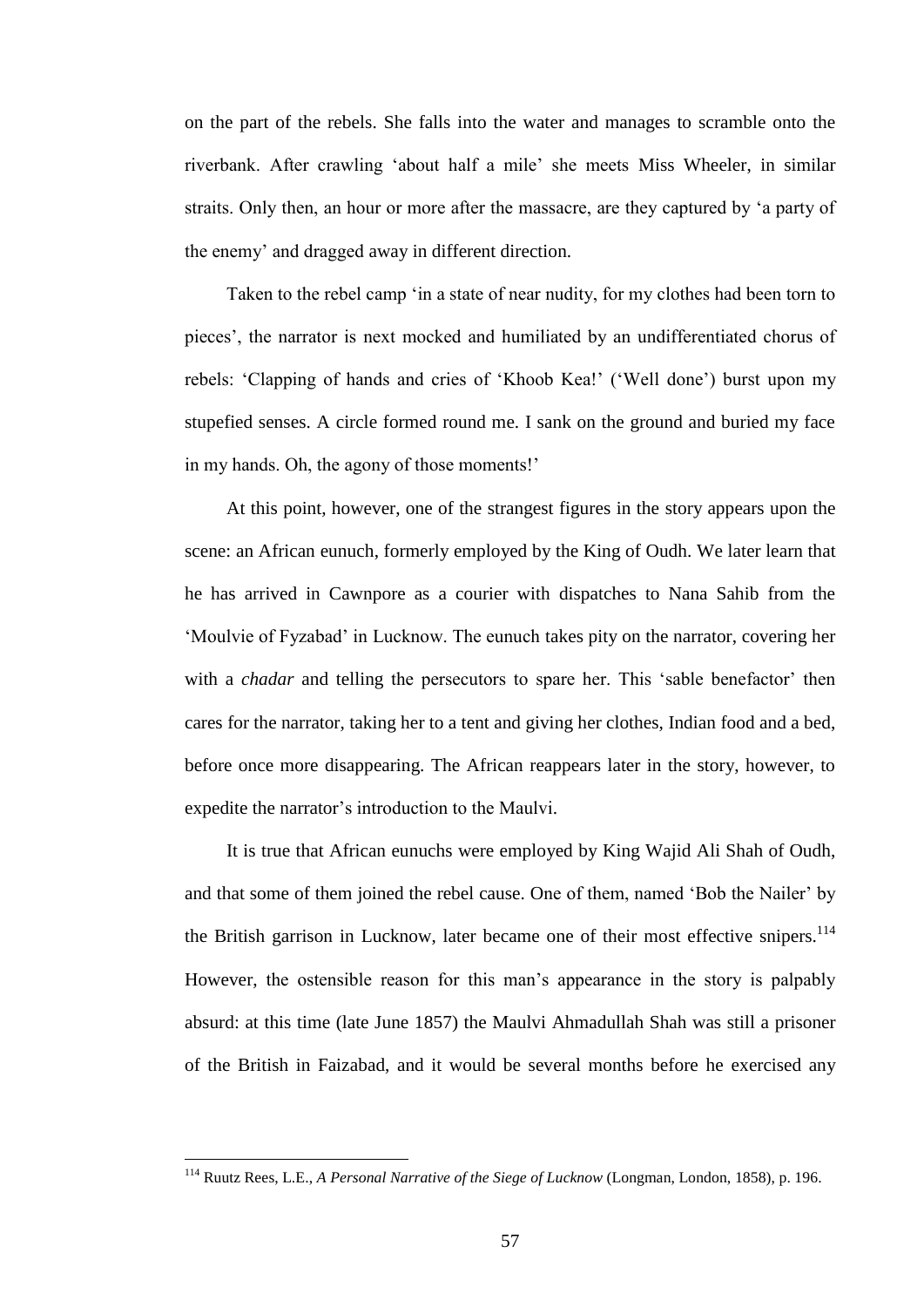on the part of the rebels. She falls into the water and manages to scramble onto the riverbank. After crawling 'about half a mile' she meets Miss Wheeler, in similar straits. Only then, an hour or more after the massacre, are they captured by 'a party of the enemy' and dragged away in different direction.

Taken to the rebel camp 'in a state of near nudity, for my clothes had been torn to pieces', the narrator is next mocked and humiliated by an undifferentiated chorus of rebels: 'Clapping of hands and cries of 'Khoob Kea!' ('Well done') burst upon my stupefied senses. A circle formed round me. I sank on the ground and buried my face in my hands. Oh, the agony of those moments!'

At this point, however, one of the strangest figures in the story appears upon the scene: an African eunuch, formerly employed by the King of Oudh. We later learn that he has arrived in Cawnpore as a courier with dispatches to Nana Sahib from the 'Moulvie of Fyzabad' in Lucknow. The eunuch takes pity on the narrator, covering her with a *chadar* and telling the persecutors to spare her. This 'sable benefactor' then cares for the narrator, taking her to a tent and giving her clothes, Indian food and a bed, before once more disappearing. The African reappears later in the story, however, to expedite the narrator's introduction to the Maulvi.

It is true that African eunuchs were employed by King Wajid Ali Shah of Oudh, and that some of them joined the rebel cause. One of them, named 'Bob the Nailer' by the British garrison in Lucknow, later became one of their most effective snipers.[114] However, the ostensible reason for this man's appearance in the story is palpably absurd: at this time (late June 1857) the Maulvi Ahmadullah Shah was still a prisoner of the British in Faizabad, and it would be several months before he exercised any

[114] Ruutz Rees, L.E., *A Personal Narrative of the Siege of Lucknow* (Longman, London, 1858), p. 196.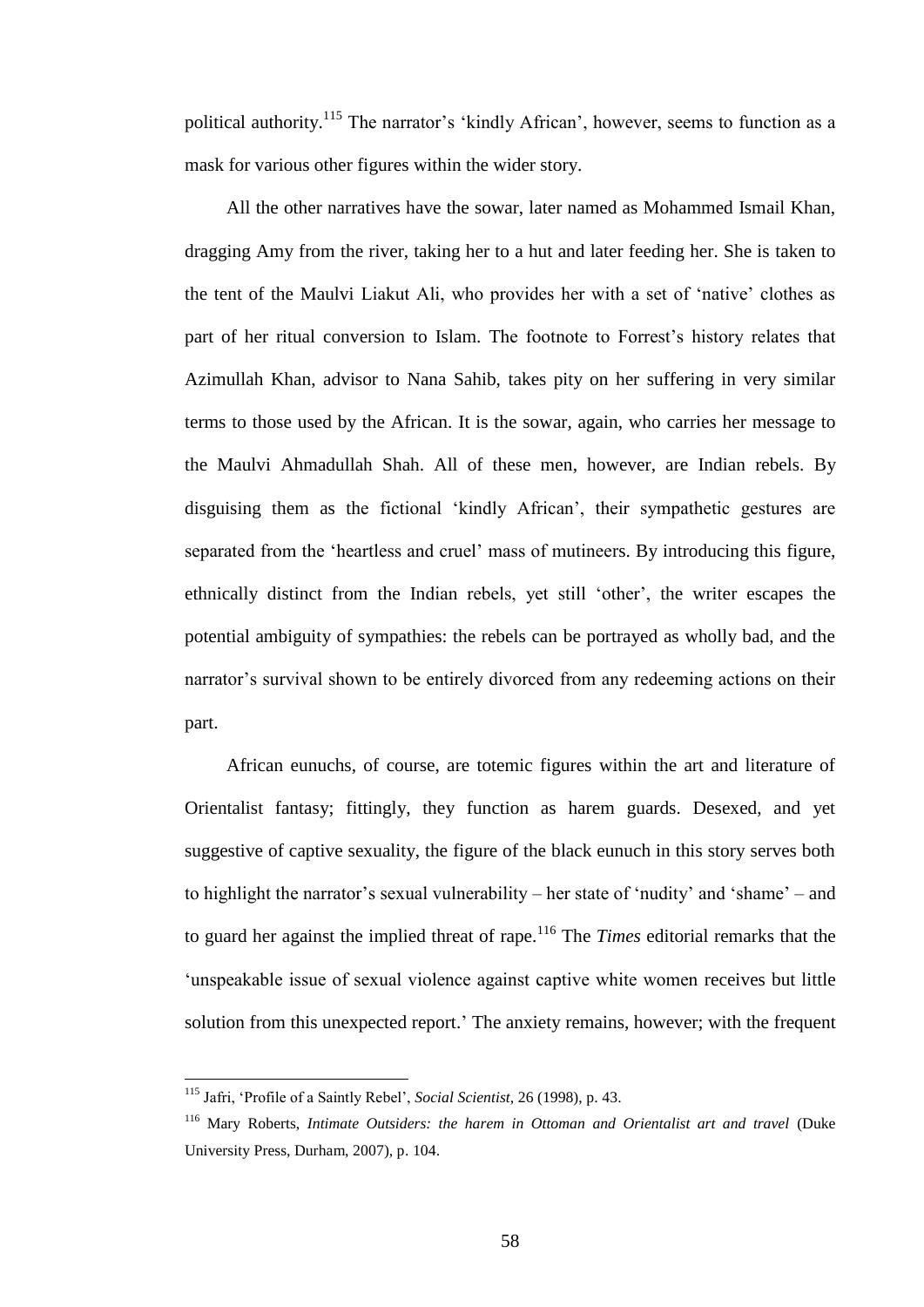political authority.[115] The narrator's 'kindly African', however, seems to function as a mask for various other figures within the wider story.

All the other narratives have the sowar, later named as Mohammed Ismail Khan, dragging Amy from the river, taking her to a hut and later feeding her. She is taken to the tent of the Maulvi Liakut Ali, who provides her with a set of 'native' clothes as part of her ritual conversion to Islam. The footnote to Forrest's history relates that Azimullah Khan, advisor to Nana Sahib, takes pity on her suffering in very similar terms to those used by the African. It is the sowar, again, who carries her message to the Maulvi Ahmadullah Shah. All of these men, however, are Indian rebels. By disguising them as the fictional 'kindly African', their sympathetic gestures are separated from the 'heartless and cruel' mass of mutineers. By introducing this figure, ethnically distinct from the Indian rebels, yet still 'other', the writer escapes the potential ambiguity of sympathies: the rebels can be portrayed as wholly bad, and the narrator's survival shown to be entirely divorced from any redeeming actions on their part.

African eunuchs, of course, are totemic figures within the art and literature of Orientalist fantasy; fittingly, they function as harem guards. Desexed, and yet suggestive of captive sexuality, the figure of the black eunuch in this story serves both to highlight the narrator's sexual vulnerability – her state of 'nudity' and 'shame' – and to guard her against the implied threat of rape.[116] The *Times* editorial remarks that the 'unspeakable issue of sexual violence against captive white women receives but little solution from this unexpected report.' The anxiety remains, however; with the frequent

---

[115] Jafri, 'Profile of a Saintly Rebel', *Social Scientist*, 26 (1998), p. 43.

[116] Mary Roberts, *Intimate Outsiders: the harem in Ottoman and Orientalist art and travel* (Duke University Press, Durham, 2007), p. 104.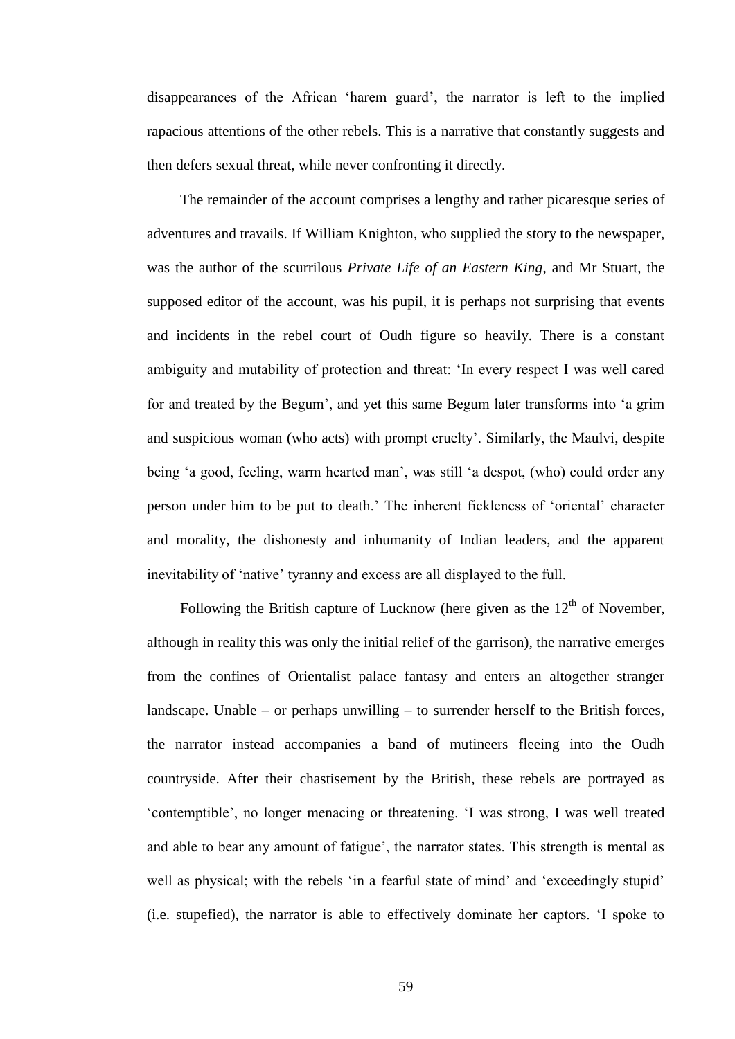disappearances of the African 'harem guard', the narrator is left to the implied rapacious attentions of the other rebels. This is a narrative that constantly suggests and then defers sexual threat, while never confronting it directly.

The remainder of the account comprises a lengthy and rather picaresque series of adventures and travails. If William Knighton, who supplied the story to the newspaper, was the author of the scurrilous *Private Life of an Eastern King*, and Mr Stuart, the supposed editor of the account, was his pupil, it is perhaps not surprising that events and incidents in the rebel court of Oudh figure so heavily. There is a constant ambiguity and mutability of protection and threat: 'In every respect I was well cared for and treated by the Begum', and yet this same Begum later transforms into 'a grim and suspicious woman (who acts) with prompt cruelty'. Similarly, the Maulvi, despite being 'a good, feeling, warm hearted man', was still 'a despot, (who) could order any person under him to be put to death.' The inherent fickleness of 'oriental' character and morality, the dishonesty and inhumanity of Indian leaders, and the apparent inevitability of 'native' tyranny and excess are all displayed to the full.

Following the British capture of Lucknow (here given as the 12th of November, although in reality this was only the initial relief of the garrison), the narrative emerges from the confines of Orientalist palace fantasy and enters an altogether stranger landscape. Unable – or perhaps unwilling – to surrender herself to the British forces, the narrator instead accompanies a band of mutineers fleeing into the Oudh countryside. After their chastisement by the British, these rebels are portrayed as 'contemptible', no longer menacing or threatening. 'I was strong, I was well treated and able to bear any amount of fatigue', the narrator states. This strength is mental as well as physical; with the rebels 'in a fearful state of mind' and 'exceedingly stupid' (i.e. stupefied), the narrator is able to effectively dominate her captors. 'I spoke to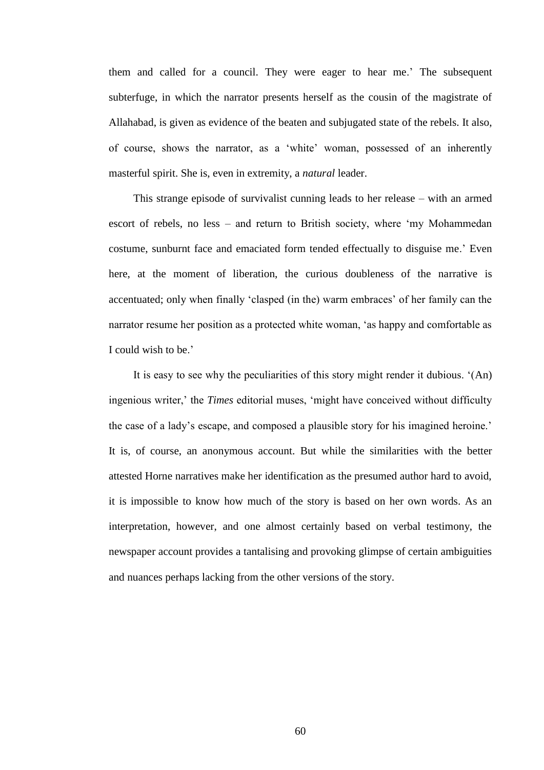them and called for a council. They were eager to hear me.' The subsequent subterfuge, in which the narrator presents herself as the cousin of the magistrate of Allahabad, is given as evidence of the beaten and subjugated state of the rebels. It also, of course, shows the narrator, as a 'white' woman, possessed of an inherently masterful spirit. She is, even in extremity, a *natural* leader.

This strange episode of survivalist cunning leads to her release – with an armed escort of rebels, no less – and return to British society, where 'my Mohammedan costume, sunburnt face and emaciated form tended effectually to disguise me.' Even here, at the moment of liberation, the curious doubleness of the narrative is accentuated; only when finally 'clasped (in the) warm embraces' of her family can the narrator resume her position as a protected white woman, 'as happy and comfortable as I could wish to be.'

It is easy to see why the peculiarities of this story might render it dubious. '(An) ingenious writer,' the *Times* editorial muses, 'might have conceived without difficulty the case of a lady's escape, and composed a plausible story for his imagined heroine.' It is, of course, an anonymous account. But while the similarities with the better attested Horne narratives make her identification as the presumed author hard to avoid, it is impossible to know how much of the story is based on her own words. As an interpretation, however, and one almost certainly based on verbal testimony, the newspaper account provides a tantalising and provoking glimpse of certain ambiguities and nuances perhaps lacking from the other versions of the story.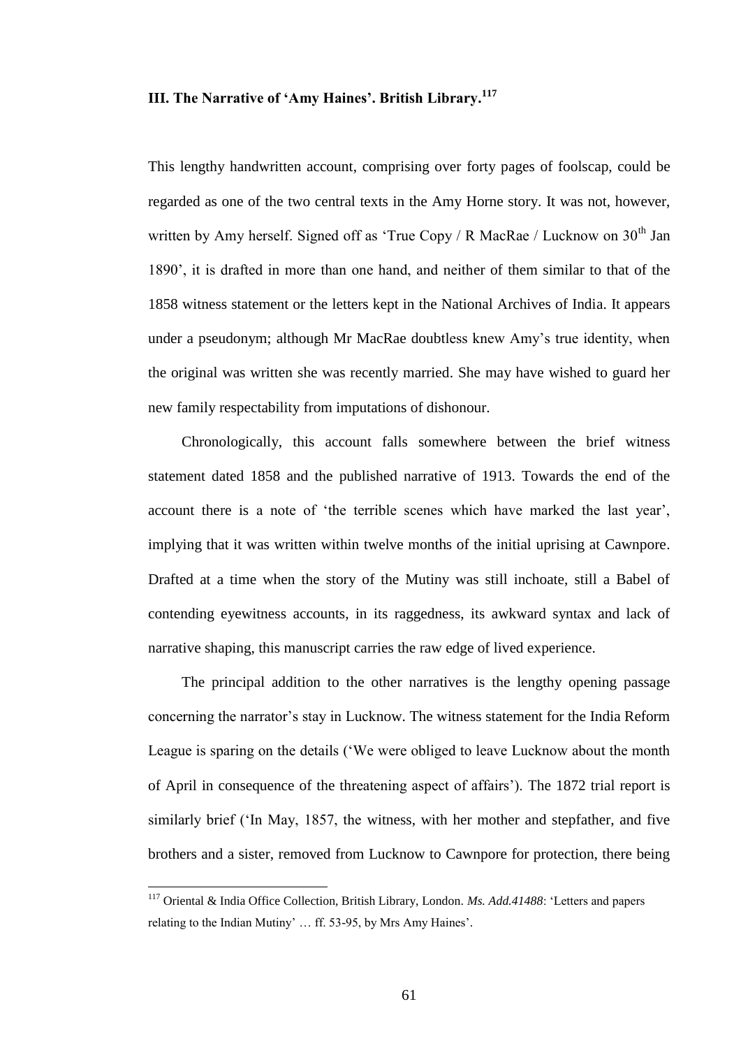### III. The Narrative of 'Amy Haines'. British Library.[117]

This lengthy handwritten account, comprising over forty pages of foolscap, could be regarded as one of the two central texts in the Amy Horne story. It was not, however, written by Amy herself. Signed off as 'True Copy / R MacRae / Lucknow on 30th Jan 1890', it is drafted in more than one hand, and neither of them similar to that of the 1858 witness statement or the letters kept in the National Archives of India. It appears under a pseudonym; although Mr MacRae doubtless knew Amy's true identity, when the original was written she was recently married. She may have wished to guard her new family respectability from imputations of dishonour.

Chronologically, this account falls somewhere between the brief witness statement dated 1858 and the published narrative of 1913. Towards the end of the account there is a note of 'the terrible scenes which have marked the last year', implying that it was written within twelve months of the initial uprising at Cawnpore. Drafted at a time when the story of the Mutiny was still inchoate, still a Babel of contending eyewitness accounts, in its raggedness, its awkward syntax and lack of narrative shaping, this manuscript carries the raw edge of lived experience.

The principal addition to the other narratives is the lengthy opening passage concerning the narrator's stay in Lucknow. The witness statement for the India Reform League is sparing on the details ('We were obliged to leave Lucknow about the month of April in consequence of the threatening aspect of affairs'). The 1872 trial report is similarly brief ('In May, 1857, the witness, with her mother and stepfather, and five brothers and a sister, removed from Lucknow to Cawnpore for protection, there being

---

[117] Oriental & India Office Collection, British Library, London. *Ms. Add.41488*: 'Letters and papers relating to the Indian Mutiny' … ff. 53-95, by Mrs Amy Haines'.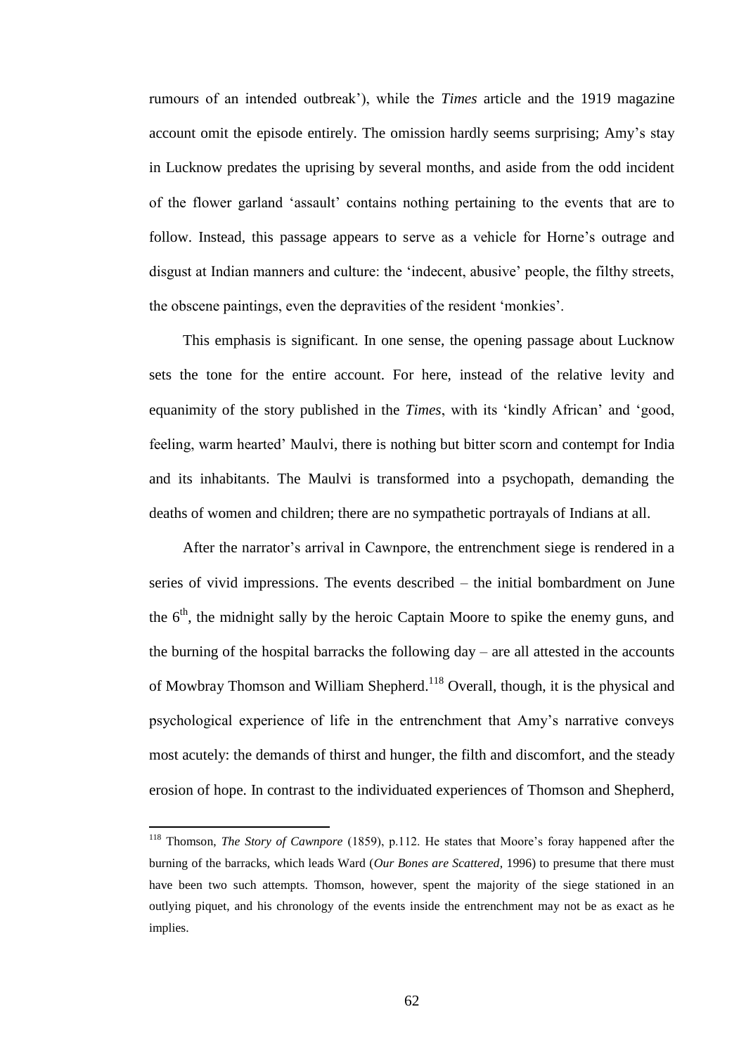rumours of an intended outbreak'), while the *Times* article and the 1919 magazine account omit the episode entirely. The omission hardly seems surprising; Amy's stay in Lucknow predates the uprising by several months, and aside from the odd incident of the flower garland 'assault' contains nothing pertaining to the events that are to follow. Instead, this passage appears to serve as a vehicle for Horne's outrage and disgust at Indian manners and culture: the 'indecent, abusive' people, the filthy streets, the obscene paintings, even the depravities of the resident 'monkies'.

This emphasis is significant. In one sense, the opening passage about Lucknow sets the tone for the entire account. For here, instead of the relative levity and equanimity of the story published in the *Times*, with its 'kindly African' and 'good, feeling, warm hearted' Maulvi, there is nothing but bitter scorn and contempt for India and its inhabitants. The Maulvi is transformed into a psychopath, demanding the deaths of women and children; there are no sympathetic portrayals of Indians at all.

After the narrator's arrival in Cawnpore, the entrenchment siege is rendered in a series of vivid impressions. The events described – the initial bombardment on June the 6th, the midnight sally by the heroic Captain Moore to spike the enemy guns, and the burning of the hospital barracks the following day – are all attested in the accounts of Mowbray Thomson and William Shepherd.[118] Overall, though, it is the physical and psychological experience of life in the entrenchment that Amy's narrative conveys most acutely: the demands of thirst and hunger, the filth and discomfort, and the steady erosion of hope. In contrast to the individuated experiences of Thomson and Shepherd,

---

[118] Thomson, *The Story of Cawnpore* (1859), p.112. He states that Moore's foray happened after the burning of the barracks, which leads Ward (*Our Bones are Scattered*, 1996) to presume that there must have been two such attempts. Thomson, however, spent the majority of the siege stationed in an outlying piquet, and his chronology of the events inside the entrenchment may not be as exact as he implies.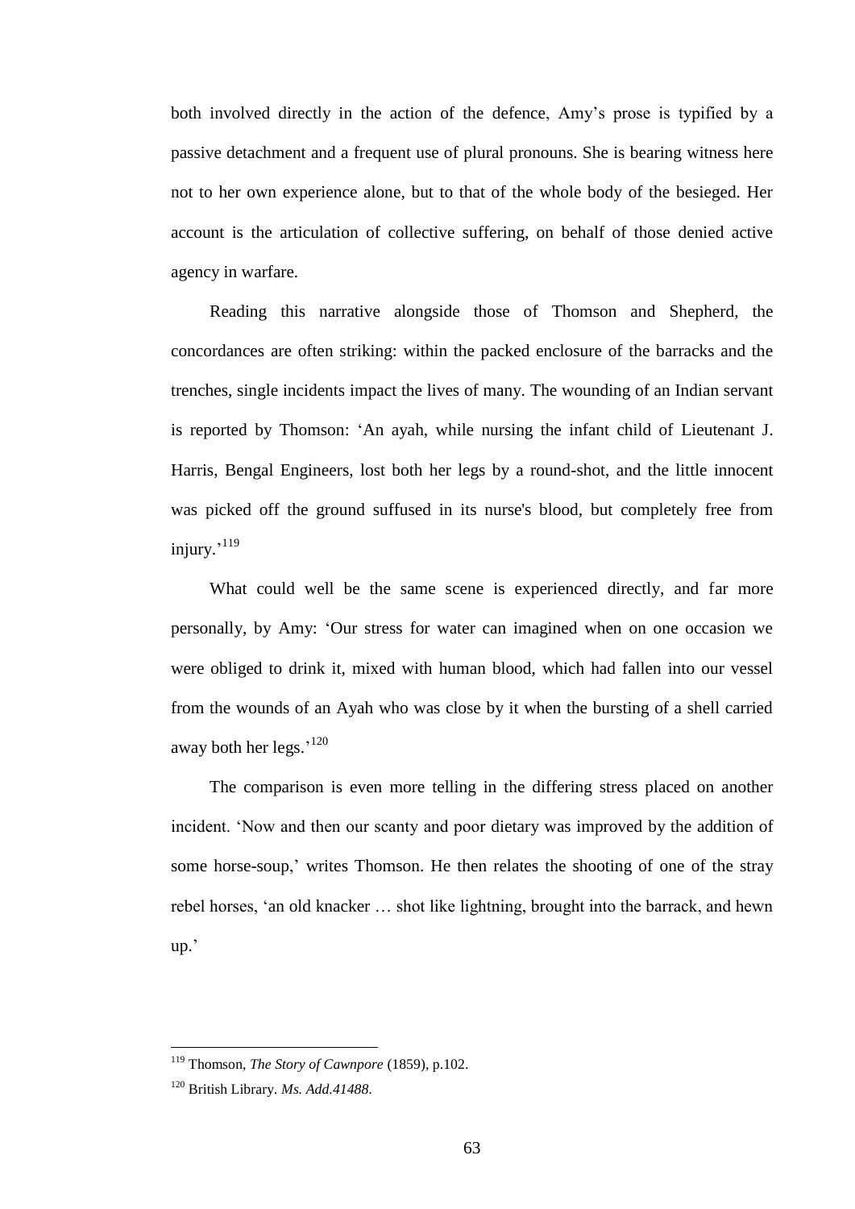both involved directly in the action of the defence, Amy's prose is typified by a passive detachment and a frequent use of plural pronouns. She is bearing witness here not to her own experience alone, but to that of the whole body of the besieged. Her account is the articulation of collective suffering, on behalf of those denied active agency in warfare.

Reading this narrative alongside those of Thomson and Shepherd, the concordances are often striking: within the packed enclosure of the barracks and the trenches, single incidents impact the lives of many. The wounding of an Indian servant is reported by Thomson: 'An ayah, while nursing the infant child of Lieutenant J. Harris, Bengal Engineers, lost both her legs by a round-shot, and the little innocent was picked off the ground suffused in its nurse's blood, but completely free from injury.'[119]

What could well be the same scene is experienced directly, and far more personally, by Amy: 'Our stress for water can imagined when on one occasion we were obliged to drink it, mixed with human blood, which had fallen into our vessel from the wounds of an Ayah who was close by it when the bursting of a shell carried away both her legs.'[120]

The comparison is even more telling in the differing stress placed on another incident. 'Now and then our scanty and poor dietary was improved by the addition of some horse-soup,' writes Thomson. He then relates the shooting of one of the stray rebel horses, 'an old knacker … shot like lightning, brought into the barrack, and hewn up.'

---

[119] Thomson, *The Story of Cawnpore* (1859), p.102.

[120] British Library. *Ms. Add.41488*.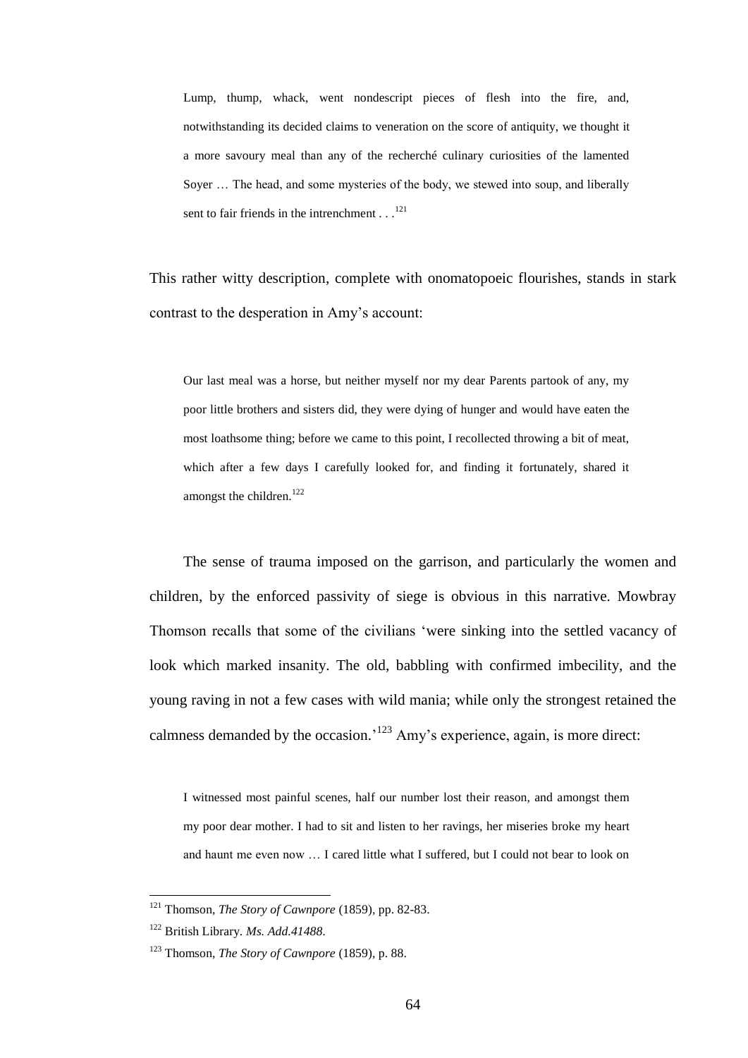> Lump, thump, whack, went nondescript pieces of flesh into the fire, and, notwithstanding its decided claims to veneration on the score of antiquity, we thought it a more savoury meal than any of the recherché culinary curiosities of the lamented Soyer … The head, and some mysteries of the body, we stewed into soup, and liberally sent to fair friends in the intrenchment . . .[121]

This rather witty description, complete with onomatopoeic flourishes, stands in stark contrast to the desperation in Amy's account:

> Our last meal was a horse, but neither myself nor my dear Parents partook of any, my poor little brothers and sisters did, they were dying of hunger and would have eaten the most loathsome thing; before we came to this point, I recollected throwing a bit of meat, which after a few days I carefully looked for, and finding it fortunately, shared it amongst the children.[122]

The sense of trauma imposed on the garrison, and particularly the women and children, by the enforced passivity of siege is obvious in this narrative. Mowbray Thomson recalls that some of the civilians 'were sinking into the settled vacancy of look which marked insanity. The old, babbling with confirmed imbecility, and the young raving in not a few cases with wild mania; while only the strongest retained the calmness demanded by the occasion.'[123] Amy's experience, again, is more direct:

> I witnessed most painful scenes, half our number lost their reason, and amongst them my poor dear mother. I had to sit and listen to her ravings, her miseries broke my heart and haunt me even now … I cared little what I suffered, but I could not bear to look on

---

[121] Thomson, *The Story of Cawnpore* (1859), pp. 82-83.

[122] British Library. *Ms. Add.41488*.

[123] Thomson, *The Story of Cawnpore* (1859), p. 88.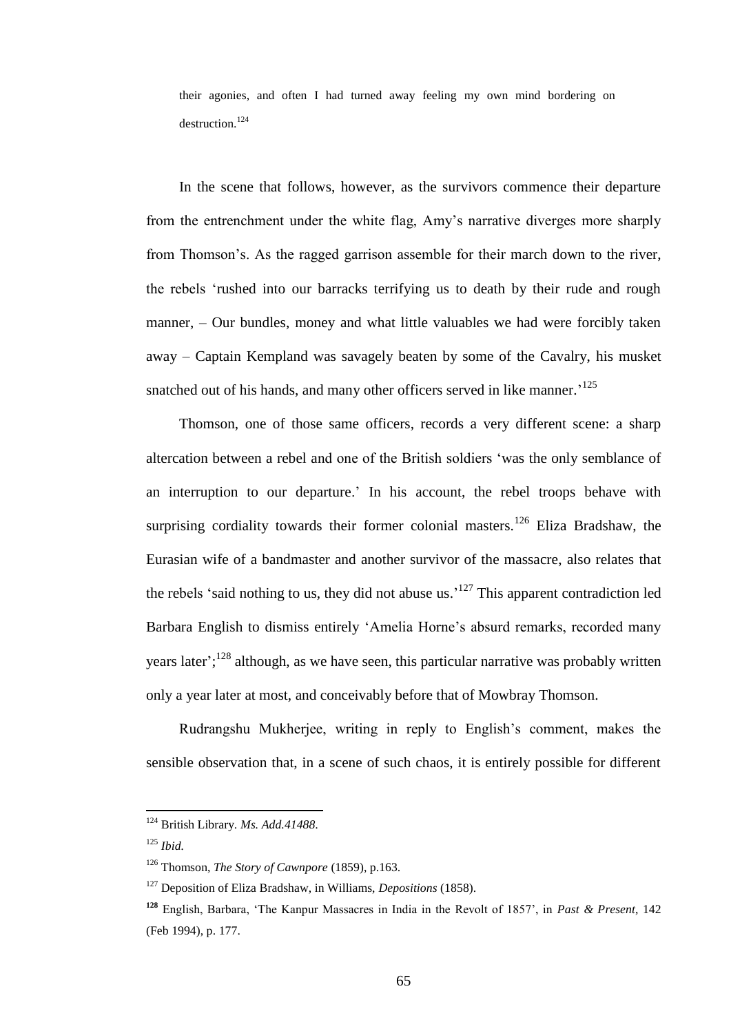their agonies, and often I had turned away feeling my own mind bordering on destruction.[124]

In the scene that follows, however, as the survivors commence their departure from the entrenchment under the white flag, Amy's narrative diverges more sharply from Thomson's. As the ragged garrison assemble for their march down to the river, the rebels 'rushed into our barracks terrifying us to death by their rude and rough manner, – Our bundles, money and what little valuables we had were forcibly taken away – Captain Kempland was savagely beaten by some of the Cavalry, his musket snatched out of his hands, and many other officers served in like manner.'[125]

Thomson, one of those same officers, records a very different scene: a sharp altercation between a rebel and one of the British soldiers 'was the only semblance of an interruption to our departure.' In his account, the rebel troops behave with surprising cordiality towards their former colonial masters.[126] Eliza Bradshaw, the Eurasian wife of a bandmaster and another survivor of the massacre, also relates that the rebels 'said nothing to us, they did not abuse us.'[127] This apparent contradiction led Barbara English to dismiss entirely 'Amelia Horne's absurd remarks, recorded many years later';[128] although, as we have seen, this particular narrative was probably written only a year later at most, and conceivably before that of Mowbray Thomson.

Rudrangshu Mukherjee, writing in reply to English's comment, makes the sensible observation that, in a scene of such chaos, it is entirely possible for different

---

[124] British Library. *Ms. Add.41488*.

[125] *Ibid.*

[126] Thomson, *The Story of Cawnpore* (1859), p.163.

[127] Deposition of Eliza Bradshaw, in Williams, *Depositions* (1858).

[128] English, Barbara, 'The Kanpur Massacres in India in the Revolt of 1857', in *Past & Present*, 142 (Feb 1994), p. 177.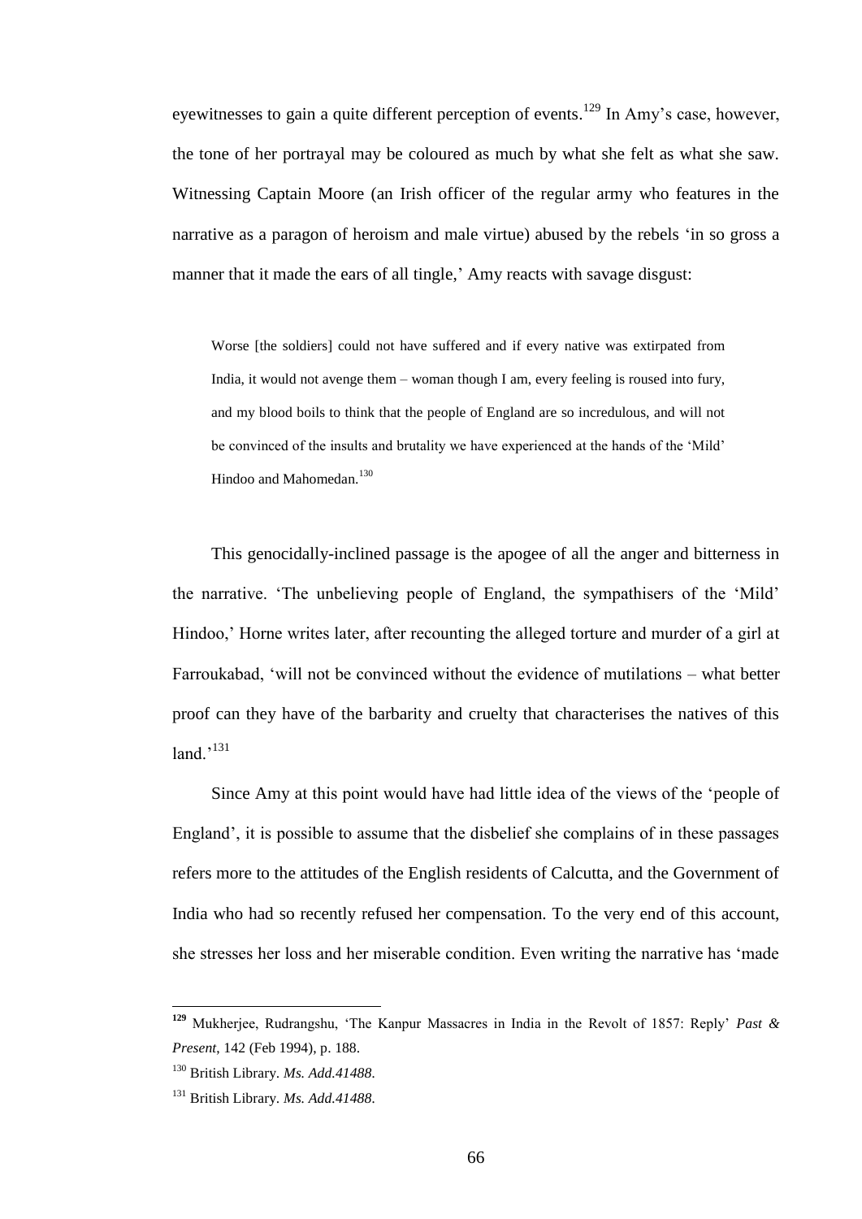eyewitnesses to gain a quite different perception of events.[129] In Amy's case, however, the tone of her portrayal may be coloured as much by what she felt as what she saw. Witnessing Captain Moore (an Irish officer of the regular army who features in the narrative as a paragon of heroism and male virtue) abused by the rebels 'in so gross a manner that it made the ears of all tingle,' Amy reacts with savage disgust:

> Worse [the soldiers] could not have suffered and if every native was extirpated from India, it would not avenge them – woman though I am, every feeling is roused into fury, and my blood boils to think that the people of England are so incredulous, and will not be convinced of the insults and brutality we have experienced at the hands of the 'Mild' Hindoo and Mahomedan.[130]

This genocidally-inclined passage is the apogee of all the anger and bitterness in the narrative. 'The unbelieving people of England, the sympathisers of the 'Mild' Hindoo,' Horne writes later, after recounting the alleged torture and murder of a girl at Farroukabad, 'will not be convinced without the evidence of mutilations – what better proof can they have of the barbarity and cruelty that characterises the natives of this land.'[131]

Since Amy at this point would have had little idea of the views of the 'people of England', it is possible to assume that the disbelief she complains of in these passages refers more to the attitudes of the English residents of Calcutta, and the Government of India who had so recently refused her compensation. To the very end of this account, she stresses her loss and her miserable condition. Even writing the narrative has 'made

---

[129] Mukherjee, Rudrangshu, 'The Kanpur Massacres in India in the Revolt of 1857: Reply' *Past & Present*, 142 (Feb 1994), p. 188.

[130] British Library. *Ms. Add.41488*.

[131] British Library. *Ms. Add.41488*.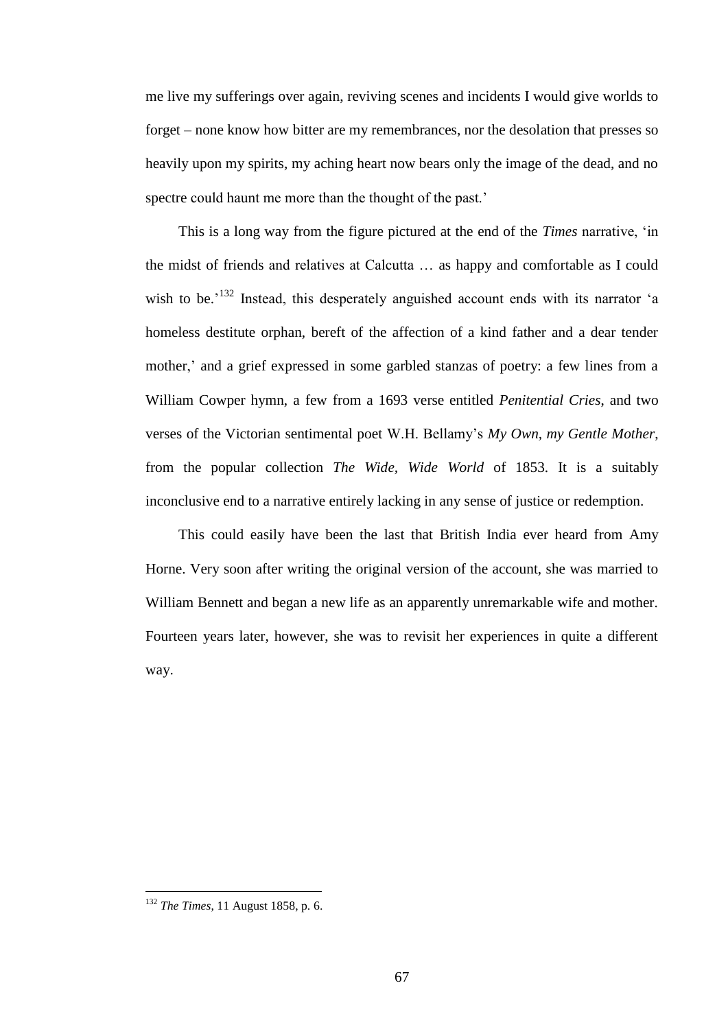me live my sufferings over again, reviving scenes and incidents I would give worlds to forget – none know how bitter are my remembrances, nor the desolation that presses so heavily upon my spirits, my aching heart now bears only the image of the dead, and no spectre could haunt me more than the thought of the past.'

This is a long way from the figure pictured at the end of the *Times* narrative, 'in the midst of friends and relatives at Calcutta … as happy and comfortable as I could wish to be.'[132] Instead, this desperately anguished account ends with its narrator 'a homeless destitute orphan, bereft of the affection of a kind father and a dear tender mother,' and a grief expressed in some garbled stanzas of poetry: a few lines from a William Cowper hymn, a few from a 1693 verse entitled *Penitential Cries*, and two verses of the Victorian sentimental poet W.H. Bellamy's *My Own, my Gentle Mother*, from the popular collection *The Wide, Wide World* of 1853. It is a suitably inconclusive end to a narrative entirely lacking in any sense of justice or redemption.

This could easily have been the last that British India ever heard from Amy Horne. Very soon after writing the original version of the account, she was married to William Bennett and began a new life as an apparently unremarkable wife and mother. Fourteen years later, however, she was to revisit her experiences in quite a different way.

---

[132] *The Times*, 11 August 1858, p. 6.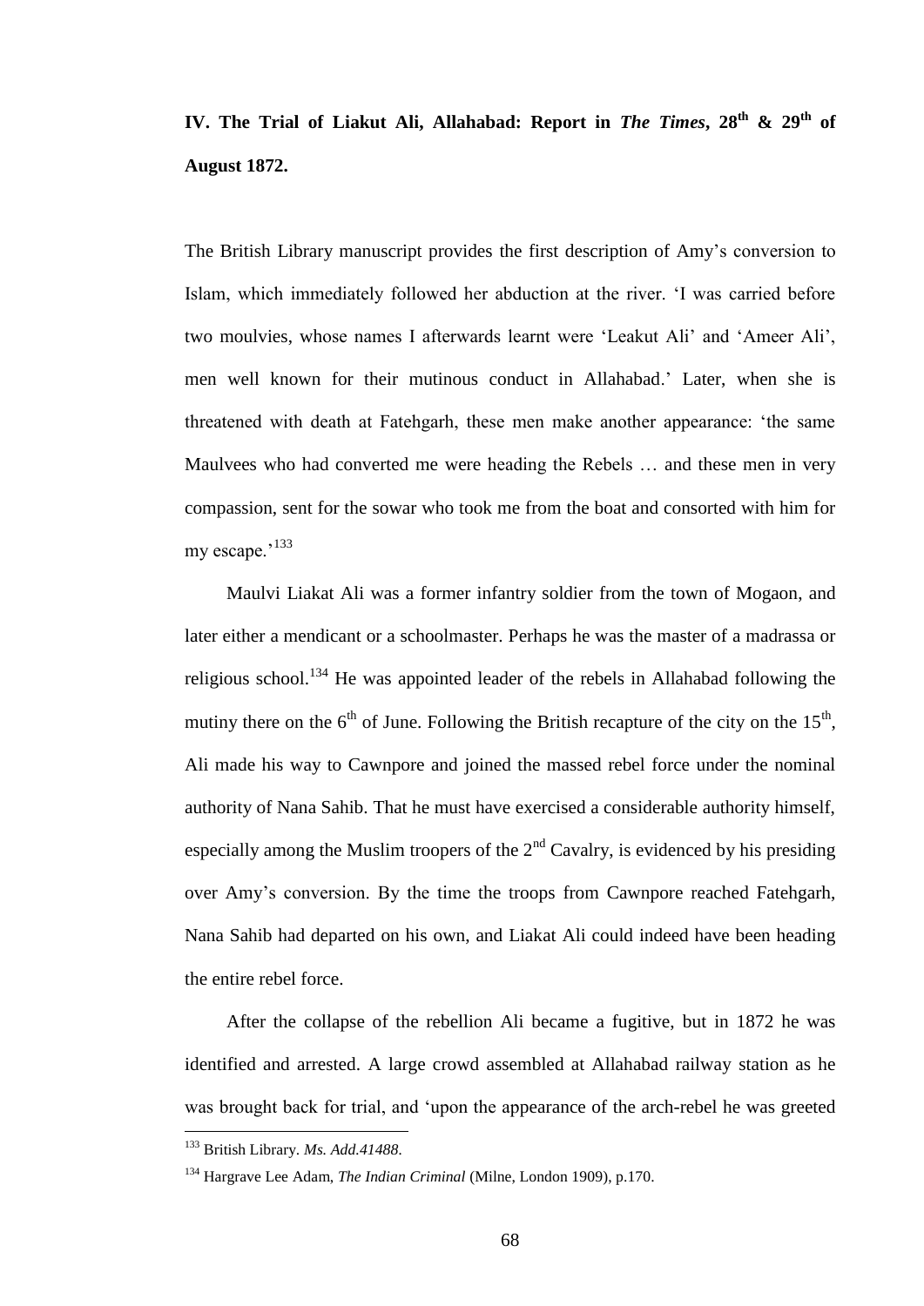**IV. The Trial of Liakut Ali, Allahabad: Report in *The Times*, 28th & 29th of August 1872.**

The British Library manuscript provides the first description of Amy's conversion to Islam, which immediately followed her abduction at the river. 'I was carried before two moulvies, whose names I afterwards learnt were 'Leakut Ali' and 'Ameer Ali', men well known for their mutinous conduct in Allahabad.' Later, when she is threatened with death at Fatehgarh, these men make another appearance: 'the same Maulvees who had converted me were heading the Rebels … and these men in very compassion, sent for the sowar who took me from the boat and consorted with him for my escape.'[133]

Maulvi Liakat Ali was a former infantry soldier from the town of Mogaon, and later either a mendicant or a schoolmaster. Perhaps he was the master of a madrassa or religious school.[134] He was appointed leader of the rebels in Allahabad following the mutiny there on the 6th of June. Following the British recapture of the city on the 15th, Ali made his way to Cawnpore and joined the massed rebel force under the nominal authority of Nana Sahib. That he must have exercised a considerable authority himself, especially among the Muslim troopers of the 2nd Cavalry, is evidenced by his presiding over Amy's conversion. By the time the troops from Cawnpore reached Fatehgarh, Nana Sahib had departed on his own, and Liakat Ali could indeed have been heading the entire rebel force.

After the collapse of the rebellion Ali became a fugitive, but in 1872 he was identified and arrested. A large crowd assembled at Allahabad railway station as he was brought back for trial, and 'upon the appearance of the arch-rebel he was greeted

---

[133] British Library. *Ms. Add.41488*.

[134] Hargrave Lee Adam, *The Indian Criminal* (Milne, London 1909), p.170.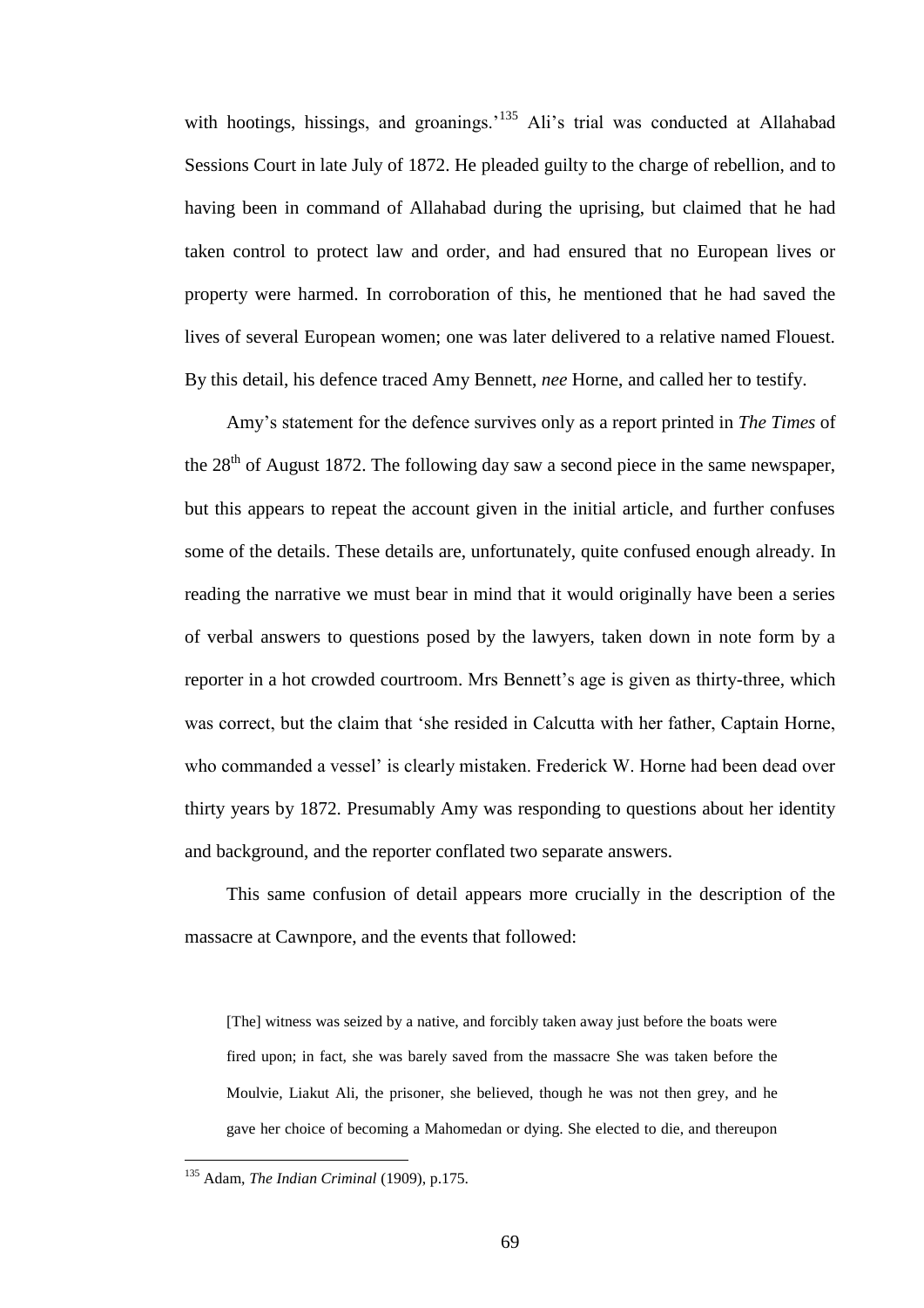with hootings, hissings, and groanings.'[135] Ali's trial was conducted at Allahabad Sessions Court in late July of 1872. He pleaded guilty to the charge of rebellion, and to having been in command of Allahabad during the uprising, but claimed that he had taken control to protect law and order, and had ensured that no European lives or property were harmed. In corroboration of this, he mentioned that he had saved the lives of several European women; one was later delivered to a relative named Flouest. By this detail, his defence traced Amy Bennett, *nee* Horne, and called her to testify.

Amy's statement for the defence survives only as a report printed in *The Times* of the 28th of August 1872. The following day saw a second piece in the same newspaper, but this appears to repeat the account given in the initial article, and further confuses some of the details. These details are, unfortunately, quite confused enough already. In reading the narrative we must bear in mind that it would originally have been a series of verbal answers to questions posed by the lawyers, taken down in note form by a reporter in a hot crowded courtroom. Mrs Bennett's age is given as thirty-three, which was correct, but the claim that 'she resided in Calcutta with her father, Captain Horne, who commanded a vessel' is clearly mistaken. Frederick W. Horne had been dead over thirty years by 1872. Presumably Amy was responding to questions about her identity and background, and the reporter conflated two separate answers.

This same confusion of detail appears more crucially in the description of the massacre at Cawnpore, and the events that followed:

> [The] witness was seized by a native, and forcibly taken away just before the boats were fired upon; in fact, she was barely saved from the massacre She was taken before the Moulvie, Liakut Ali, the prisoner, she believed, though he was not then grey, and he gave her choice of becoming a Mahomedan or dying. She elected to die, and thereupon

[135] Adam, *The Indian Criminal* (1909), p.175.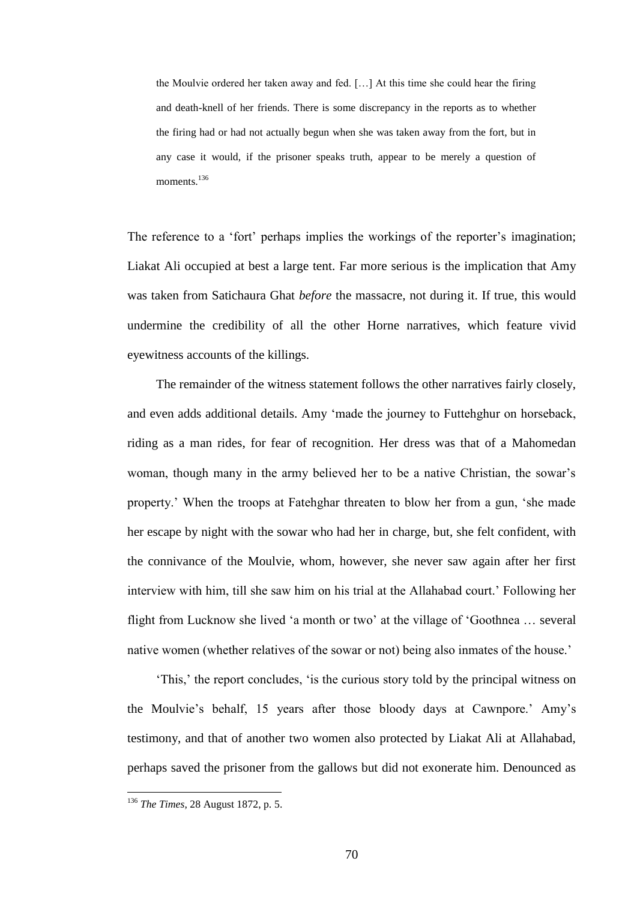> the Moulvie ordered her taken away and fed. […] At this time she could hear the firing and death-knell of her friends. There is some discrepancy in the reports as to whether the firing had or had not actually begun when she was taken away from the fort, but in any case it would, if the prisoner speaks truth, appear to be merely a question of moments.[136]

The reference to a 'fort' perhaps implies the workings of the reporter's imagination; Liakat Ali occupied at best a large tent. Far more serious is the implication that Amy was taken from Satichaura Ghat *before* the massacre, not during it. If true, this would undermine the credibility of all the other Horne narratives, which feature vivid eyewitness accounts of the killings.

The remainder of the witness statement follows the other narratives fairly closely, and even adds additional details. Amy 'made the journey to Futtehghur on horseback, riding as a man rides, for fear of recognition. Her dress was that of a Mahomedan woman, though many in the army believed her to be a native Christian, the sowar's property.' When the troops at Fatehghar threaten to blow her from a gun, 'she made her escape by night with the sowar who had her in charge, but, she felt confident, with the connivance of the Moulvie, whom, however, she never saw again after her first interview with him, till she saw him on his trial at the Allahabad court.' Following her flight from Lucknow she lived 'a month or two' at the village of 'Goothnea … several native women (whether relatives of the sowar or not) being also inmates of the house.'

'This,' the report concludes, 'is the curious story told by the principal witness on the Moulvie's behalf, 15 years after those bloody days at Cawnpore.' Amy's testimony, and that of another two women also protected by Liakat Ali at Allahabad, perhaps saved the prisoner from the gallows but did not exonerate him. Denounced as

---

[136] *The Times*, 28 August 1872, p. 5.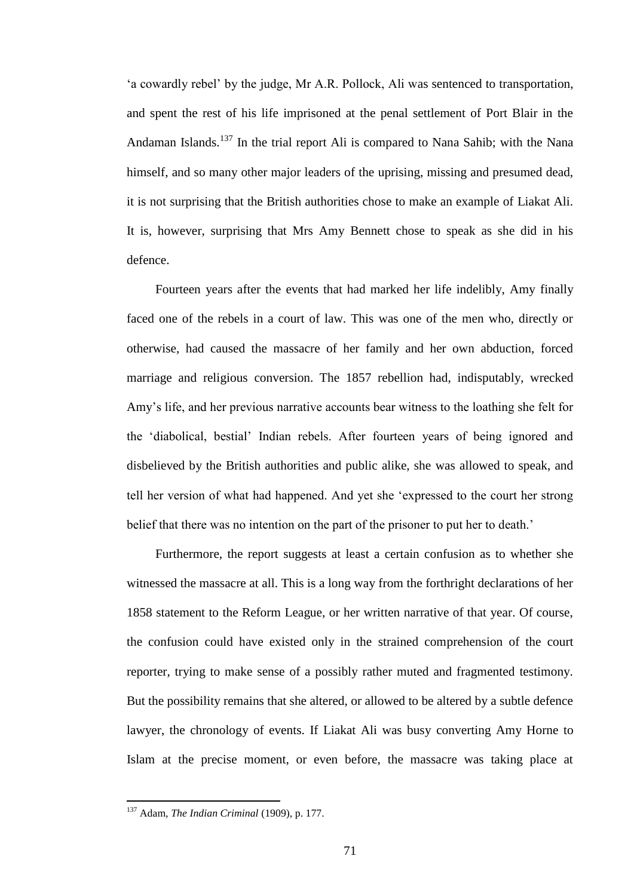'a cowardly rebel' by the judge, Mr A.R. Pollock, Ali was sentenced to transportation, and spent the rest of his life imprisoned at the penal settlement of Port Blair in the Andaman Islands.[137] In the trial report Ali is compared to Nana Sahib; with the Nana himself, and so many other major leaders of the uprising, missing and presumed dead, it is not surprising that the British authorities chose to make an example of Liakat Ali. It is, however, surprising that Mrs Amy Bennett chose to speak as she did in his defence.

Fourteen years after the events that had marked her life indelibly, Amy finally faced one of the rebels in a court of law. This was one of the men who, directly or otherwise, had caused the massacre of her family and her own abduction, forced marriage and religious conversion. The 1857 rebellion had, indisputably, wrecked Amy's life, and her previous narrative accounts bear witness to the loathing she felt for the 'diabolical, bestial' Indian rebels. After fourteen years of being ignored and disbelieved by the British authorities and public alike, she was allowed to speak, and tell her version of what had happened. And yet she 'expressed to the court her strong belief that there was no intention on the part of the prisoner to put her to death.'

Furthermore, the report suggests at least a certain confusion as to whether she witnessed the massacre at all. This is a long way from the forthright declarations of her 1858 statement to the Reform League, or her written narrative of that year. Of course, the confusion could have existed only in the strained comprehension of the court reporter, trying to make sense of a possibly rather muted and fragmented testimony. But the possibility remains that she altered, or allowed to be altered by a subtle defence lawyer, the chronology of events. If Liakat Ali was busy converting Amy Horne to Islam at the precise moment, or even before, the massacre was taking place at

---

[137] Adam, *The Indian Criminal* (1909), p. 177.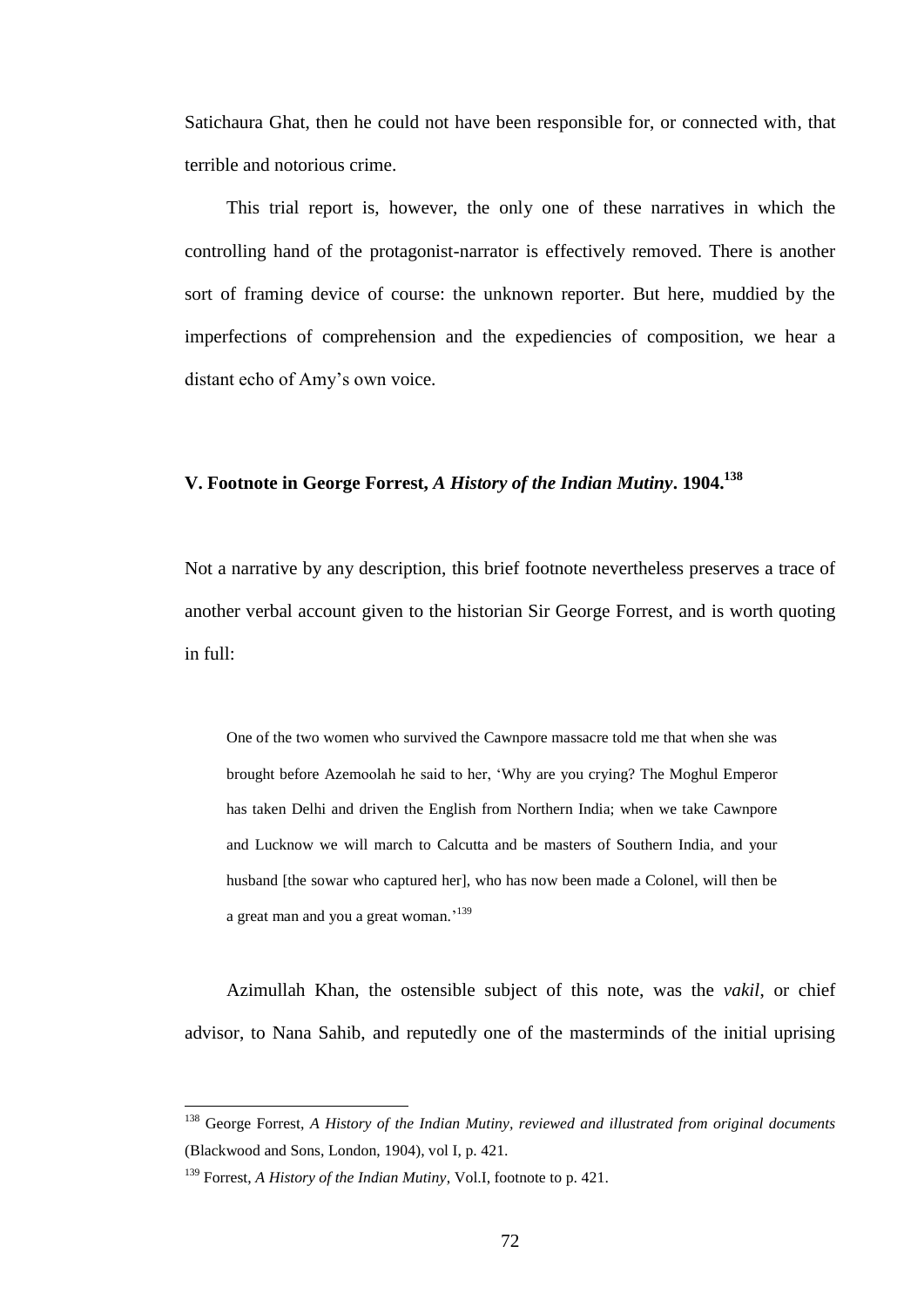Satichaura Ghat, then he could not have been responsible for, or connected with, that terrible and notorious crime.

This trial report is, however, the only one of these narratives in which the controlling hand of the protagonist-narrator is effectively removed. There is another sort of framing device of course: the unknown reporter. But here, muddied by the imperfections of comprehension and the expediencies of composition, we hear a distant echo of Amy's own voice.

### V. Footnote in George Forrest, *A History of the Indian Mutiny*. 1904.[138]

Not a narrative by any description, this brief footnote nevertheless preserves a trace of another verbal account given to the historian Sir George Forrest, and is worth quoting in full:

> One of the two women who survived the Cawnpore massacre told me that when she was brought before Azemoolah he said to her, 'Why are you crying? The Moghul Emperor has taken Delhi and driven the English from Northern India; when we take Cawnpore and Lucknow we will march to Calcutta and be masters of Southern India, and your husband [the sowar who captured her], who has now been made a Colonel, will then be a great man and you a great woman.'[139]

Azimullah Khan, the ostensible subject of this note, was the *vakil*, or chief advisor, to Nana Sahib, and reputedly one of the masterminds of the initial uprising

---

[138] George Forrest, *A History of the Indian Mutiny, reviewed and illustrated from original documents* (Blackwood and Sons, London, 1904), vol I, p. 421.

[139] Forrest, *A History of the Indian Mutiny*, Vol.I, footnote to p. 421.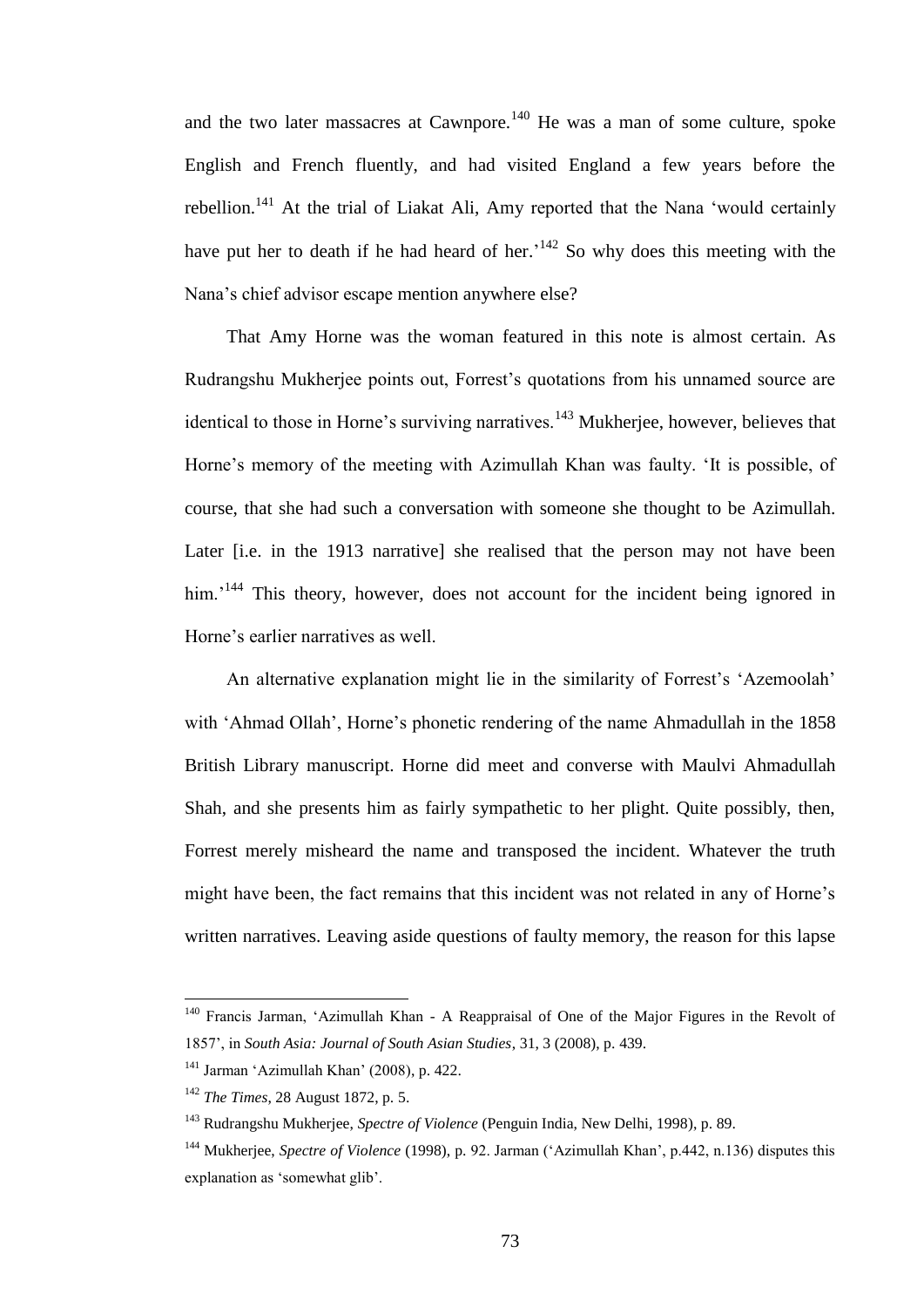and the two later massacres at Cawnpore.[140] He was a man of some culture, spoke English and French fluently, and had visited England a few years before the rebellion.[141] At the trial of Liakat Ali, Amy reported that the Nana 'would certainly have put her to death if he had heard of her.'[142] So why does this meeting with the Nana's chief advisor escape mention anywhere else?

That Amy Horne was the woman featured in this note is almost certain. As Rudrangshu Mukherjee points out, Forrest's quotations from his unnamed source are identical to those in Horne's surviving narratives.[143] Mukherjee, however, believes that Horne's memory of the meeting with Azimullah Khan was faulty. 'It is possible, of course, that she had such a conversation with someone she thought to be Azimullah. Later [i.e. in the 1913 narrative] she realised that the person may not have been him.'[144] This theory, however, does not account for the incident being ignored in Horne's earlier narratives as well.

An alternative explanation might lie in the similarity of Forrest's 'Azemoolah' with 'Ahmad Ollah', Horne's phonetic rendering of the name Ahmadullah in the 1858 British Library manuscript. Horne did meet and converse with Maulvi Ahmadullah Shah, and she presents him as fairly sympathetic to her plight. Quite possibly, then, Forrest merely misheard the name and transposed the incident. Whatever the truth might have been, the fact remains that this incident was not related in any of Horne's written narratives. Leaving aside questions of faulty memory, the reason for this lapse

---

[140] Francis Jarman, 'Azimullah Khan - A Reappraisal of One of the Major Figures in the Revolt of 1857', in *South Asia: Journal of South Asian Studies*, 31, 3 (2008), p. 439.

[141] Jarman 'Azimullah Khan' (2008), p. 422.

[142] *The Times*, 28 August 1872, p. 5.

[143] Rudrangshu Mukherjee, *Spectre of Violence* (Penguin India, New Delhi, 1998), p. 89.

[144] Mukherjee, *Spectre of Violence* (1998), p. 92. Jarman ('Azimullah Khan', p.442, n.136) disputes this explanation as 'somewhat glib'.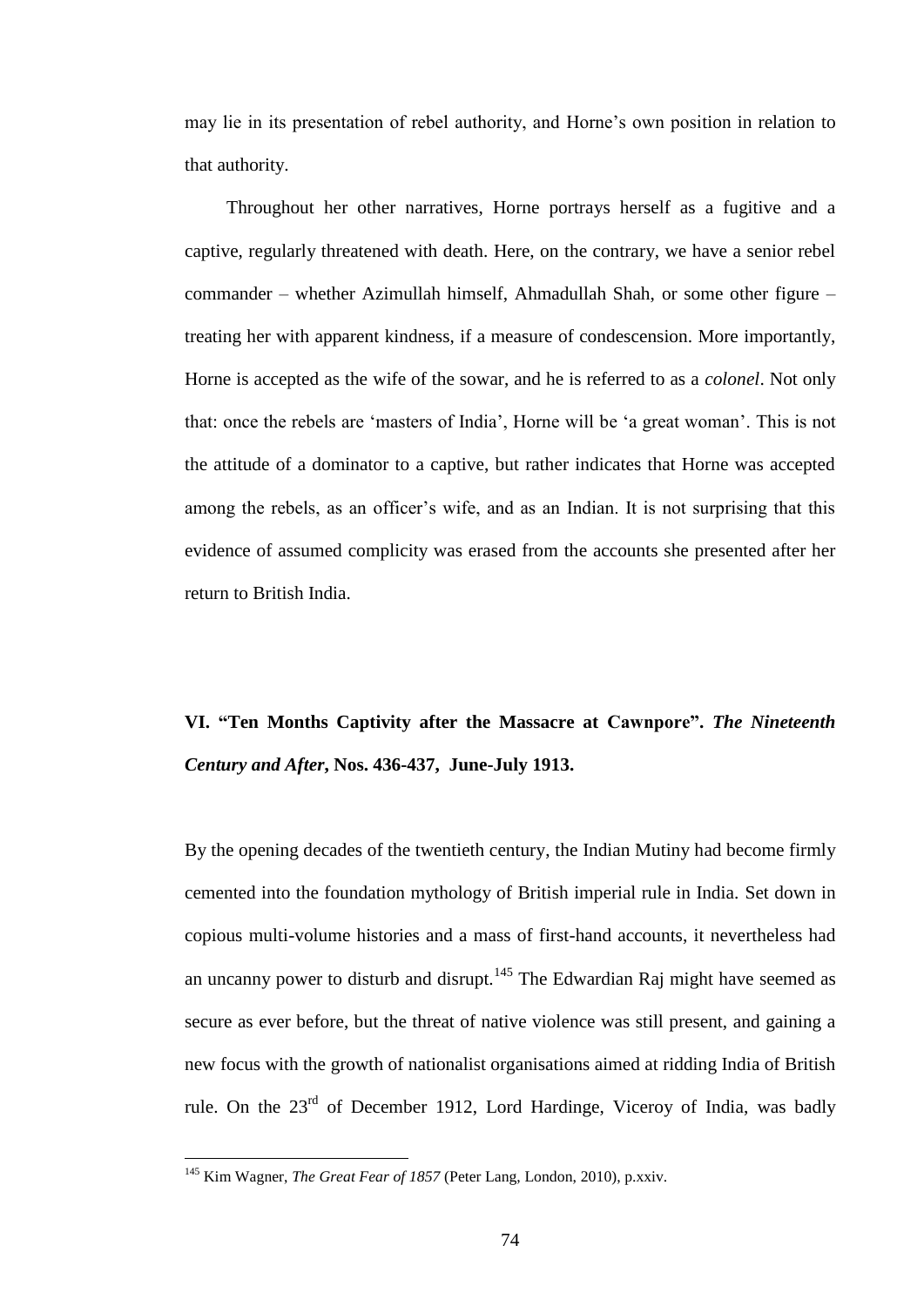may lie in its presentation of rebel authority, and Horne's own position in relation to that authority.

Throughout her other narratives, Horne portrays herself as a fugitive and a captive, regularly threatened with death. Here, on the contrary, we have a senior rebel commander – whether Azimullah himself, Ahmadullah Shah, or some other figure – treating her with apparent kindness, if a measure of condescension. More importantly, Horne is accepted as the wife of the sowar, and he is referred to as a *colonel*. Not only that: once the rebels are 'masters of India', Horne will be 'a great woman'. This is not the attitude of a dominator to a captive, but rather indicates that Horne was accepted among the rebels, as an officer's wife, and as an Indian. It is not surprising that this evidence of assumed complicity was erased from the accounts she presented after her return to British India.

## VI. "Ten Months Captivity after the Massacre at Cawnpore". *The Nineteenth Century and After*, Nos. 436-437, June-July 1913.

By the opening decades of the twentieth century, the Indian Mutiny had become firmly cemented into the foundation mythology of British imperial rule in India. Set down in copious multi-volume histories and a mass of first-hand accounts, it nevertheless had an uncanny power to disturb and disrupt.[145] The Edwardian Raj might have seemed as secure as ever before, but the threat of native violence was still present, and gaining a new focus with the growth of nationalist organisations aimed at ridding India of British rule. On the 23rd of December 1912, Lord Hardinge, Viceroy of India, was badly

---

[145] Kim Wagner, *The Great Fear of 1857* (Peter Lang, London, 2010), p.xxiv.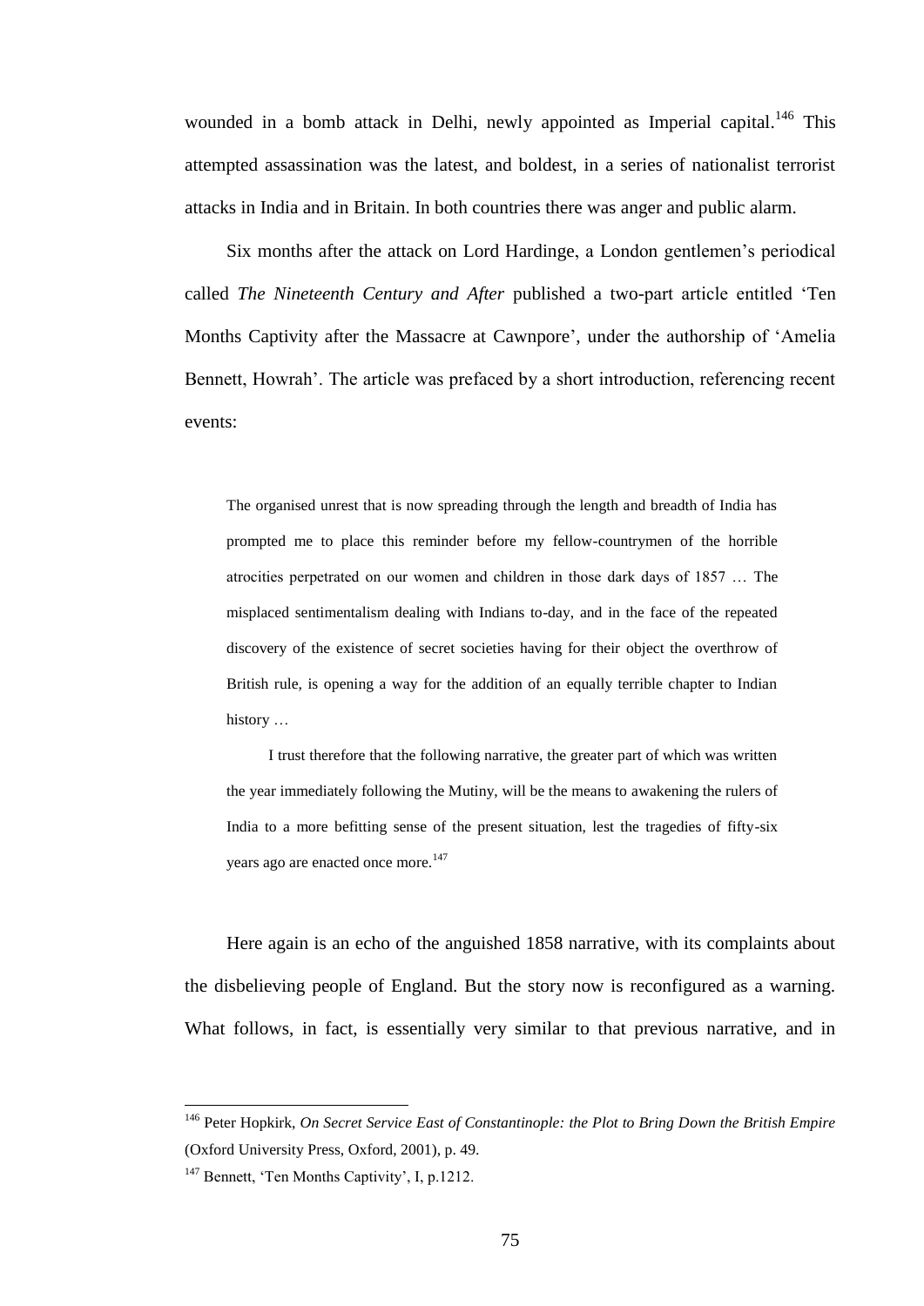wounded in a bomb attack in Delhi, newly appointed as Imperial capital.[146] This attempted assassination was the latest, and boldest, in a series of nationalist terrorist attacks in India and in Britain. In both countries there was anger and public alarm.

Six months after the attack on Lord Hardinge, a London gentlemen's periodical called *The Nineteenth Century and After* published a two-part article entitled 'Ten Months Captivity after the Massacre at Cawnpore', under the authorship of 'Amelia Bennett, Howrah'. The article was prefaced by a short introduction, referencing recent events:

> The organised unrest that is now spreading through the length and breadth of India has prompted me to place this reminder before my fellow-countrymen of the horrible atrocities perpetrated on our women and children in those dark days of 1857 … The misplaced sentimentalism dealing with Indians to-day, and in the face of the repeated discovery of the existence of secret societies having for their object the overthrow of British rule, is opening a way for the addition of an equally terrible chapter to Indian history …
>
> I trust therefore that the following narrative, the greater part of which was written the year immediately following the Mutiny, will be the means to awakening the rulers of India to a more befitting sense of the present situation, lest the tragedies of fifty-six years ago are enacted once more.[147]

Here again is an echo of the anguished 1858 narrative, with its complaints about the disbelieving people of England. But the story now is reconfigured as a warning. What follows, in fact, is essentially very similar to that previous narrative, and in

---

[146] Peter Hopkirk, *On Secret Service East of Constantinople: the Plot to Bring Down the British Empire* (Oxford University Press, Oxford, 2001), p. 49.

[147] Bennett, 'Ten Months Captivity', I, p.1212.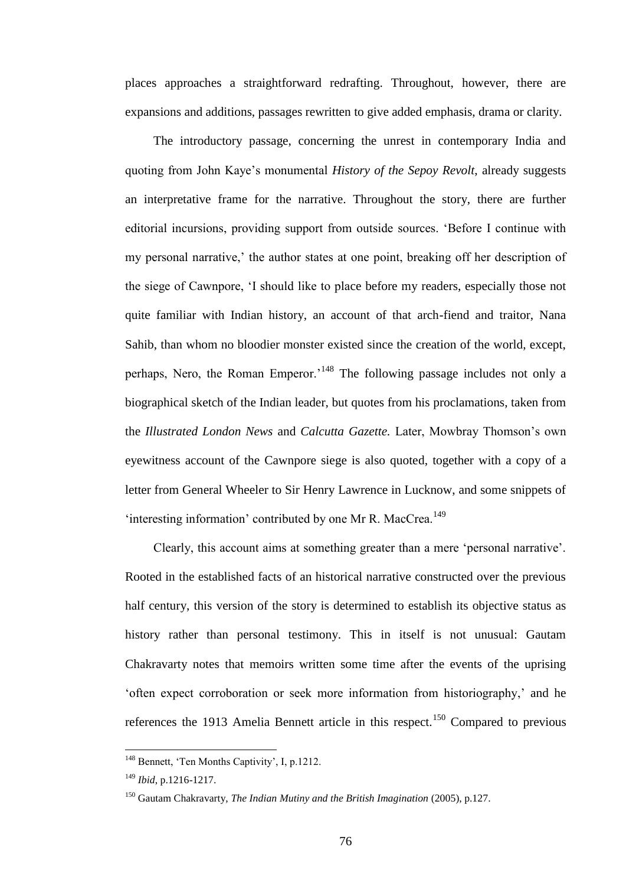places approaches a straightforward redrafting. Throughout, however, there are expansions and additions, passages rewritten to give added emphasis, drama or clarity.

The introductory passage, concerning the unrest in contemporary India and quoting from John Kaye's monumental *History of the Sepoy Revolt*, already suggests an interpretative frame for the narrative. Throughout the story, there are further editorial incursions, providing support from outside sources. 'Before I continue with my personal narrative,' the author states at one point, breaking off her description of the siege of Cawnpore, 'I should like to place before my readers, especially those not quite familiar with Indian history, an account of that arch-fiend and traitor, Nana Sahib, than whom no bloodier monster existed since the creation of the world, except, perhaps, Nero, the Roman Emperor.'[148] The following passage includes not only a biographical sketch of the Indian leader, but quotes from his proclamations, taken from the *Illustrated London News* and *Calcutta Gazette.* Later, Mowbray Thomson's own eyewitness account of the Cawnpore siege is also quoted, together with a copy of a letter from General Wheeler to Sir Henry Lawrence in Lucknow, and some snippets of 'interesting information' contributed by one Mr R. MacCrea.[149]

Clearly, this account aims at something greater than a mere 'personal narrative'. Rooted in the established facts of an historical narrative constructed over the previous half century, this version of the story is determined to establish its objective status as history rather than personal testimony. This in itself is not unusual: Gautam Chakravarty notes that memoirs written some time after the events of the uprising 'often expect corroboration or seek more information from historiography,' and he references the 1913 Amelia Bennett article in this respect.[150] Compared to previous

---

[148] Bennett, 'Ten Months Captivity', I, p.1212.

[149] *Ibid*, p.1216-1217.

[150] Gautam Chakravarty, *The Indian Mutiny and the British Imagination* (2005), p.127.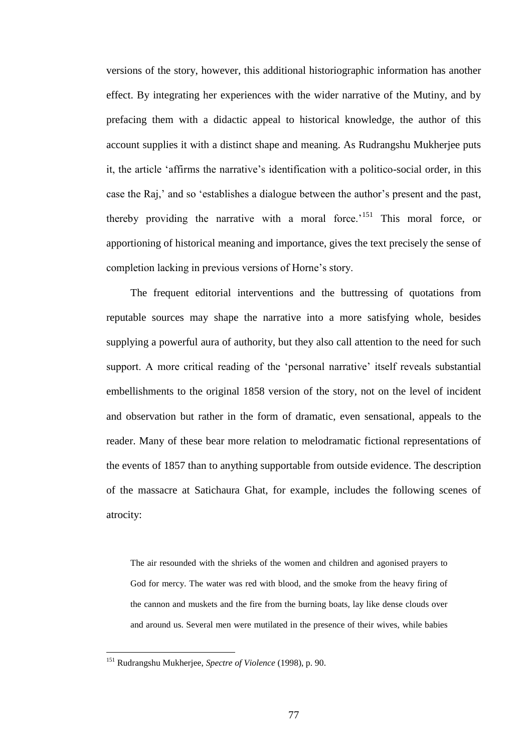versions of the story, however, this additional historiographic information has another effect. By integrating her experiences with the wider narrative of the Mutiny, and by prefacing them with a didactic appeal to historical knowledge, the author of this account supplies it with a distinct shape and meaning. As Rudrangshu Mukherjee puts it, the article 'affirms the narrative's identification with a politico-social order, in this case the Raj,' and so 'establishes a dialogue between the author's present and the past, thereby providing the narrative with a moral force.'[151] This moral force, or apportioning of historical meaning and importance, gives the text precisely the sense of completion lacking in previous versions of Horne's story.

The frequent editorial interventions and the buttressing of quotations from reputable sources may shape the narrative into a more satisfying whole, besides supplying a powerful aura of authority, but they also call attention to the need for such support. A more critical reading of the 'personal narrative' itself reveals substantial embellishments to the original 1858 version of the story, not on the level of incident and observation but rather in the form of dramatic, even sensational, appeals to the reader. Many of these bear more relation to melodramatic fictional representations of the events of 1857 than to anything supportable from outside evidence. The description of the massacre at Satichaura Ghat, for example, includes the following scenes of atrocity:

> The air resounded with the shrieks of the women and children and agonised prayers to God for mercy. The water was red with blood, and the smoke from the heavy firing of the cannon and muskets and the fire from the burning boats, lay like dense clouds over and around us. Several men were mutilated in the presence of their wives, while babies

[151] Rudrangshu Mukherjee, *Spectre of Violence* (1998), p. 90.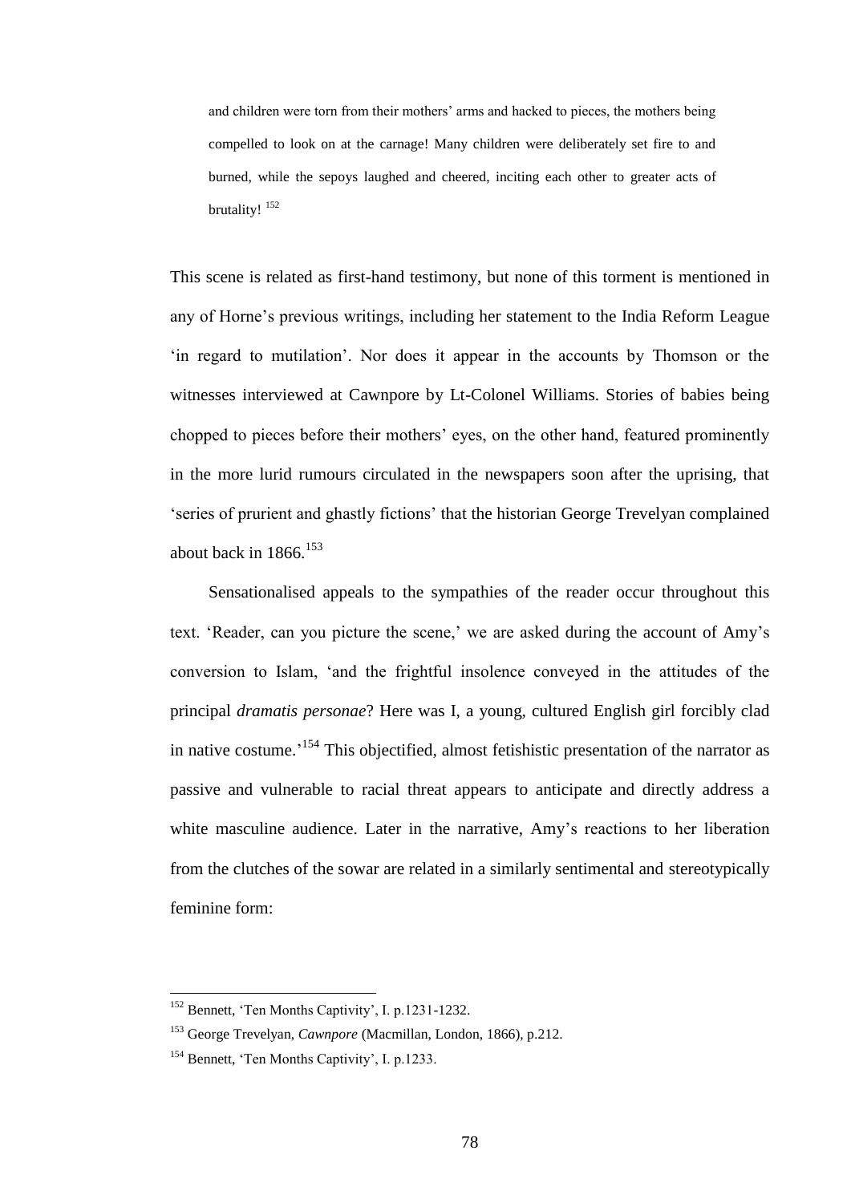> and children were torn from their mothers' arms and hacked to pieces, the mothers being compelled to look on at the carnage! Many children were deliberately set fire to and burned, while the sepoys laughed and cheered, inciting each other to greater acts of brutality! [152]

This scene is related as first-hand testimony, but none of this torment is mentioned in any of Horne's previous writings, including her statement to the India Reform League 'in regard to mutilation'. Nor does it appear in the accounts by Thomson or the witnesses interviewed at Cawnpore by Lt-Colonel Williams. Stories of babies being chopped to pieces before their mothers' eyes, on the other hand, featured prominently in the more lurid rumours circulated in the newspapers soon after the uprising, that 'series of prurient and ghastly fictions' that the historian George Trevelyan complained about back in 1866.[153]

Sensationalised appeals to the sympathies of the reader occur throughout this text. 'Reader, can you picture the scene,' we are asked during the account of Amy's conversion to Islam, 'and the frightful insolence conveyed in the attitudes of the principal *dramatis personae*? Here was I, a young, cultured English girl forcibly clad in native costume.'[154] This objectified, almost fetishistic presentation of the narrator as passive and vulnerable to racial threat appears to anticipate and directly address a white masculine audience. Later in the narrative, Amy's reactions to her liberation from the clutches of the sowar are related in a similarly sentimental and stereotypically feminine form:

---

[152] Bennett, 'Ten Months Captivity', I. p.1231-1232.

[153] George Trevelyan, *Cawnpore* (Macmillan, London, 1866), p.212.

[154] Bennett, 'Ten Months Captivity', I. p.1233.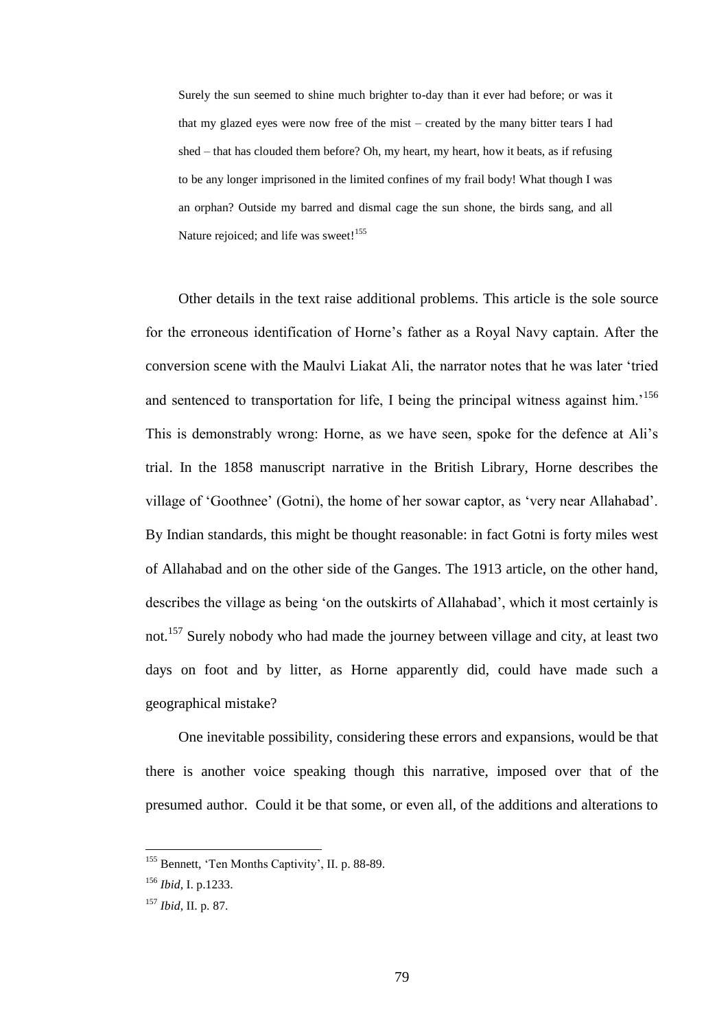> Surely the sun seemed to shine much brighter to-day than it ever had before; or was it that my glazed eyes were now free of the mist – created by the many bitter tears I had shed – that has clouded them before? Oh, my heart, my heart, how it beats, as if refusing to be any longer imprisoned in the limited confines of my frail body! What though I was an orphan? Outside my barred and dismal cage the sun shone, the birds sang, and all Nature rejoiced; and life was sweet![155]

Other details in the text raise additional problems. This article is the sole source for the erroneous identification of Horne's father as a Royal Navy captain. After the conversion scene with the Maulvi Liakat Ali, the narrator notes that he was later 'tried and sentenced to transportation for life, I being the principal witness against him.'[156] This is demonstrably wrong: Horne, as we have seen, spoke for the defence at Ali's trial. In the 1858 manuscript narrative in the British Library, Horne describes the village of 'Goothnee' (Gotni), the home of her sowar captor, as 'very near Allahabad'. By Indian standards, this might be thought reasonable: in fact Gotni is forty miles west of Allahabad and on the other side of the Ganges. The 1913 article, on the other hand, describes the village as being 'on the outskirts of Allahabad', which it most certainly is not.[157] Surely nobody who had made the journey between village and city, at least two days on foot and by litter, as Horne apparently did, could have made such a geographical mistake?

One inevitable possibility, considering these errors and expansions, would be that there is another voice speaking though this narrative, imposed over that of the presumed author. Could it be that some, or even all, of the additions and alterations to

---

[155] Bennett, 'Ten Months Captivity', II. p. 88-89.

[156] *Ibid*, I. p.1233.

[157] *Ibid*, II. p. 87.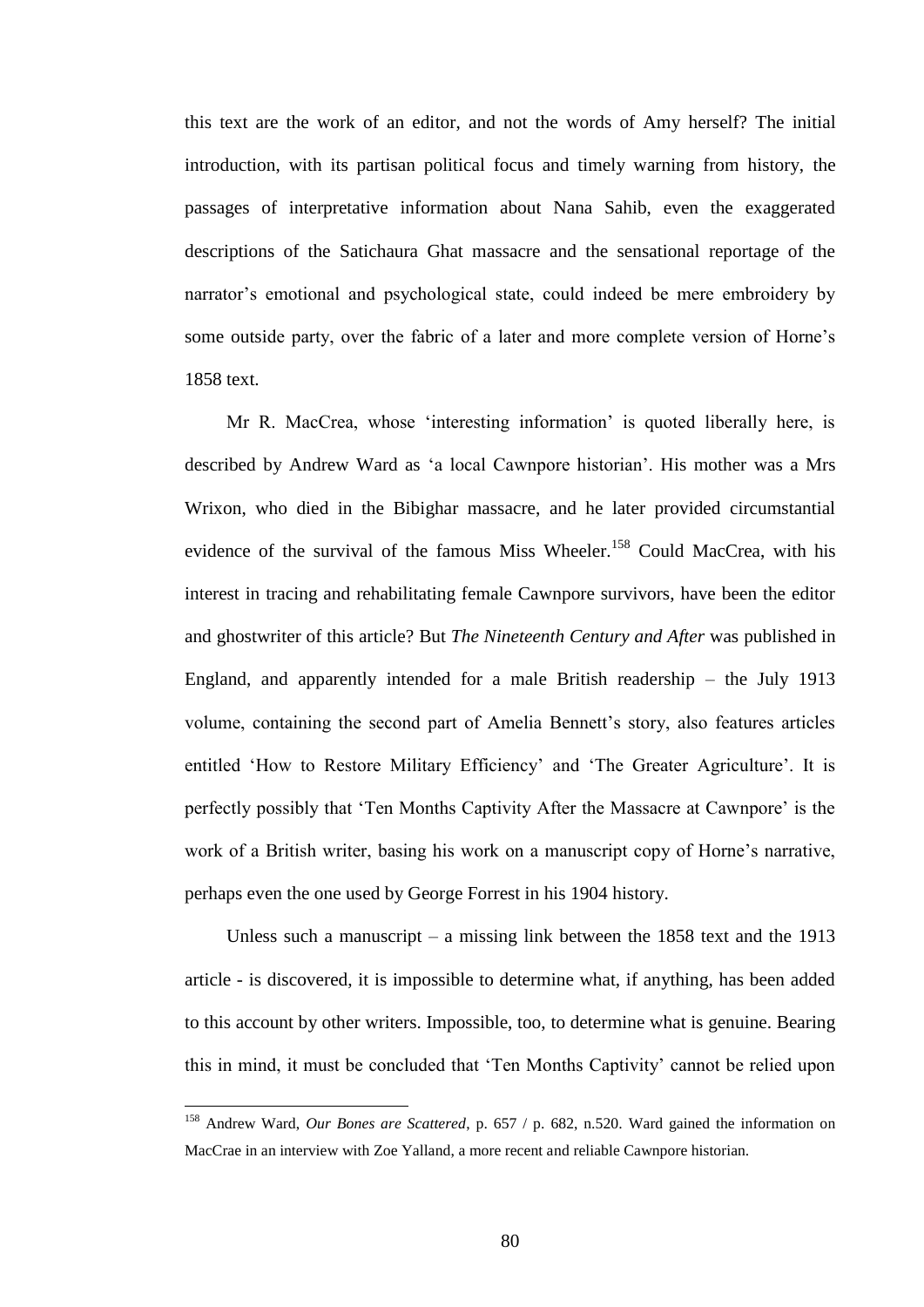this text are the work of an editor, and not the words of Amy herself? The initial introduction, with its partisan political focus and timely warning from history, the passages of interpretative information about Nana Sahib, even the exaggerated descriptions of the Satichaura Ghat massacre and the sensational reportage of the narrator's emotional and psychological state, could indeed be mere embroidery by some outside party, over the fabric of a later and more complete version of Horne's 1858 text.

Mr R. MacCrea, whose 'interesting information' is quoted liberally here, is described by Andrew Ward as 'a local Cawnpore historian'. His mother was a Mrs Wrixon, who died in the Bibighar massacre, and he later provided circumstantial evidence of the survival of the famous Miss Wheeler.[158] Could MacCrea, with his interest in tracing and rehabilitating female Cawnpore survivors, have been the editor and ghostwriter of this article? But *The Nineteenth Century and After* was published in England, and apparently intended for a male British readership – the July 1913 volume, containing the second part of Amelia Bennett's story, also features articles entitled 'How to Restore Military Efficiency' and 'The Greater Agriculture'. It is perfectly possibly that 'Ten Months Captivity After the Massacre at Cawnpore' is the work of a British writer, basing his work on a manuscript copy of Horne's narrative, perhaps even the one used by George Forrest in his 1904 history.

Unless such a manuscript – a missing link between the 1858 text and the 1913 article - is discovered, it is impossible to determine what, if anything, has been added to this account by other writers. Impossible, too, to determine what is genuine. Bearing this in mind, it must be concluded that 'Ten Months Captivity' cannot be relied upon

[158] Andrew Ward, *Our Bones are Scattered*, p. 657 / p. 682, n.520. Ward gained the information on MacCrae in an interview with Zoe Yalland, a more recent and reliable Cawnpore historian.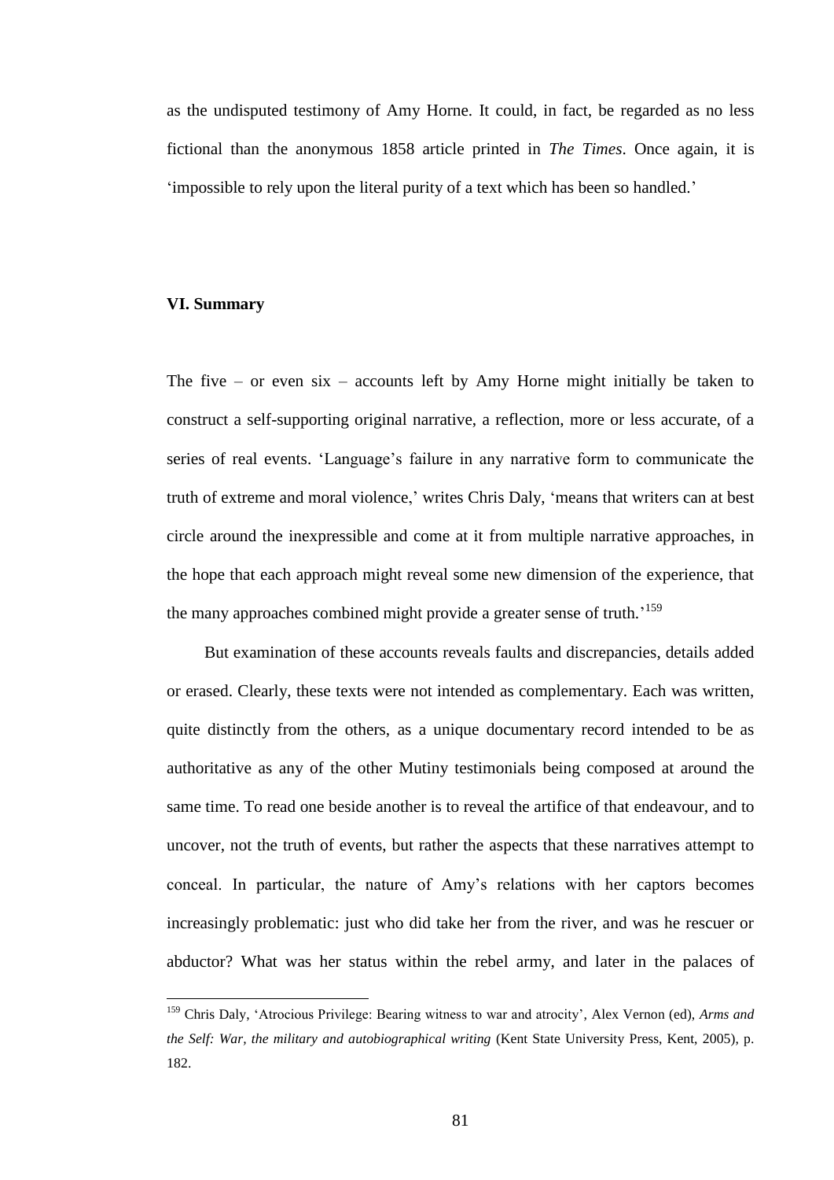as the undisputed testimony of Amy Horne. It could, in fact, be regarded as no less fictional than the anonymous 1858 article printed in *The Times*. Once again, it is 'impossible to rely upon the literal purity of a text which has been so handled.'

### VI. Summary

The five – or even six – accounts left by Amy Horne might initially be taken to construct a self-supporting original narrative, a reflection, more or less accurate, of a series of real events. 'Language's failure in any narrative form to communicate the truth of extreme and moral violence,' writes Chris Daly, 'means that writers can at best circle around the inexpressible and come at it from multiple narrative approaches, in the hope that each approach might reveal some new dimension of the experience, that the many approaches combined might provide a greater sense of truth.'[159]

But examination of these accounts reveals faults and discrepancies, details added or erased. Clearly, these texts were not intended as complementary. Each was written, quite distinctly from the others, as a unique documentary record intended to be as authoritative as any of the other Mutiny testimonials being composed at around the same time. To read one beside another is to reveal the artifice of that endeavour, and to uncover, not the truth of events, but rather the aspects that these narratives attempt to conceal. In particular, the nature of Amy's relations with her captors becomes increasingly problematic: just who did take her from the river, and was he rescuer or abductor? What was her status within the rebel army, and later in the palaces of

---

[159] Chris Daly, 'Atrocious Privilege: Bearing witness to war and atrocity', Alex Vernon (ed), *Arms and the Self: War, the military and autobiographical writing* (Kent State University Press, Kent, 2005), p. 182.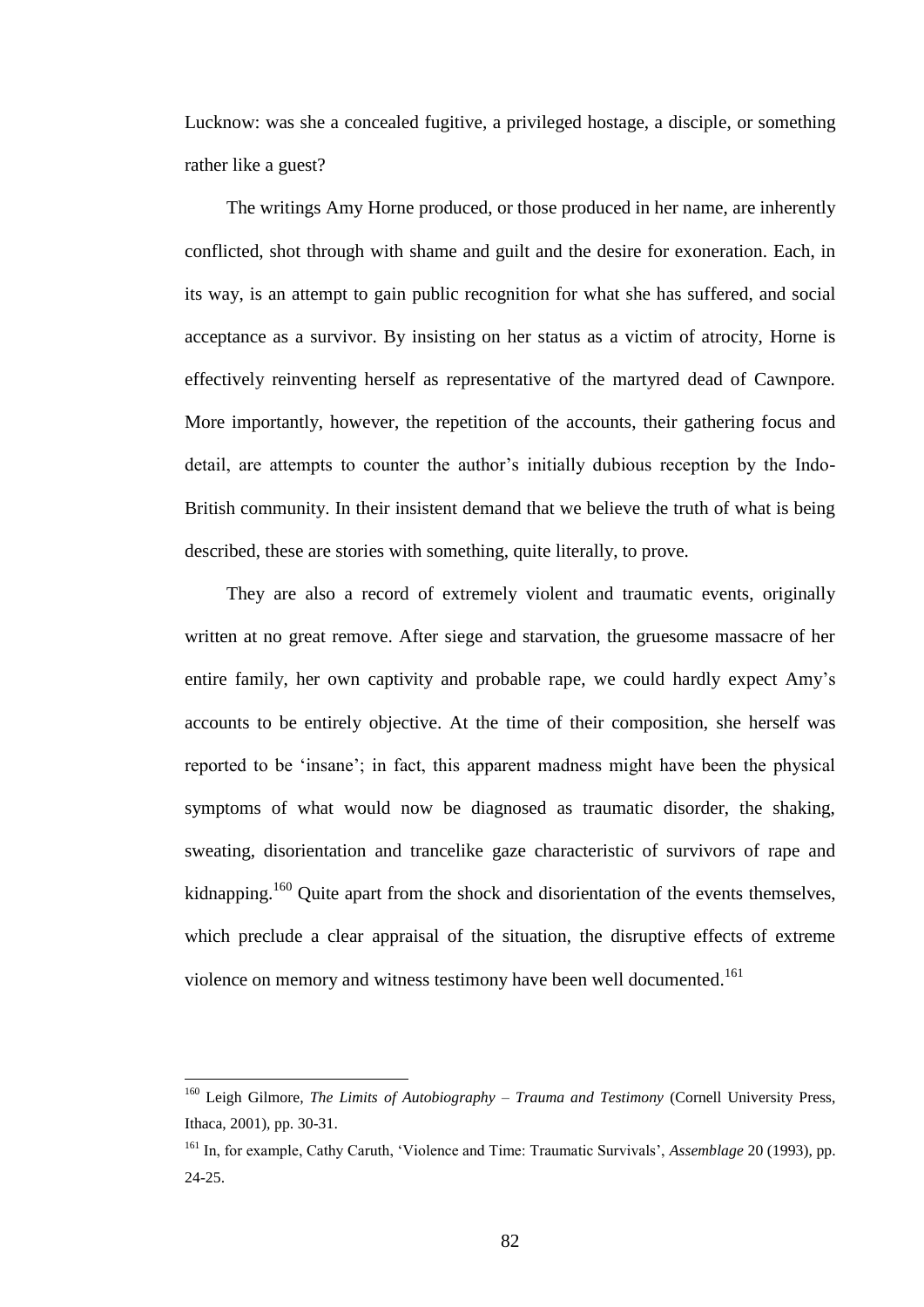Lucknow: was she a concealed fugitive, a privileged hostage, a disciple, or something rather like a guest?

The writings Amy Horne produced, or those produced in her name, are inherently conflicted, shot through with shame and guilt and the desire for exoneration. Each, in its way, is an attempt to gain public recognition for what she has suffered, and social acceptance as a survivor. By insisting on her status as a victim of atrocity, Horne is effectively reinventing herself as representative of the martyred dead of Cawnpore. More importantly, however, the repetition of the accounts, their gathering focus and detail, are attempts to counter the author's initially dubious reception by the Indo-British community. In their insistent demand that we believe the truth of what is being described, these are stories with something, quite literally, to prove.

They are also a record of extremely violent and traumatic events, originally written at no great remove. After siege and starvation, the gruesome massacre of her entire family, her own captivity and probable rape, we could hardly expect Amy's accounts to be entirely objective. At the time of their composition, she herself was reported to be 'insane'; in fact, this apparent madness might have been the physical symptoms of what would now be diagnosed as traumatic disorder, the shaking, sweating, disorientation and trancelike gaze characteristic of survivors of rape and kidnapping.[160] Quite apart from the shock and disorientation of the events themselves, which preclude a clear appraisal of the situation, the disruptive effects of extreme violence on memory and witness testimony have been well documented.[161]

---

[160] Leigh Gilmore, *The Limits of Autobiography – Trauma and Testimony* (Cornell University Press, Ithaca, 2001), pp. 30-31.

[161] In, for example, Cathy Caruth, 'Violence and Time: Traumatic Survivals', *Assemblage* 20 (1993), pp. 24-25.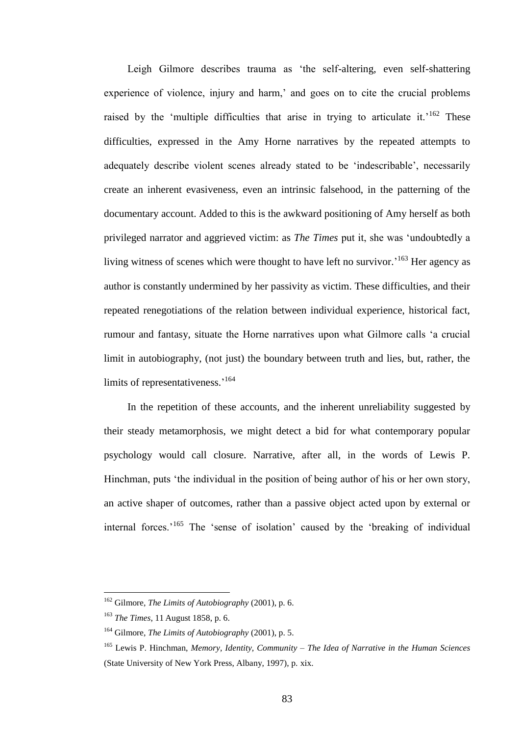Leigh Gilmore describes trauma as 'the self-altering, even self-shattering experience of violence, injury and harm,' and goes on to cite the crucial problems raised by the 'multiple difficulties that arise in trying to articulate it.'[162] These difficulties, expressed in the Amy Horne narratives by the repeated attempts to adequately describe violent scenes already stated to be 'indescribable', necessarily create an inherent evasiveness, even an intrinsic falsehood, in the patterning of the documentary account. Added to this is the awkward positioning of Amy herself as both privileged narrator and aggrieved victim: as *The Times* put it, she was 'undoubtedly a living witness of scenes which were thought to have left no survivor.'[163] Her agency as author is constantly undermined by her passivity as victim. These difficulties, and their repeated renegotiations of the relation between individual experience, historical fact, rumour and fantasy, situate the Horne narratives upon what Gilmore calls 'a crucial limit in autobiography, (not just) the boundary between truth and lies, but, rather, the limits of representativeness.'[164]

In the repetition of these accounts, and the inherent unreliability suggested by their steady metamorphosis, we might detect a bid for what contemporary popular psychology would call closure. Narrative, after all, in the words of Lewis P. Hinchman, puts 'the individual in the position of being author of his or her own story, an active shaper of outcomes, rather than a passive object acted upon by external or internal forces.'[165] The 'sense of isolation' caused by the 'breaking of individual

---

[162] Gilmore, *The Limits of Autobiography* (2001), p. 6.

[163] *The Times*, 11 August 1858, p. 6.

[164] Gilmore, *The Limits of Autobiography* (2001), p. 5.

[165] Lewis P. Hinchman, *Memory, Identity, Community – The Idea of Narrative in the Human Sciences* (State University of New York Press, Albany, 1997), p. xix.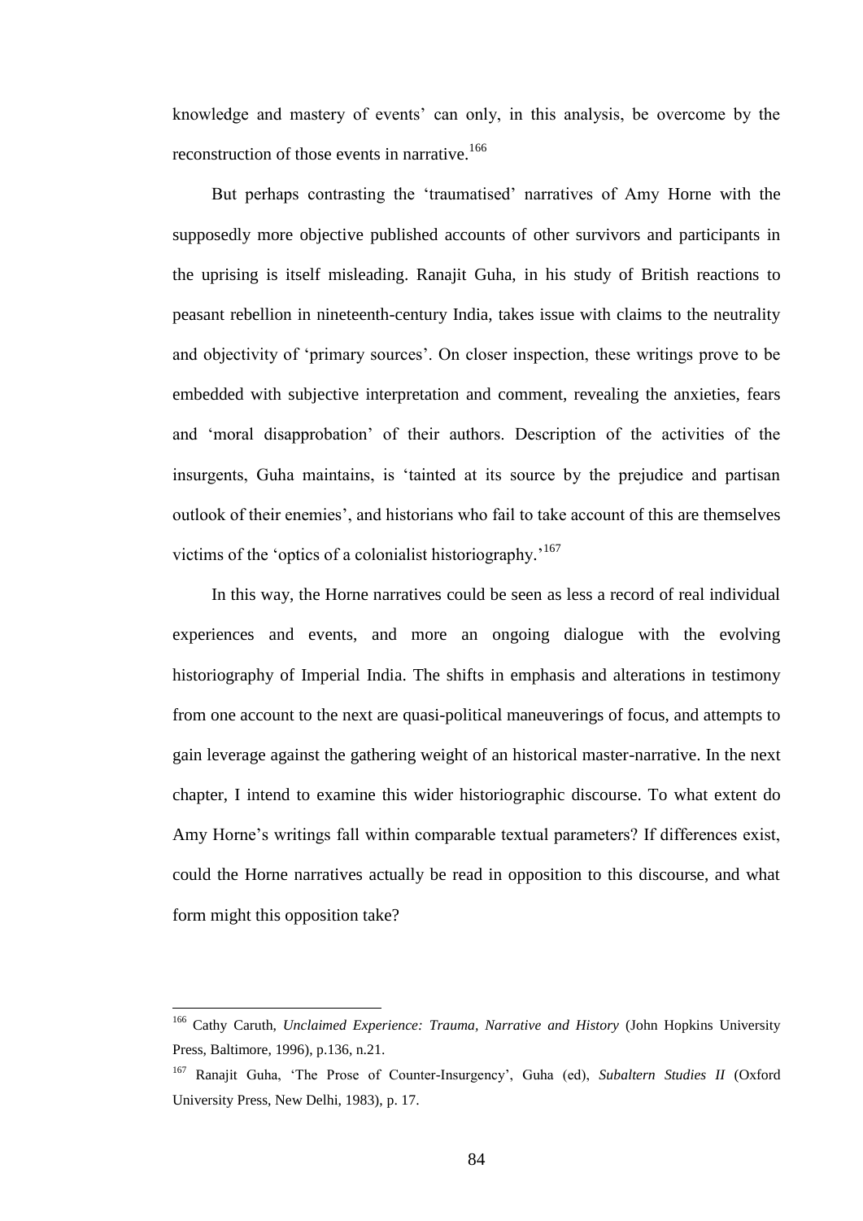knowledge and mastery of events' can only, in this analysis, be overcome by the reconstruction of those events in narrative.[166]

But perhaps contrasting the 'traumatised' narratives of Amy Horne with the supposedly more objective published accounts of other survivors and participants in the uprising is itself misleading. Ranajit Guha, in his study of British reactions to peasant rebellion in nineteenth-century India, takes issue with claims to the neutrality and objectivity of 'primary sources'. On closer inspection, these writings prove to be embedded with subjective interpretation and comment, revealing the anxieties, fears and 'moral disapprobation' of their authors. Description of the activities of the insurgents, Guha maintains, is 'tainted at its source by the prejudice and partisan outlook of their enemies', and historians who fail to take account of this are themselves victims of the 'optics of a colonialist historiography.'[167]

In this way, the Horne narratives could be seen as less a record of real individual experiences and events, and more an ongoing dialogue with the evolving historiography of Imperial India. The shifts in emphasis and alterations in testimony from one account to the next are quasi-political maneuverings of focus, and attempts to gain leverage against the gathering weight of an historical master-narrative. In the next chapter, I intend to examine this wider historiographic discourse. To what extent do Amy Horne's writings fall within comparable textual parameters? If differences exist, could the Horne narratives actually be read in opposition to this discourse, and what form might this opposition take?

---

[166] Cathy Caruth, *Unclaimed Experience: Trauma, Narrative and History* (John Hopkins University Press, Baltimore, 1996), p.136, n.21.

[167] Ranajit Guha, 'The Prose of Counter-Insurgency', Guha (ed), *Subaltern Studies II* (Oxford University Press, New Delhi, 1983), p. 17.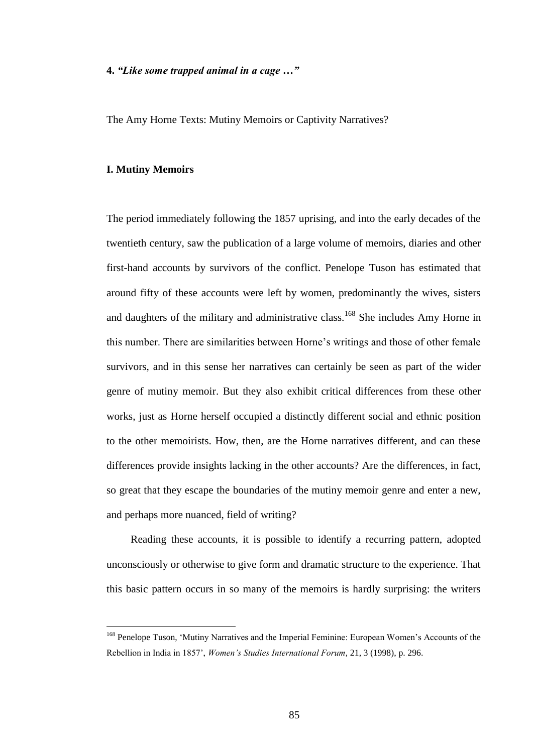## 4. *"Like some trapped animal in a cage …"*

The Amy Horne Texts: Mutiny Memoirs or Captivity Narratives?

### I. Mutiny Memoirs

The period immediately following the 1857 uprising, and into the early decades of the twentieth century, saw the publication of a large volume of memoirs, diaries and other first-hand accounts by survivors of the conflict. Penelope Tuson has estimated that around fifty of these accounts were left by women, predominantly the wives, sisters and daughters of the military and administrative class.[168] She includes Amy Horne in this number. There are similarities between Horne's writings and those of other female survivors, and in this sense her narratives can certainly be seen as part of the wider genre of mutiny memoir. But they also exhibit critical differences from these other works, just as Horne herself occupied a distinctly different social and ethnic position to the other memoirists. How, then, are the Horne narratives different, and can these differences provide insights lacking in the other accounts? Are the differences, in fact, so great that they escape the boundaries of the mutiny memoir genre and enter a new, and perhaps more nuanced, field of writing?

Reading these accounts, it is possible to identify a recurring pattern, adopted unconsciously or otherwise to give form and dramatic structure to the experience. That this basic pattern occurs in so many of the memoirs is hardly surprising: the writers

---

[168] Penelope Tuson, 'Mutiny Narratives and the Imperial Feminine: European Women's Accounts of the Rebellion in India in 1857', *Women's Studies International Forum*, 21, 3 (1998), p. 296.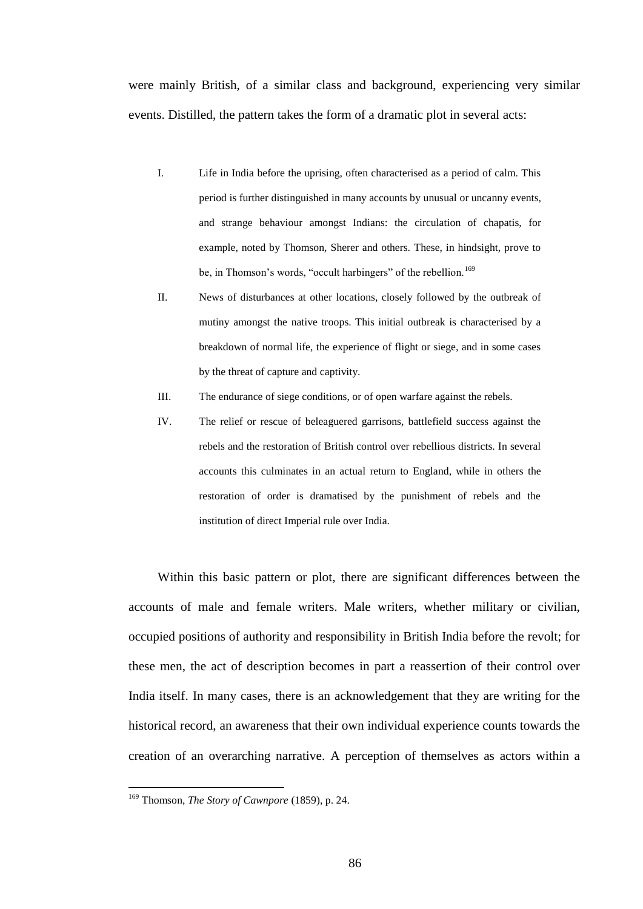were mainly British, of a similar class and background, experiencing very similar events. Distilled, the pattern takes the form of a dramatic plot in several acts:

I. Life in India before the uprising, often characterised as a period of calm. This period is further distinguished in many accounts by unusual or uncanny events, and strange behaviour amongst Indians: the circulation of chapatis, for example, noted by Thomson, Sherer and others. These, in hindsight, prove to be, in Thomson's words, "occult harbingers" of the rebellion.[169]

II. News of disturbances at other locations, closely followed by the outbreak of mutiny amongst the native troops. This initial outbreak is characterised by a breakdown of normal life, the experience of flight or siege, and in some cases by the threat of capture and captivity.

III. The endurance of siege conditions, or of open warfare against the rebels.

IV. The relief or rescue of beleaguered garrisons, battlefield success against the rebels and the restoration of British control over rebellious districts. In several accounts this culminates in an actual return to England, while in others the restoration of order is dramatised by the punishment of rebels and the institution of direct Imperial rule over India.

Within this basic pattern or plot, there are significant differences between the accounts of male and female writers. Male writers, whether military or civilian, occupied positions of authority and responsibility in British India before the revolt; for these men, the act of description becomes in part a reassertion of their control over India itself. In many cases, there is an acknowledgement that they are writing for the historical record, an awareness that their own individual experience counts towards the creation of an overarching narrative. A perception of themselves as actors within a

[169] Thomson, *The Story of Cawnpore* (1859), p. 24.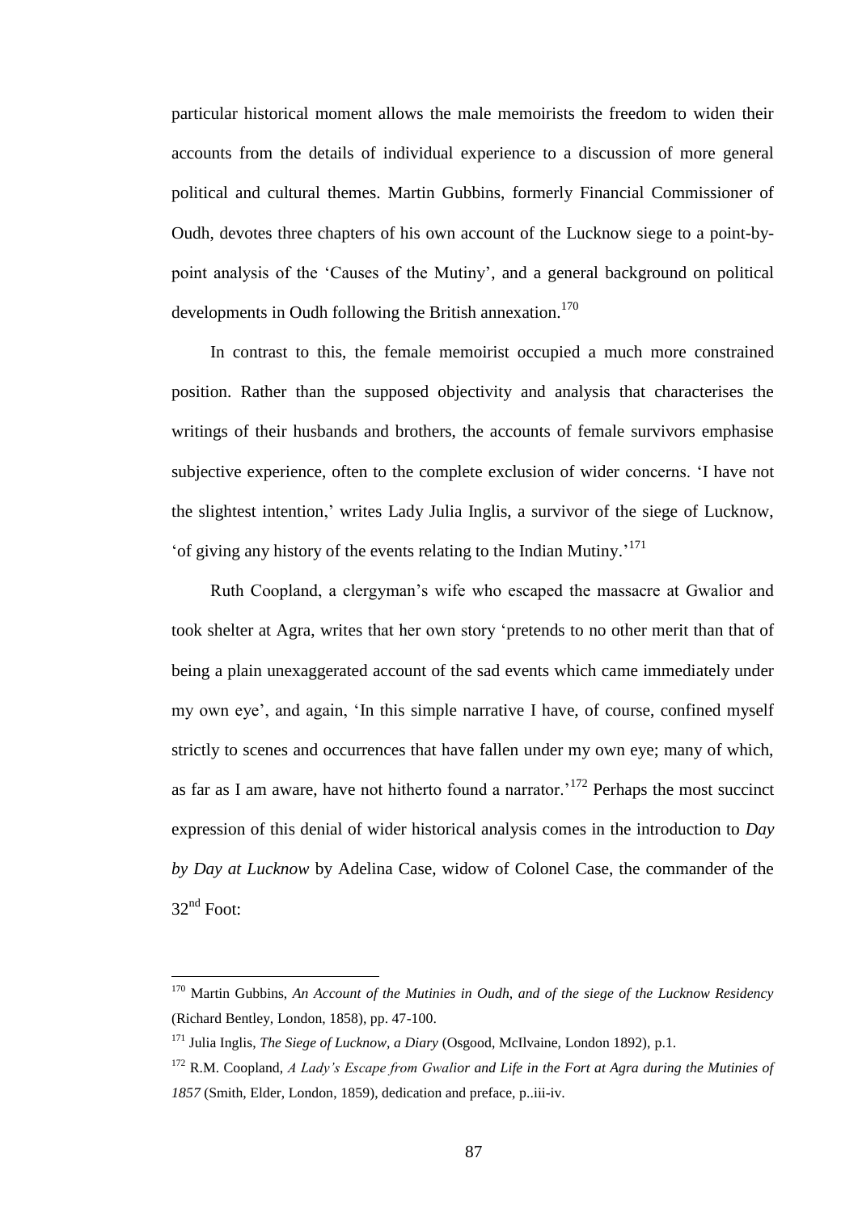particular historical moment allows the male memoirists the freedom to widen their accounts from the details of individual experience to a discussion of more general political and cultural themes. Martin Gubbins, formerly Financial Commissioner of Oudh, devotes three chapters of his own account of the Lucknow siege to a point-by-point analysis of the 'Causes of the Mutiny', and a general background on political developments in Oudh following the British annexation.[170]

In contrast to this, the female memoirist occupied a much more constrained position. Rather than the supposed objectivity and analysis that characterises the writings of their husbands and brothers, the accounts of female survivors emphasise subjective experience, often to the complete exclusion of wider concerns. 'I have not the slightest intention,' writes Lady Julia Inglis, a survivor of the siege of Lucknow, 'of giving any history of the events relating to the Indian Mutiny.'[171]

Ruth Coopland, a clergyman's wife who escaped the massacre at Gwalior and took shelter at Agra, writes that her own story 'pretends to no other merit than that of being a plain unexaggerated account of the sad events which came immediately under my own eye', and again, 'In this simple narrative I have, of course, confined myself strictly to scenes and occurrences that have fallen under my own eye; many of which, as far as I am aware, have not hitherto found a narrator.'[172] Perhaps the most succinct expression of this denial of wider historical analysis comes in the introduction to *Day by Day at Lucknow* by Adelina Case, widow of Colonel Case, the commander of the 32nd Foot:

---

[170] Martin Gubbins, *An Account of the Mutinies in Oudh, and of the siege of the Lucknow Residency* (Richard Bentley, London, 1858), pp. 47-100.

[171] Julia Inglis, *The Siege of Lucknow, a Diary* (Osgood, McIlvaine, London 1892), p.1.

[172] R.M. Coopland, *A Lady's Escape from Gwalior and Life in the Fort at Agra during the Mutinies of 1857* (Smith, Elder, London, 1859), dedication and preface, p..iii-iv.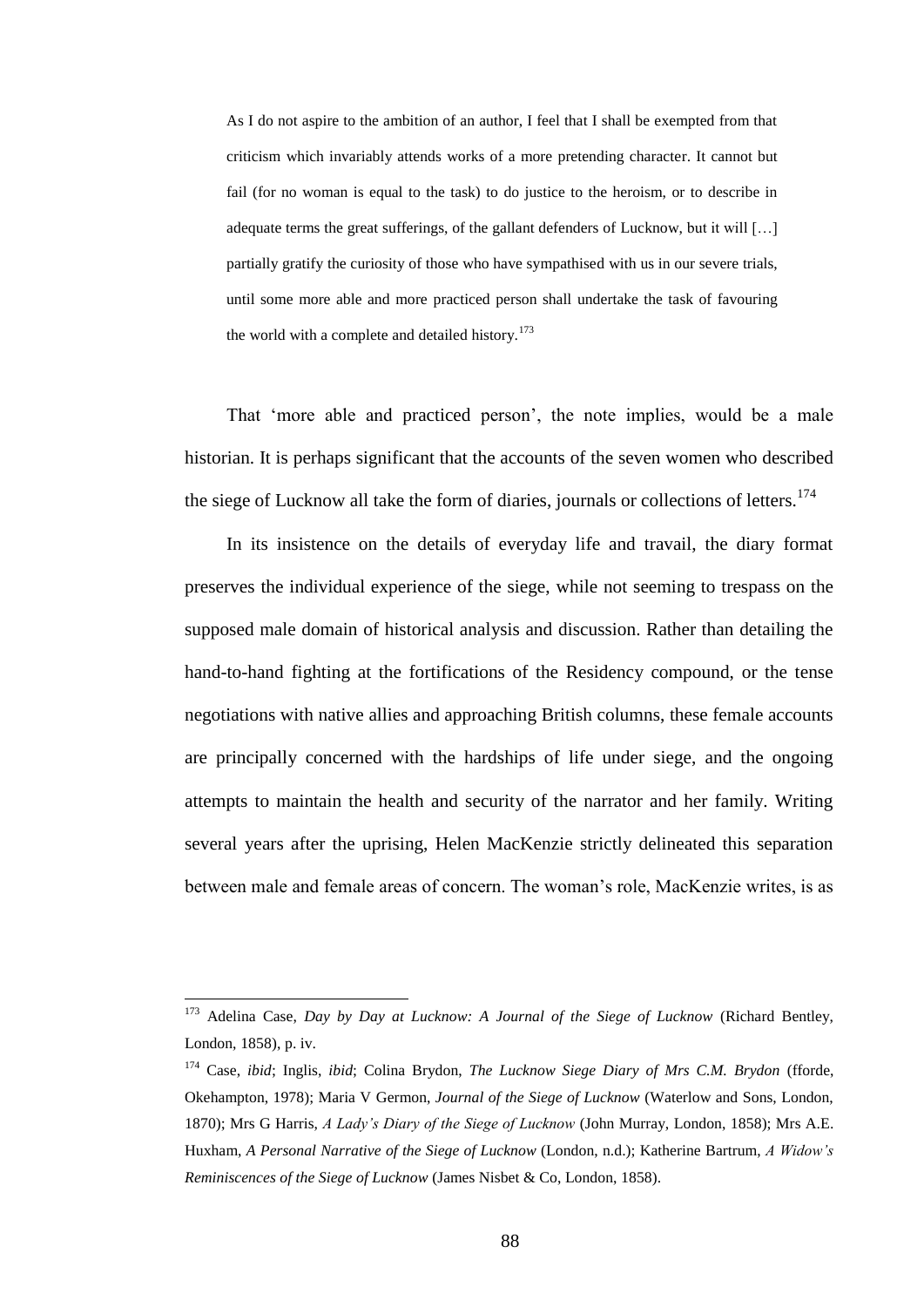> As I do not aspire to the ambition of an author, I feel that I shall be exempted from that criticism which invariably attends works of a more pretending character. It cannot but fail (for no woman is equal to the task) to do justice to the heroism, or to describe in adequate terms the great sufferings, of the gallant defenders of Lucknow, but it will […] partially gratify the curiosity of those who have sympathised with us in our severe trials, until some more able and more practiced person shall undertake the task of favouring the world with a complete and detailed history.[173]

That 'more able and practiced person', the note implies, would be a male historian. It is perhaps significant that the accounts of the seven women who described the siege of Lucknow all take the form of diaries, journals or collections of letters.[174]

In its insistence on the details of everyday life and travail, the diary format preserves the individual experience of the siege, while not seeming to trespass on the supposed male domain of historical analysis and discussion. Rather than detailing the hand-to-hand fighting at the fortifications of the Residency compound, or the tense negotiations with native allies and approaching British columns, these female accounts are principally concerned with the hardships of life under siege, and the ongoing attempts to maintain the health and security of the narrator and her family. Writing several years after the uprising, Helen MacKenzie strictly delineated this separation between male and female areas of concern. The woman's role, MacKenzie writes, is as

---

[173] Adelina Case, *Day by Day at Lucknow: A Journal of the Siege of Lucknow* (Richard Bentley, London, 1858), p. iv.

[174] Case, *ibid*; Inglis, *ibid*; Colina Brydon, *The Lucknow Siege Diary of Mrs C.M. Brydon* (fforde, Okehampton, 1978); Maria V Germon, *Journal of the Siege of Lucknow* (Waterlow and Sons, London, 1870); Mrs G Harris, *A Lady's Diary of the Siege of Lucknow* (John Murray, London, 1858); Mrs A.E. Huxham, *A Personal Narrative of the Siege of Lucknow* (London, n.d.); Katherine Bartrum, *A Widow's Reminiscences of the Siege of Lucknow* (James Nisbet & Co, London, 1858).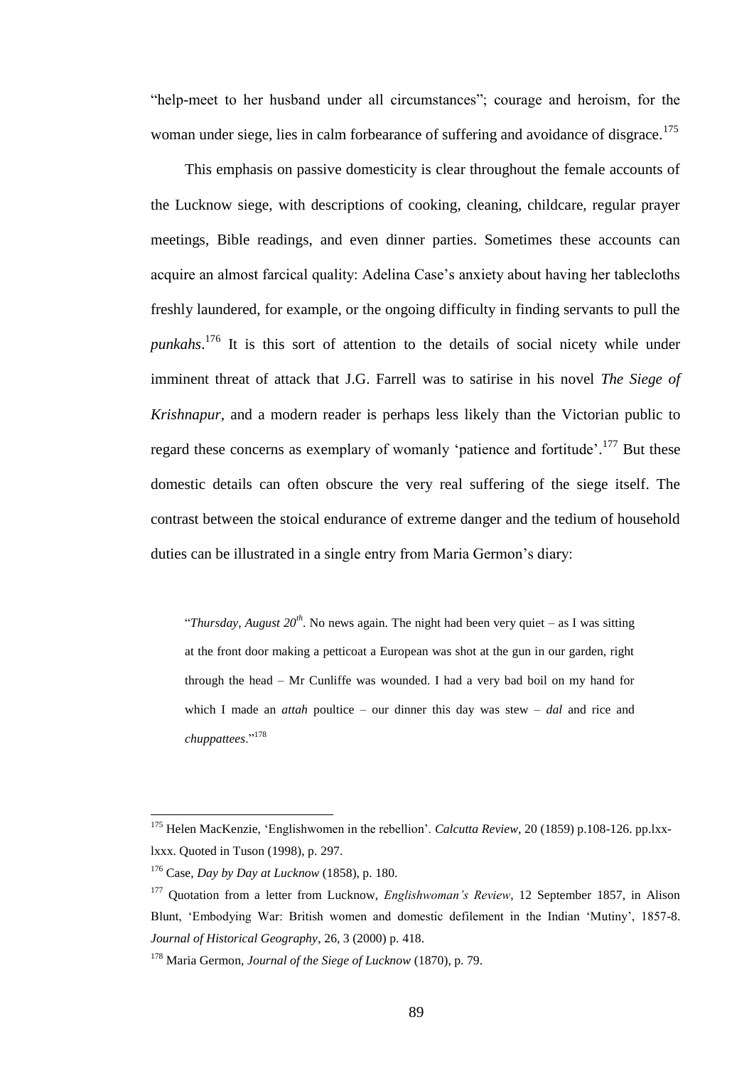"help-meet to her husband under all circumstances"; courage and heroism, for the woman under siege, lies in calm forbearance of suffering and avoidance of disgrace.[175]

This emphasis on passive domesticity is clear throughout the female accounts of the Lucknow siege, with descriptions of cooking, cleaning, childcare, regular prayer meetings, Bible readings, and even dinner parties. Sometimes these accounts can acquire an almost farcical quality: Adelina Case's anxiety about having her tablecloths freshly laundered, for example, or the ongoing difficulty in finding servants to pull the *punkahs*.[176] It is this sort of attention to the details of social nicety while under imminent threat of attack that J.G. Farrell was to satirise in his novel *The Siege of Krishnapur*, and a modern reader is perhaps less likely than the Victorian public to regard these concerns as exemplary of womanly 'patience and fortitude'.[177] But these domestic details can often obscure the very real suffering of the siege itself. The contrast between the stoical endurance of extreme danger and the tedium of household duties can be illustrated in a single entry from Maria Germon's diary:

> "*Thursday, August 20th*. No news again. The night had been very quiet – as I was sitting at the front door making a petticoat a European was shot at the gun in our garden, right through the head – Mr Cunliffe was wounded. I had a very bad boil on my hand for which I made an *attah* poultice – our dinner this day was stew – *dal* and rice and *chuppattees*."[178]

---

[175] Helen MacKenzie, 'Englishwomen in the rebellion'. *Calcutta Review*, 20 (1859) p.108-126. pp.lxx-lxxx. Quoted in Tuson (1998), p. 297.

[176] Case, *Day by Day at Lucknow* (1858), p. 180.

[177] Quotation from a letter from Lucknow, *Englishwoman's Review*, 12 September 1857, in Alison Blunt, 'Embodying War: British women and domestic defilement in the Indian 'Mutiny', 1857-8. *Journal of Historical Geography*, 26, 3 (2000) p. 418.

[178] Maria Germon, *Journal of the Siege of Lucknow* (1870), p. 79.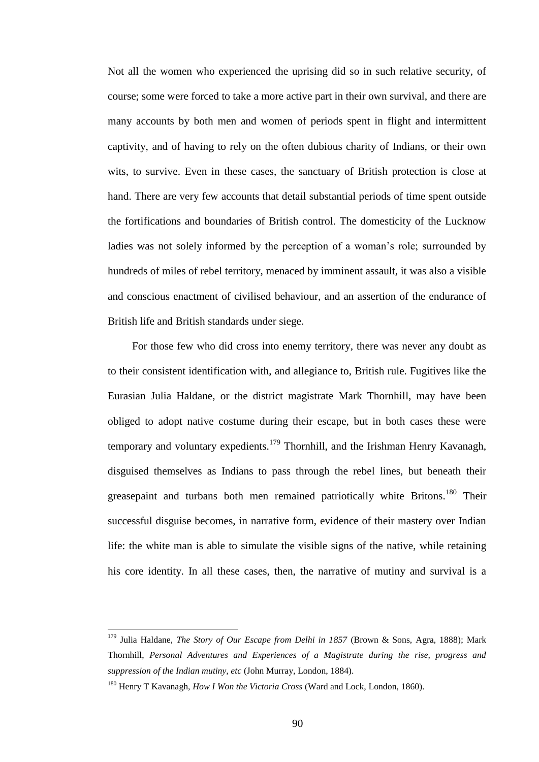Not all the women who experienced the uprising did so in such relative security, of course; some were forced to take a more active part in their own survival, and there are many accounts by both men and women of periods spent in flight and intermittent captivity, and of having to rely on the often dubious charity of Indians, or their own wits, to survive. Even in these cases, the sanctuary of British protection is close at hand. There are very few accounts that detail substantial periods of time spent outside the fortifications and boundaries of British control. The domesticity of the Lucknow ladies was not solely informed by the perception of a woman's role; surrounded by hundreds of miles of rebel territory, menaced by imminent assault, it was also a visible and conscious enactment of civilised behaviour, and an assertion of the endurance of British life and British standards under siege.

For those few who did cross into enemy territory, there was never any doubt as to their consistent identification with, and allegiance to, British rule. Fugitives like the Eurasian Julia Haldane, or the district magistrate Mark Thornhill, may have been obliged to adopt native costume during their escape, but in both cases these were temporary and voluntary expedients.[179] Thornhill, and the Irishman Henry Kavanagh, disguised themselves as Indians to pass through the rebel lines, but beneath their greasepaint and turbans both men remained patriotically white Britons.[180] Their successful disguise becomes, in narrative form, evidence of their mastery over Indian life: the white man is able to simulate the visible signs of the native, while retaining his core identity. In all these cases, then, the narrative of mutiny and survival is a

---

[179] Julia Haldane, *The Story of Our Escape from Delhi in 1857* (Brown & Sons, Agra, 1888); Mark Thornhill, *Personal Adventures and Experiences of a Magistrate during the rise, progress and suppression of the Indian mutiny, etc* (John Murray, London, 1884).

[180] Henry T Kavanagh, *How I Won the Victoria Cross* (Ward and Lock, London, 1860).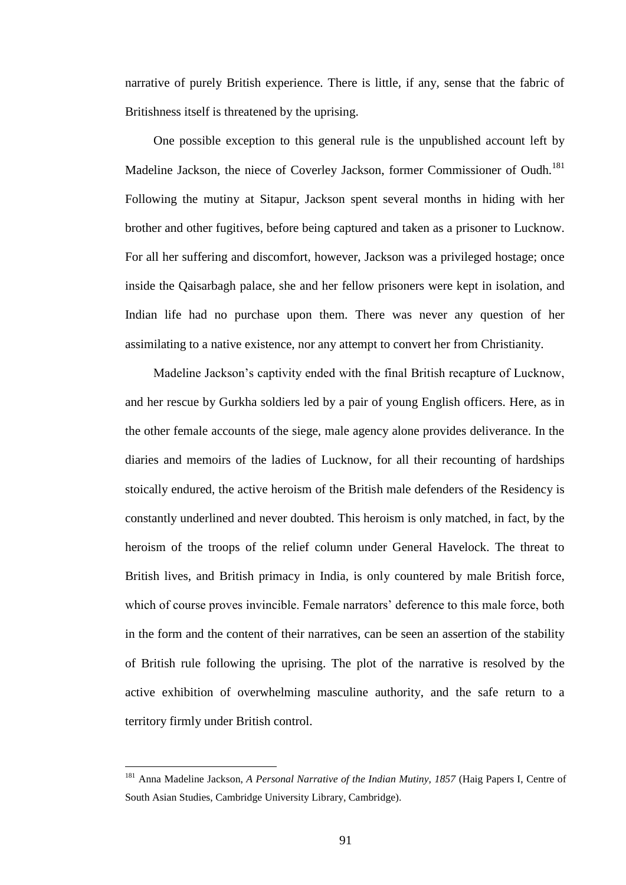narrative of purely British experience. There is little, if any, sense that the fabric of Britishness itself is threatened by the uprising.

One possible exception to this general rule is the unpublished account left by Madeline Jackson, the niece of Coverley Jackson, former Commissioner of Oudh.[181] Following the mutiny at Sitapur, Jackson spent several months in hiding with her brother and other fugitives, before being captured and taken as a prisoner to Lucknow. For all her suffering and discomfort, however, Jackson was a privileged hostage; once inside the Qaisarbagh palace, she and her fellow prisoners were kept in isolation, and Indian life had no purchase upon them. There was never any question of her assimilating to a native existence, nor any attempt to convert her from Christianity.

Madeline Jackson's captivity ended with the final British recapture of Lucknow, and her rescue by Gurkha soldiers led by a pair of young English officers. Here, as in the other female accounts of the siege, male agency alone provides deliverance. In the diaries and memoirs of the ladies of Lucknow, for all their recounting of hardships stoically endured, the active heroism of the British male defenders of the Residency is constantly underlined and never doubted. This heroism is only matched, in fact, by the heroism of the troops of the relief column under General Havelock. The threat to British lives, and British primacy in India, is only countered by male British force, which of course proves invincible. Female narrators' deference to this male force, both in the form and the content of their narratives, can be seen an assertion of the stability of British rule following the uprising. The plot of the narrative is resolved by the active exhibition of overwhelming masculine authority, and the safe return to a territory firmly under British control.

---

[181] Anna Madeline Jackson, *A Personal Narrative of the Indian Mutiny, 1857* (Haig Papers I, Centre of South Asian Studies, Cambridge University Library, Cambridge).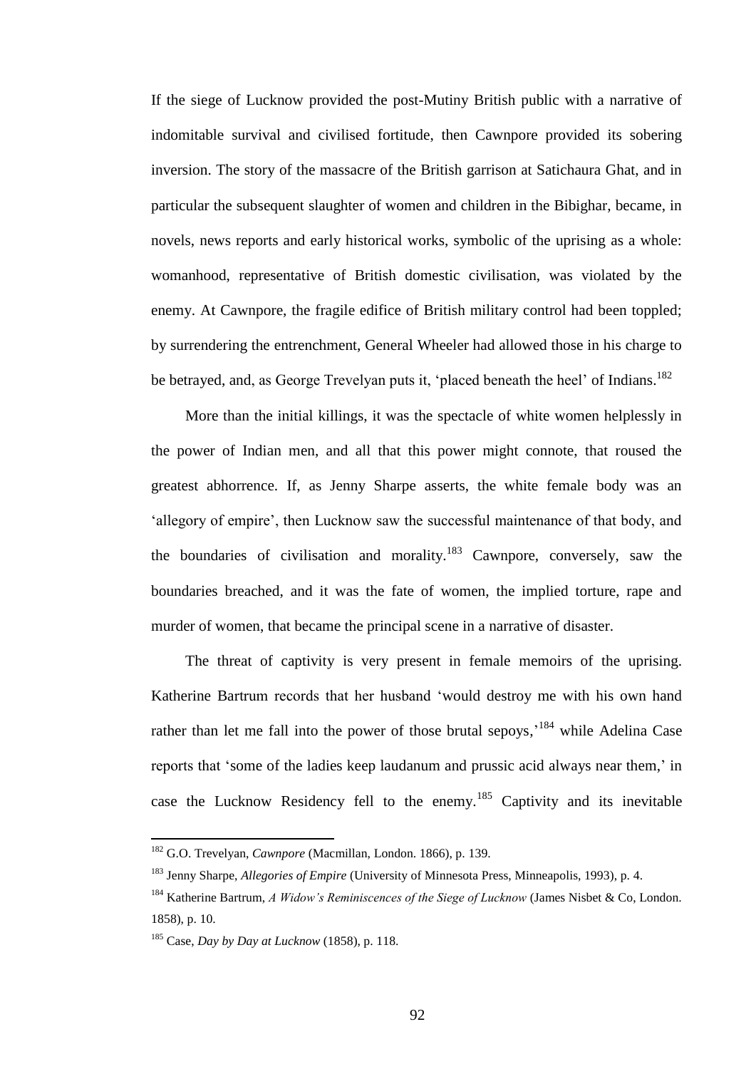If the siege of Lucknow provided the post-Mutiny British public with a narrative of indomitable survival and civilised fortitude, then Cawnpore provided its sobering inversion. The story of the massacre of the British garrison at Satichaura Ghat, and in particular the subsequent slaughter of women and children in the Bibighar, became, in novels, news reports and early historical works, symbolic of the uprising as a whole: womanhood, representative of British domestic civilisation, was violated by the enemy. At Cawnpore, the fragile edifice of British military control had been toppled; by surrendering the entrenchment, General Wheeler had allowed those in his charge to be betrayed, and, as George Trevelyan puts it, 'placed beneath the heel' of Indians.[182]

More than the initial killings, it was the spectacle of white women helplessly in the power of Indian men, and all that this power might connote, that roused the greatest abhorrence. If, as Jenny Sharpe asserts, the white female body was an 'allegory of empire', then Lucknow saw the successful maintenance of that body, and the boundaries of civilisation and morality.[183] Cawnpore, conversely, saw the boundaries breached, and it was the fate of women, the implied torture, rape and murder of women, that became the principal scene in a narrative of disaster.

The threat of captivity is very present in female memoirs of the uprising. Katherine Bartrum records that her husband 'would destroy me with his own hand rather than let me fall into the power of those brutal sepoys,'[184] while Adelina Case reports that 'some of the ladies keep laudanum and prussic acid always near them,' in case the Lucknow Residency fell to the enemy.[185] Captivity and its inevitable

---

[182] G.O. Trevelyan, *Cawnpore* (Macmillan, London. 1866), p. 139.

[183] Jenny Sharpe, *Allegories of Empire* (University of Minnesota Press, Minneapolis, 1993), p. 4.

[184] Katherine Bartrum, *A Widow's Reminiscences of the Siege of Lucknow* (James Nisbet & Co, London. 1858), p. 10.

[185] Case, *Day by Day at Lucknow* (1858), p. 118.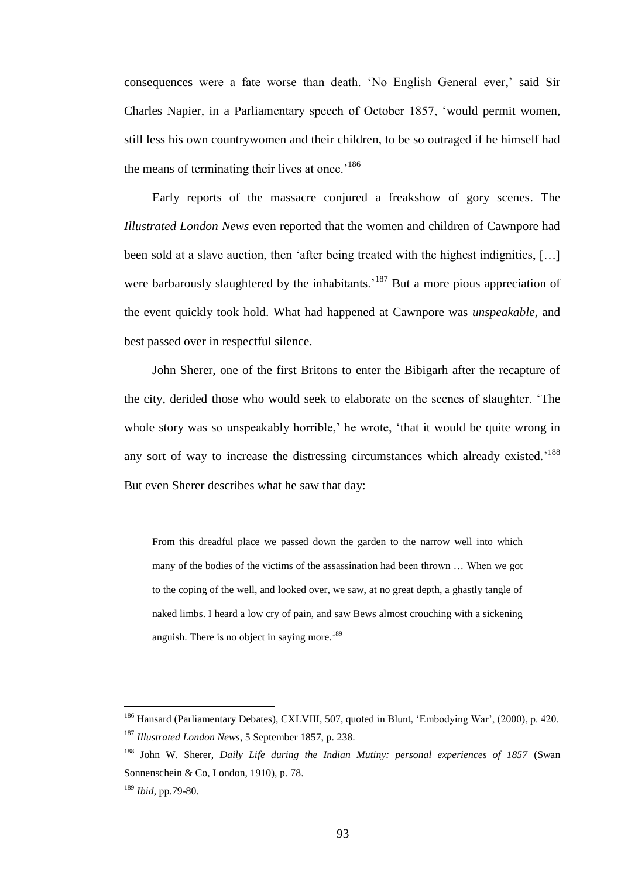consequences were a fate worse than death. 'No English General ever,' said Sir Charles Napier, in a Parliamentary speech of October 1857, 'would permit women, still less his own countrywomen and their children, to be so outraged if he himself had the means of terminating their lives at once.'[186]

Early reports of the massacre conjured a freakshow of gory scenes. The *Illustrated London News* even reported that the women and children of Cawnpore had been sold at a slave auction, then 'after being treated with the highest indignities, […] were barbarously slaughtered by the inhabitants.'[187] But a more pious appreciation of the event quickly took hold. What had happened at Cawnpore was *unspeakable*, and best passed over in respectful silence.

John Sherer, one of the first Britons to enter the Bibigarh after the recapture of the city, derided those who would seek to elaborate on the scenes of slaughter. 'The whole story was so unspeakably horrible,' he wrote, 'that it would be quite wrong in any sort of way to increase the distressing circumstances which already existed.'[188] But even Sherer describes what he saw that day:

> From this dreadful place we passed down the garden to the narrow well into which many of the bodies of the victims of the assassination had been thrown … When we got to the coping of the well, and looked over, we saw, at no great depth, a ghastly tangle of naked limbs. I heard a low cry of pain, and saw Bews almost crouching with a sickening anguish. There is no object in saying more.[189]

---

[186] Hansard (Parliamentary Debates), CXLVIII, 507, quoted in Blunt, 'Embodying War', (2000), p. 420.

[187] *Illustrated London News*, 5 September 1857, p. 238.

[188] John W. Sherer, *Daily Life during the Indian Mutiny: personal experiences of 1857* (Swan Sonnenschein & Co, London, 1910), p. 78.

[189] *Ibid*, pp.79-80.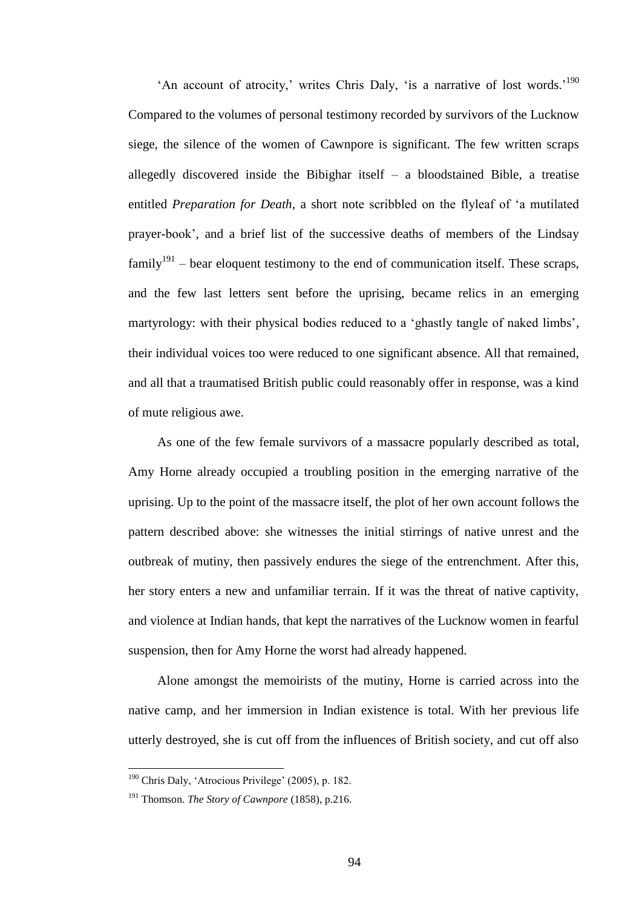'An account of atrocity,' writes Chris Daly, 'is a narrative of lost words.'[190] Compared to the volumes of personal testimony recorded by survivors of the Lucknow siege, the silence of the women of Cawnpore is significant. The few written scraps allegedly discovered inside the Bibighar itself – a bloodstained Bible, a treatise entitled *Preparation for Death*, a short note scribbled on the flyleaf of 'a mutilated prayer-book', and a brief list of the successive deaths of members of the Lindsay family[191] – bear eloquent testimony to the end of communication itself. These scraps, and the few last letters sent before the uprising, became relics in an emerging martyrology: with their physical bodies reduced to a 'ghastly tangle of naked limbs', their individual voices too were reduced to one significant absence. All that remained, and all that a traumatised British public could reasonably offer in response, was a kind of mute religious awe.

As one of the few female survivors of a massacre popularly described as total, Amy Horne already occupied a troubling position in the emerging narrative of the uprising. Up to the point of the massacre itself, the plot of her own account follows the pattern described above: she witnesses the initial stirrings of native unrest and the outbreak of mutiny, then passively endures the siege of the entrenchment. After this, her story enters a new and unfamiliar terrain. If it was the threat of native captivity, and violence at Indian hands, that kept the narratives of the Lucknow women in fearful suspension, then for Amy Horne the worst had already happened.

Alone amongst the memoirists of the mutiny, Horne is carried across into the native camp, and her immersion in Indian existence is total. With her previous life utterly destroyed, she is cut off from the influences of British society, and cut off also

---

[190] Chris Daly, 'Atrocious Privilege' (2005), p. 182.

[191] Thomson. *The Story of Cawnpore* (1858), p.216.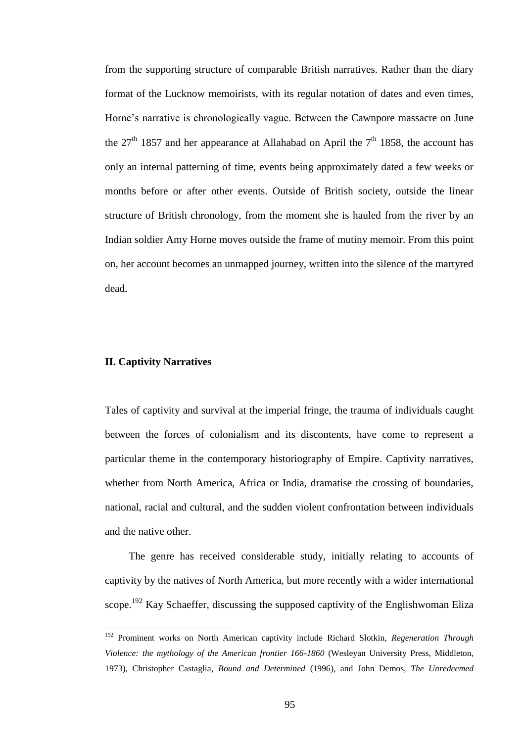from the supporting structure of comparable British narratives. Rather than the diary format of the Lucknow memoirists, with its regular notation of dates and even times, Horne's narrative is chronologically vague. Between the Cawnpore massacre on June the 27th 1857 and her appearance at Allahabad on April the 7th 1858, the account has only an internal patterning of time, events being approximately dated a few weeks or months before or after other events. Outside of British society, outside the linear structure of British chronology, from the moment she is hauled from the river by an Indian soldier Amy Horne moves outside the frame of mutiny memoir. From this point on, her account becomes an unmapped journey, written into the silence of the martyred dead.

### II. Captivity Narratives

Tales of captivity and survival at the imperial fringe, the trauma of individuals caught between the forces of colonialism and its discontents, have come to represent a particular theme in the contemporary historiography of Empire. Captivity narratives, whether from North America, Africa or India, dramatise the crossing of boundaries, national, racial and cultural, and the sudden violent confrontation between individuals and the native other.

The genre has received considerable study, initially relating to accounts of captivity by the natives of North America, but more recently with a wider international scope.[192] Kay Schaeffer, discussing the supposed captivity of the Englishwoman Eliza

---

[192] Prominent works on North American captivity include Richard Slotkin, *Regeneration Through Violence: the mythology of the American frontier 166-1860* (Wesleyan University Press, Middleton, 1973), Christopher Castaglia, *Bound and Determined* (1996), and John Demos, *The Unredeemed*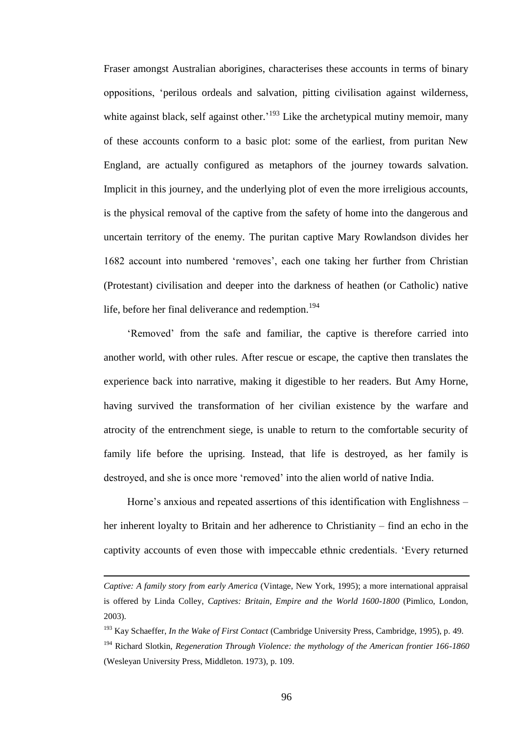Fraser amongst Australian aborigines, characterises these accounts in terms of binary oppositions, 'perilous ordeals and salvation, pitting civilisation against wilderness, white against black, self against other.'[193] Like the archetypical mutiny memoir, many of these accounts conform to a basic plot: some of the earliest, from puritan New England, are actually configured as metaphors of the journey towards salvation. Implicit in this journey, and the underlying plot of even the more irreligious accounts, is the physical removal of the captive from the safety of home into the dangerous and uncertain territory of the enemy. The puritan captive Mary Rowlandson divides her 1682 account into numbered 'removes', each one taking her further from Christian (Protestant) civilisation and deeper into the darkness of heathen (or Catholic) native life, before her final deliverance and redemption.[194]

'Removed' from the safe and familiar, the captive is therefore carried into another world, with other rules. After rescue or escape, the captive then translates the experience back into narrative, making it digestible to her readers. But Amy Horne, having survived the transformation of her civilian existence by the warfare and atrocity of the entrenchment siege, is unable to return to the comfortable security of family life before the uprising. Instead, that life is destroyed, as her family is destroyed, and she is once more 'removed' into the alien world of native India.

Horne's anxious and repeated assertions of this identification with Englishness – her inherent loyalty to Britain and her adherence to Christianity – find an echo in the captivity accounts of even those with impeccable ethnic credentials. 'Every returned

---

*Captive: A family story from early America* (Vintage, New York, 1995); a more international appraisal is offered by Linda Colley, *Captives: Britain, Empire and the World 1600-1800* (Pimlico, London, 2003).

[193] Kay Schaeffer, *In the Wake of First Contact* (Cambridge University Press, Cambridge, 1995), p. 49.

[194] Richard Slotkin, *Regeneration Through Violence: the mythology of the American frontier 166-1860* (Wesleyan University Press, Middleton. 1973), p. 109.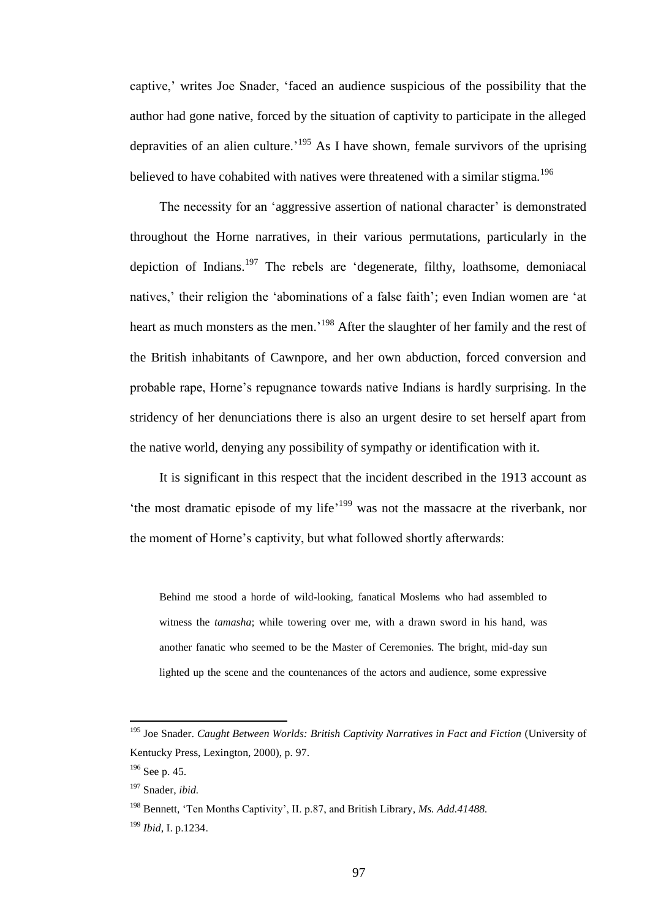captive,' writes Joe Snader, 'faced an audience suspicious of the possibility that the author had gone native, forced by the situation of captivity to participate in the alleged depravities of an alien culture.'[195] As I have shown, female survivors of the uprising believed to have cohabited with natives were threatened with a similar stigma.[196]

The necessity for an 'aggressive assertion of national character' is demonstrated throughout the Horne narratives, in their various permutations, particularly in the depiction of Indians.[197] The rebels are 'degenerate, filthy, loathsome, demoniacal natives,' their religion the 'abominations of a false faith'; even Indian women are 'at heart as much monsters as the men.'[198] After the slaughter of her family and the rest of the British inhabitants of Cawnpore, and her own abduction, forced conversion and probable rape, Horne's repugnance towards native Indians is hardly surprising. In the stridency of her denunciations there is also an urgent desire to set herself apart from the native world, denying any possibility of sympathy or identification with it.

It is significant in this respect that the incident described in the 1913 account as 'the most dramatic episode of my life'[199] was not the massacre at the riverbank, nor the moment of Horne's captivity, but what followed shortly afterwards:

> Behind me stood a horde of wild-looking, fanatical Moslems who had assembled to witness the *tamasha*; while towering over me, with a drawn sword in his hand, was another fanatic who seemed to be the Master of Ceremonies. The bright, mid-day sun lighted up the scene and the countenances of the actors and audience, some expressive

---

[195] Joe Snader. *Caught Between Worlds: British Captivity Narratives in Fact and Fiction* (University of Kentucky Press, Lexington, 2000), p. 97.

[196] See p. 45.

[197] Snader, *ibid.*

[198] Bennett, 'Ten Months Captivity', II. p.87, and British Library, *Ms. Add.41488.*

[199] *Ibid*, I. p.1234.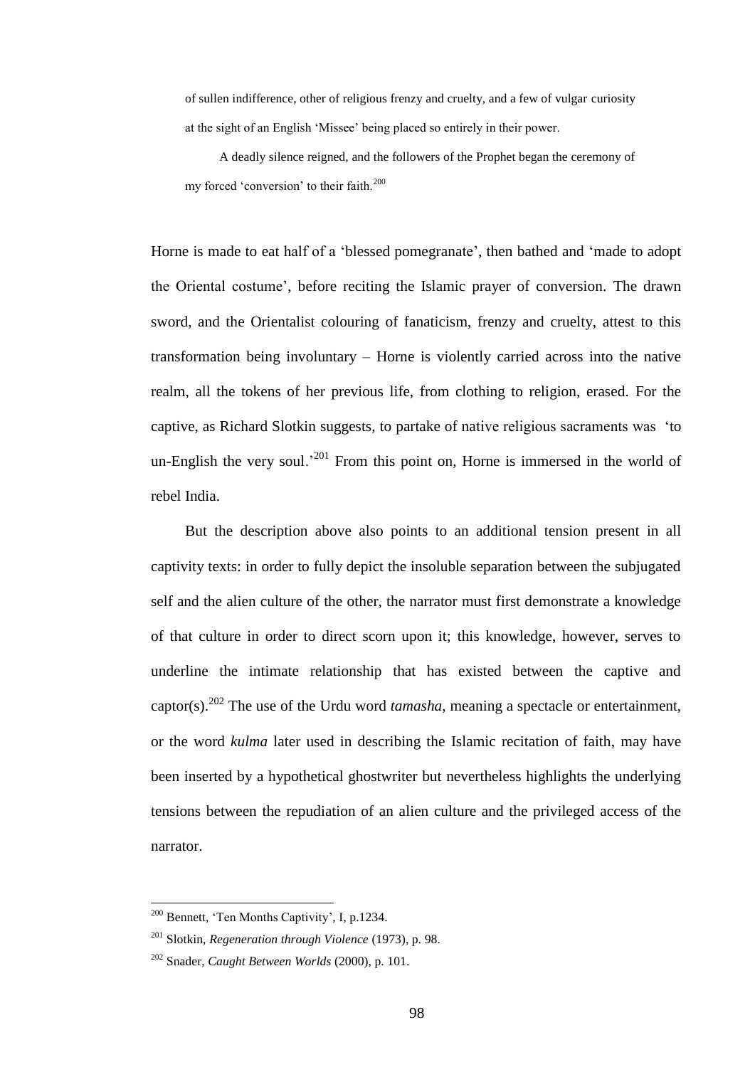of sullen indifference, other of religious frenzy and cruelty, and a few of vulgar curiosity at the sight of an English 'Missee' being placed so entirely in their power.

A deadly silence reigned, and the followers of the Prophet began the ceremony of my forced 'conversion' to their faith.[200]

Horne is made to eat half of a 'blessed pomegranate', then bathed and 'made to adopt the Oriental costume', before reciting the Islamic prayer of conversion. The drawn sword, and the Orientalist colouring of fanaticism, frenzy and cruelty, attest to this transformation being involuntary – Horne is violently carried across into the native realm, all the tokens of her previous life, from clothing to religion, erased. For the captive, as Richard Slotkin suggests, to partake of native religious sacraments was 'to un-English the very soul.'[201] From this point on, Horne is immersed in the world of rebel India.

But the description above also points to an additional tension present in all captivity texts: in order to fully depict the insoluble separation between the subjugated self and the alien culture of the other, the narrator must first demonstrate a knowledge of that culture in order to direct scorn upon it; this knowledge, however, serves to underline the intimate relationship that has existed between the captive and captor(s).[202] The use of the Urdu word *tamasha*, meaning a spectacle or entertainment, or the word *kulma* later used in describing the Islamic recitation of faith, may have been inserted by a hypothetical ghostwriter but nevertheless highlights the underlying tensions between the repudiation of an alien culture and the privileged access of the narrator.

---

[200] Bennett, 'Ten Months Captivity', I, p.1234.

[201] Slotkin, *Regeneration through Violence* (1973), p. 98.

[202] Snader, *Caught Between Worlds* (2000), p. 101.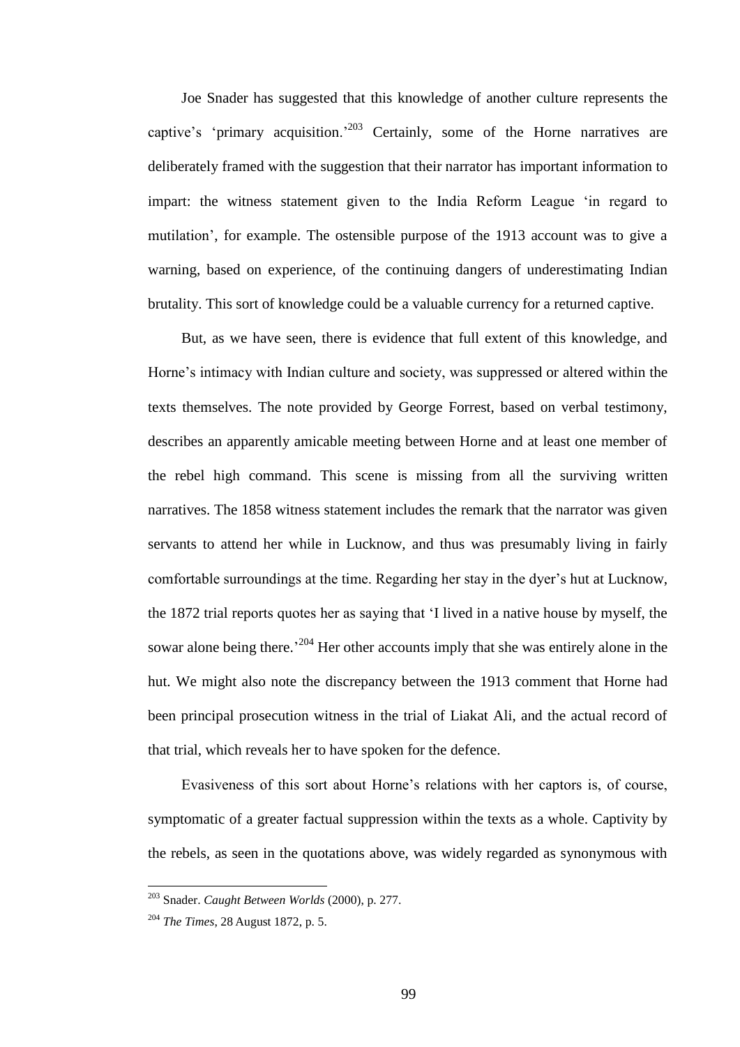Joe Snader has suggested that this knowledge of another culture represents the captive's 'primary acquisition.'[203] Certainly, some of the Horne narratives are deliberately framed with the suggestion that their narrator has important information to impart: the witness statement given to the India Reform League 'in regard to mutilation', for example. The ostensible purpose of the 1913 account was to give a warning, based on experience, of the continuing dangers of underestimating Indian brutality. This sort of knowledge could be a valuable currency for a returned captive.

But, as we have seen, there is evidence that full extent of this knowledge, and Horne's intimacy with Indian culture and society, was suppressed or altered within the texts themselves. The note provided by George Forrest, based on verbal testimony, describes an apparently amicable meeting between Horne and at least one member of the rebel high command. This scene is missing from all the surviving written narratives. The 1858 witness statement includes the remark that the narrator was given servants to attend her while in Lucknow, and thus was presumably living in fairly comfortable surroundings at the time. Regarding her stay in the dyer's hut at Lucknow, the 1872 trial reports quotes her as saying that 'I lived in a native house by myself, the sowar alone being there.'[204] Her other accounts imply that she was entirely alone in the hut. We might also note the discrepancy between the 1913 comment that Horne had been principal prosecution witness in the trial of Liakat Ali, and the actual record of that trial, which reveals her to have spoken for the defence.

Evasiveness of this sort about Horne's relations with her captors is, of course, symptomatic of a greater factual suppression within the texts as a whole. Captivity by the rebels, as seen in the quotations above, was widely regarded as synonymous with

---

[203] Snader. *Caught Between Worlds* (2000), p. 277.

[204] *The Times*, 28 August 1872, p. 5.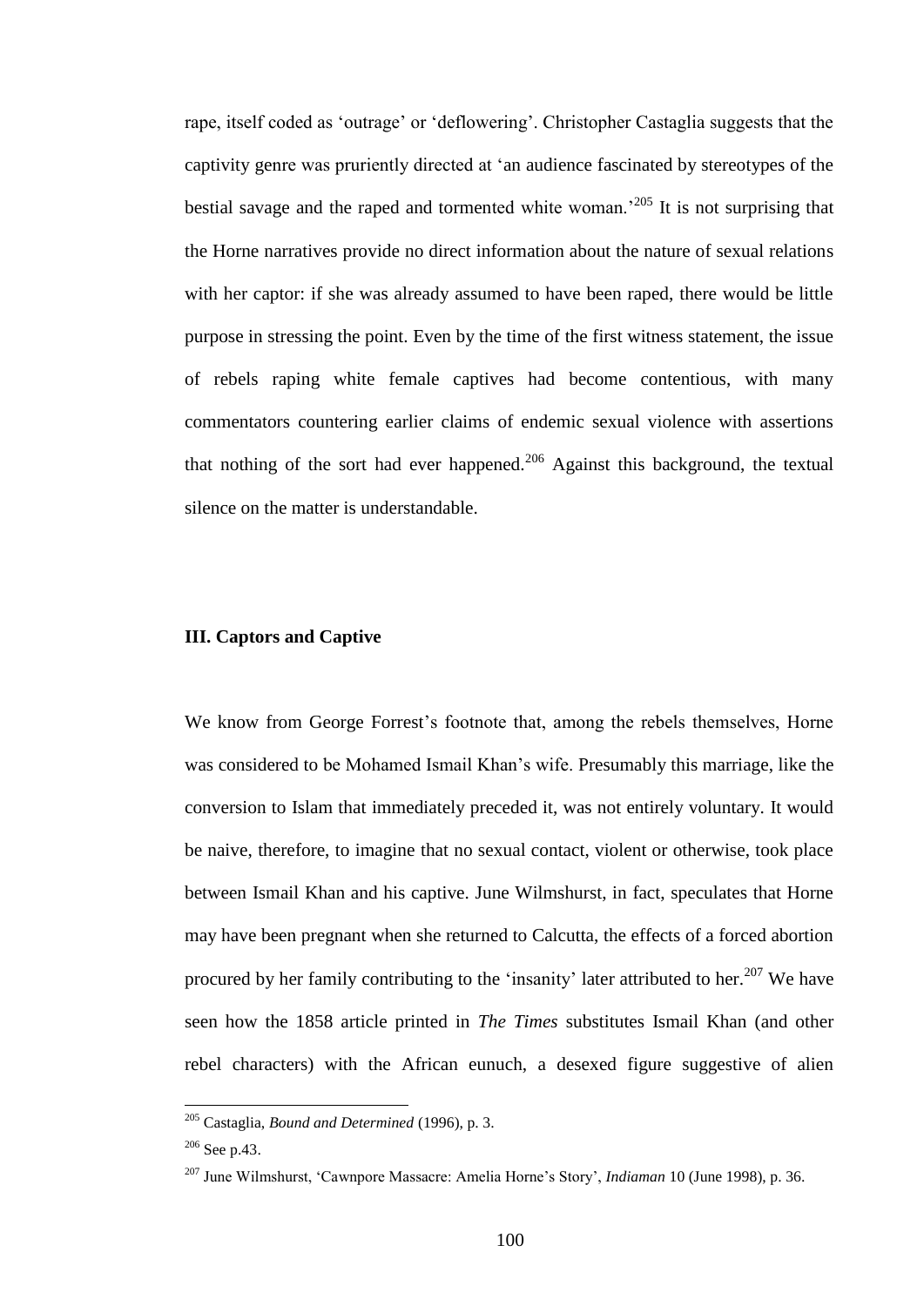rape, itself coded as 'outrage' or 'deflowering'. Christopher Castaglia suggests that the captivity genre was pruriently directed at 'an audience fascinated by stereotypes of the bestial savage and the raped and tormented white woman.'[205] It is not surprising that the Horne narratives provide no direct information about the nature of sexual relations with her captor: if she was already assumed to have been raped, there would be little purpose in stressing the point. Even by the time of the first witness statement, the issue of rebels raping white female captives had become contentious, with many commentators countering earlier claims of endemic sexual violence with assertions that nothing of the sort had ever happened.[206] Against this background, the textual silence on the matter is understandable.

### III. Captors and Captive

We know from George Forrest's footnote that, among the rebels themselves, Horne was considered to be Mohamed Ismail Khan's wife. Presumably this marriage, like the conversion to Islam that immediately preceded it, was not entirely voluntary. It would be naive, therefore, to imagine that no sexual contact, violent or otherwise, took place between Ismail Khan and his captive. June Wilmshurst, in fact, speculates that Horne may have been pregnant when she returned to Calcutta, the effects of a forced abortion procured by her family contributing to the 'insanity' later attributed to her.[207] We have seen how the 1858 article printed in *The Times* substitutes Ismail Khan (and other rebel characters) with the African eunuch, a desexed figure suggestive of alien

---

[205] Castaglia, *Bound and Determined* (1996), p. 3.

[206] See p.43.

[207] June Wilmshurst, 'Cawnpore Massacre: Amelia Horne's Story', *Indiaman* 10 (June 1998), p. 36.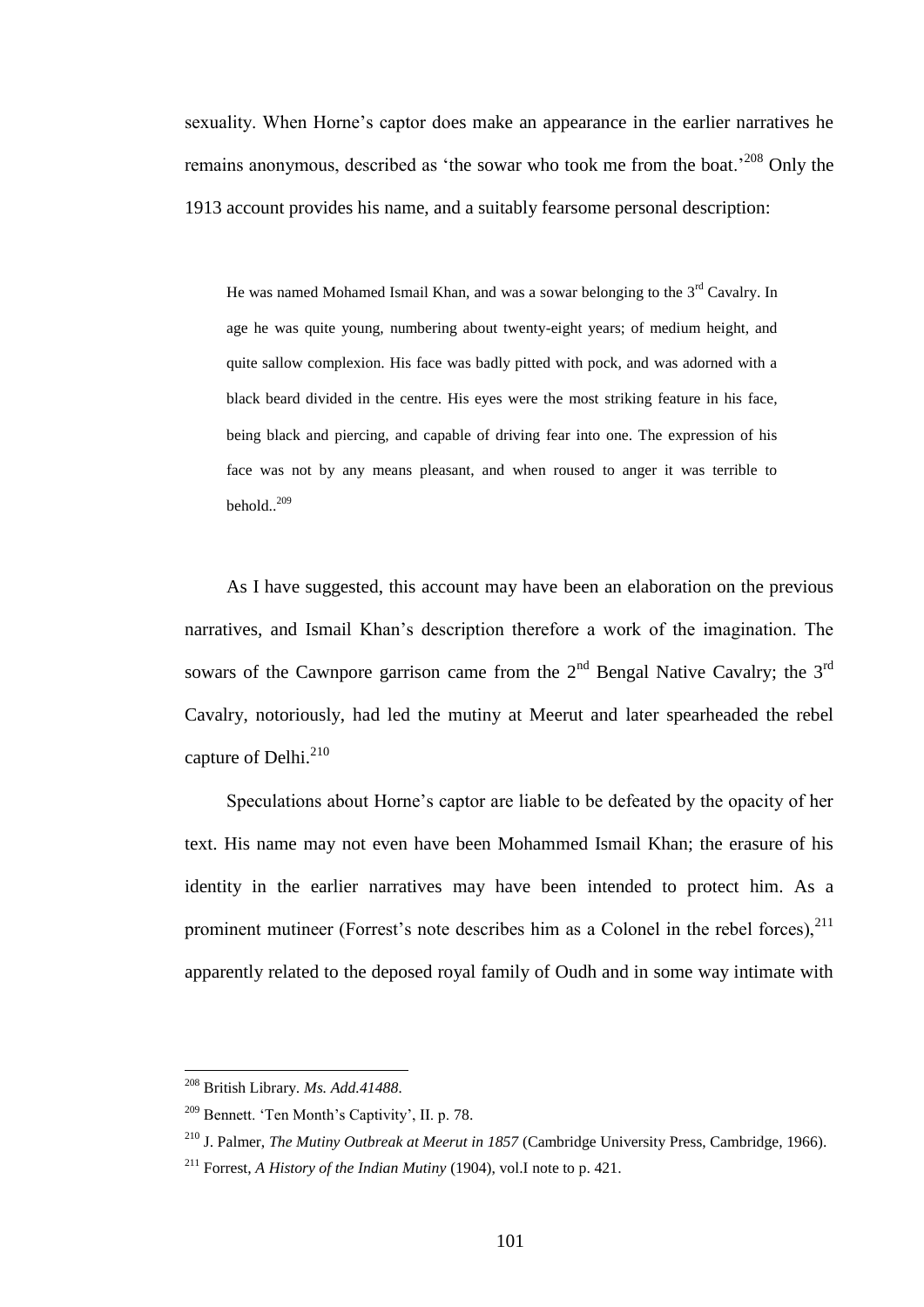sexuality. When Horne's captor does make an appearance in the earlier narratives he remains anonymous, described as 'the sowar who took me from the boat.'[208] Only the 1913 account provides his name, and a suitably fearsome personal description:

> He was named Mohamed Ismail Khan, and was a sowar belonging to the 3rd Cavalry. In age he was quite young, numbering about twenty-eight years; of medium height, and quite sallow complexion. His face was badly pitted with pock, and was adorned with a black beard divided in the centre. His eyes were the most striking feature in his face, being black and piercing, and capable of driving fear into one. The expression of his face was not by any means pleasant, and when roused to anger it was terrible to behold..[209]

As I have suggested, this account may have been an elaboration on the previous narratives, and Ismail Khan's description therefore a work of the imagination. The sowars of the Cawnpore garrison came from the 2nd Bengal Native Cavalry; the 3rd Cavalry, notoriously, had led the mutiny at Meerut and later spearheaded the rebel capture of Delhi.[210]

Speculations about Horne's captor are liable to be defeated by the opacity of her text. His name may not even have been Mohammed Ismail Khan; the erasure of his identity in the earlier narratives may have been intended to protect him. As a prominent mutineer (Forrest's note describes him as a Colonel in the rebel forces),[211] apparently related to the deposed royal family of Oudh and in some way intimate with

---

[208] British Library. *Ms. Add.41488*.

[209] Bennett. 'Ten Month's Captivity', II. p. 78.

[210] J. Palmer, *The Mutiny Outbreak at Meerut in 1857* (Cambridge University Press, Cambridge, 1966).

[211] Forrest, *A History of the Indian Mutiny* (1904), vol.I note to p. 421.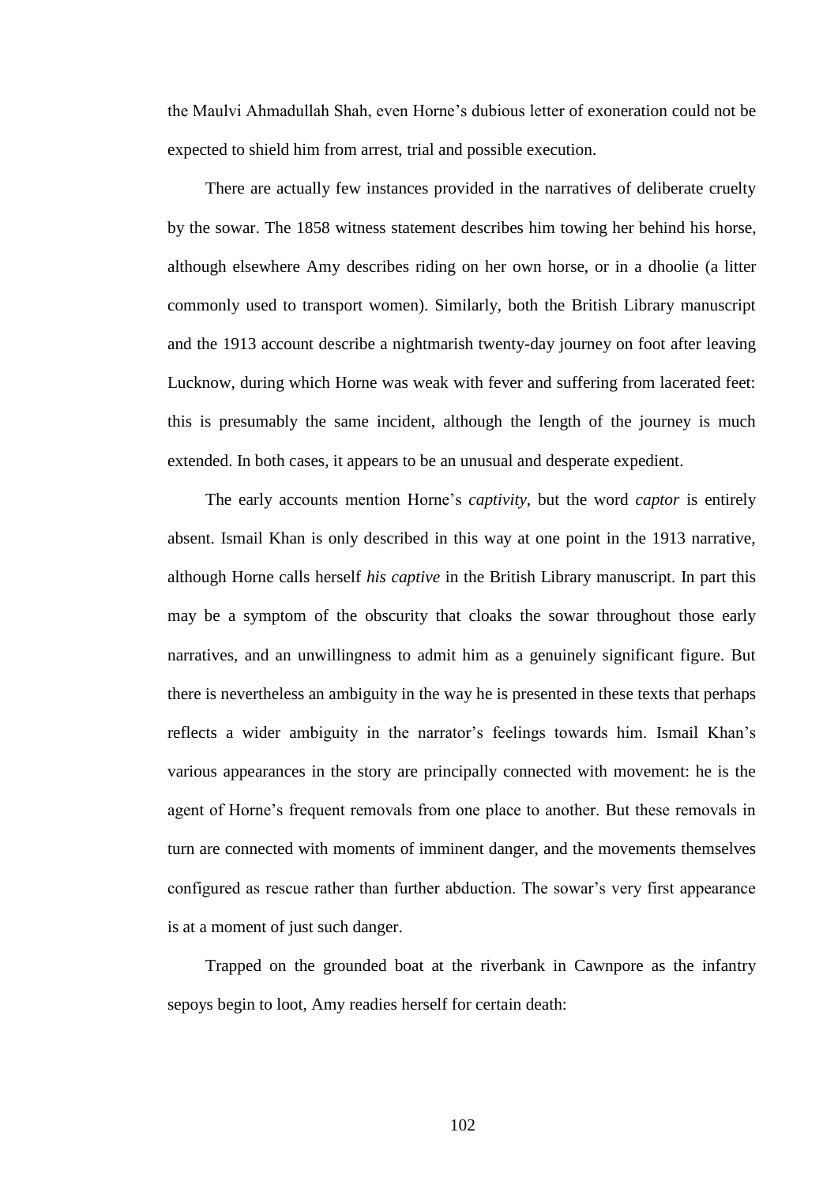the Maulvi Ahmadullah Shah, even Horne's dubious letter of exoneration could not be expected to shield him from arrest, trial and possible execution.

There are actually few instances provided in the narratives of deliberate cruelty by the sowar. The 1858 witness statement describes him towing her behind his horse, although elsewhere Amy describes riding on her own horse, or in a dhoolie (a litter commonly used to transport women). Similarly, both the British Library manuscript and the 1913 account describe a nightmarish twenty-day journey on foot after leaving Lucknow, during which Horne was weak with fever and suffering from lacerated feet: this is presumably the same incident, although the length of the journey is much extended. In both cases, it appears to be an unusual and desperate expedient.

The early accounts mention Horne's *captivity*, but the word *captor* is entirely absent. Ismail Khan is only described in this way at one point in the 1913 narrative, although Horne calls herself *his captive* in the British Library manuscript. In part this may be a symptom of the obscurity that cloaks the sowar throughout those early narratives, and an unwillingness to admit him as a genuinely significant figure. But there is nevertheless an ambiguity in the way he is presented in these texts that perhaps reflects a wider ambiguity in the narrator's feelings towards him. Ismail Khan's various appearances in the story are principally connected with movement: he is the agent of Horne's frequent removals from one place to another. But these removals in turn are connected with moments of imminent danger, and the movements themselves configured as rescue rather than further abduction. The sowar's very first appearance is at a moment of just such danger.

Trapped on the grounded boat at the riverbank in Cawnpore as the infantry sepoys begin to loot, Amy readies herself for certain death: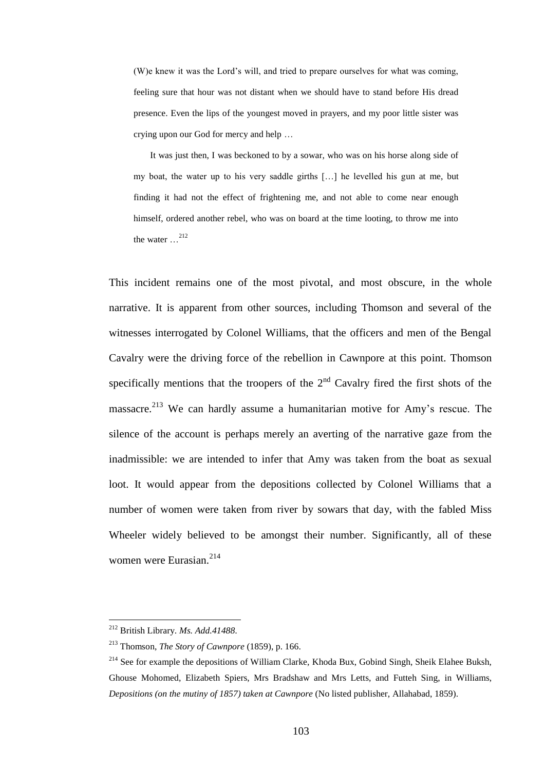> (W)e knew it was the Lord's will, and tried to prepare ourselves for what was coming, feeling sure that hour was not distant when we should have to stand before His dread presence. Even the lips of the youngest moved in prayers, and my poor little sister was crying upon our God for mercy and help …
>
> It was just then, I was beckoned to by a sowar, who was on his horse along side of my boat, the water up to his very saddle girths […] he levelled his gun at me, but finding it had not the effect of frightening me, and not able to come near enough himself, ordered another rebel, who was on board at the time looting, to throw me into the water …[212]

This incident remains one of the most pivotal, and most obscure, in the whole narrative. It is apparent from other sources, including Thomson and several of the witnesses interrogated by Colonel Williams, that the officers and men of the Bengal Cavalry were the driving force of the rebellion in Cawnpore at this point. Thomson specifically mentions that the troopers of the 2nd Cavalry fired the first shots of the massacre.[213] We can hardly assume a humanitarian motive for Amy's rescue. The silence of the account is perhaps merely an averting of the narrative gaze from the inadmissible: we are intended to infer that Amy was taken from the boat as sexual loot. It would appear from the depositions collected by Colonel Williams that a number of women were taken from river by sowars that day, with the fabled Miss Wheeler widely believed to be amongst their number. Significantly, all of these women were Eurasian.[214]

---

[212] British Library. *Ms. Add.41488*.

[213] Thomson, *The Story of Cawnpore* (1859), p. 166.

[214] See for example the depositions of William Clarke, Khoda Bux, Gobind Singh, Sheik Elahee Buksh, Ghouse Mohomed, Elizabeth Spiers, Mrs Bradshaw and Mrs Letts, and Futteh Sing, in Williams, *Depositions (on the mutiny of 1857) taken at Cawnpore* (No listed publisher, Allahabad, 1859).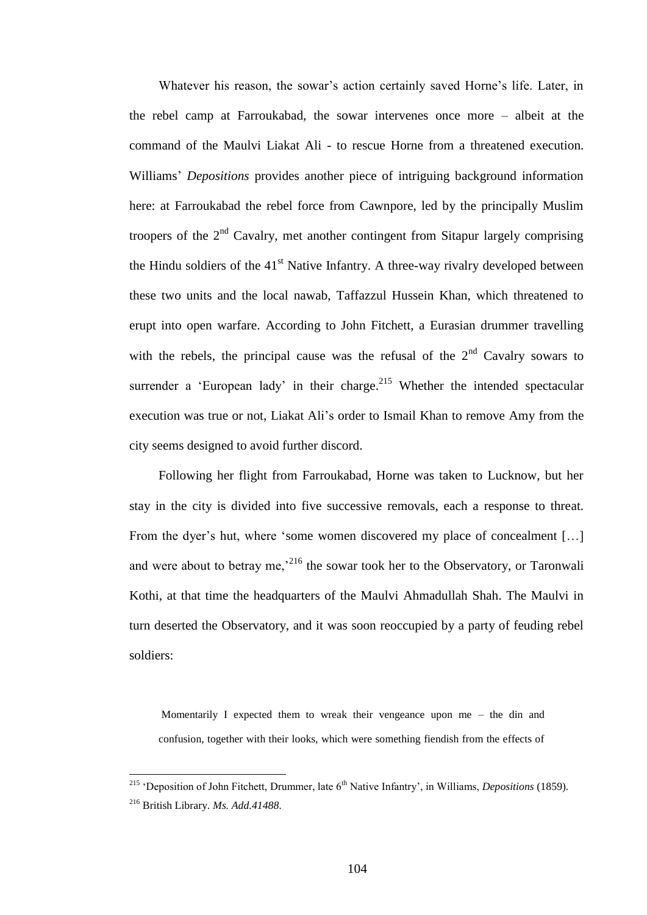Whatever his reason, the sowar's action certainly saved Horne's life. Later, in the rebel camp at Farroukabad, the sowar intervenes once more – albeit at the command of the Maulvi Liakat Ali - to rescue Horne from a threatened execution. Williams' *Depositions* provides another piece of intriguing background information here: at Farroukabad the rebel force from Cawnpore, led by the principally Muslim troopers of the 2nd Cavalry, met another contingent from Sitapur largely comprising the Hindu soldiers of the 41st Native Infantry. A three-way rivalry developed between these two units and the local nawab, Taffazzul Hussein Khan, which threatened to erupt into open warfare. According to John Fitchett, a Eurasian drummer travelling with the rebels, the principal cause was the refusal of the 2nd Cavalry sowars to surrender a 'European lady' in their charge.[215] Whether the intended spectacular execution was true or not, Liakat Ali's order to Ismail Khan to remove Amy from the city seems designed to avoid further discord.

Following her flight from Farroukabad, Horne was taken to Lucknow, but her stay in the city is divided into five successive removals, each a response to threat. From the dyer's hut, where 'some women discovered my place of concealment […] and were about to betray me,'[216] the sowar took her to the Observatory, or Taronwali Kothi, at that time the headquarters of the Maulvi Ahmadullah Shah. The Maulvi in turn deserted the Observatory, and it was soon reoccupied by a party of feuding rebel soldiers:

> Momentarily I expected them to wreak their vengeance upon me – the din and confusion, together with their looks, which were something fiendish from the effects of

---

[215] 'Deposition of John Fitchett, Drummer, late 6th Native Infantry', in Williams, *Depositions* (1859).

[216] British Library. *Ms. Add.41488*.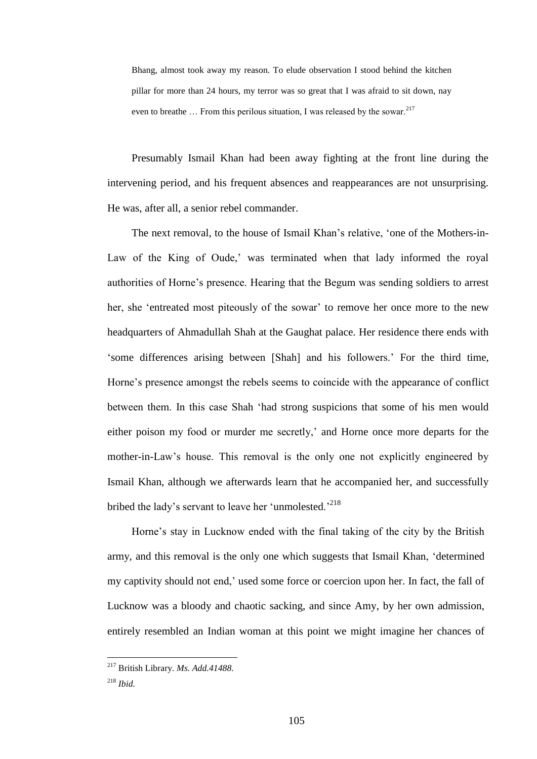> Bhang, almost took away my reason. To elude observation I stood behind the kitchen pillar for more than 24 hours, my terror was so great that I was afraid to sit down, nay even to breathe … From this perilous situation, I was released by the sowar.[217]

Presumably Ismail Khan had been away fighting at the front line during the intervening period, and his frequent absences and reappearances are not unsurprising. He was, after all, a senior rebel commander.

The next removal, to the house of Ismail Khan's relative, 'one of the Mothers-in-Law of the King of Oude,' was terminated when that lady informed the royal authorities of Horne's presence. Hearing that the Begum was sending soldiers to arrest her, she 'entreated most piteously of the sowar' to remove her once more to the new headquarters of Ahmadullah Shah at the Gaughat palace. Her residence there ends with 'some differences arising between [Shah] and his followers.' For the third time, Horne's presence amongst the rebels seems to coincide with the appearance of conflict between them. In this case Shah 'had strong suspicions that some of his men would either poison my food or murder me secretly,' and Horne once more departs for the mother-in-Law's house. This removal is the only one not explicitly engineered by Ismail Khan, although we afterwards learn that he accompanied her, and successfully bribed the lady's servant to leave her 'unmolested.'[218]

Horne's stay in Lucknow ended with the final taking of the city by the British army, and this removal is the only one which suggests that Ismail Khan, 'determined my captivity should not end,' used some force or coercion upon her. In fact, the fall of Lucknow was a bloody and chaotic sacking, and since Amy, by her own admission, entirely resembled an Indian woman at this point we might imagine her chances of

---

[217] British Library. *Ms. Add.41488*.

[218] *Ibid.*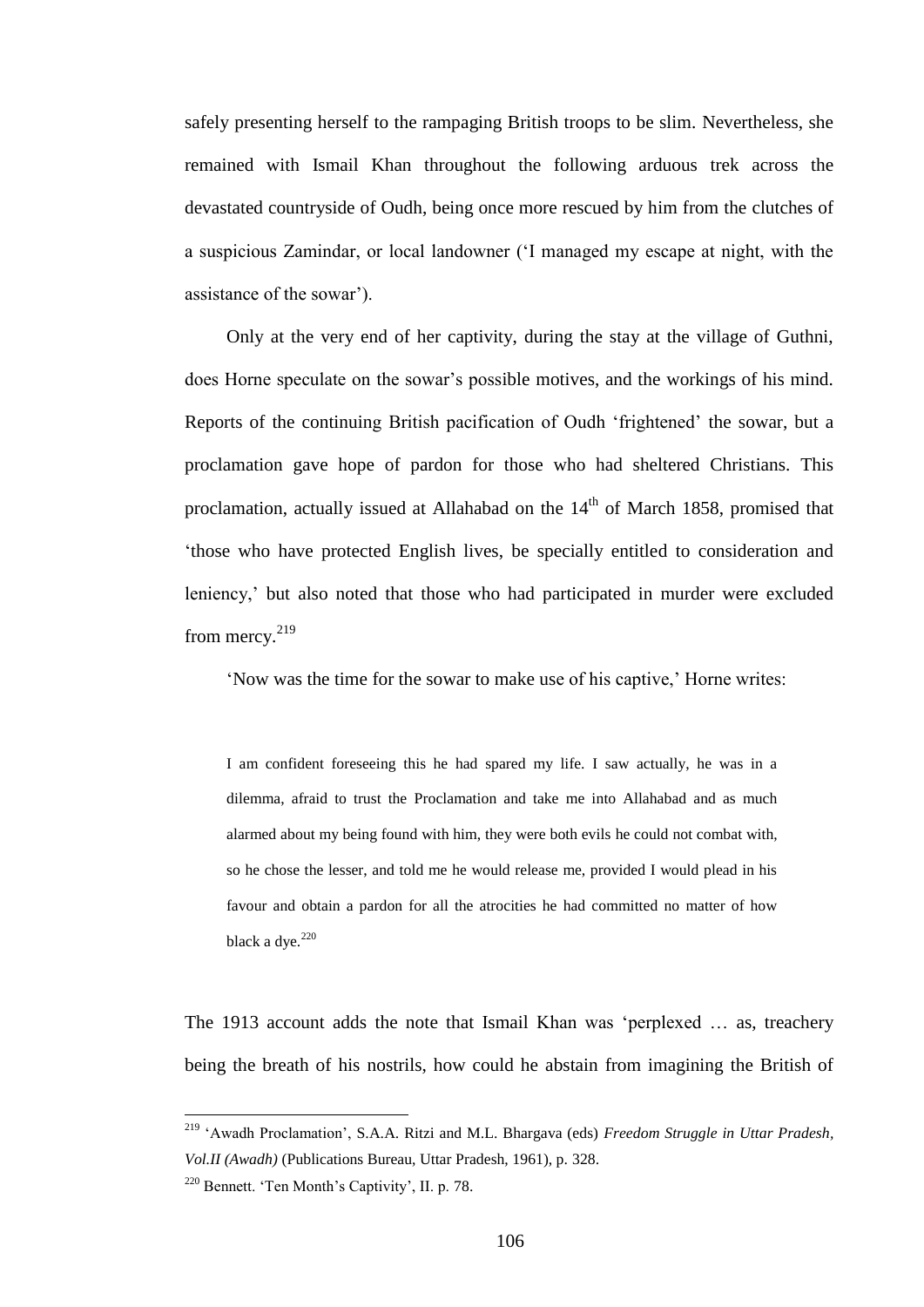safely presenting herself to the rampaging British troops to be slim. Nevertheless, she remained with Ismail Khan throughout the following arduous trek across the devastated countryside of Oudh, being once more rescued by him from the clutches of a suspicious Zamindar, or local landowner ('I managed my escape at night, with the assistance of the sowar').

Only at the very end of her captivity, during the stay at the village of Guthni, does Horne speculate on the sowar's possible motives, and the workings of his mind. Reports of the continuing British pacification of Oudh 'frightened' the sowar, but a proclamation gave hope of pardon for those who had sheltered Christians. This proclamation, actually issued at Allahabad on the 14th of March 1858, promised that 'those who have protected English lives, be specially entitled to consideration and leniency,' but also noted that those who had participated in murder were excluded from mercy.[219]

'Now was the time for the sowar to make use of his captive,' Horne writes:

> I am confident foreseeing this he had spared my life. I saw actually, he was in a dilemma, afraid to trust the Proclamation and take me into Allahabad and as much alarmed about my being found with him, they were both evils he could not combat with, so he chose the lesser, and told me he would release me, provided I would plead in his favour and obtain a pardon for all the atrocities he had committed no matter of how black a dye.[220]

The 1913 account adds the note that Ismail Khan was 'perplexed … as, treachery being the breath of his nostrils, how could he abstain from imagining the British of

---

[219] 'Awadh Proclamation', S.A.A. Ritzi and M.L. Bhargava (eds) *Freedom Struggle in Uttar Pradesh, Vol.II (Awadh)* (Publications Bureau, Uttar Pradesh, 1961), p. 328.

[220] Bennett. 'Ten Month's Captivity', II. p. 78.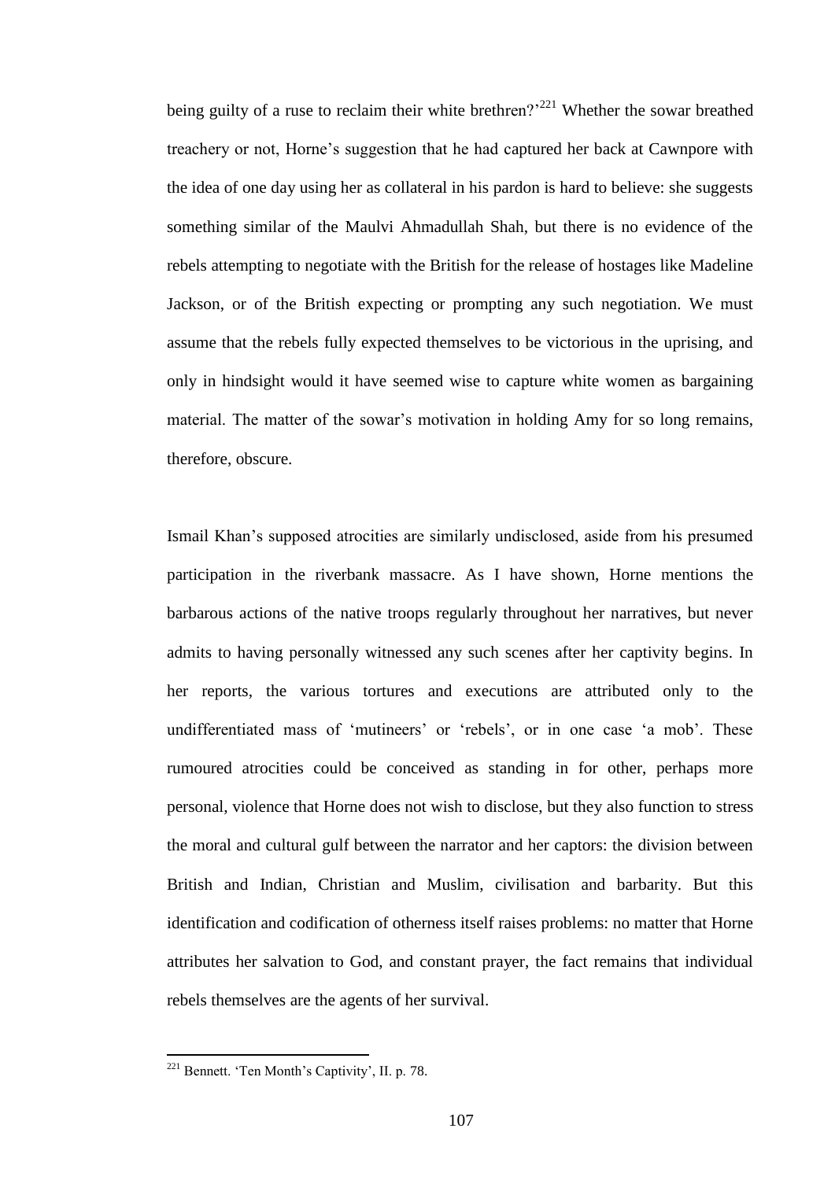being guilty of a ruse to reclaim their white brethren?'[221] Whether the sowar breathed treachery or not, Horne's suggestion that he had captured her back at Cawnpore with the idea of one day using her as collateral in his pardon is hard to believe: she suggests something similar of the Maulvi Ahmadullah Shah, but there is no evidence of the rebels attempting to negotiate with the British for the release of hostages like Madeline Jackson, or of the British expecting or prompting any such negotiation. We must assume that the rebels fully expected themselves to be victorious in the uprising, and only in hindsight would it have seemed wise to capture white women as bargaining material. The matter of the sowar's motivation in holding Amy for so long remains, therefore, obscure.

Ismail Khan's supposed atrocities are similarly undisclosed, aside from his presumed participation in the riverbank massacre. As I have shown, Horne mentions the barbarous actions of the native troops regularly throughout her narratives, but never admits to having personally witnessed any such scenes after her captivity begins. In her reports, the various tortures and executions are attributed only to the undifferentiated mass of 'mutineers' or 'rebels', or in one case 'a mob'. These rumoured atrocities could be conceived as standing in for other, perhaps more personal, violence that Horne does not wish to disclose, but they also function to stress the moral and cultural gulf between the narrator and her captors: the division between British and Indian, Christian and Muslim, civilisation and barbarity. But this identification and codification of otherness itself raises problems: no matter that Horne attributes her salvation to God, and constant prayer, the fact remains that individual rebels themselves are the agents of her survival.

[221] Bennett. 'Ten Month's Captivity', II. p. 78.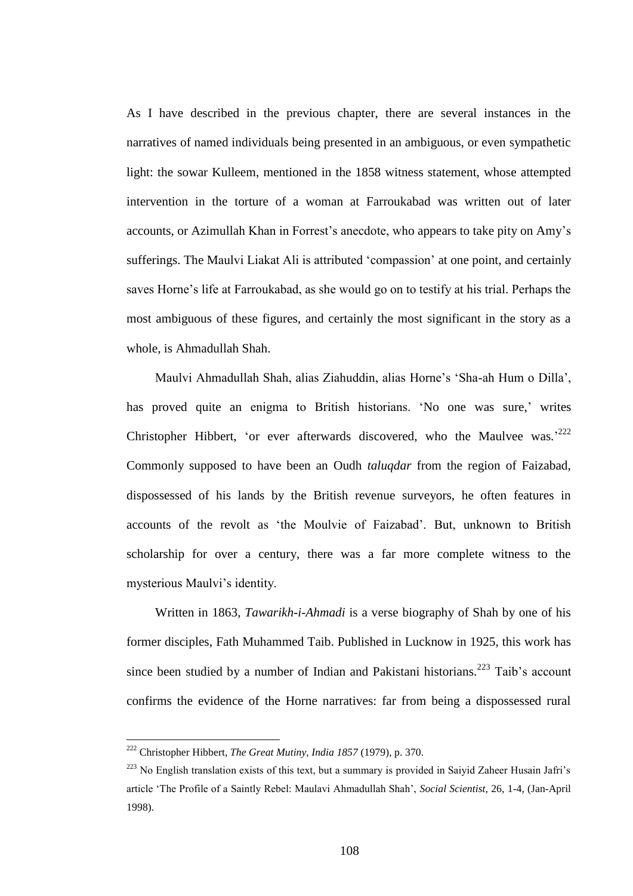As I have described in the previous chapter, there are several instances in the narratives of named individuals being presented in an ambiguous, or even sympathetic light: the sowar Kulleem, mentioned in the 1858 witness statement, whose attempted intervention in the torture of a woman at Farroukabad was written out of later accounts, or Azimullah Khan in Forrest's anecdote, who appears to take pity on Amy's sufferings. The Maulvi Liakat Ali is attributed 'compassion' at one point, and certainly saves Horne's life at Farroukabad, as she would go on to testify at his trial. Perhaps the most ambiguous of these figures, and certainly the most significant in the story as a whole, is Ahmadullah Shah.

Maulvi Ahmadullah Shah, alias Ziahuddin, alias Horne's 'Sha-ah Hum o Dilla', has proved quite an enigma to British historians. 'No one was sure,' writes Christopher Hibbert, 'or ever afterwards discovered, who the Maulvee was.'[222] Commonly supposed to have been an Oudh *taluqdar* from the region of Faizabad, dispossessed of his lands by the British revenue surveyors, he often features in accounts of the revolt as 'the Moulvie of Faizabad'. But, unknown to British scholarship for over a century, there was a far more complete witness to the mysterious Maulvi's identity.

Written in 1863, *Tawarikh-i-Ahmadi* is a verse biography of Shah by one of his former disciples, Fath Muhammed Taib. Published in Lucknow in 1925, this work has since been studied by a number of Indian and Pakistani historians.[223] Taib's account confirms the evidence of the Horne narratives: far from being a dispossessed rural

---

[222] Christopher Hibbert, *The Great Mutiny, India 1857* (1979), p. 370.

[223] No English translation exists of this text, but a summary is provided in Saiyid Zaheer Husain Jafri's article 'The Profile of a Saintly Rebel: Maulavi Ahmadullah Shah', *Social Scientist*, 26, 1-4, (Jan-April 1998).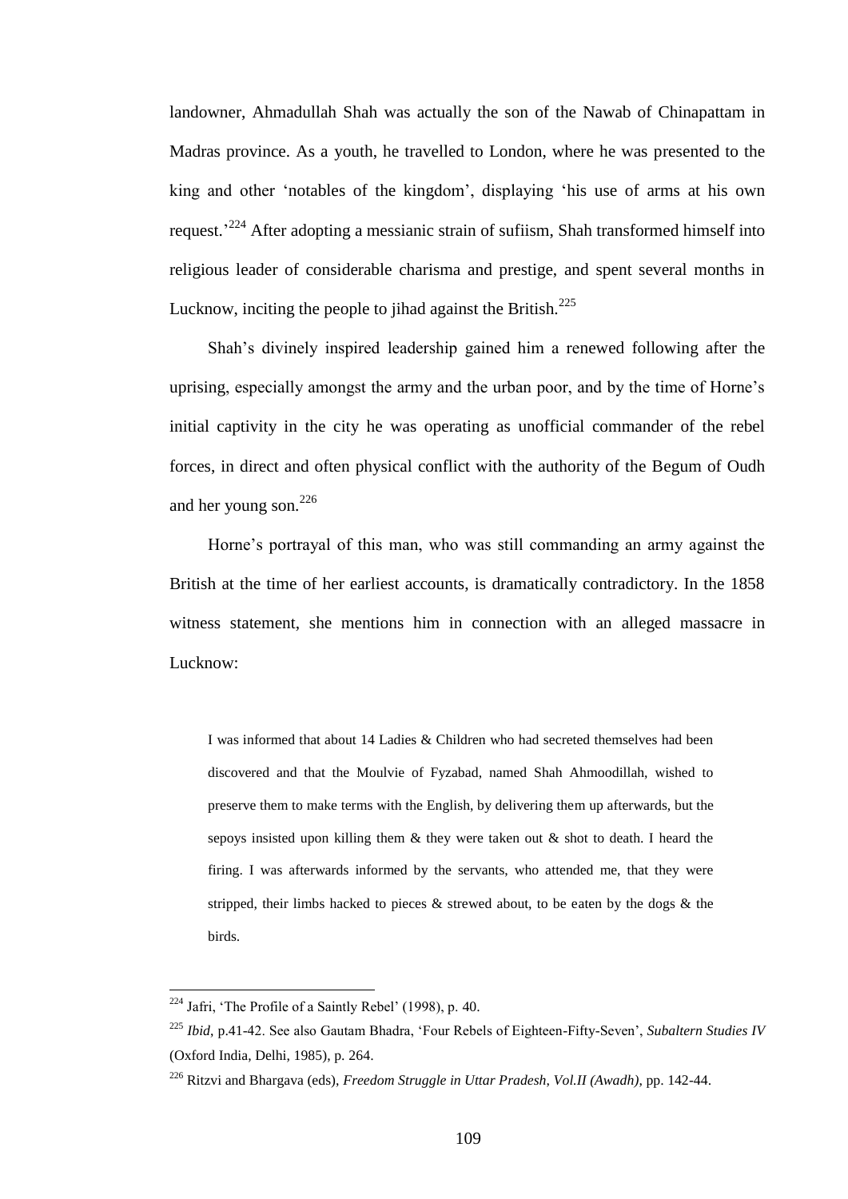landowner, Ahmadullah Shah was actually the son of the Nawab of Chinapattam in Madras province. As a youth, he travelled to London, where he was presented to the king and other 'notables of the kingdom', displaying 'his use of arms at his own request.'[224] After adopting a messianic strain of sufiism, Shah transformed himself into religious leader of considerable charisma and prestige, and spent several months in Lucknow, inciting the people to jihad against the British.[225]

Shah's divinely inspired leadership gained him a renewed following after the uprising, especially amongst the army and the urban poor, and by the time of Horne's initial captivity in the city he was operating as unofficial commander of the rebel forces, in direct and often physical conflict with the authority of the Begum of Oudh and her young son.[226]

Horne's portrayal of this man, who was still commanding an army against the British at the time of her earliest accounts, is dramatically contradictory. In the 1858 witness statement, she mentions him in connection with an alleged massacre in Lucknow:

> I was informed that about 14 Ladies & Children who had secreted themselves had been discovered and that the Moulvie of Fyzabad, named Shah Ahmoodillah, wished to preserve them to make terms with the English, by delivering them up afterwards, but the sepoys insisted upon killing them & they were taken out & shot to death. I heard the firing. I was afterwards informed by the servants, who attended me, that they were stripped, their limbs hacked to pieces & strewed about, to be eaten by the dogs & the birds.

---

[224] Jafri, 'The Profile of a Saintly Rebel' (1998), p. 40.

[225] *Ibid*, p.41-42. See also Gautam Bhadra, 'Four Rebels of Eighteen-Fifty-Seven', *Subaltern Studies IV* (Oxford India, Delhi, 1985), p. 264.

[226] Ritzvi and Bhargava (eds), *Freedom Struggle in Uttar Pradesh, Vol.II (Awadh)*, pp. 142-44.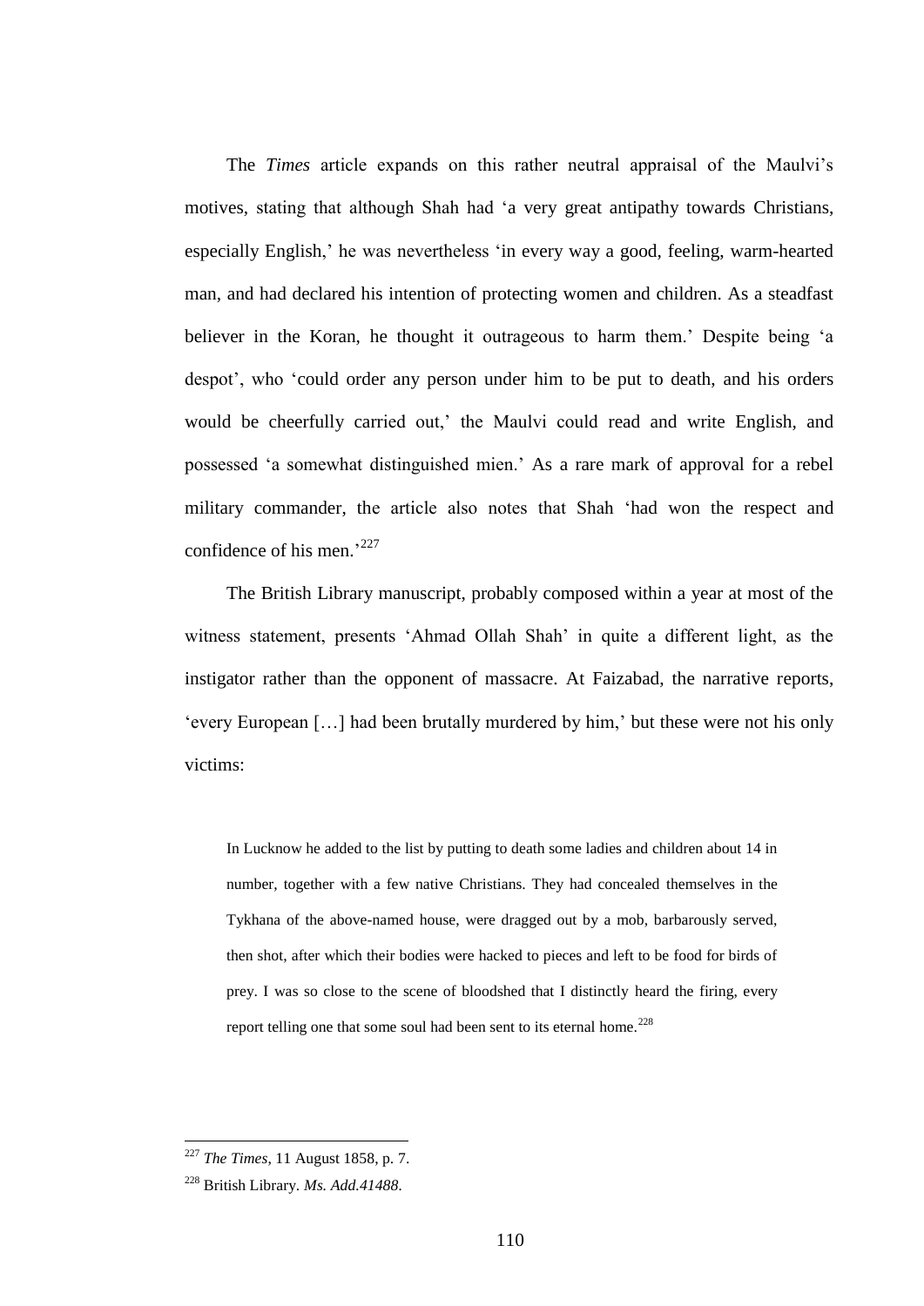The *Times* article expands on this rather neutral appraisal of the Maulvi's motives, stating that although Shah had 'a very great antipathy towards Christians, especially English,' he was nevertheless 'in every way a good, feeling, warm-hearted man, and had declared his intention of protecting women and children. As a steadfast believer in the Koran, he thought it outrageous to harm them.' Despite being 'a despot', who 'could order any person under him to be put to death, and his orders would be cheerfully carried out,' the Maulvi could read and write English, and possessed 'a somewhat distinguished mien.' As a rare mark of approval for a rebel military commander, the article also notes that Shah 'had won the respect and confidence of his men.'[227]

The British Library manuscript, probably composed within a year at most of the witness statement, presents 'Ahmad Ollah Shah' in quite a different light, as the instigator rather than the opponent of massacre. At Faizabad, the narrative reports, 'every European […] had been brutally murdered by him,' but these were not his only victims:

> In Lucknow he added to the list by putting to death some ladies and children about 14 in number, together with a few native Christians. They had concealed themselves in the Tykhana of the above-named house, were dragged out by a mob, barbarously served, then shot, after which their bodies were hacked to pieces and left to be food for birds of prey. I was so close to the scene of bloodshed that I distinctly heard the firing, every report telling one that some soul had been sent to its eternal home.[228]

---

[227] *The Times*, 11 August 1858, p. 7.

[228] British Library. *Ms. Add.41488*.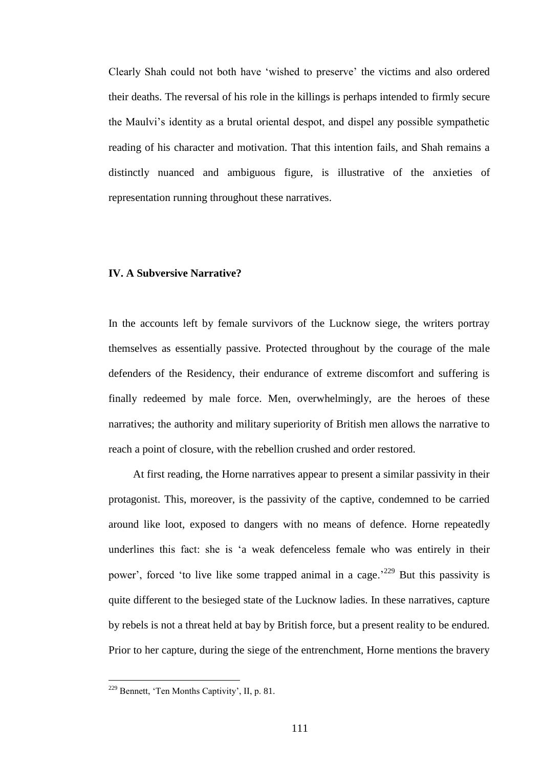Clearly Shah could not both have 'wished to preserve' the victims and also ordered their deaths. The reversal of his role in the killings is perhaps intended to firmly secure the Maulvi's identity as a brutal oriental despot, and dispel any possible sympathetic reading of his character and motivation. That this intention fails, and Shah remains a distinctly nuanced and ambiguous figure, is illustrative of the anxieties of representation running throughout these narratives.

## IV. A Subversive Narrative?

In the accounts left by female survivors of the Lucknow siege, the writers portray themselves as essentially passive. Protected throughout by the courage of the male defenders of the Residency, their endurance of extreme discomfort and suffering is finally redeemed by male force. Men, overwhelmingly, are the heroes of these narratives; the authority and military superiority of British men allows the narrative to reach a point of closure, with the rebellion crushed and order restored.

At first reading, the Horne narratives appear to present a similar passivity in their protagonist. This, moreover, is the passivity of the captive, condemned to be carried around like loot, exposed to dangers with no means of defence. Horne repeatedly underlines this fact: she is 'a weak defenceless female who was entirely in their power', forced 'to live like some trapped animal in a cage.'[229] But this passivity is quite different to the besieged state of the Lucknow ladies. In these narratives, capture by rebels is not a threat held at bay by British force, but a present reality to be endured. Prior to her capture, during the siege of the entrenchment, Horne mentions the bravery

[229] Bennett, 'Ten Months Captivity', II, p. 81.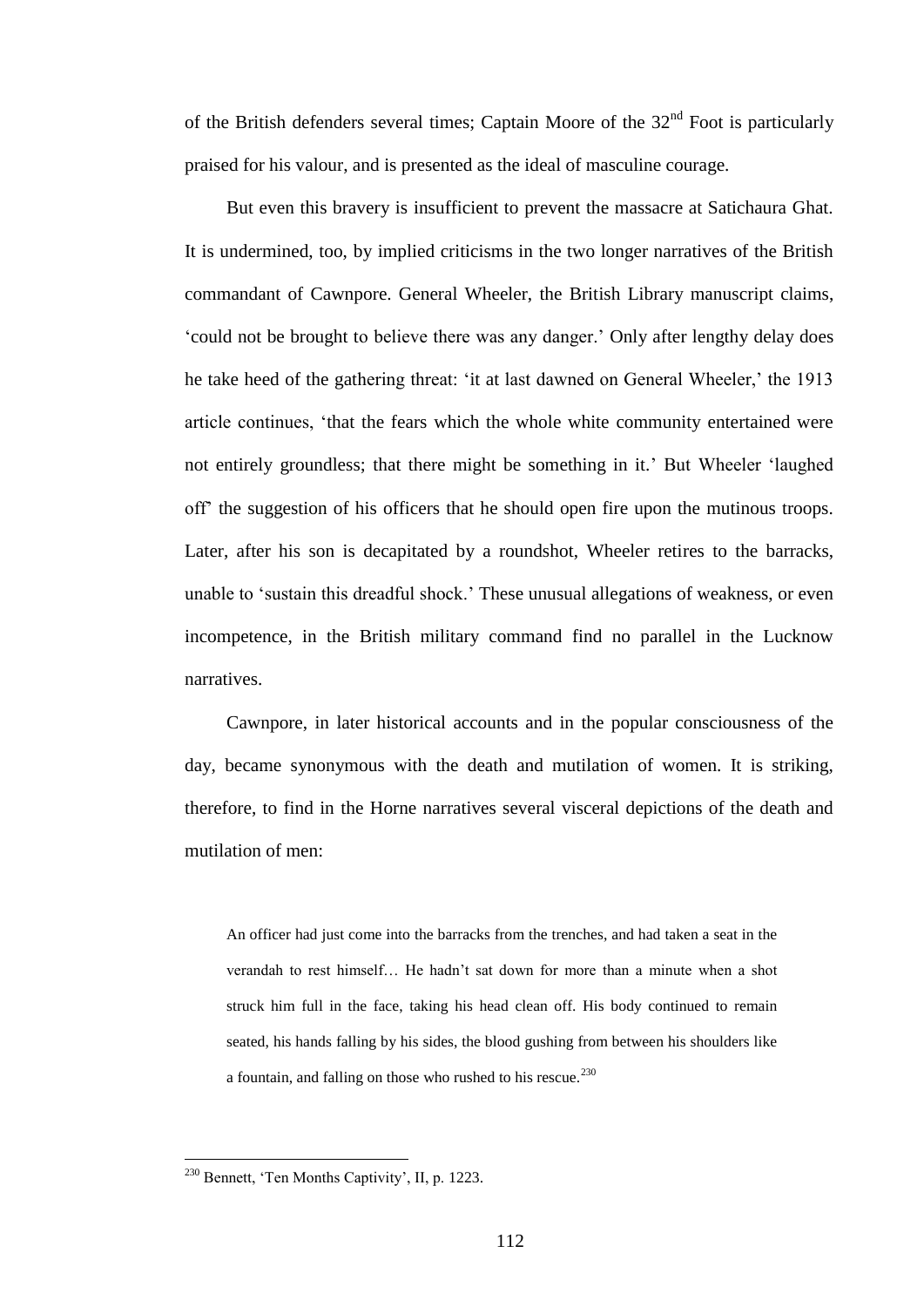of the British defenders several times; Captain Moore of the 32nd Foot is particularly praised for his valour, and is presented as the ideal of masculine courage.

But even this bravery is insufficient to prevent the massacre at Satichaura Ghat. It is undermined, too, by implied criticisms in the two longer narratives of the British commandant of Cawnpore. General Wheeler, the British Library manuscript claims, 'could not be brought to believe there was any danger.' Only after lengthy delay does he take heed of the gathering threat: 'it at last dawned on General Wheeler,' the 1913 article continues, 'that the fears which the whole white community entertained were not entirely groundless; that there might be something in it.' But Wheeler 'laughed off' the suggestion of his officers that he should open fire upon the mutinous troops. Later, after his son is decapitated by a roundshot, Wheeler retires to the barracks, unable to 'sustain this dreadful shock.' These unusual allegations of weakness, or even incompetence, in the British military command find no parallel in the Lucknow narratives.

Cawnpore, in later historical accounts and in the popular consciousness of the day, became synonymous with the death and mutilation of women. It is striking, therefore, to find in the Horne narratives several visceral depictions of the death and mutilation of men:

> An officer had just come into the barracks from the trenches, and had taken a seat in the verandah to rest himself… He hadn't sat down for more than a minute when a shot struck him full in the face, taking his head clean off. His body continued to remain seated, his hands falling by his sides, the blood gushing from between his shoulders like a fountain, and falling on those who rushed to his rescue.[230]

---

[230] Bennett, 'Ten Months Captivity', II, p. 1223.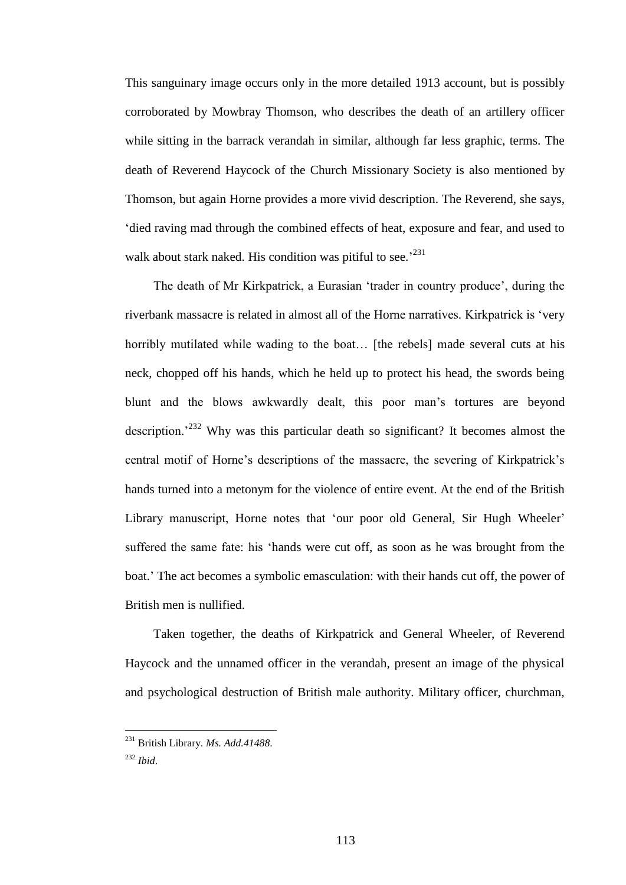This sanguinary image occurs only in the more detailed 1913 account, but is possibly corroborated by Mowbray Thomson, who describes the death of an artillery officer while sitting in the barrack verandah in similar, although far less graphic, terms. The death of Reverend Haycock of the Church Missionary Society is also mentioned by Thomson, but again Horne provides a more vivid description. The Reverend, she says, 'died raving mad through the combined effects of heat, exposure and fear, and used to walk about stark naked. His condition was pitiful to see.'[231]

The death of Mr Kirkpatrick, a Eurasian 'trader in country produce', during the riverbank massacre is related in almost all of the Horne narratives. Kirkpatrick is 'very horribly mutilated while wading to the boat… [the rebels] made several cuts at his neck, chopped off his hands, which he held up to protect his head, the swords being blunt and the blows awkwardly dealt, this poor man's tortures are beyond description.'[232] Why was this particular death so significant? It becomes almost the central motif of Horne's descriptions of the massacre, the severing of Kirkpatrick's hands turned into a metonym for the violence of entire event. At the end of the British Library manuscript, Horne notes that 'our poor old General, Sir Hugh Wheeler' suffered the same fate: his 'hands were cut off, as soon as he was brought from the boat.' The act becomes a symbolic emasculation: with their hands cut off, the power of British men is nullified.

Taken together, the deaths of Kirkpatrick and General Wheeler, of Reverend Haycock and the unnamed officer in the verandah, present an image of the physical and psychological destruction of British male authority. Military officer, churchman,

---

[231] British Library. *Ms. Add.41488*.

[232] *Ibid*.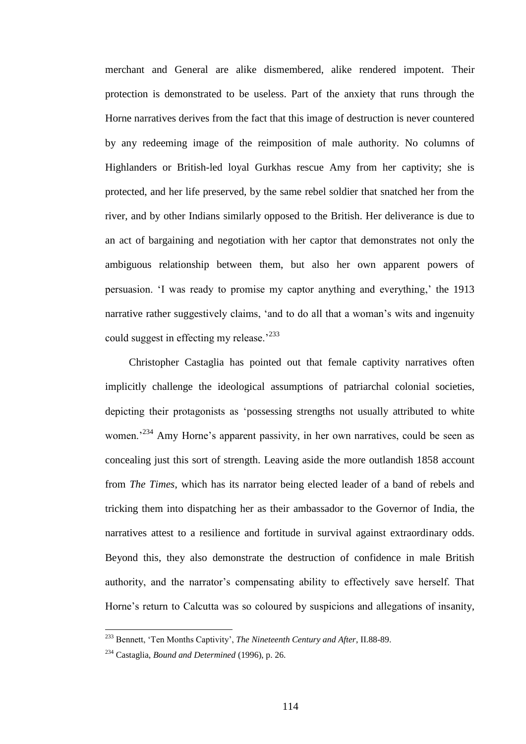merchant and General are alike dismembered, alike rendered impotent. Their protection is demonstrated to be useless. Part of the anxiety that runs through the Horne narratives derives from the fact that this image of destruction is never countered by any redeeming image of the reimposition of male authority. No columns of Highlanders or British-led loyal Gurkhas rescue Amy from her captivity; she is protected, and her life preserved, by the same rebel soldier that snatched her from the river, and by other Indians similarly opposed to the British. Her deliverance is due to an act of bargaining and negotiation with her captor that demonstrates not only the ambiguous relationship between them, but also her own apparent powers of persuasion. 'I was ready to promise my captor anything and everything,' the 1913 narrative rather suggestively claims, 'and to do all that a woman's wits and ingenuity could suggest in effecting my release.'[233]

Christopher Castaglia has pointed out that female captivity narratives often implicitly challenge the ideological assumptions of patriarchal colonial societies, depicting their protagonists as 'possessing strengths not usually attributed to white women.'[234] Amy Horne's apparent passivity, in her own narratives, could be seen as concealing just this sort of strength. Leaving aside the more outlandish 1858 account from *The Times*, which has its narrator being elected leader of a band of rebels and tricking them into dispatching her as their ambassador to the Governor of India, the narratives attest to a resilience and fortitude in survival against extraordinary odds. Beyond this, they also demonstrate the destruction of confidence in male British authority, and the narrator's compensating ability to effectively save herself. That Horne's return to Calcutta was so coloured by suspicions and allegations of insanity,

---

[233] Bennett, 'Ten Months Captivity', *The Nineteenth Century and After*, II.88-89.

[234] Castaglia, *Bound and Determined* (1996), p. 26.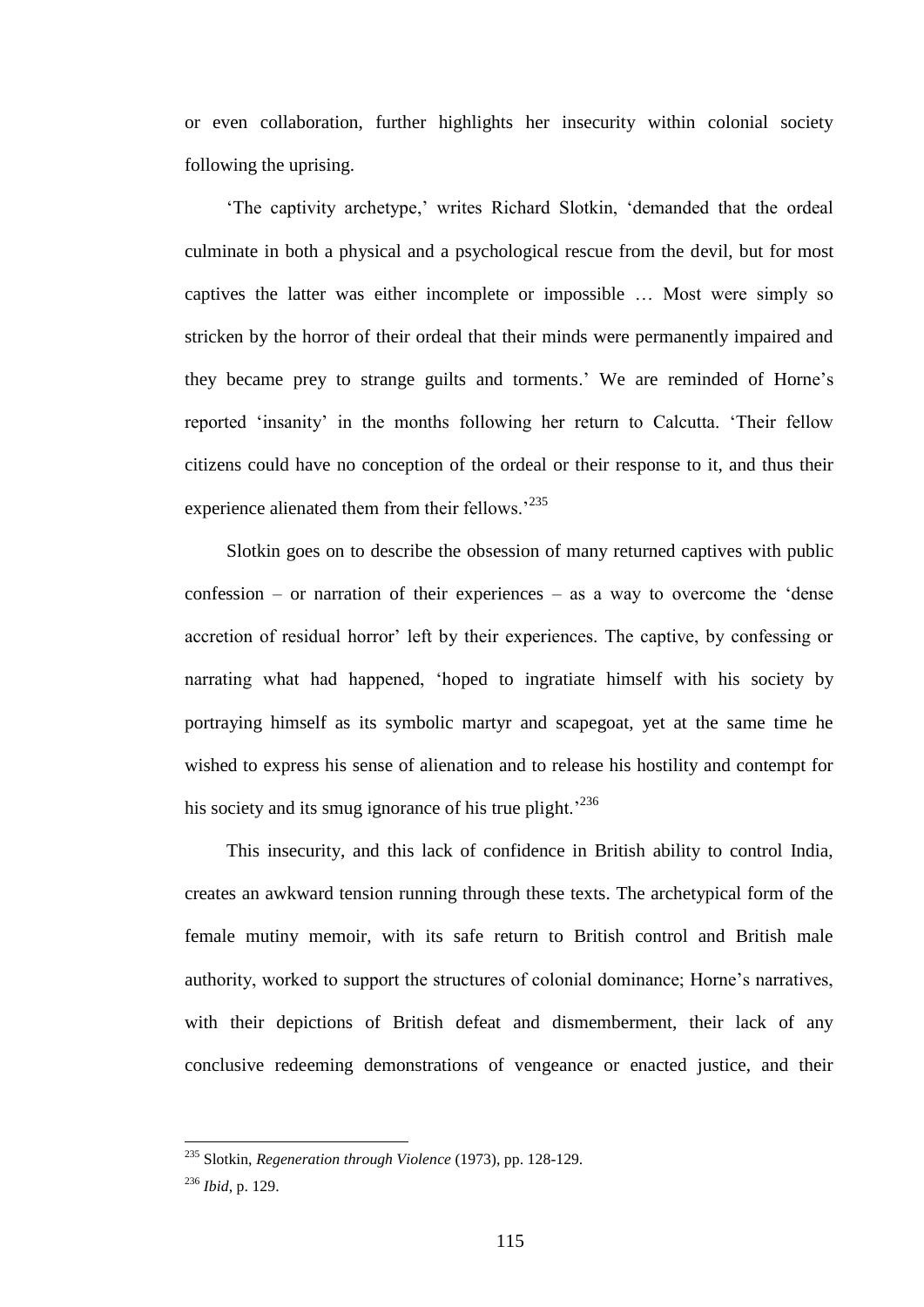or even collaboration, further highlights her insecurity within colonial society following the uprising.

'The captivity archetype,' writes Richard Slotkin, 'demanded that the ordeal culminate in both a physical and a psychological rescue from the devil, but for most captives the latter was either incomplete or impossible … Most were simply so stricken by the horror of their ordeal that their minds were permanently impaired and they became prey to strange guilts and torments.' We are reminded of Horne's reported 'insanity' in the months following her return to Calcutta. 'Their fellow citizens could have no conception of the ordeal or their response to it, and thus their experience alienated them from their fellows.'[235]

Slotkin goes on to describe the obsession of many returned captives with public confession – or narration of their experiences – as a way to overcome the 'dense accretion of residual horror' left by their experiences. The captive, by confessing or narrating what had happened, 'hoped to ingratiate himself with his society by portraying himself as its symbolic martyr and scapegoat, yet at the same time he wished to express his sense of alienation and to release his hostility and contempt for his society and its smug ignorance of his true plight.'[236]

This insecurity, and this lack of confidence in British ability to control India, creates an awkward tension running through these texts. The archetypical form of the female mutiny memoir, with its safe return to British control and British male authority, worked to support the structures of colonial dominance; Horne's narratives, with their depictions of British defeat and dismemberment, their lack of any conclusive redeeming demonstrations of vengeance or enacted justice, and their

---

[235] Slotkin, *Regeneration through Violence* (1973), pp. 128-129.

[236] *Ibid*, p. 129.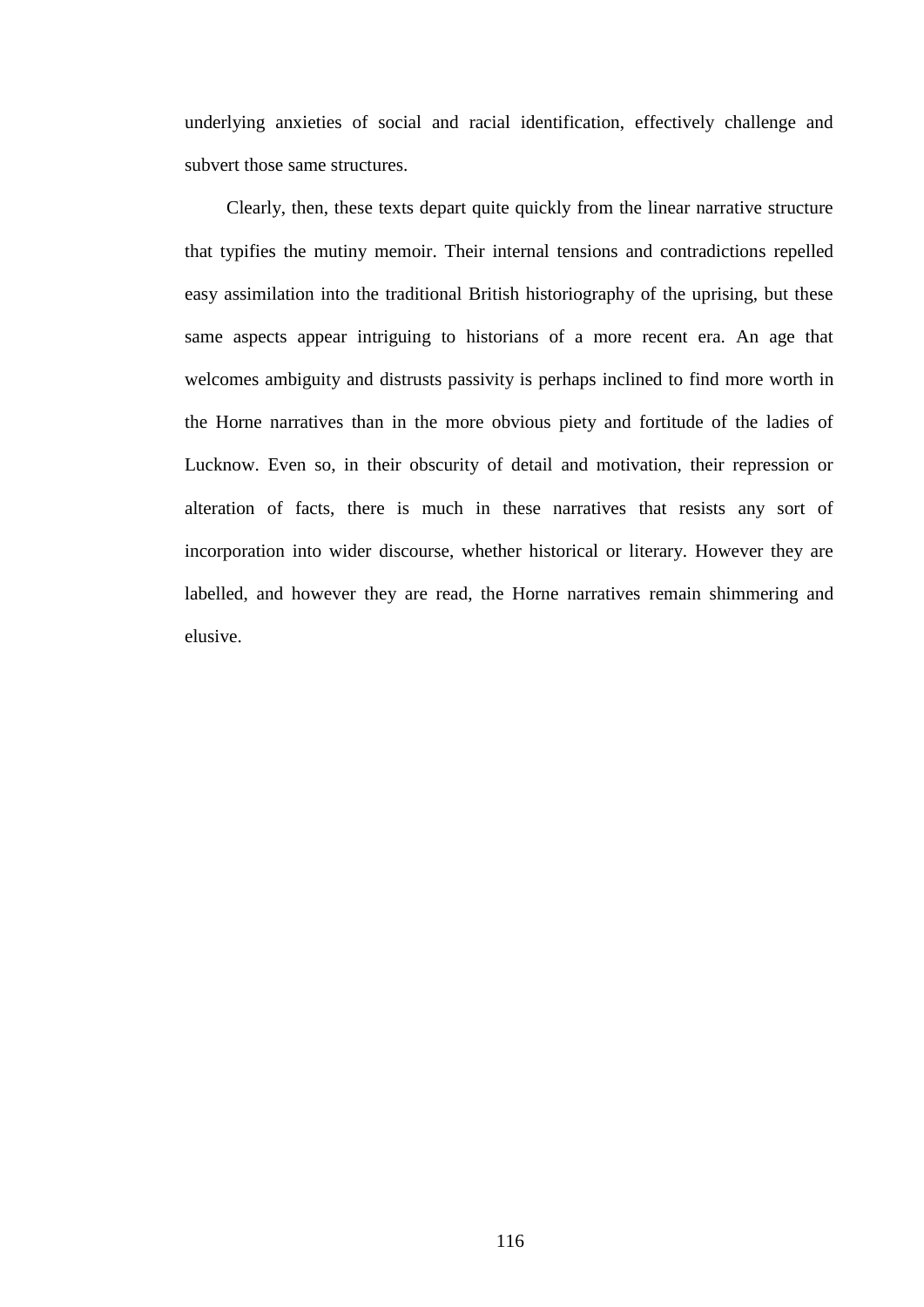underlying anxieties of social and racial identification, effectively challenge and subvert those same structures.

Clearly, then, these texts depart quite quickly from the linear narrative structure that typifies the mutiny memoir. Their internal tensions and contradictions repelled easy assimilation into the traditional British historiography of the uprising, but these same aspects appear intriguing to historians of a more recent era. An age that welcomes ambiguity and distrusts passivity is perhaps inclined to find more worth in the Horne narratives than in the more obvious piety and fortitude of the ladies of Lucknow. Even so, in their obscurity of detail and motivation, their repression or alteration of facts, there is much in these narratives that resists any sort of incorporation into wider discourse, whether historical or literary. However they are labelled, and however they are read, the Horne narratives remain shimmering and elusive.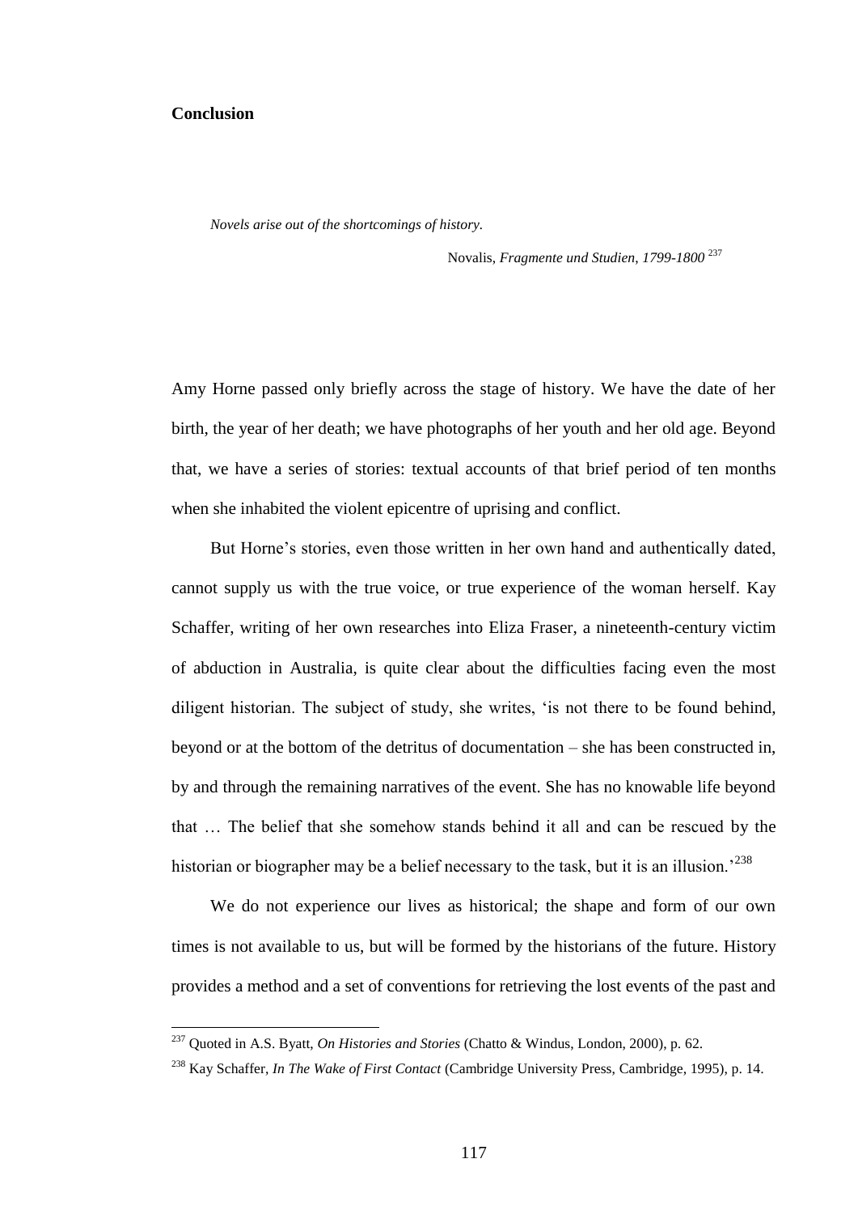## Conclusion

*Novels arise out of the shortcomings of history.*

Novalis, *Fragmente und Studien, 1799-1800* [237]

Amy Horne passed only briefly across the stage of history. We have the date of her birth, the year of her death; we have photographs of her youth and her old age. Beyond that, we have a series of stories: textual accounts of that brief period of ten months when she inhabited the violent epicentre of uprising and conflict.

But Horne's stories, even those written in her own hand and authentically dated, cannot supply us with the true voice, or true experience of the woman herself. Kay Schaffer, writing of her own researches into Eliza Fraser, a nineteenth-century victim of abduction in Australia, is quite clear about the difficulties facing even the most diligent historian. The subject of study, she writes, 'is not there to be found behind, beyond or at the bottom of the detritus of documentation – she has been constructed in, by and through the remaining narratives of the event. She has no knowable life beyond that … The belief that she somehow stands behind it all and can be rescued by the historian or biographer may be a belief necessary to the task, but it is an illusion.'[238]

We do not experience our lives as historical; the shape and form of our own times is not available to us, but will be formed by the historians of the future. History provides a method and a set of conventions for retrieving the lost events of the past and

[237] Quoted in A.S. Byatt, *On Histories and Stories* (Chatto & Windus, London, 2000), p. 62.

[238] Kay Schaffer, *In The Wake of First Contact* (Cambridge University Press, Cambridge, 1995), p. 14.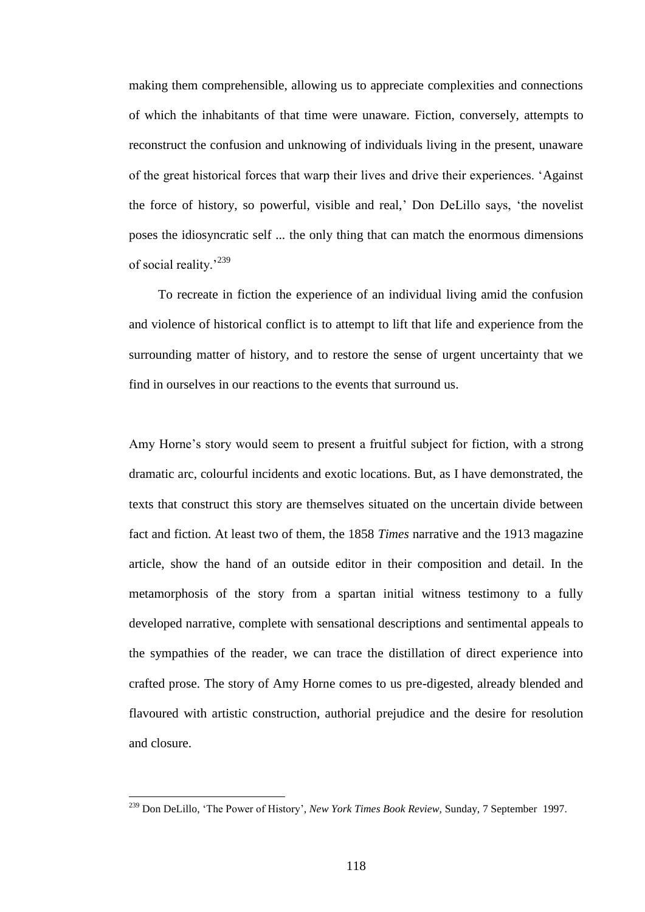making them comprehensible, allowing us to appreciate complexities and connections of which the inhabitants of that time were unaware. Fiction, conversely, attempts to reconstruct the confusion and unknowing of individuals living in the present, unaware of the great historical forces that warp their lives and drive their experiences. 'Against the force of history, so powerful, visible and real,' Don DeLillo says, 'the novelist poses the idiosyncratic self ... the only thing that can match the enormous dimensions of social reality.'[239]

To recreate in fiction the experience of an individual living amid the confusion and violence of historical conflict is to attempt to lift that life and experience from the surrounding matter of history, and to restore the sense of urgent uncertainty that we find in ourselves in our reactions to the events that surround us.

Amy Horne's story would seem to present a fruitful subject for fiction, with a strong dramatic arc, colourful incidents and exotic locations. But, as I have demonstrated, the texts that construct this story are themselves situated on the uncertain divide between fact and fiction. At least two of them, the 1858 *Times* narrative and the 1913 magazine article, show the hand of an outside editor in their composition and detail. In the metamorphosis of the story from a spartan initial witness testimony to a fully developed narrative, complete with sensational descriptions and sentimental appeals to the sympathies of the reader, we can trace the distillation of direct experience into crafted prose. The story of Amy Horne comes to us pre-digested, already blended and flavoured with artistic construction, authorial prejudice and the desire for resolution and closure.

---

[239] Don DeLillo, 'The Power of History', *New York Times Book Review*, Sunday, 7 September 1997.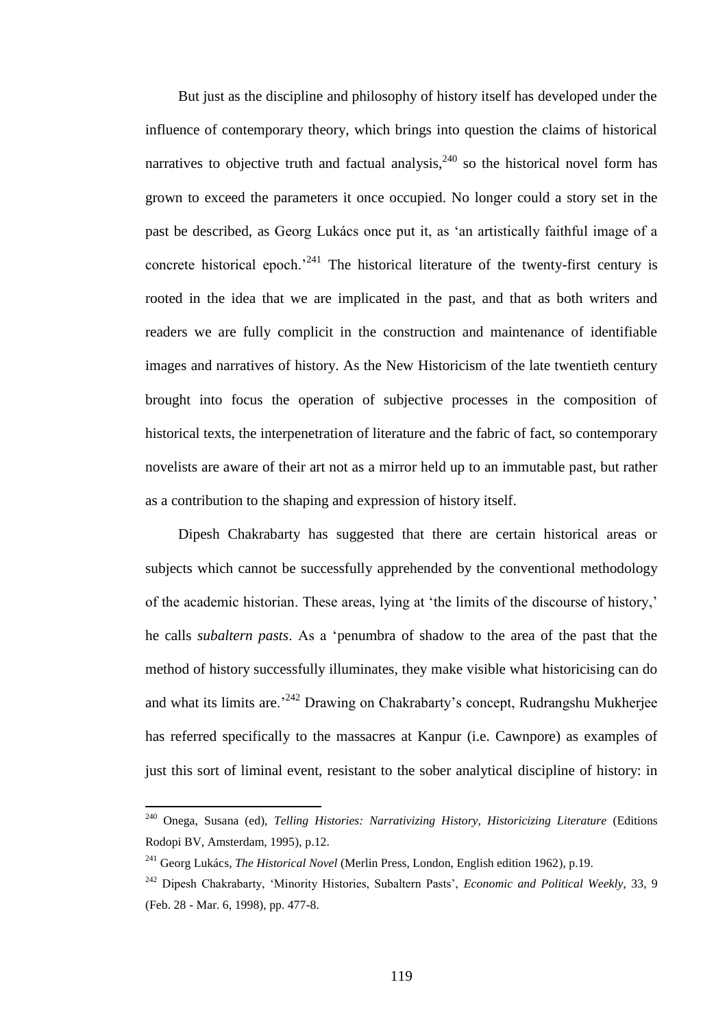But just as the discipline and philosophy of history itself has developed under the influence of contemporary theory, which brings into question the claims of historical narratives to objective truth and factual analysis,[240] so the historical novel form has grown to exceed the parameters it once occupied. No longer could a story set in the past be described, as Georg Lukács once put it, as 'an artistically faithful image of a concrete historical epoch.'[241] The historical literature of the twenty-first century is rooted in the idea that we are implicated in the past, and that as both writers and readers we are fully complicit in the construction and maintenance of identifiable images and narratives of history. As the New Historicism of the late twentieth century brought into focus the operation of subjective processes in the composition of historical texts, the interpenetration of literature and the fabric of fact, so contemporary novelists are aware of their art not as a mirror held up to an immutable past, but rather as a contribution to the shaping and expression of history itself.

Dipesh Chakrabarty has suggested that there are certain historical areas or subjects which cannot be successfully apprehended by the conventional methodology of the academic historian. These areas, lying at 'the limits of the discourse of history,' he calls *subaltern pasts*. As a 'penumbra of shadow to the area of the past that the method of history successfully illuminates, they make visible what historicising can do and what its limits are.'[242] Drawing on Chakrabarty's concept, Rudrangshu Mukherjee has referred specifically to the massacres at Kanpur (i.e. Cawnpore) as examples of just this sort of liminal event, resistant to the sober analytical discipline of history: in

---

[240] Onega, Susana (ed), *Telling Histories: Narrativizing History, Historicizing Literature* (Editions Rodopi BV, Amsterdam, 1995), p.12.

[241] Georg Lukács, *The Historical Novel* (Merlin Press, London, English edition 1962), p.19.

[242] Dipesh Chakrabarty, 'Minority Histories, Subaltern Pasts', *Economic and Political Weekly*, 33, 9 (Feb. 28 - Mar. 6, 1998), pp. 477-8.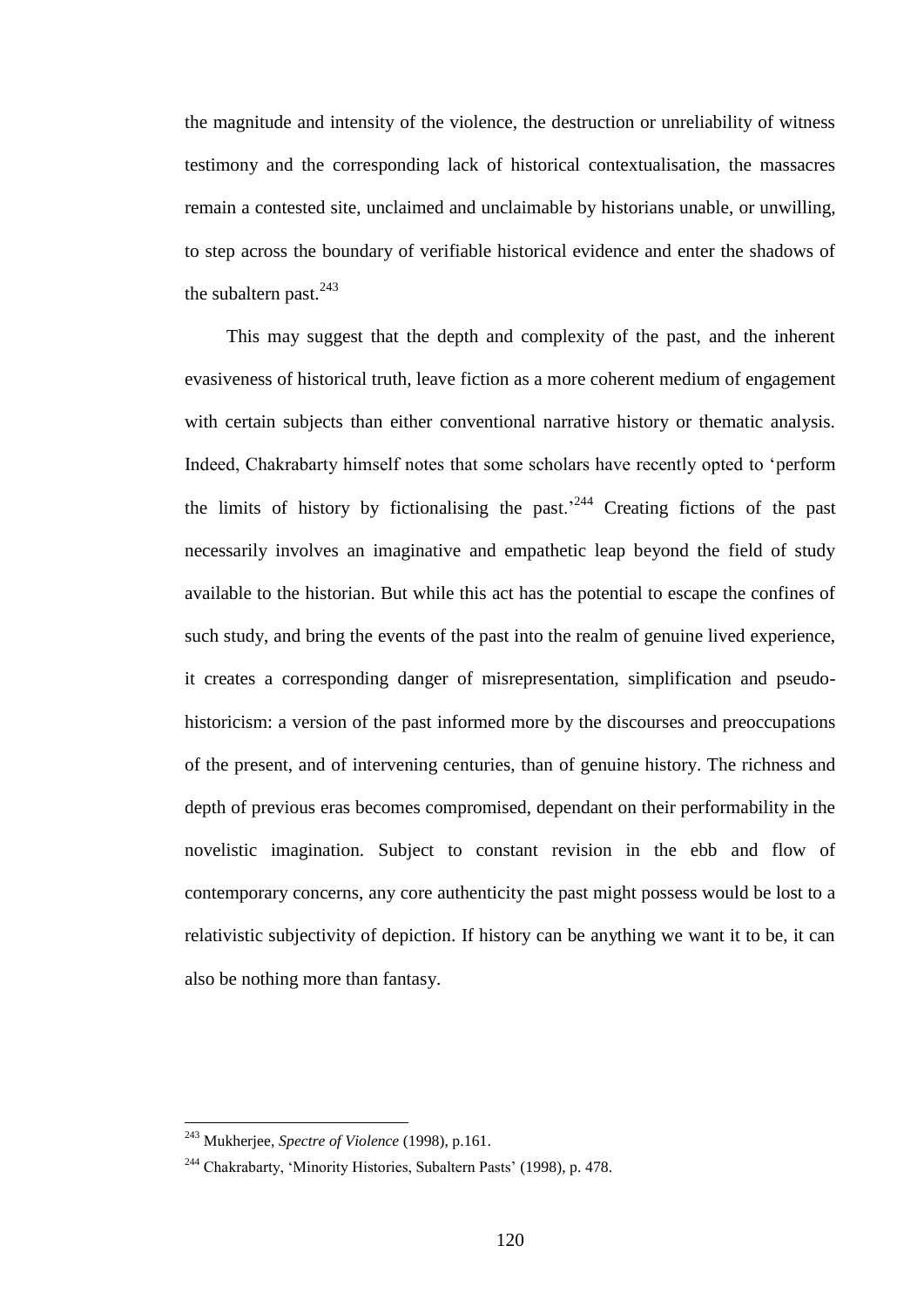the magnitude and intensity of the violence, the destruction or unreliability of witness testimony and the corresponding lack of historical contextualisation, the massacres remain a contested site, unclaimed and unclaimable by historians unable, or unwilling, to step across the boundary of verifiable historical evidence and enter the shadows of the subaltern past.[243]

This may suggest that the depth and complexity of the past, and the inherent evasiveness of historical truth, leave fiction as a more coherent medium of engagement with certain subjects than either conventional narrative history or thematic analysis. Indeed, Chakrabarty himself notes that some scholars have recently opted to 'perform the limits of history by fictionalising the past.'[244] Creating fictions of the past necessarily involves an imaginative and empathetic leap beyond the field of study available to the historian. But while this act has the potential to escape the confines of such study, and bring the events of the past into the realm of genuine lived experience, it creates a corresponding danger of misrepresentation, simplification and pseudo-historicism: a version of the past informed more by the discourses and preoccupations of the present, and of intervening centuries, than of genuine history. The richness and depth of previous eras becomes compromised, dependant on their performability in the novelistic imagination. Subject to constant revision in the ebb and flow of contemporary concerns, any core authenticity the past might possess would be lost to a relativistic subjectivity of depiction. If history can be anything we want it to be, it can also be nothing more than fantasy.

---

[243] Mukherjee, *Spectre of Violence* (1998), p.161.

[244] Chakrabarty, 'Minority Histories, Subaltern Pasts' (1998), p. 478.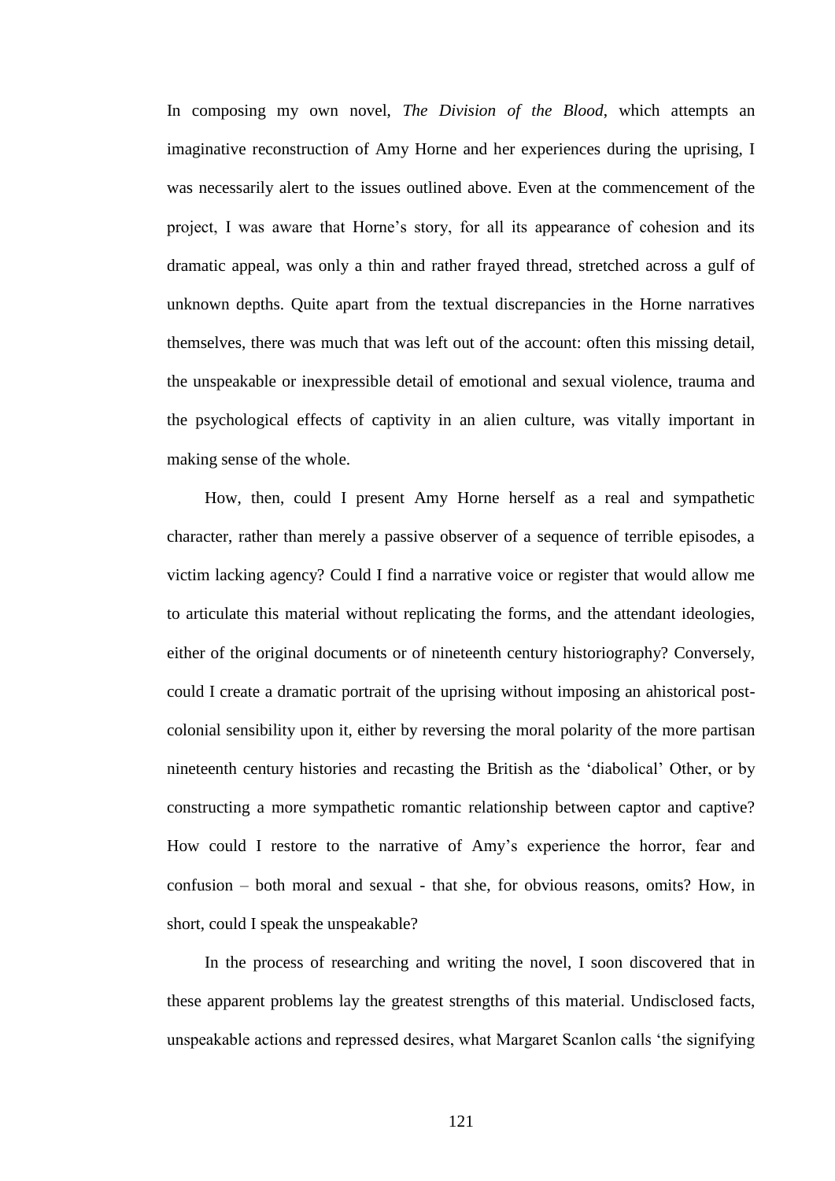In composing my own novel, *The Division of the Blood*, which attempts an imaginative reconstruction of Amy Horne and her experiences during the uprising, I was necessarily alert to the issues outlined above. Even at the commencement of the project, I was aware that Horne's story, for all its appearance of cohesion and its dramatic appeal, was only a thin and rather frayed thread, stretched across a gulf of unknown depths. Quite apart from the textual discrepancies in the Horne narratives themselves, there was much that was left out of the account: often this missing detail, the unspeakable or inexpressible detail of emotional and sexual violence, trauma and the psychological effects of captivity in an alien culture, was vitally important in making sense of the whole.

How, then, could I present Amy Horne herself as a real and sympathetic character, rather than merely a passive observer of a sequence of terrible episodes, a victim lacking agency? Could I find a narrative voice or register that would allow me to articulate this material without replicating the forms, and the attendant ideologies, either of the original documents or of nineteenth century historiography? Conversely, could I create a dramatic portrait of the uprising without imposing an ahistorical post-colonial sensibility upon it, either by reversing the moral polarity of the more partisan nineteenth century histories and recasting the British as the 'diabolical' Other, or by constructing a more sympathetic romantic relationship between captor and captive? How could I restore to the narrative of Amy's experience the horror, fear and confusion – both moral and sexual - that she, for obvious reasons, omits? How, in short, could I speak the unspeakable?

In the process of researching and writing the novel, I soon discovered that in these apparent problems lay the greatest strengths of this material. Undisclosed facts, unspeakable actions and repressed desires, what Margaret Scanlon calls 'the signifying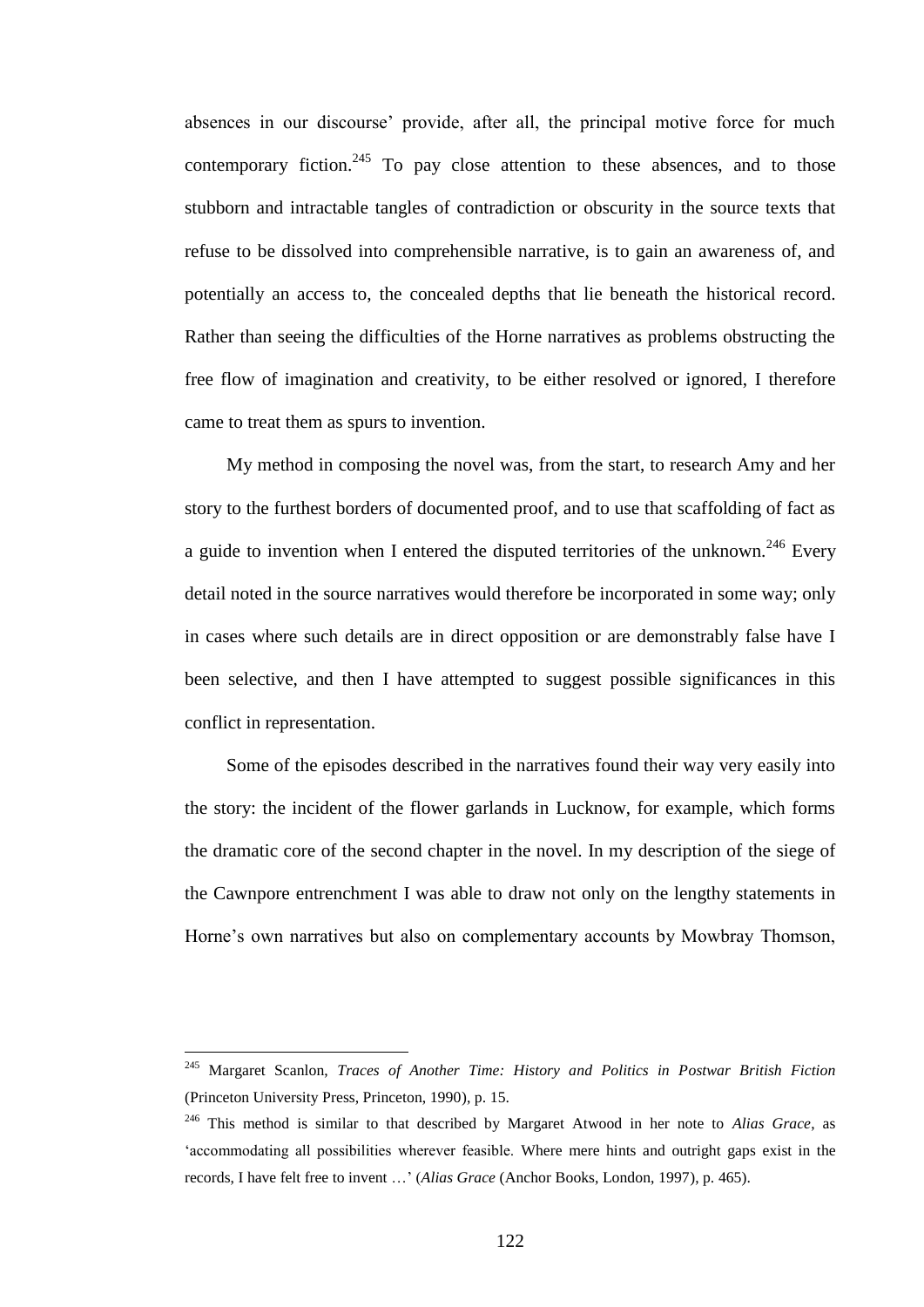absences in our discourse' provide, after all, the principal motive force for much contemporary fiction.[245] To pay close attention to these absences, and to those stubborn and intractable tangles of contradiction or obscurity in the source texts that refuse to be dissolved into comprehensible narrative, is to gain an awareness of, and potentially an access to, the concealed depths that lie beneath the historical record. Rather than seeing the difficulties of the Horne narratives as problems obstructing the free flow of imagination and creativity, to be either resolved or ignored, I therefore came to treat them as spurs to invention.

My method in composing the novel was, from the start, to research Amy and her story to the furthest borders of documented proof, and to use that scaffolding of fact as a guide to invention when I entered the disputed territories of the unknown.[246] Every detail noted in the source narratives would therefore be incorporated in some way; only in cases where such details are in direct opposition or are demonstrably false have I been selective, and then I have attempted to suggest possible significances in this conflict in representation.

Some of the episodes described in the narratives found their way very easily into the story: the incident of the flower garlands in Lucknow, for example, which forms the dramatic core of the second chapter in the novel. In my description of the siege of the Cawnpore entrenchment I was able to draw not only on the lengthy statements in Horne's own narratives but also on complementary accounts by Mowbray Thomson,

---

[245] Margaret Scanlon, *Traces of Another Time: History and Politics in Postwar British Fiction* (Princeton University Press, Princeton, 1990), p. 15.

[246] This method is similar to that described by Margaret Atwood in her note to *Alias Grace*, as 'accommodating all possibilities wherever feasible. Where mere hints and outright gaps exist in the records, I have felt free to invent …' (*Alias Grace* (Anchor Books, London, 1997), p. 465).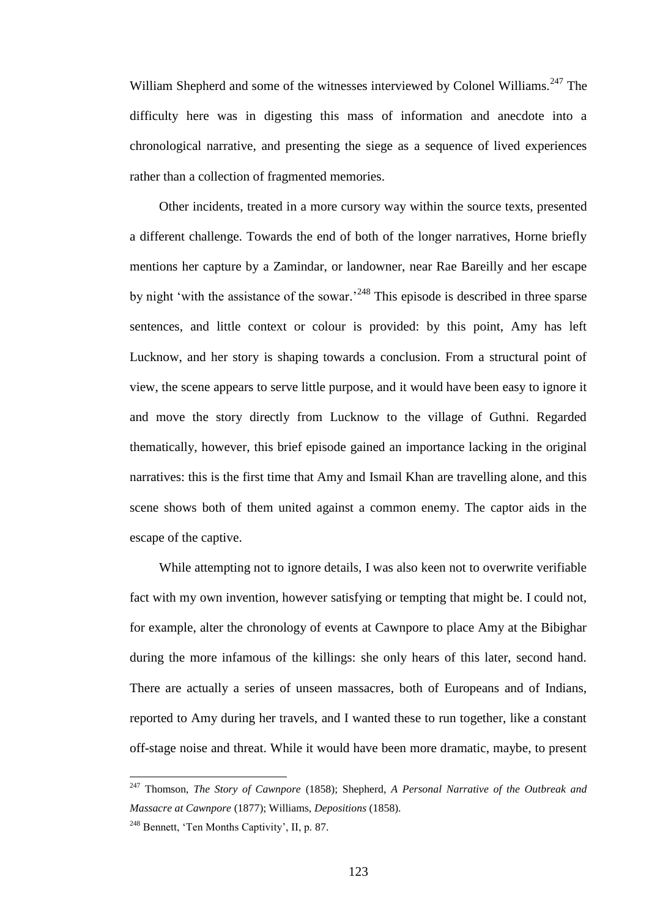William Shepherd and some of the witnesses interviewed by Colonel Williams.[247] The difficulty here was in digesting this mass of information and anecdote into a chronological narrative, and presenting the siege as a sequence of lived experiences rather than a collection of fragmented memories.

Other incidents, treated in a more cursory way within the source texts, presented a different challenge. Towards the end of both of the longer narratives, Horne briefly mentions her capture by a Zamindar, or landowner, near Rae Bareilly and her escape by night 'with the assistance of the sowar.'[248] This episode is described in three sparse sentences, and little context or colour is provided: by this point, Amy has left Lucknow, and her story is shaping towards a conclusion. From a structural point of view, the scene appears to serve little purpose, and it would have been easy to ignore it and move the story directly from Lucknow to the village of Guthni. Regarded thematically, however, this brief episode gained an importance lacking in the original narratives: this is the first time that Amy and Ismail Khan are travelling alone, and this scene shows both of them united against a common enemy. The captor aids in the escape of the captive.

While attempting not to ignore details, I was also keen not to overwrite verifiable fact with my own invention, however satisfying or tempting that might be. I could not, for example, alter the chronology of events at Cawnpore to place Amy at the Bibighar during the more infamous of the killings: she only hears of this later, second hand. There are actually a series of unseen massacres, both of Europeans and of Indians, reported to Amy during her travels, and I wanted these to run together, like a constant off-stage noise and threat. While it would have been more dramatic, maybe, to present

---

[247] Thomson, *The Story of Cawnpore* (1858); Shepherd, *A Personal Narrative of the Outbreak and Massacre at Cawnpore* (1877); Williams, *Depositions* (1858).

[248] Bennett, 'Ten Months Captivity', II, p. 87.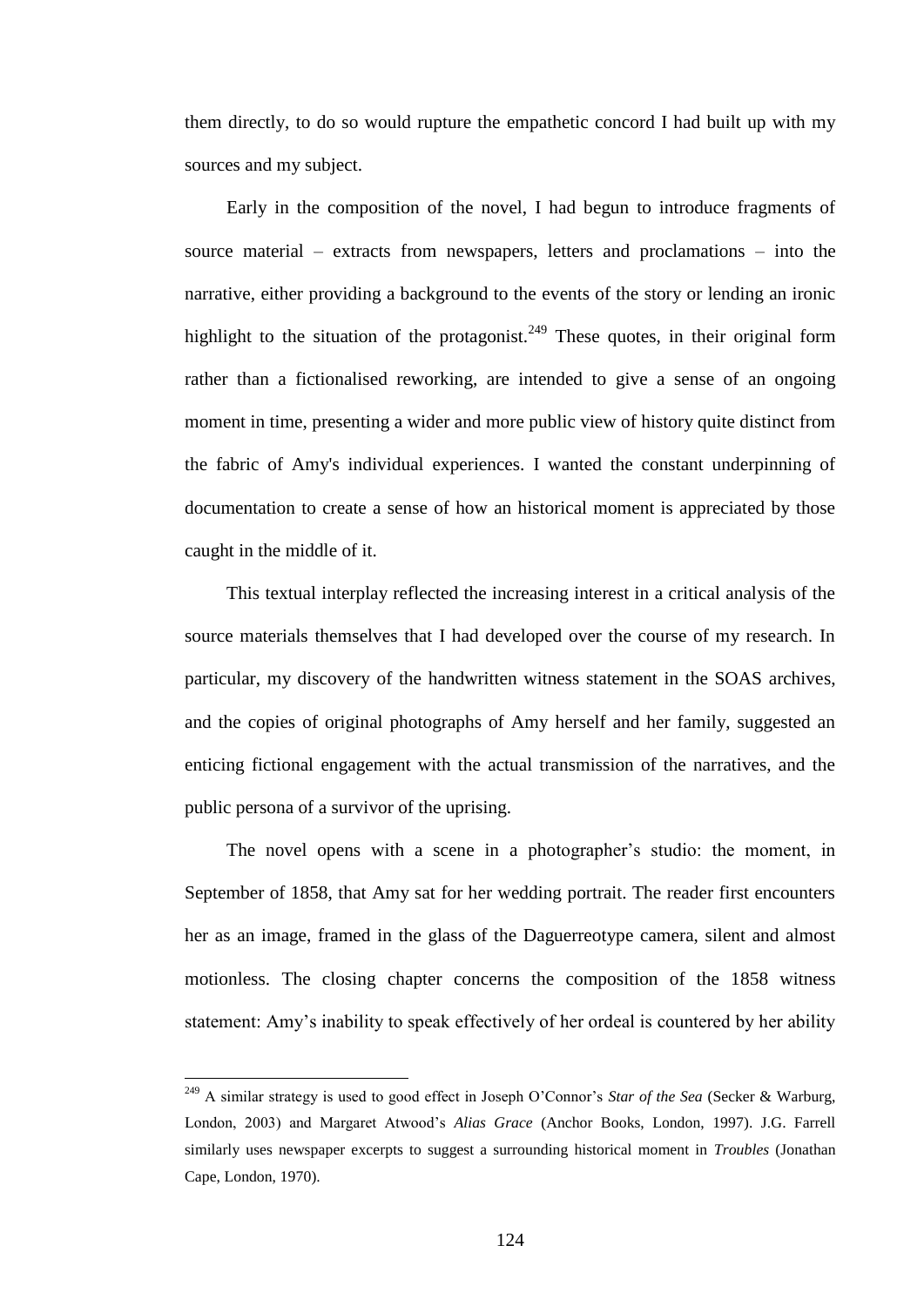them directly, to do so would rupture the empathetic concord I had built up with my sources and my subject.

Early in the composition of the novel, I had begun to introduce fragments of source material – extracts from newspapers, letters and proclamations – into the narrative, either providing a background to the events of the story or lending an ironic highlight to the situation of the protagonist.[249] These quotes, in their original form rather than a fictionalised reworking, are intended to give a sense of an ongoing moment in time, presenting a wider and more public view of history quite distinct from the fabric of Amy's individual experiences. I wanted the constant underpinning of documentation to create a sense of how an historical moment is appreciated by those caught in the middle of it.

This textual interplay reflected the increasing interest in a critical analysis of the source materials themselves that I had developed over the course of my research. In particular, my discovery of the handwritten witness statement in the SOAS archives, and the copies of original photographs of Amy herself and her family, suggested an enticing fictional engagement with the actual transmission of the narratives, and the public persona of a survivor of the uprising.

The novel opens with a scene in a photographer's studio: the moment, in September of 1858, that Amy sat for her wedding portrait. The reader first encounters her as an image, framed in the glass of the Daguerreotype camera, silent and almost motionless. The closing chapter concerns the composition of the 1858 witness statement: Amy's inability to speak effectively of her ordeal is countered by her ability

[249] A similar strategy is used to good effect in Joseph O'Connor's *Star of the Sea* (Secker & Warburg, London, 2003) and Margaret Atwood's *Alias Grace* (Anchor Books, London, 1997). J.G. Farrell similarly uses newspaper excerpts to suggest a surrounding historical moment in *Troubles* (Jonathan Cape, London, 1970).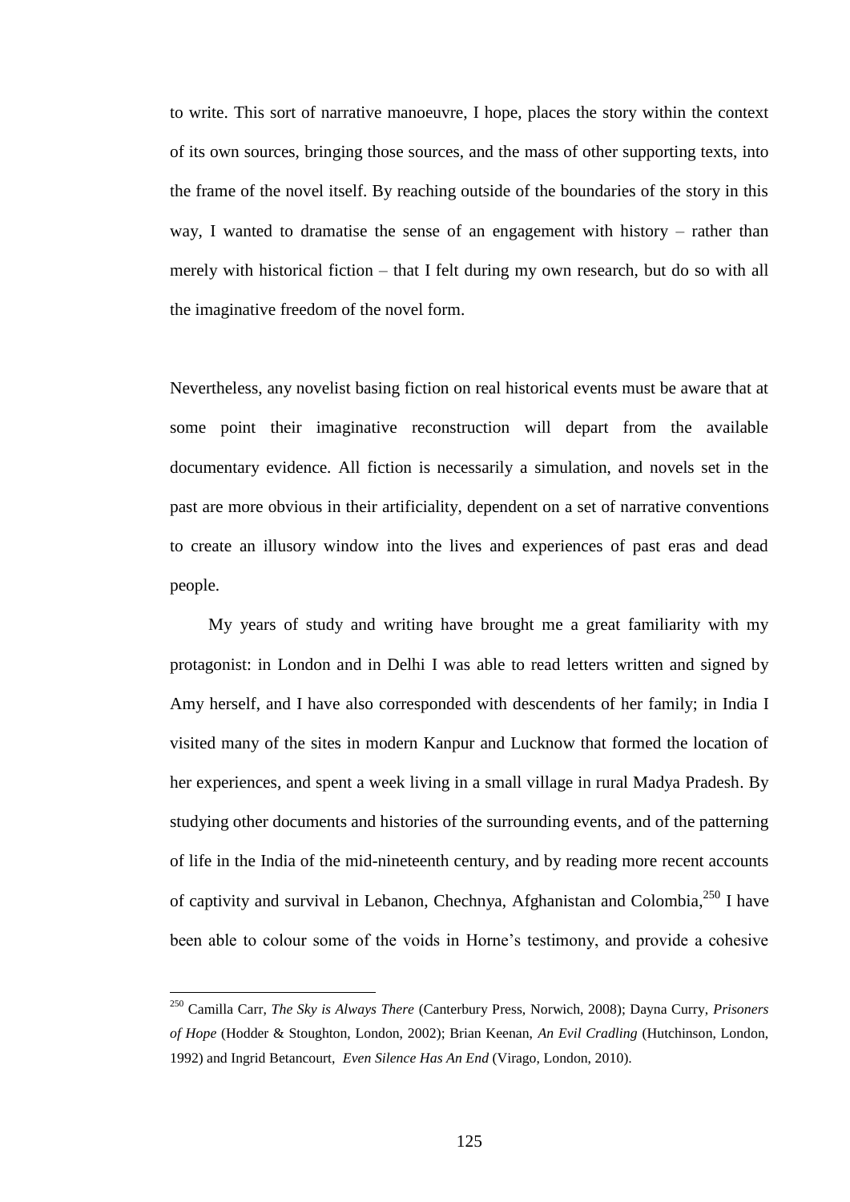to write. This sort of narrative manoeuvre, I hope, places the story within the context of its own sources, bringing those sources, and the mass of other supporting texts, into the frame of the novel itself. By reaching outside of the boundaries of the story in this way, I wanted to dramatise the sense of an engagement with history – rather than merely with historical fiction – that I felt during my own research, but do so with all the imaginative freedom of the novel form.

Nevertheless, any novelist basing fiction on real historical events must be aware that at some point their imaginative reconstruction will depart from the available documentary evidence. All fiction is necessarily a simulation, and novels set in the past are more obvious in their artificiality, dependent on a set of narrative conventions to create an illusory window into the lives and experiences of past eras and dead people.

My years of study and writing have brought me a great familiarity with my protagonist: in London and in Delhi I was able to read letters written and signed by Amy herself, and I have also corresponded with descendents of her family; in India I visited many of the sites in modern Kanpur and Lucknow that formed the location of her experiences, and spent a week living in a small village in rural Madya Pradesh. By studying other documents and histories of the surrounding events, and of the patterning of life in the India of the mid-nineteenth century, and by reading more recent accounts of captivity and survival in Lebanon, Chechnya, Afghanistan and Colombia,[250] I have been able to colour some of the voids in Horne's testimony, and provide a cohesive

---

[250] Camilla Carr, *The Sky is Always There* (Canterbury Press, Norwich, 2008); Dayna Curry, *Prisoners of Hope* (Hodder & Stoughton, London, 2002); Brian Keenan, *An Evil Cradling* (Hutchinson, London, 1992) and Ingrid Betancourt, *Even Silence Has An End* (Virago, London, 2010).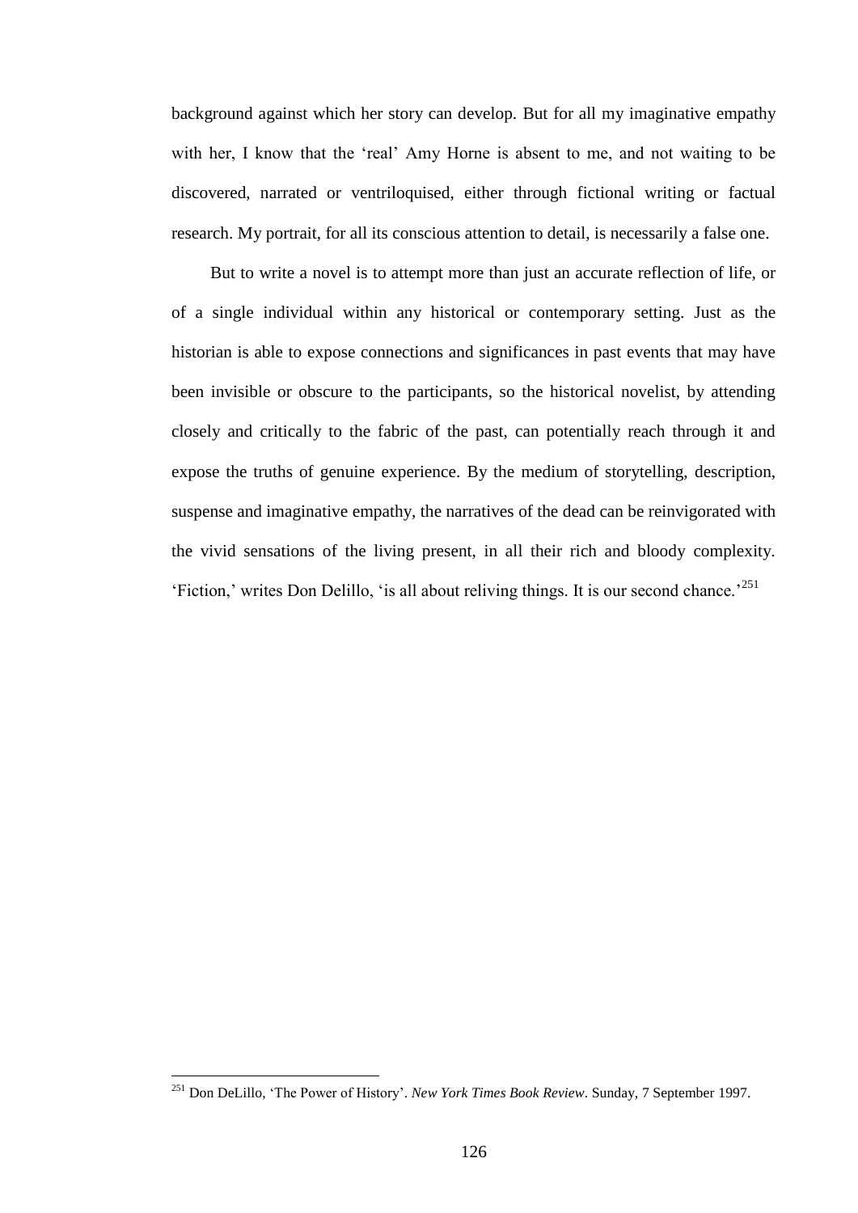background against which her story can develop. But for all my imaginative empathy with her, I know that the 'real' Amy Horne is absent to me, and not waiting to be discovered, narrated or ventriloquised, either through fictional writing or factual research. My portrait, for all its conscious attention to detail, is necessarily a false one.

But to write a novel is to attempt more than just an accurate reflection of life, or of a single individual within any historical or contemporary setting. Just as the historian is able to expose connections and significances in past events that may have been invisible or obscure to the participants, so the historical novelist, by attending closely and critically to the fabric of the past, can potentially reach through it and expose the truths of genuine experience. By the medium of storytelling, description, suspense and imaginative empathy, the narratives of the dead can be reinvigorated with the vivid sensations of the living present, in all their rich and bloody complexity. 'Fiction,' writes Don Delillo, 'is all about reliving things. It is our second chance.'[251]

---

[251] Don DeLillo, 'The Power of History'. *New York Times Book Review*. Sunday, 7 September 1997.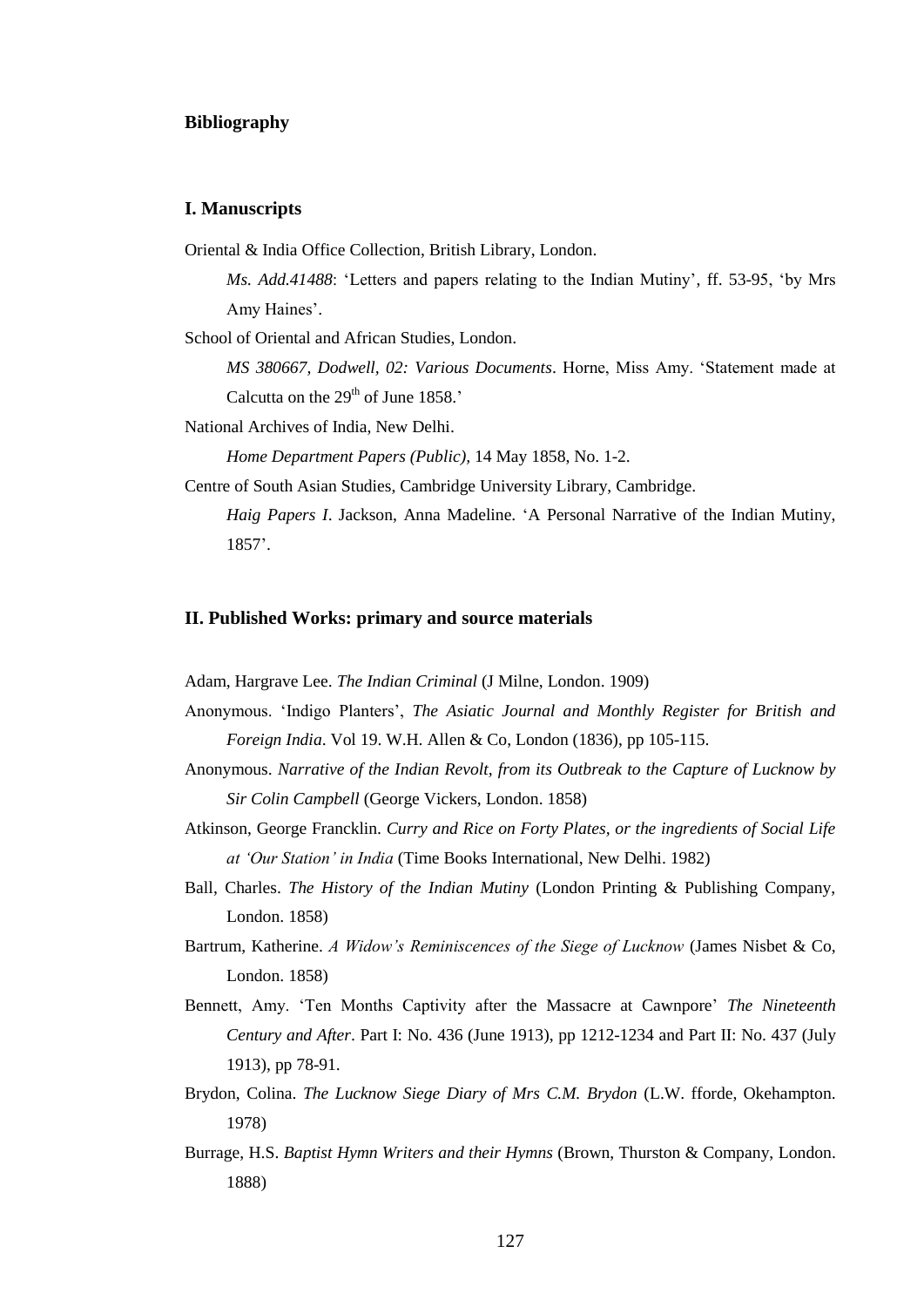## Bibliography

### I. Manuscripts

Oriental & India Office Collection, British Library, London.

*Ms. Add.41488*: 'Letters and papers relating to the Indian Mutiny', ff. 53-95, 'by Mrs Amy Haines'.

School of Oriental and African Studies, London.

*MS 380667, Dodwell, 02: Various Documents*. Horne, Miss Amy. 'Statement made at Calcutta on the 29th of June 1858.'

National Archives of India, New Delhi.

*Home Department Papers (Public)*, 14 May 1858, No. 1-2.

Centre of South Asian Studies, Cambridge University Library, Cambridge.

*Haig Papers I*. Jackson, Anna Madeline. 'A Personal Narrative of the Indian Mutiny, 1857'.

### II. Published Works: primary and source materials

Adam, Hargrave Lee. *The Indian Criminal* (J Milne, London. 1909)

Anonymous. 'Indigo Planters', *The Asiatic Journal and Monthly Register for British and Foreign India*. Vol 19. W.H. Allen & Co, London (1836), pp 105-115.

Anonymous. *Narrative of the Indian Revolt, from its Outbreak to the Capture of Lucknow by Sir Colin Campbell* (George Vickers, London. 1858)

Atkinson, George Francklin. *Curry and Rice on Forty Plates, or the ingredients of Social Life at 'Our Station' in India* (Time Books International, New Delhi. 1982)

Ball, Charles. *The History of the Indian Mutiny* (London Printing & Publishing Company, London. 1858)

Bartrum, Katherine. *A Widow's Reminiscences of the Siege of Lucknow* (James Nisbet & Co, London. 1858)

Bennett, Amy. 'Ten Months Captivity after the Massacre at Cawnpore' *The Nineteenth Century and After*. Part I: No. 436 (June 1913), pp 1212-1234 and Part II: No. 437 (July 1913), pp 78-91.

Brydon, Colina. *The Lucknow Siege Diary of Mrs C.M. Brydon* (L.W. fforde, Okehampton. 1978)

Burrage, H.S. *Baptist Hymn Writers and their Hymns* (Brown, Thurston & Company, London. 1888)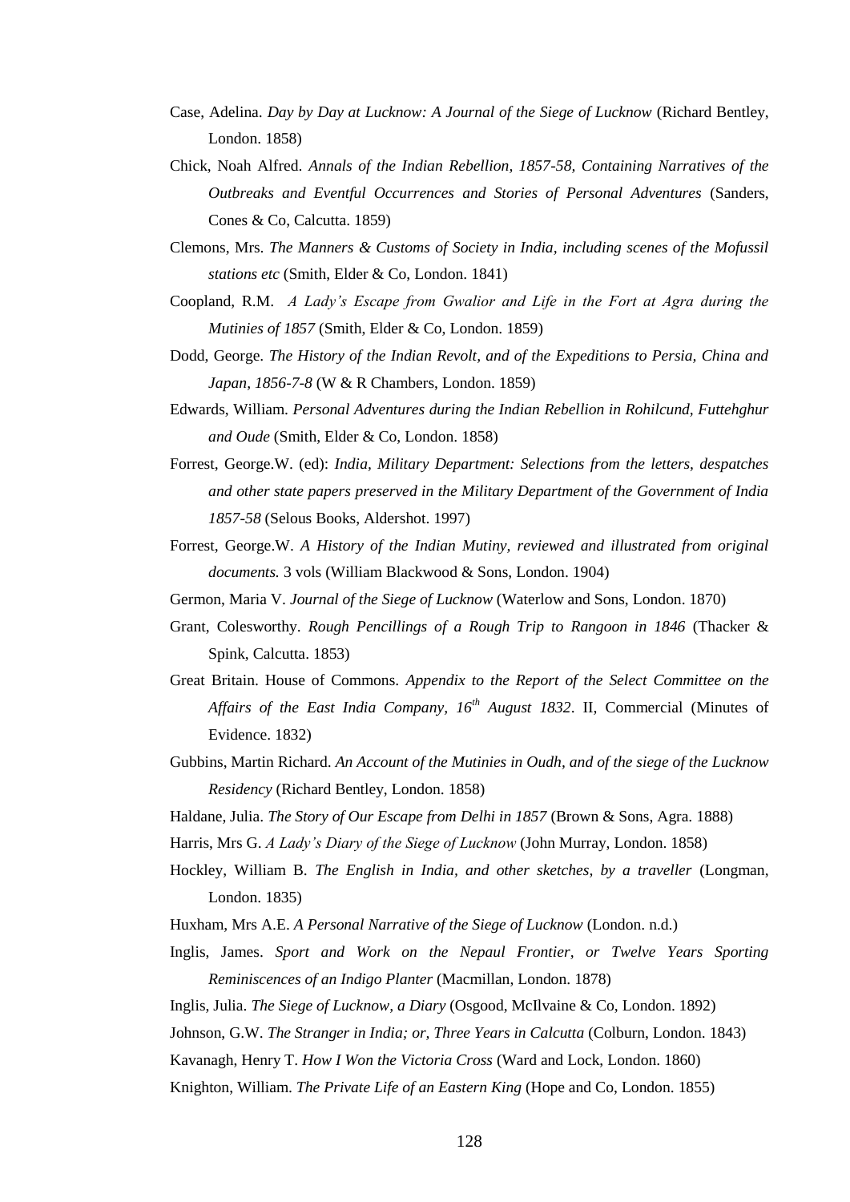Case, Adelina. *Day by Day at Lucknow: A Journal of the Siege of Lucknow* (Richard Bentley, London. 1858)

Chick, Noah Alfred. *Annals of the Indian Rebellion, 1857-58, Containing Narratives of the Outbreaks and Eventful Occurrences and Stories of Personal Adventures* (Sanders, Cones & Co, Calcutta. 1859)

Clemons, Mrs. *The Manners & Customs of Society in India, including scenes of the Mofussil stations etc* (Smith, Elder & Co, London. 1841)

Coopland, R.M. *A Lady's Escape from Gwalior and Life in the Fort at Agra during the Mutinies of 1857* (Smith, Elder & Co, London. 1859)

Dodd, George. *The History of the Indian Revolt, and of the Expeditions to Persia, China and Japan, 1856-7-8* (W & R Chambers, London. 1859)

Edwards, William. *Personal Adventures during the Indian Rebellion in Rohilcund, Futtehghur and Oude* (Smith, Elder & Co, London. 1858)

Forrest, George.W. (ed): *India, Military Department: Selections from the letters, despatches and other state papers preserved in the Military Department of the Government of India 1857-58* (Selous Books, Aldershot. 1997)

Forrest, George.W. *A History of the Indian Mutiny, reviewed and illustrated from original documents.* 3 vols (William Blackwood & Sons, London. 1904)

Germon, Maria V. *Journal of the Siege of Lucknow* (Waterlow and Sons, London. 1870)

Grant, Colesworthy. *Rough Pencillings of a Rough Trip to Rangoon in 1846* (Thacker & Spink, Calcutta. 1853)

Great Britain. House of Commons. *Appendix to the Report of the Select Committee on the Affairs of the East India Company, 16th August 1832*. II, Commercial (Minutes of Evidence. 1832)

Gubbins, Martin Richard. *An Account of the Mutinies in Oudh, and of the siege of the Lucknow Residency* (Richard Bentley, London. 1858)

Haldane, Julia. *The Story of Our Escape from Delhi in 1857* (Brown & Sons, Agra. 1888)

Harris, Mrs G. *A Lady's Diary of the Siege of Lucknow* (John Murray, London. 1858)

Hockley, William B. *The English in India, and other sketches, by a traveller* (Longman, London. 1835)

Huxham, Mrs A.E. *A Personal Narrative of the Siege of Lucknow* (London. n.d.)

Inglis, James. *Sport and Work on the Nepaul Frontier, or Twelve Years Sporting Reminiscences of an Indigo Planter* (Macmillan, London. 1878)

Inglis, Julia. *The Siege of Lucknow, a Diary* (Osgood, McIlvaine & Co, London. 1892)

Johnson, G.W. *The Stranger in India; or, Three Years in Calcutta* (Colburn, London. 1843)

Kavanagh, Henry T. *How I Won the Victoria Cross* (Ward and Lock, London. 1860)

Knighton, William. *The Private Life of an Eastern King* (Hope and Co, London. 1855)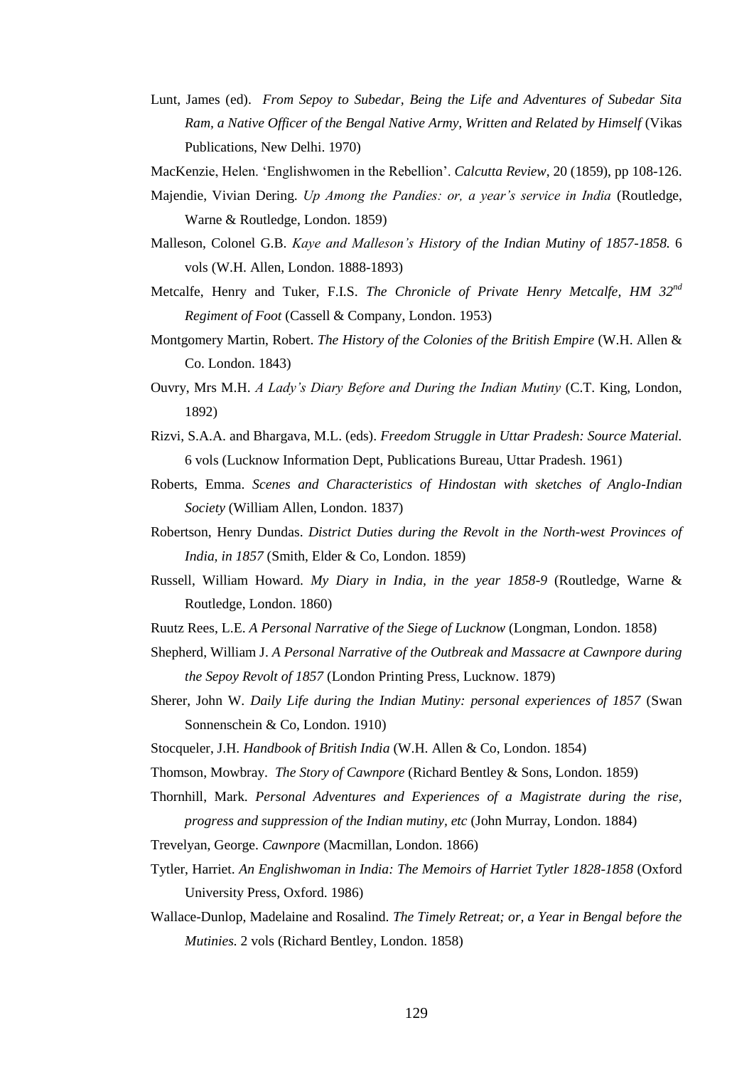Lunt, James (ed). *From Sepoy to Subedar, Being the Life and Adventures of Subedar Sita Ram, a Native Officer of the Bengal Native Army, Written and Related by Himself* (Vikas Publications, New Delhi. 1970)

MacKenzie, Helen. 'Englishwomen in the Rebellion'. *Calcutta Review*, 20 (1859), pp 108-126.

Majendie, Vivian Dering. *Up Among the Pandies: or, a year's service in India* (Routledge, Warne & Routledge, London. 1859)

Malleson, Colonel G.B. *Kaye and Malleson's History of the Indian Mutiny of 1857-1858.* 6 vols (W.H. Allen, London. 1888-1893)

Metcalfe, Henry and Tuker, F.I.S. *The Chronicle of Private Henry Metcalfe, HM 32nd Regiment of Foot* (Cassell & Company, London. 1953)

Montgomery Martin, Robert. *The History of the Colonies of the British Empire* (W.H. Allen & Co. London. 1843)

Ouvry, Mrs M.H. *A Lady's Diary Before and During the Indian Mutiny* (C.T. King, London, 1892)

Rizvi, S.A.A. and Bhargava, M.L. (eds). *Freedom Struggle in Uttar Pradesh: Source Material.* 6 vols (Lucknow Information Dept, Publications Bureau, Uttar Pradesh. 1961)

Roberts, Emma. *Scenes and Characteristics of Hindostan with sketches of Anglo-Indian Society* (William Allen, London. 1837)

Robertson, Henry Dundas. *District Duties during the Revolt in the North-west Provinces of India, in 1857* (Smith, Elder & Co, London. 1859)

Russell, William Howard. *My Diary in India, in the year 1858-9* (Routledge, Warne & Routledge, London. 1860)

Ruutz Rees, L.E. *A Personal Narrative of the Siege of Lucknow* (Longman, London. 1858)

Shepherd, William J. *A Personal Narrative of the Outbreak and Massacre at Cawnpore during the Sepoy Revolt of 1857* (London Printing Press, Lucknow. 1879)

Sherer, John W. *Daily Life during the Indian Mutiny: personal experiences of 1857* (Swan Sonnenschein & Co, London. 1910)

Stocqueler, J.H. *Handbook of British India* (W.H. Allen & Co, London. 1854)

Thomson, Mowbray. *The Story of Cawnpore* (Richard Bentley & Sons, London. 1859)

Thornhill, Mark. *Personal Adventures and Experiences of a Magistrate during the rise, progress and suppression of the Indian mutiny, etc* (John Murray, London. 1884)

Trevelyan, George. *Cawnpore* (Macmillan, London. 1866)

Tytler, Harriet. *An Englishwoman in India: The Memoirs of Harriet Tytler 1828-1858* (Oxford University Press, Oxford. 1986)

Wallace-Dunlop, Madelaine and Rosalind. *The Timely Retreat; or, a Year in Bengal before the Mutinies.* 2 vols (Richard Bentley, London. 1858)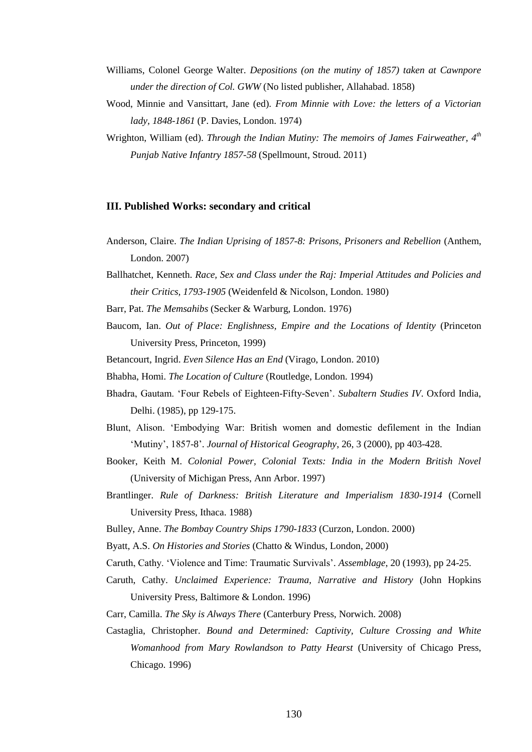Williams, Colonel George Walter. *Depositions (on the mutiny of 1857) taken at Cawnpore under the direction of Col. GWW* (No listed publisher, Allahabad. 1858)

Wood, Minnie and Vansittart, Jane (ed). *From Minnie with Love: the letters of a Victorian lady, 1848-1861* (P. Davies, London. 1974)

Wrighton, William (ed). *Through the Indian Mutiny: The memoirs of James Fairweather, 4th Punjab Native Infantry 1857-58* (Spellmount, Stroud. 2011)

### III. Published Works: secondary and critical

Anderson, Claire. *The Indian Uprising of 1857-8: Prisons, Prisoners and Rebellion* (Anthem, London. 2007)

Ballhatchet, Kenneth. *Race, Sex and Class under the Raj: Imperial Attitudes and Policies and their Critics, 1793-1905* (Weidenfeld & Nicolson, London. 1980)

Barr, Pat. *The Memsahibs* (Secker & Warburg, London. 1976)

Baucom, Ian. *Out of Place: Englishness, Empire and the Locations of Identity* (Princeton University Press, Princeton, 1999)

Betancourt, Ingrid. *Even Silence Has an End* (Virago, London. 2010)

Bhabha, Homi. *The Location of Culture* (Routledge, London. 1994)

Bhadra, Gautam. 'Four Rebels of Eighteen-Fifty-Seven'. *Subaltern Studies IV*. Oxford India, Delhi. (1985), pp 129-175.

Blunt, Alison. 'Embodying War: British women and domestic defilement in the Indian 'Mutiny', 1857-8'. *Journal of Historical Geography*, 26, 3 (2000), pp 403-428.

Booker, Keith M. *Colonial Power, Colonial Texts: India in the Modern British Novel* (University of Michigan Press, Ann Arbor. 1997)

Brantlinger. *Rule of Darkness: British Literature and Imperialism 1830-1914* (Cornell University Press, Ithaca. 1988)

Bulley, Anne. *The Bombay Country Ships 1790-1833* (Curzon, London. 2000)

Byatt, A.S. *On Histories and Stories* (Chatto & Windus, London, 2000)

Caruth, Cathy. 'Violence and Time: Traumatic Survivals'. *Assemblage*, 20 (1993), pp 24-25.

Caruth, Cathy. *Unclaimed Experience: Trauma, Narrative and History* (John Hopkins University Press, Baltimore & London. 1996)

Carr, Camilla. *The Sky is Always There* (Canterbury Press, Norwich. 2008)

Castaglia, Christopher. *Bound and Determined: Captivity, Culture Crossing and White Womanhood from Mary Rowlandson to Patty Hearst* (University of Chicago Press, Chicago. 1996)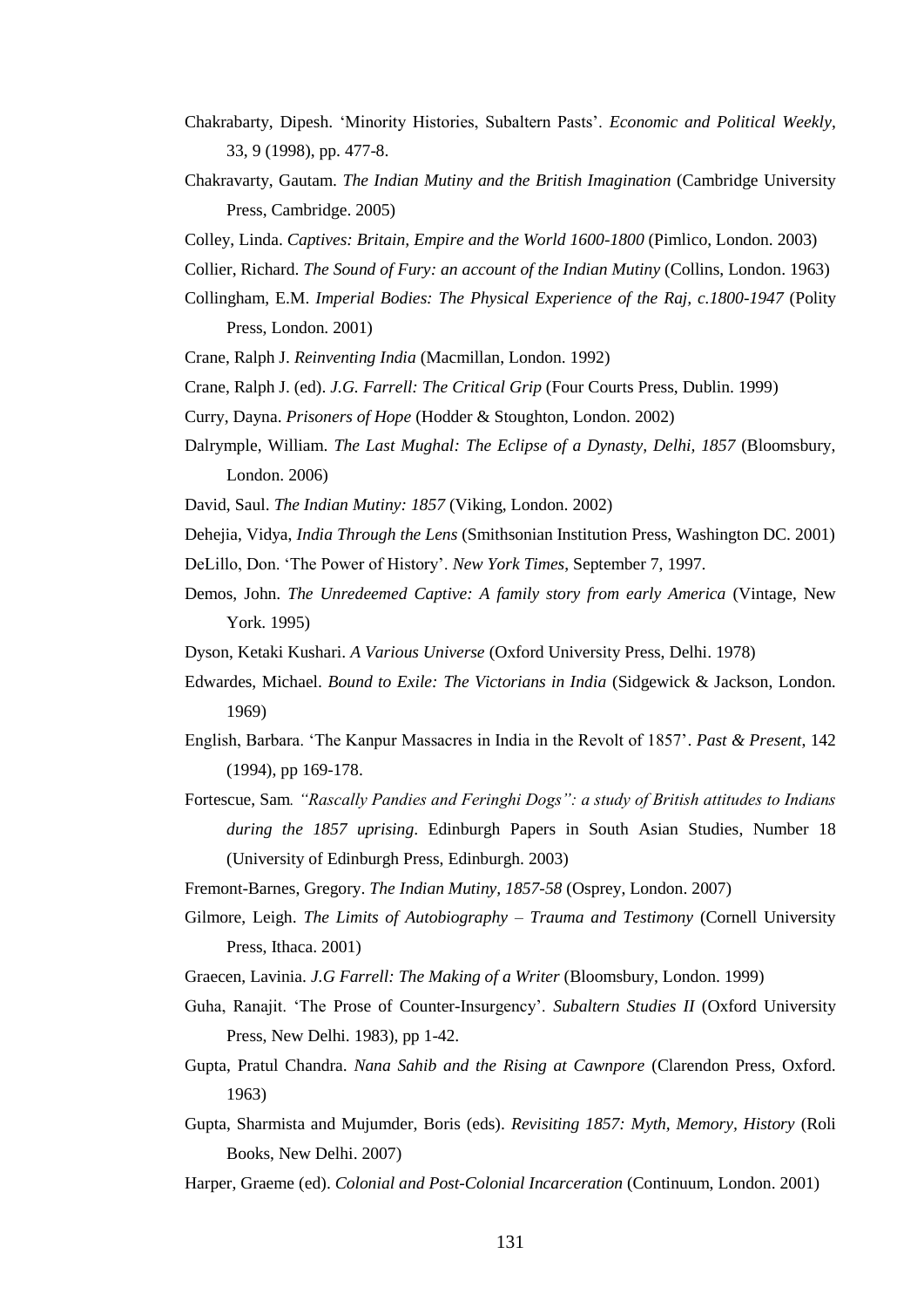Chakrabarty, Dipesh. 'Minority Histories, Subaltern Pasts'. *Economic and Political Weekly*, 33, 9 (1998), pp. 477-8.

Chakravarty, Gautam. *The Indian Mutiny and the British Imagination* (Cambridge University Press, Cambridge. 2005)

Colley, Linda. *Captives: Britain, Empire and the World 1600-1800* (Pimlico, London. 2003)

Collier, Richard. *The Sound of Fury: an account of the Indian Mutiny* (Collins, London. 1963)

Collingham, E.M. *Imperial Bodies: The Physical Experience of the Raj, c.1800-1947* (Polity Press, London. 2001)

Crane, Ralph J. *Reinventing India* (Macmillan, London. 1992)

Crane, Ralph J. (ed). *J.G. Farrell: The Critical Grip* (Four Courts Press, Dublin. 1999)

Curry, Dayna. *Prisoners of Hope* (Hodder & Stoughton, London. 2002)

Dalrymple, William. *The Last Mughal: The Eclipse of a Dynasty, Delhi, 1857* (Bloomsbury, London. 2006)

David, Saul. *The Indian Mutiny: 1857* (Viking, London. 2002)

Dehejia, Vidya, *India Through the Lens* (Smithsonian Institution Press, Washington DC. 2001)

DeLillo, Don. 'The Power of History'. *New York Times*, September 7, 1997.

Demos, John. *The Unredeemed Captive: A family story from early America* (Vintage, New York. 1995)

Dyson, Ketaki Kushari. *A Various Universe* (Oxford University Press, Delhi. 1978)

Edwardes, Michael. *Bound to Exile: The Victorians in India* (Sidgewick & Jackson, London. 1969)

English, Barbara. 'The Kanpur Massacres in India in the Revolt of 1857'. *Past & Present*, 142 (1994), pp 169-178.

Fortescue, Sam*. "Rascally Pandies and Feringhi Dogs": a study of British attitudes to Indians during the 1857 uprising*. Edinburgh Papers in South Asian Studies, Number 18 (University of Edinburgh Press, Edinburgh. 2003)

Fremont-Barnes, Gregory. *The Indian Mutiny, 1857-58* (Osprey, London. 2007)

Gilmore, Leigh. *The Limits of Autobiography – Trauma and Testimony* (Cornell University Press, Ithaca. 2001)

Graecen, Lavinia. *J.G Farrell: The Making of a Writer* (Bloomsbury, London. 1999)

Guha, Ranajit. 'The Prose of Counter-Insurgency'. *Subaltern Studies II* (Oxford University Press, New Delhi. 1983), pp 1-42.

Gupta, Pratul Chandra. *Nana Sahib and the Rising at Cawnpore* (Clarendon Press, Oxford. 1963)

Gupta, Sharmista and Mujumder, Boris (eds). *Revisiting 1857: Myth, Memory, History* (Roli Books, New Delhi. 2007)

Harper, Graeme (ed). *Colonial and Post-Colonial Incarceration* (Continuum, London. 2001)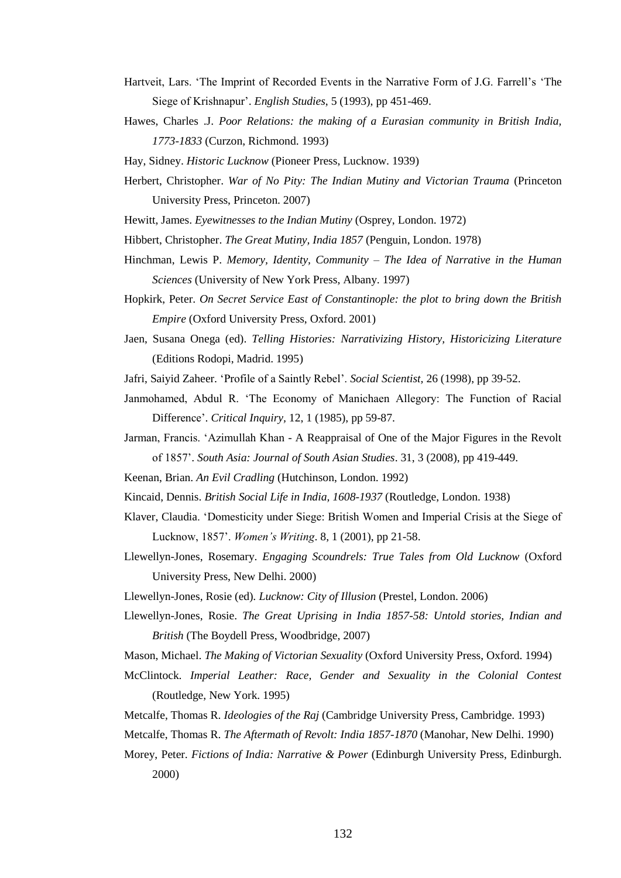Hartveit, Lars. 'The Imprint of Recorded Events in the Narrative Form of J.G. Farrell's 'The Siege of Krishnapur'. *English Studies*, 5 (1993), pp 451-469.

Hawes, Charles .J. *Poor Relations: the making of a Eurasian community in British India, 1773-1833* (Curzon, Richmond. 1993)

Hay, Sidney. *Historic Lucknow* (Pioneer Press, Lucknow. 1939)

Herbert, Christopher. *War of No Pity: The Indian Mutiny and Victorian Trauma* (Princeton University Press, Princeton. 2007)

Hewitt, James. *Eyewitnesses to the Indian Mutiny* (Osprey, London. 1972)

Hibbert, Christopher. *The Great Mutiny, India 1857* (Penguin, London. 1978)

Hinchman, Lewis P. *Memory, Identity, Community – The Idea of Narrative in the Human Sciences* (University of New York Press, Albany. 1997)

Hopkirk, Peter. *On Secret Service East of Constantinople: the plot to bring down the British Empire* (Oxford University Press, Oxford. 2001)

Jaen, Susana Onega (ed). *Telling Histories: Narrativizing History, Historicizing Literature* (Editions Rodopi, Madrid. 1995)

Jafri, Saiyid Zaheer. 'Profile of a Saintly Rebel'. *Social Scientist,* 26 (1998), pp 39-52.

Janmohamed, Abdul R. 'The Economy of Manichaen Allegory: The Function of Racial Difference'. *Critical Inquiry,* 12, 1 (1985), pp 59-87.

Jarman, Francis. 'Azimullah Khan - A Reappraisal of One of the Major Figures in the Revolt of 1857'. *South Asia: Journal of South Asian Studies*. 31, 3 (2008), pp 419-449.

Keenan, Brian. *An Evil Cradling* (Hutchinson, London. 1992)

Kincaid, Dennis. *British Social Life in India, 1608-1937* (Routledge, London. 1938)

Klaver, Claudia. 'Domesticity under Siege: British Women and Imperial Crisis at the Siege of Lucknow, 1857'. *Women's Writing*. 8, 1 (2001), pp 21-58.

Llewellyn-Jones, Rosemary. *Engaging Scoundrels: True Tales from Old Lucknow* (Oxford University Press, New Delhi. 2000)

Llewellyn-Jones, Rosie (ed). *Lucknow: City of Illusion* (Prestel, London. 2006)

Llewellyn-Jones, Rosie. *The Great Uprising in India 1857-58: Untold stories, Indian and British* (The Boydell Press, Woodbridge, 2007)

Mason, Michael. *The Making of Victorian Sexuality* (Oxford University Press, Oxford. 1994)

McClintock. *Imperial Leather: Race, Gender and Sexuality in the Colonial Contest* (Routledge, New York. 1995)

Metcalfe, Thomas R. *Ideologies of the Raj* (Cambridge University Press, Cambridge. 1993)

Metcalfe, Thomas R. *The Aftermath of Revolt: India 1857-1870* (Manohar, New Delhi. 1990)

Morey, Peter. *Fictions of India: Narrative & Power* (Edinburgh University Press, Edinburgh. 2000)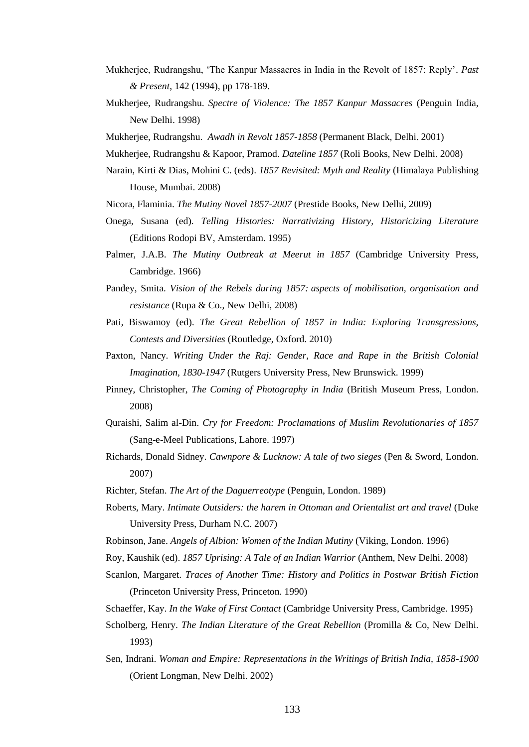Mukherjee, Rudrangshu, 'The Kanpur Massacres in India in the Revolt of 1857: Reply'. *Past & Present*, 142 (1994), pp 178-189.

Mukherjee, Rudrangshu. *Spectre of Violence: The 1857 Kanpur Massacres* (Penguin India, New Delhi. 1998)

Mukherjee, Rudrangshu. *Awadh in Revolt 1857-1858* (Permanent Black, Delhi. 2001)

Mukherjee, Rudrangshu & Kapoor, Pramod. *Dateline 1857* (Roli Books, New Delhi. 2008)

Narain, Kirti & Dias, Mohini C. (eds). *1857 Revisited: Myth and Reality* (Himalaya Publishing House, Mumbai. 2008)

Nicora, Flaminia. *The Mutiny Novel 1857-2007* (Prestide Books, New Delhi, 2009)

Onega, Susana (ed). *Telling Histories: Narrativizing History, Historicizing Literature* (Editions Rodopi BV, Amsterdam. 1995)

Palmer, J.A.B. *The Mutiny Outbreak at Meerut in 1857* (Cambridge University Press, Cambridge. 1966)

Pandey, Smita. *Vision of the Rebels during 1857: aspects of mobilisation, organisation and resistance* (Rupa & Co., New Delhi, 2008)

Pati, Biswamoy (ed). *The Great Rebellion of 1857 in India: Exploring Transgressions, Contests and Diversities* (Routledge, Oxford. 2010)

Paxton, Nancy. *Writing Under the Raj: Gender, Race and Rape in the British Colonial Imagination, 1830-1947* (Rutgers University Press, New Brunswick. 1999)

Pinney, Christopher, *The Coming of Photography in India* (British Museum Press, London. 2008)

Quraishi, Salim al-Din. *Cry for Freedom: Proclamations of Muslim Revolutionaries of 1857* (Sang-e-Meel Publications, Lahore. 1997)

Richards, Donald Sidney. *Cawnpore & Lucknow: A tale of two sieges* (Pen & Sword, London. 2007)

Richter, Stefan. *The Art of the Daguerreotype* (Penguin, London. 1989)

Roberts, Mary. *Intimate Outsiders: the harem in Ottoman and Orientalist art and travel* (Duke University Press, Durham N.C. 2007)

Robinson, Jane. *Angels of Albion: Women of the Indian Mutiny* (Viking, London. 1996)

Roy, Kaushik (ed). *1857 Uprising: A Tale of an Indian Warrior* (Anthem, New Delhi. 2008)

Scanlon, Margaret. *Traces of Another Time: History and Politics in Postwar British Fiction* (Princeton University Press, Princeton. 1990)

Schaeffer, Kay. *In the Wake of First Contact* (Cambridge University Press, Cambridge. 1995)

Scholberg, Henry. *The Indian Literature of the Great Rebellion* (Promilla & Co, New Delhi. 1993)

Sen, Indrani. *Woman and Empire: Representations in the Writings of British India, 1858-1900* (Orient Longman, New Delhi. 2002)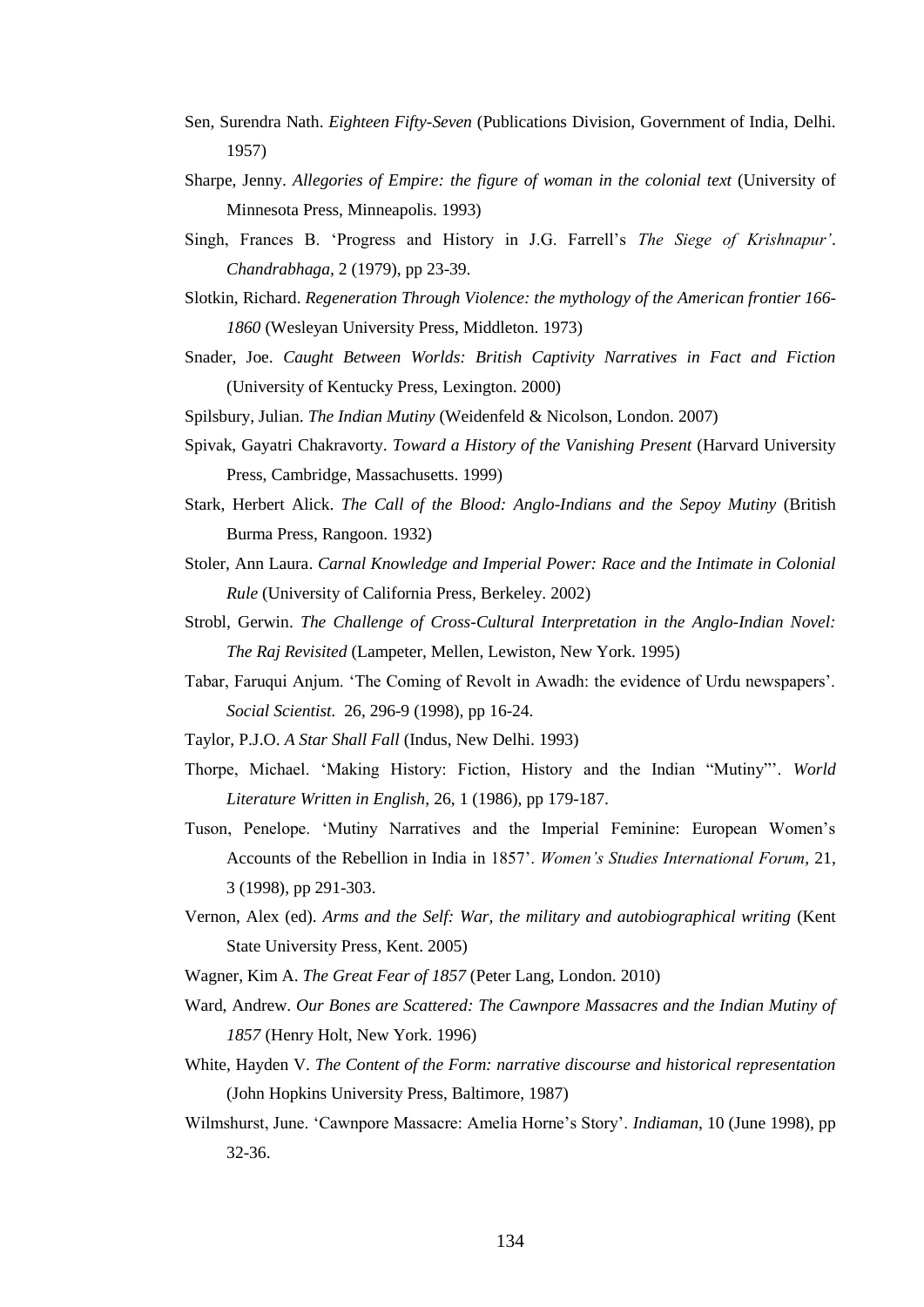Sen, Surendra Nath. *Eighteen Fifty-Seven* (Publications Division, Government of India, Delhi. 1957)

Sharpe, Jenny. *Allegories of Empire: the figure of woman in the colonial text* (University of Minnesota Press, Minneapolis. 1993)

Singh, Frances B. 'Progress and History in J.G. Farrell's *The Siege of Krishnapur'*. *Chandrabhaga*, 2 (1979), pp 23-39.

Slotkin, Richard. *Regeneration Through Violence: the mythology of the American frontier 166-1860* (Wesleyan University Press, Middleton. 1973)

Snader, Joe. *Caught Between Worlds: British Captivity Narratives in Fact and Fiction* (University of Kentucky Press, Lexington. 2000)

Spilsbury, Julian. *The Indian Mutiny* (Weidenfeld & Nicolson, London. 2007)

Spivak, Gayatri Chakravorty. *Toward a History of the Vanishing Present* (Harvard University Press, Cambridge, Massachusetts. 1999)

Stark, Herbert Alick. *The Call of the Blood: Anglo-Indians and the Sepoy Mutiny* (British Burma Press, Rangoon. 1932)

Stoler, Ann Laura. *Carnal Knowledge and Imperial Power: Race and the Intimate in Colonial Rule* (University of California Press, Berkeley. 2002)

Strobl, Gerwin. *The Challenge of Cross-Cultural Interpretation in the Anglo-Indian Novel: The Raj Revisited* (Lampeter, Mellen, Lewiston, New York. 1995)

Tabar, Faruqui Anjum. 'The Coming of Revolt in Awadh: the evidence of Urdu newspapers'. *Social Scientist.* 26, 296-9 (1998), pp 16-24.

Taylor, P.J.O. *A Star Shall Fall* (Indus, New Delhi. 1993)

Thorpe, Michael. 'Making History: Fiction, History and the Indian "Mutiny"'. *World Literature Written in English*, 26, 1 (1986), pp 179-187.

Tuson, Penelope. 'Mutiny Narratives and the Imperial Feminine: European Women's Accounts of the Rebellion in India in 1857'. *Women's Studies International Forum*, 21, 3 (1998), pp 291-303.

Vernon, Alex (ed). *Arms and the Self: War, the military and autobiographical writing* (Kent State University Press, Kent. 2005)

Wagner, Kim A. *The Great Fear of 1857* (Peter Lang, London. 2010)

Ward, Andrew. *Our Bones are Scattered: The Cawnpore Massacres and the Indian Mutiny of 1857* (Henry Holt, New York. 1996)

White, Hayden V. *The Content of the Form: narrative discourse and historical representation* (John Hopkins University Press, Baltimore, 1987)

Wilmshurst, June. 'Cawnpore Massacre: Amelia Horne's Story'. *Indiaman*, 10 (June 1998), pp 32-36.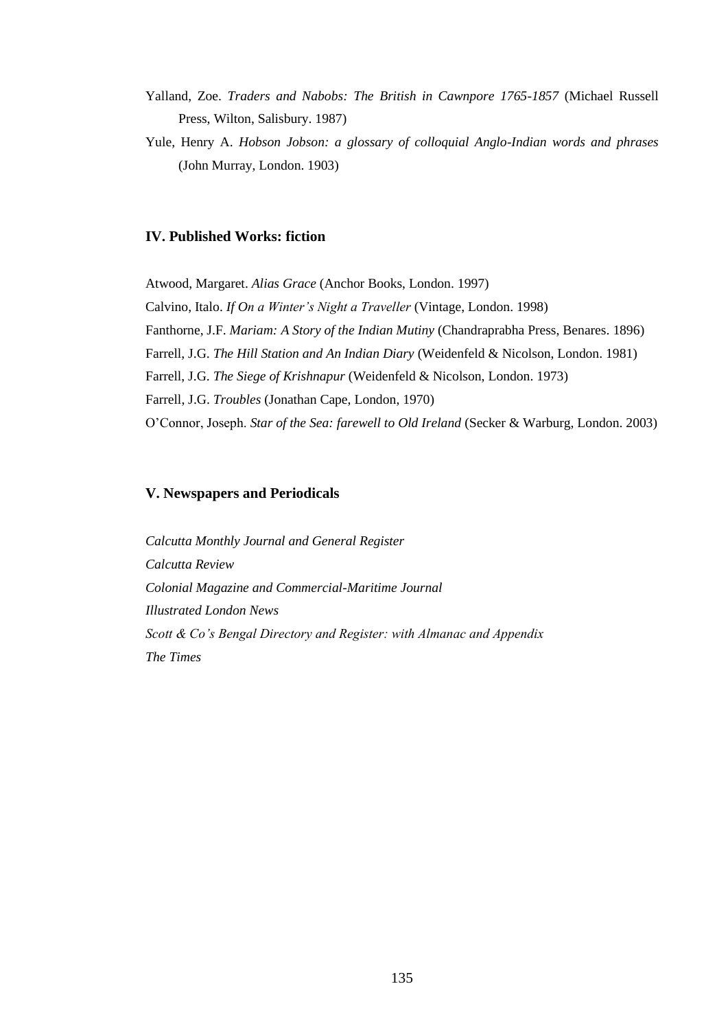Yalland, Zoe. *Traders and Nabobs: The British in Cawnpore 1765-1857* (Michael Russell Press, Wilton, Salisbury. 1987)

Yule, Henry A. *Hobson Jobson: a glossary of colloquial Anglo-Indian words and phrases* (John Murray, London. 1903)

### IV. Published Works: fiction

Atwood, Margaret. *Alias Grace* (Anchor Books, London. 1997)

Calvino, Italo. *If On a Winter's Night a Traveller* (Vintage, London. 1998)

Fanthorne, J.F. *Mariam: A Story of the Indian Mutiny* (Chandraprabha Press, Benares. 1896)

Farrell, J.G. *The Hill Station and An Indian Diary* (Weidenfeld & Nicolson, London. 1981)

Farrell, J.G. *The Siege of Krishnapur* (Weidenfeld & Nicolson, London. 1973)

Farrell, J.G. *Troubles* (Jonathan Cape, London, 1970)

O'Connor, Joseph. *Star of the Sea: farewell to Old Ireland* (Secker & Warburg, London. 2003)

### V. Newspapers and Periodicals

*Calcutta Monthly Journal and General Register*

*Calcutta Review*

*Colonial Magazine and Commercial-Maritime Journal*

*Illustrated London News*

*Scott & Co's Bengal Directory and Register: with Almanac and Appendix*

*The Times*